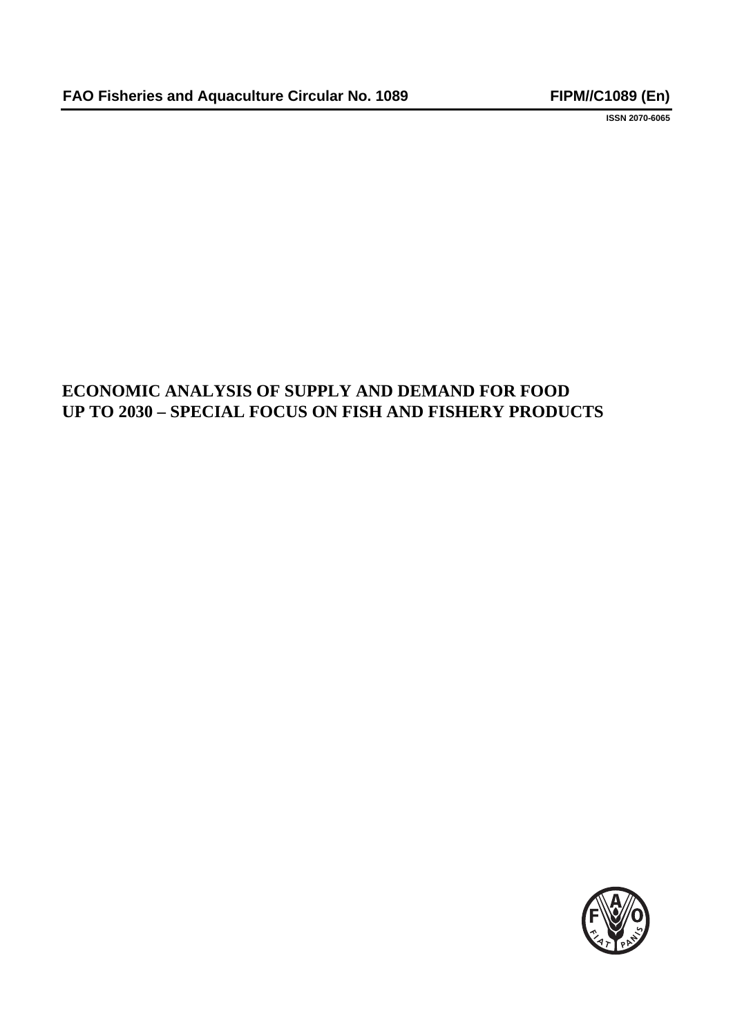FAO Fisheries and Aquaculture Circular No. 1089 FIPM//C1089 (En)

ISSN 2070-6065

# ECONOMIC ANALYSIS OF SUPPLY AND DEMAND FOR FOOD UP TO 2030 – SPECIAL FOCUS ON FISH AND FISHERY PRODUCTS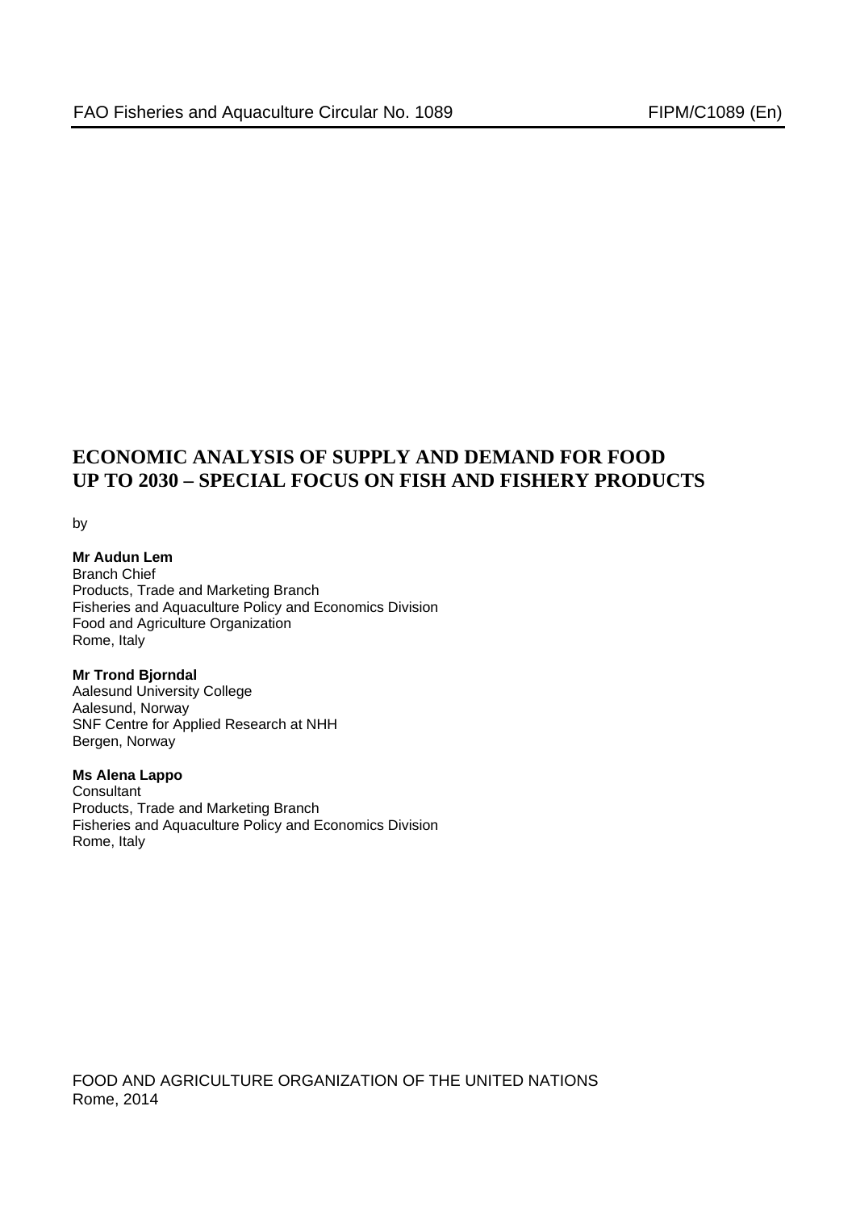FAO Fisheries and Aquaculture Circular No. 1089 FIPM/C1089 (En)

# ECONOMIC ANALYSIS OF SUPPLY AND DEMAND FOR FOOD UP TO 2030 – SPECIAL FOCUS ON FISH AND FISHERY PRODUCTS

by

**Mr Audun Lem**
Branch Chief
Products, Trade and Marketing Branch
Fisheries and Aquaculture Policy and Economics Division
Food and Agriculture Organization
Rome, Italy

**Mr Trond Bjorndal**
Aalesund University College
Aalesund, Norway
SNF Centre for Applied Research at NHH
Bergen, Norway

**Ms Alena Lappo**
Consultant
Products, Trade and Marketing Branch
Fisheries and Aquaculture Policy and Economics Division
Rome, Italy

FOOD AND AGRICULTURE ORGANIZATION OF THE UNITED NATIONS
Rome, 2014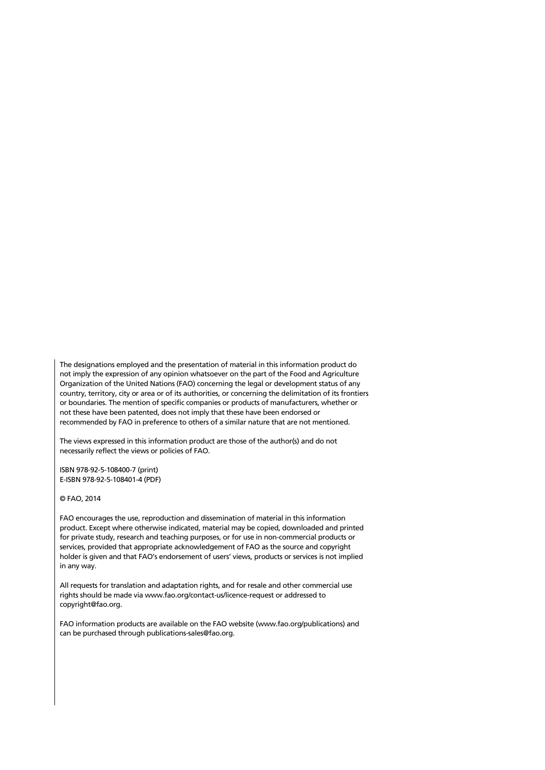The designations employed and the presentation of material in this information product do not imply the expression of any opinion whatsoever on the part of the Food and Agriculture Organization of the United Nations (FAO) concerning the legal or development status of any country, territory, city or area or of its authorities, or concerning the delimitation of its frontiers or boundaries. The mention of specific companies or products of manufacturers, whether or not these have been patented, does not imply that these have been endorsed or recommended by FAO in preference to others of a similar nature that are not mentioned.

The views expressed in this information product are those of the author(s) and do not necessarily reflect the views or policies of FAO.

ISBN 978-92-5-108400-7 (print)
E-ISBN 978-92-5-108401-4 (PDF)

© FAO, 2014

FAO encourages the use, reproduction and dissemination of material in this information product. Except where otherwise indicated, material may be copied, downloaded and printed for private study, research and teaching purposes, or for use in non-commercial products or services, provided that appropriate acknowledgement of FAO as the source and copyright holder is given and that FAO's endorsement of users' views, products or services is not implied in any way.

All requests for translation and adaptation rights, and for resale and other commercial use rights should be made via www.fao.org/contact-us/licence-request or addressed to copyright@fao.org.

FAO information products are available on the FAO website (www.fao.org/publications) and can be purchased through publications-sales@fao.org.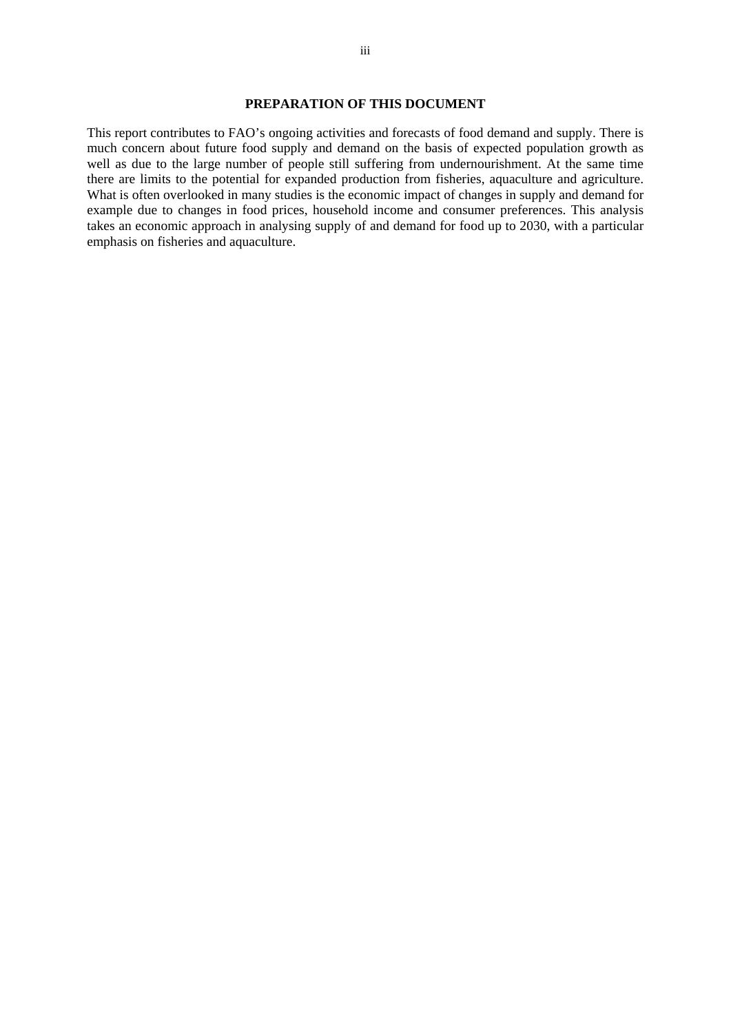## PREPARATION OF THIS DOCUMENT

This report contributes to FAO's ongoing activities and forecasts of food demand and supply. There is much concern about future food supply and demand on the basis of expected population growth as well as due to the large number of people still suffering from undernourishment. At the same time there are limits to the potential for expanded production from fisheries, aquaculture and agriculture. What is often overlooked in many studies is the economic impact of changes in supply and demand for example due to changes in food prices, household income and consumer preferences. This analysis takes an economic approach in analysing supply of and demand for food up to 2030, with a particular emphasis on fisheries and aquaculture.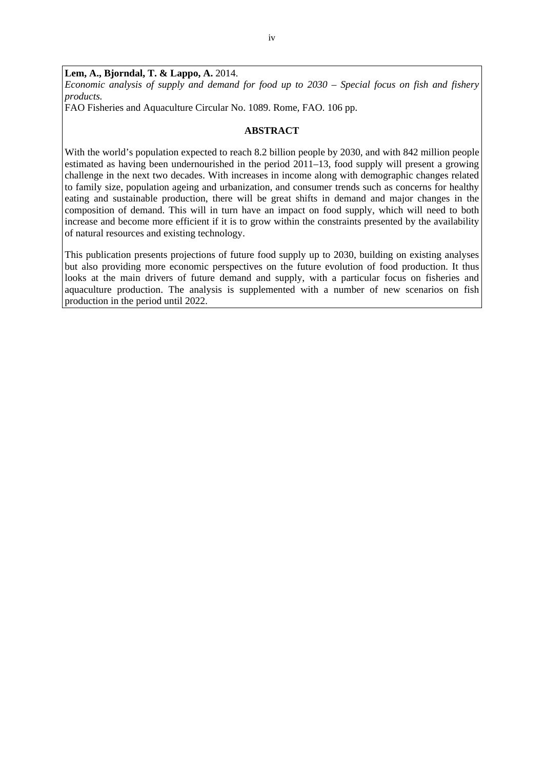**Lem, A., Bjorndal, T. & Lappo, A.** 2014.
*Economic analysis of supply and demand for food up to 2030 – Special focus on fish and fishery products.*
FAO Fisheries and Aquaculture Circular No. 1089. Rome, FAO. 106 pp.

## ABSTRACT

With the world's population expected to reach 8.2 billion people by 2030, and with 842 million people estimated as having been undernourished in the period 2011–13, food supply will present a growing challenge in the next two decades. With increases in income along with demographic changes related to family size, population ageing and urbanization, and consumer trends such as concerns for healthy eating and sustainable production, there will be great shifts in demand and major changes in the composition of demand. This will in turn have an impact on food supply, which will need to both increase and become more efficient if it is to grow within the constraints presented by the availability of natural resources and existing technology.

This publication presents projections of future food supply up to 2030, building on existing analyses but also providing more economic perspectives on the future evolution of food production. It thus looks at the main drivers of future demand and supply, with a particular focus on fisheries and aquaculture production. The analysis is supplemented with a number of new scenarios on fish production in the period until 2022.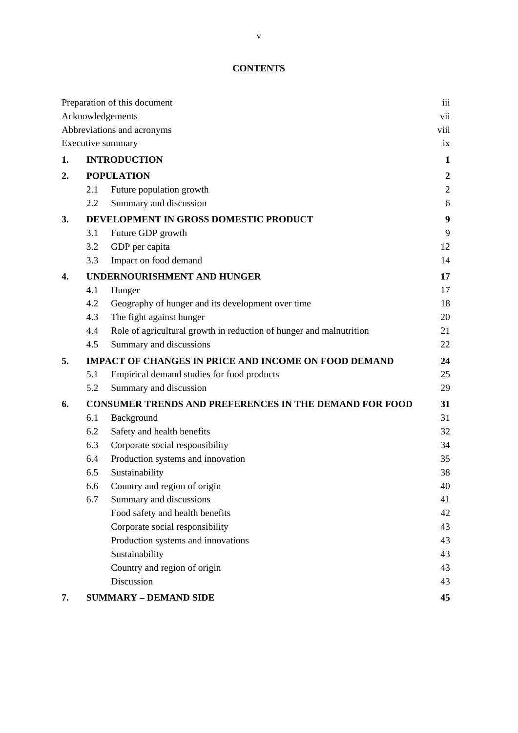# CONTENTS

| | | |
|---|---|---|
| Preparation of this document | | iii |
| Acknowledgements | | vii |
| Abbreviations and acronyms | | viii |
| Executive summary | | ix |
| **1.** | **INTRODUCTION** | **1** |
| **2.** | **POPULATION** | **2** |
| 2.1 | Future population growth | 2 |
| 2.2 | Summary and discussion | 6 |
| **3.** | **DEVELOPMENT IN GROSS DOMESTIC PRODUCT** | **9** |
| 3.1 | Future GDP growth | 9 |
| 3.2 | GDP per capita | 12 |
| 3.3 | Impact on food demand | 14 |
| **4.** | **UNDERNOURISHMENT AND HUNGER** | **17** |
| 4.1 | Hunger | 17 |
| 4.2 | Geography of hunger and its development over time | 18 |
| 4.3 | The fight against hunger | 20 |
| 4.4 | Role of agricultural growth in reduction of hunger and malnutrition | 21 |
| 4.5 | Summary and discussions | 22 |
| **5.** | **IMPACT OF CHANGES IN PRICE AND INCOME ON FOOD DEMAND** | **24** |
| 5.1 | Empirical demand studies for food products | 25 |
| 5.2 | Summary and discussion | 29 |
| **6.** | **CONSUMER TRENDS AND PREFERENCES IN THE DEMAND FOR FOOD** | **31** |
| 6.1 | Background | 31 |
| 6.2 | Safety and health benefits | 32 |
| 6.3 | Corporate social responsibility | 34 |
| 6.4 | Production systems and innovation | 35 |
| 6.5 | Sustainability | 38 |
| 6.6 | Country and region of origin | 40 |
| 6.7 | Summary and discussions | 41 |
| | Food safety and health benefits | 42 |
| | Corporate social responsibility | 43 |
| | Production systems and innovations | 43 |
| | Sustainability | 43 |
| | Country and region of origin | 43 |
| | Discussion | 43 |
| **7.** | **SUMMARY – DEMAND SIDE** | **45** |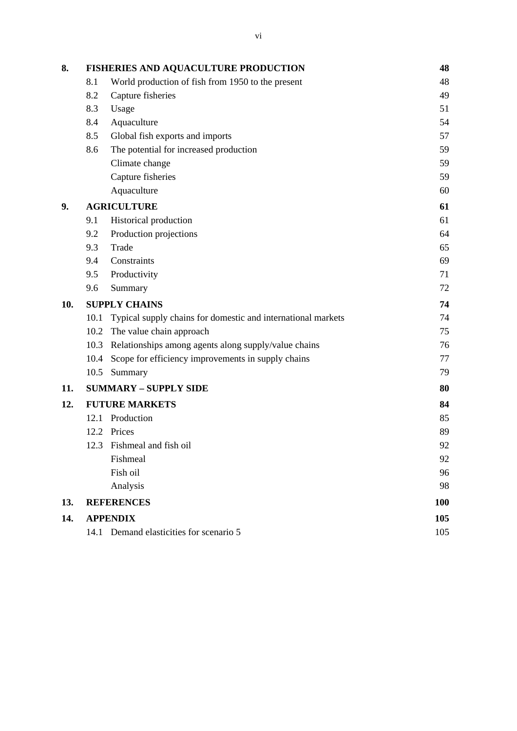| | | | |
|---|---|---|---|
| **8.** | **FISHERIES AND AQUACULTURE PRODUCTION** | | **48** |
| | 8.1 | World production of fish from 1950 to the present | 48 |
| | 8.2 | Capture fisheries | 49 |
| | 8.3 | Usage | 51 |
| | 8.4 | Aquaculture | 54 |
| | 8.5 | Global fish exports and imports | 57 |
| | 8.6 | The potential for increased production | 59 |
| | | Climate change | 59 |
| | | Capture fisheries | 59 |
| | | Aquaculture | 60 |
| **9.** | **AGRICULTURE** | | **61** |
| | 9.1 | Historical production | 61 |
| | 9.2 | Production projections | 64 |
| | 9.3 | Trade | 65 |
| | 9.4 | Constraints | 69 |
| | 9.5 | Productivity | 71 |
| | 9.6 | Summary | 72 |
| **10.** | **SUPPLY CHAINS** | | **74** |
| | 10.1 | Typical supply chains for domestic and international markets | 74 |
| | 10.2 | The value chain approach | 75 |
| | 10.3 | Relationships among agents along supply/value chains | 76 |
| | 10.4 | Scope for efficiency improvements in supply chains | 77 |
| | 10.5 | Summary | 79 |
| **11.** | **SUMMARY – SUPPLY SIDE** | | **80** |
| **12.** | **FUTURE MARKETS** | | **84** |
| | 12.1 | Production | 85 |
| | 12.2 | Prices | 89 |
| | 12.3 | Fishmeal and fish oil | 92 |
| | | Fishmeal | 92 |
| | | Fish oil | 96 |
| | | Analysis | 98 |
| **13.** | **REFERENCES** | | **100** |
| **14.** | **APPENDIX** | | **105** |
| | 14.1 | Demand elasticities for scenario 5 | 105 |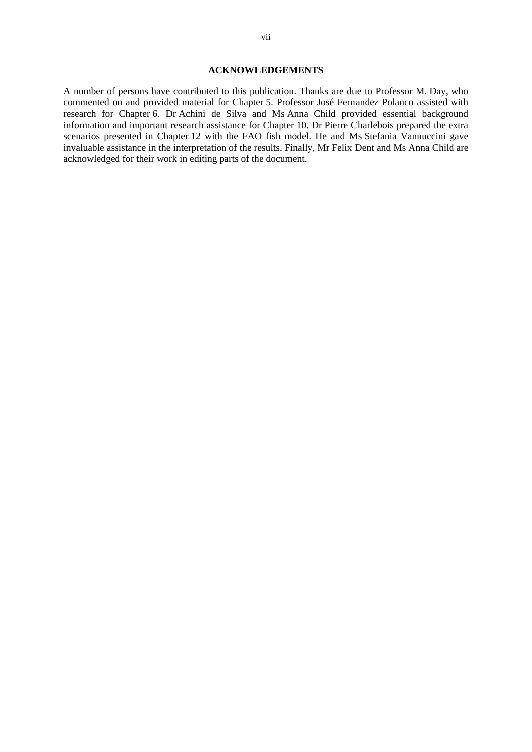## ACKNOWLEDGEMENTS

A number of persons have contributed to this publication. Thanks are due to Professor M. Day, who commented on and provided material for Chapter 5. Professor José Fernandez Polanco assisted with research for Chapter 6. Dr Achini de Silva and Ms Anna Child provided essential background information and important research assistance for Chapter 10. Dr Pierre Charlebois prepared the extra scenarios presented in Chapter 12 with the FAO fish model. He and Ms Stefania Vannuccini gave invaluable assistance in the interpretation of the results. Finally, Mr Felix Dent and Ms Anna Child are acknowledged for their work in editing parts of the document.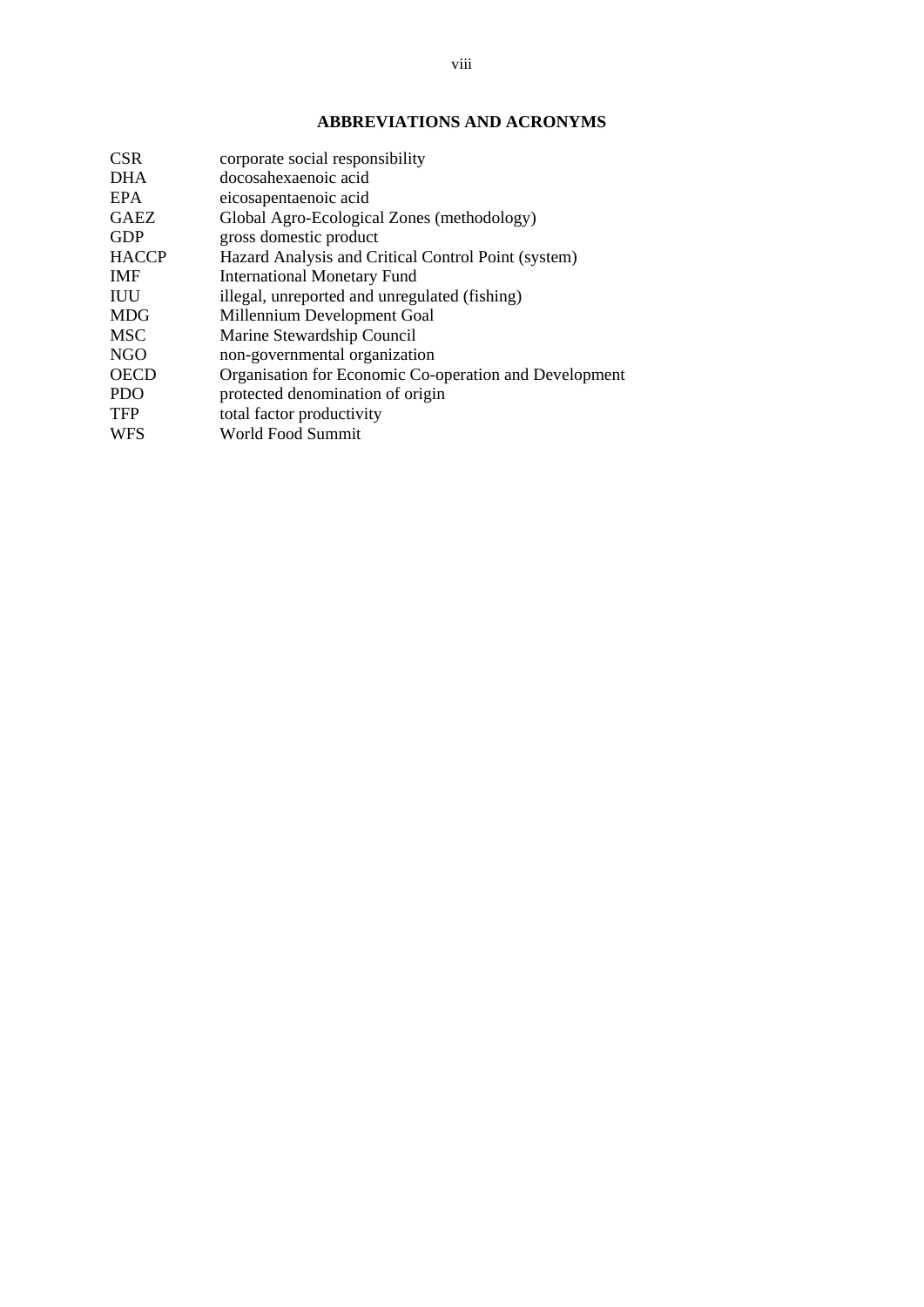## ABBREVIATIONS AND ACRONYMS

| | |
|---|---|
| CSR | corporate social responsibility |
| DHA | docosahexaenoic acid |
| EPA | eicosapentaenoic acid |
| GAEZ | Global Agro-Ecological Zones (methodology) |
| GDP | gross domestic product |
| HACCP | Hazard Analysis and Critical Control Point (system) |
| IMF | International Monetary Fund |
| IUU | illegal, unreported and unregulated (fishing) |
| MDG | Millennium Development Goal |
| MSC | Marine Stewardship Council |
| NGO | non-governmental organization |
| OECD | Organisation for Economic Co-operation and Development |
| PDO | protected denomination of origin |
| TFP | total factor productivity |
| WFS | World Food Summit |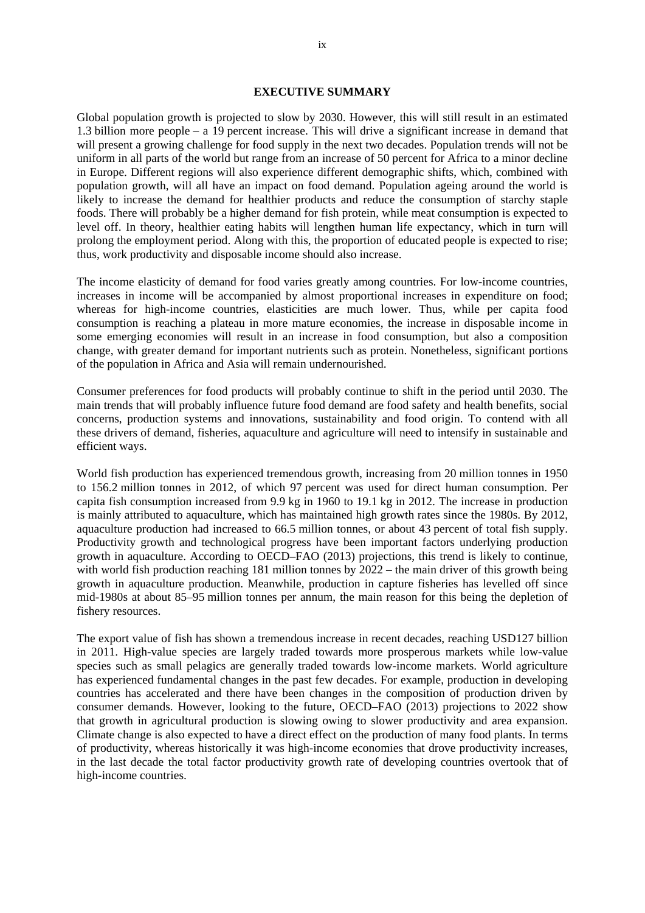## EXECUTIVE SUMMARY

Global population growth is projected to slow by 2030. However, this will still result in an estimated 1.3 billion more people – a 19 percent increase. This will drive a significant increase in demand that will present a growing challenge for food supply in the next two decades. Population trends will not be uniform in all parts of the world but range from an increase of 50 percent for Africa to a minor decline in Europe. Different regions will also experience different demographic shifts, which, combined with population growth, will all have an impact on food demand. Population ageing around the world is likely to increase the demand for healthier products and reduce the consumption of starchy staple foods. There will probably be a higher demand for fish protein, while meat consumption is expected to level off. In theory, healthier eating habits will lengthen human life expectancy, which in turn will prolong the employment period. Along with this, the proportion of educated people is expected to rise; thus, work productivity and disposable income should also increase.

The income elasticity of demand for food varies greatly among countries. For low-income countries, increases in income will be accompanied by almost proportional increases in expenditure on food; whereas for high-income countries, elasticities are much lower. Thus, while per capita food consumption is reaching a plateau in more mature economies, the increase in disposable income in some emerging economies will result in an increase in food consumption, but also a composition change, with greater demand for important nutrients such as protein. Nonetheless, significant portions of the population in Africa and Asia will remain undernourished.

Consumer preferences for food products will probably continue to shift in the period until 2030. The main trends that will probably influence future food demand are food safety and health benefits, social concerns, production systems and innovations, sustainability and food origin. To contend with all these drivers of demand, fisheries, aquaculture and agriculture will need to intensify in sustainable and efficient ways.

World fish production has experienced tremendous growth, increasing from 20 million tonnes in 1950 to 156.2 million tonnes in 2012, of which 97 percent was used for direct human consumption. Per capita fish consumption increased from 9.9 kg in 1960 to 19.1 kg in 2012. The increase in production is mainly attributed to aquaculture, which has maintained high growth rates since the 1980s. By 2012, aquaculture production had increased to 66.5 million tonnes, or about 43 percent of total fish supply. Productivity growth and technological progress have been important factors underlying production growth in aquaculture. According to OECD–FAO (2013) projections, this trend is likely to continue, with world fish production reaching 181 million tonnes by 2022 – the main driver of this growth being growth in aquaculture production. Meanwhile, production in capture fisheries has levelled off since mid-1980s at about 85–95 million tonnes per annum, the main reason for this being the depletion of fishery resources.

The export value of fish has shown a tremendous increase in recent decades, reaching USD127 billion in 2011. High-value species are largely traded towards more prosperous markets while low-value species such as small pelagics are generally traded towards low-income markets. World agriculture has experienced fundamental changes in the past few decades. For example, production in developing countries has accelerated and there have been changes in the composition of production driven by consumer demands. However, looking to the future, OECD–FAO (2013) projections to 2022 show that growth in agricultural production is slowing owing to slower productivity and area expansion. Climate change is also expected to have a direct effect on the production of many food plants. In terms of productivity, whereas historically it was high-income economies that drove productivity increases, in the last decade the total factor productivity growth rate of developing countries overtook that of high-income countries.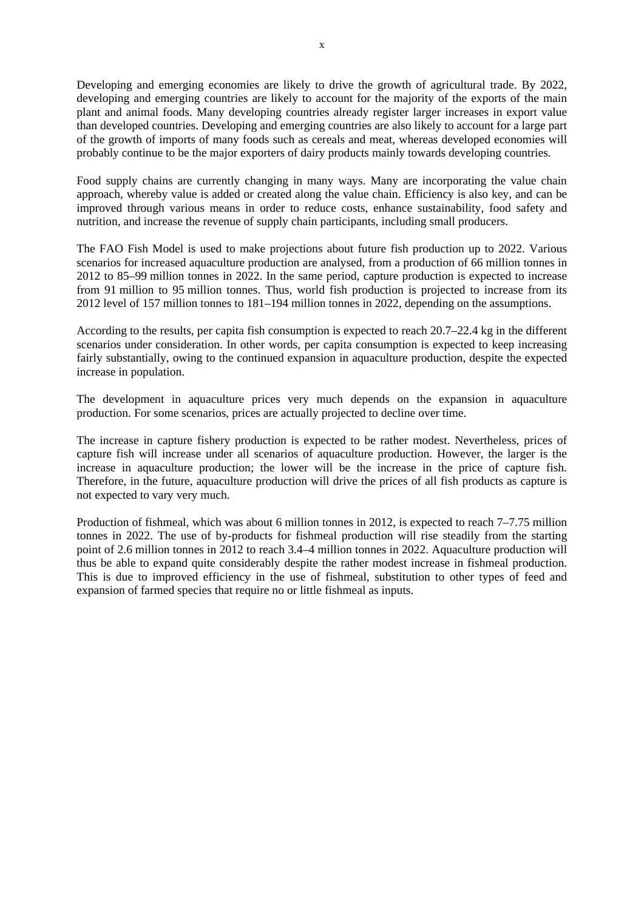Developing and emerging economies are likely to drive the growth of agricultural trade. By 2022, developing and emerging countries are likely to account for the majority of the exports of the main plant and animal foods. Many developing countries already register larger increases in export value than developed countries. Developing and emerging countries are also likely to account for a large part of the growth of imports of many foods such as cereals and meat, whereas developed economies will probably continue to be the major exporters of dairy products mainly towards developing countries.

Food supply chains are currently changing in many ways. Many are incorporating the value chain approach, whereby value is added or created along the value chain. Efficiency is also key, and can be improved through various means in order to reduce costs, enhance sustainability, food safety and nutrition, and increase the revenue of supply chain participants, including small producers.

The FAO Fish Model is used to make projections about future fish production up to 2022. Various scenarios for increased aquaculture production are analysed, from a production of 66 million tonnes in 2012 to 85–99 million tonnes in 2022. In the same period, capture production is expected to increase from 91 million to 95 million tonnes. Thus, world fish production is projected to increase from its 2012 level of 157 million tonnes to 181–194 million tonnes in 2022, depending on the assumptions.

According to the results, per capita fish consumption is expected to reach 20.7–22.4 kg in the different scenarios under consideration. In other words, per capita consumption is expected to keep increasing fairly substantially, owing to the continued expansion in aquaculture production, despite the expected increase in population.

The development in aquaculture prices very much depends on the expansion in aquaculture production. For some scenarios, prices are actually projected to decline over time.

The increase in capture fishery production is expected to be rather modest. Nevertheless, prices of capture fish will increase under all scenarios of aquaculture production. However, the larger is the increase in aquaculture production; the lower will be the increase in the price of capture fish. Therefore, in the future, aquaculture production will drive the prices of all fish products as capture is not expected to vary very much.

Production of fishmeal, which was about 6 million tonnes in 2012, is expected to reach 7–7.75 million tonnes in 2022. The use of by-products for fishmeal production will rise steadily from the starting point of 2.6 million tonnes in 2012 to reach 3.4–4 million tonnes in 2022. Aquaculture production will thus be able to expand quite considerably despite the rather modest increase in fishmeal production. This is due to improved efficiency in the use of fishmeal, substitution to other types of feed and expansion of farmed species that require no or little fishmeal as inputs.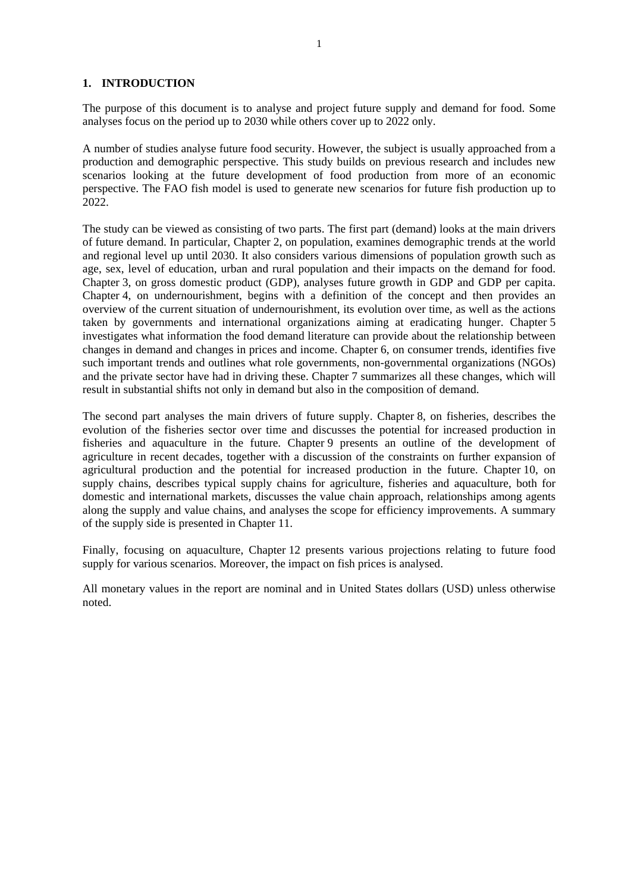# 1. INTRODUCTION

The purpose of this document is to analyse and project future supply and demand for food. Some analyses focus on the period up to 2030 while others cover up to 2022 only.

A number of studies analyse future food security. However, the subject is usually approached from a production and demographic perspective. This study builds on previous research and includes new scenarios looking at the future development of food production from more of an economic perspective. The FAO fish model is used to generate new scenarios for future fish production up to 2022.

The study can be viewed as consisting of two parts. The first part (demand) looks at the main drivers of future demand. In particular, Chapter 2, on population, examines demographic trends at the world and regional level up until 2030. It also considers various dimensions of population growth such as age, sex, level of education, urban and rural population and their impacts on the demand for food. Chapter 3, on gross domestic product (GDP), analyses future growth in GDP and GDP per capita. Chapter 4, on undernourishment, begins with a definition of the concept and then provides an overview of the current situation of undernourishment, its evolution over time, as well as the actions taken by governments and international organizations aiming at eradicating hunger. Chapter 5 investigates what information the food demand literature can provide about the relationship between changes in demand and changes in prices and income. Chapter 6, on consumer trends, identifies five such important trends and outlines what role governments, non-governmental organizations (NGOs) and the private sector have had in driving these. Chapter 7 summarizes all these changes, which will result in substantial shifts not only in demand but also in the composition of demand.

The second part analyses the main drivers of future supply. Chapter 8, on fisheries, describes the evolution of the fisheries sector over time and discusses the potential for increased production in fisheries and aquaculture in the future. Chapter 9 presents an outline of the development of agriculture in recent decades, together with a discussion of the constraints on further expansion of agricultural production and the potential for increased production in the future. Chapter 10, on supply chains, describes typical supply chains for agriculture, fisheries and aquaculture, both for domestic and international markets, discusses the value chain approach, relationships among agents along the supply and value chains, and analyses the scope for efficiency improvements. A summary of the supply side is presented in Chapter 11.

Finally, focusing on aquaculture, Chapter 12 presents various projections relating to future food supply for various scenarios. Moreover, the impact on fish prices is analysed.

All monetary values in the report are nominal and in United States dollars (USD) unless otherwise noted.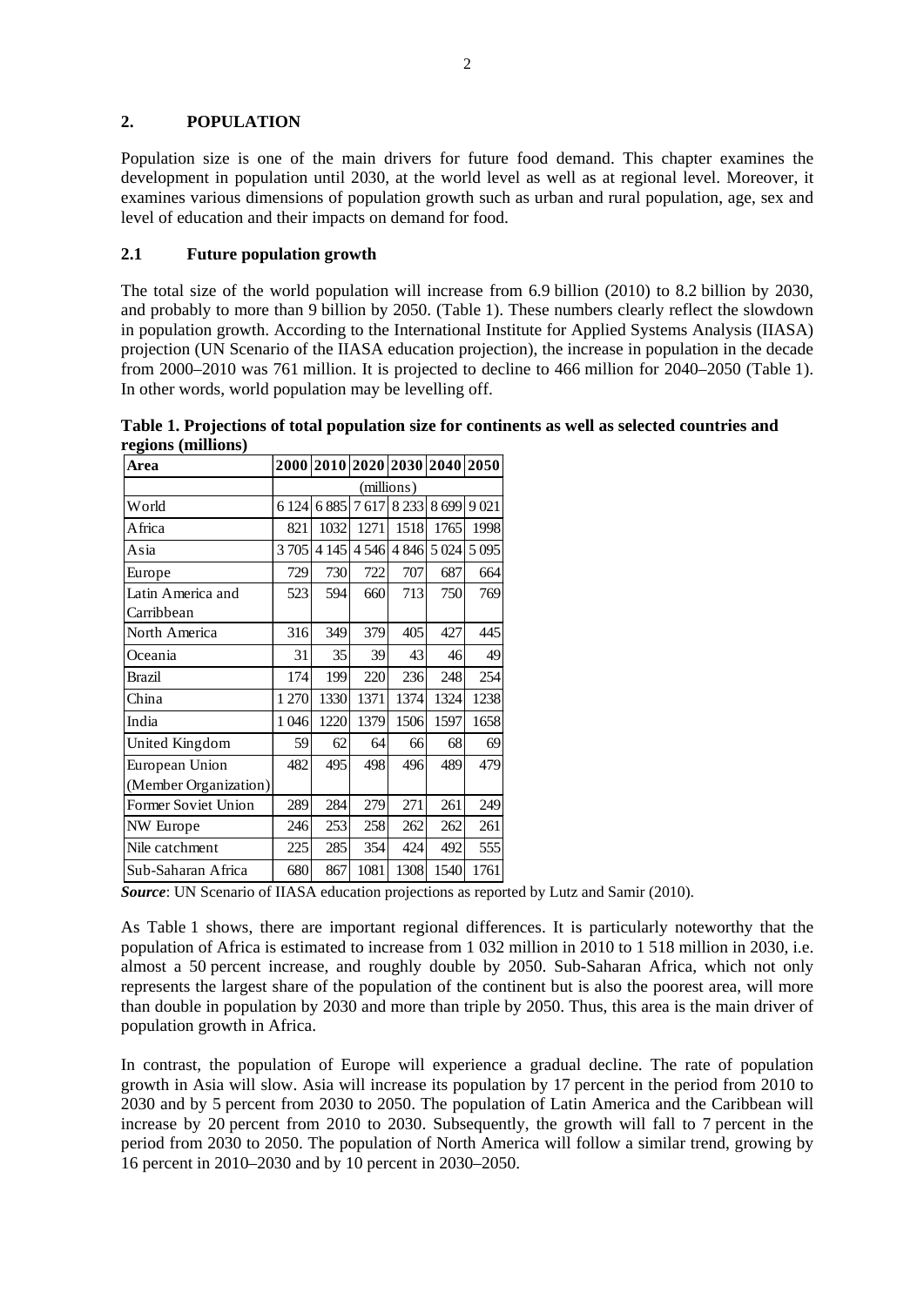## 2. POPULATION

Population size is one of the main drivers for future food demand. This chapter examines the development in population until 2030, at the world level as well as at regional level. Moreover, it examines various dimensions of population growth such as urban and rural population, age, sex and level of education and their impacts on demand for food.

### 2.1 Future population growth

The total size of the world population will increase from 6.9 billion (2010) to 8.2 billion by 2030, and probably to more than 9 billion by 2050. (Table 1). These numbers clearly reflect the slowdown in population growth. According to the International Institute for Applied Systems Analysis (IIASA) projection (UN Scenario of the IIASA education projection), the increase in population in the decade from 2000–2010 was 761 million. It is projected to decline to 466 million for 2040–2050 (Table 1). In other words, world population may be levelling off.

**Table 1. Projections of total population size for continents as well as selected countries and regions (millions)**

| Area | 2000 | 2010 | 2020 | 2030 | 2040 | 2050 |
|---|---|---|---|---|---|---|
| | (millions) | | | | | |
| World | 6 124 | 6 885 | 7 617 | 8 233 | 8 699 | 9 021 |
| Africa | 821 | 1032 | 1271 | 1518 | 1765 | 1998 |
| Asia | 3 705 | 4 145 | 4 546 | 4 846 | 5 024 | 5 095 |
| Europe | 729 | 730 | 722 | 707 | 687 | 664 |
| Latin America and Carribbean | 523 | 594 | 660 | 713 | 750 | 769 |
| North America | 316 | 349 | 379 | 405 | 427 | 445 |
| Oceania | 31 | 35 | 39 | 43 | 46 | 49 |
| Brazil | 174 | 199 | 220 | 236 | 248 | 254 |
| China | 1 270 | 1330 | 1371 | 1374 | 1324 | 1238 |
| India | 1 046 | 1220 | 1379 | 1506 | 1597 | 1658 |
| United Kingdom | 59 | 62 | 64 | 66 | 68 | 69 |
| European Union (Member Organization) | 482 | 495 | 498 | 496 | 489 | 479 |
| Former Soviet Union | 289 | 284 | 279 | 271 | 261 | 249 |
| NW Europe | 246 | 253 | 258 | 262 | 262 | 261 |
| Nile catchment | 225 | 285 | 354 | 424 | 492 | 555 |
| Sub-Saharan Africa | 680 | 867 | 1081 | 1308 | 1540 | 1761 |

***Source***: UN Scenario of IIASA education projections as reported by Lutz and Samir (2010).

As Table 1 shows, there are important regional differences. It is particularly noteworthy that the population of Africa is estimated to increase from 1 032 million in 2010 to 1 518 million in 2030, i.e. almost a 50 percent increase, and roughly double by 2050. Sub-Saharan Africa, which not only represents the largest share of the population of the continent but is also the poorest area, will more than double in population by 2030 and more than triple by 2050. Thus, this area is the main driver of population growth in Africa.

In contrast, the population of Europe will experience a gradual decline. The rate of population growth in Asia will slow. Asia will increase its population by 17 percent in the period from 2010 to 2030 and by 5 percent from 2030 to 2050. The population of Latin America and the Caribbean will increase by 20 percent from 2010 to 2030. Subsequently, the growth will fall to 7 percent in the period from 2030 to 2050. The population of North America will follow a similar trend, growing by 16 percent in 2010–2030 and by 10 percent in 2030–2050.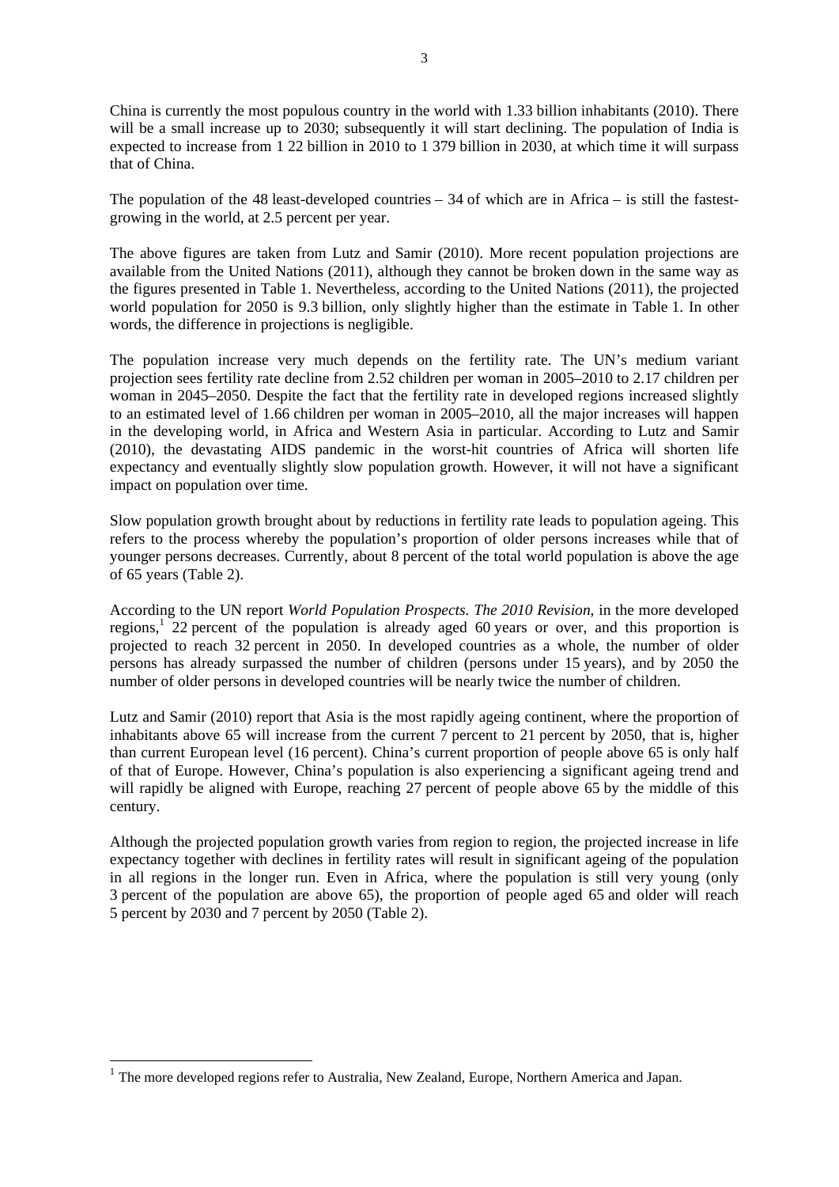China is currently the most populous country in the world with 1.33 billion inhabitants (2010). There will be a small increase up to 2030; subsequently it will start declining. The population of India is expected to increase from 1 22 billion in 2010 to 1 379 billion in 2030, at which time it will surpass that of China.

The population of the 48 least-developed countries – 34 of which are in Africa – is still the fastest-growing in the world, at 2.5 percent per year.

The above figures are taken from Lutz and Samir (2010). More recent population projections are available from the United Nations (2011), although they cannot be broken down in the same way as the figures presented in Table 1. Nevertheless, according to the United Nations (2011), the projected world population for 2050 is 9.3 billion, only slightly higher than the estimate in Table 1. In other words, the difference in projections is negligible.

The population increase very much depends on the fertility rate. The UN's medium variant projection sees fertility rate decline from 2.52 children per woman in 2005–2010 to 2.17 children per woman in 2045–2050. Despite the fact that the fertility rate in developed regions increased slightly to an estimated level of 1.66 children per woman in 2005–2010, all the major increases will happen in the developing world, in Africa and Western Asia in particular. According to Lutz and Samir (2010), the devastating AIDS pandemic in the worst-hit countries of Africa will shorten life expectancy and eventually slightly slow population growth. However, it will not have a significant impact on population over time.

Slow population growth brought about by reductions in fertility rate leads to population ageing. This refers to the process whereby the population's proportion of older persons increases while that of younger persons decreases. Currently, about 8 percent of the total world population is above the age of 65 years (Table 2).

According to the UN report *World Population Prospects. The 2010 Revision*, in the more developed regions,[1] 22 percent of the population is already aged 60 years or over, and this proportion is projected to reach 32 percent in 2050. In developed countries as a whole, the number of older persons has already surpassed the number of children (persons under 15 years), and by 2050 the number of older persons in developed countries will be nearly twice the number of children.

Lutz and Samir (2010) report that Asia is the most rapidly ageing continent, where the proportion of inhabitants above 65 will increase from the current 7 percent to 21 percent by 2050, that is, higher than current European level (16 percent). China's current proportion of people above 65 is only half of that of Europe. However, China's population is also experiencing a significant ageing trend and will rapidly be aligned with Europe, reaching 27 percent of people above 65 by the middle of this century.

Although the projected population growth varies from region to region, the projected increase in life expectancy together with declines in fertility rates will result in significant ageing of the population in all regions in the longer run. Even in Africa, where the population is still very young (only 3 percent of the population are above 65), the proportion of people aged 65 and older will reach 5 percent by 2030 and 7 percent by 2050 (Table 2).

[1] The more developed regions refer to Australia, New Zealand, Europe, Northern America and Japan.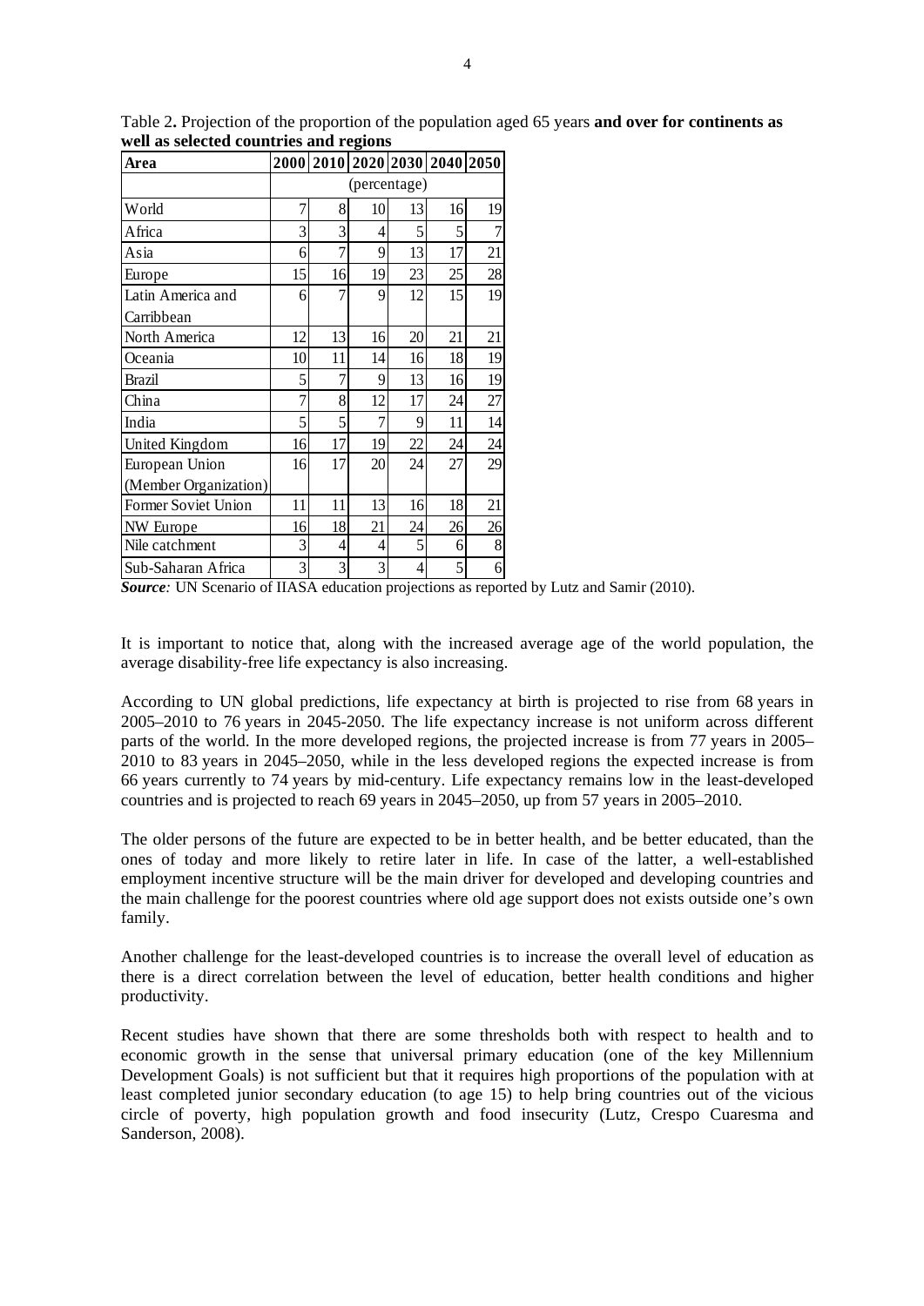Table 2**.** Projection of the proportion of the population aged 65 years **and over for continents as well as selected countries and regions**

| Area | 2000 | 2010 | 2020 | 2030 | 2040 | 2050 |
|---|---|---|---|---|---|---|
| | (percentage) | | | | | |
| World | 7 | 8 | 10 | 13 | 16 | 19 |
| Africa | 3 | 3 | 4 | 5 | 5 | 7 |
| Asia | 6 | 7 | 9 | 13 | 17 | 21 |
| Europe | 15 | 16 | 19 | 23 | 25 | 28 |
| Latin America and Carribbean | 6 | 7 | 9 | 12 | 15 | 19 |
| North America | 12 | 13 | 16 | 20 | 21 | 21 |
| Oceania | 10 | 11 | 14 | 16 | 18 | 19 |
| Brazil | 5 | 7 | 9 | 13 | 16 | 19 |
| China | 7 | 8 | 12 | 17 | 24 | 27 |
| India | 5 | 5 | 7 | 9 | 11 | 14 |
| United Kingdom | 16 | 17 | 19 | 22 | 24 | 24 |
| European Union (Member Organization) | 16 | 17 | 20 | 24 | 27 | 29 |
| Former Soviet Union | 11 | 11 | 13 | 16 | 18 | 21 |
| NW Europe | 16 | 18 | 21 | 24 | 26 | 26 |
| Nile catchment | 3 | 4 | 4 | 5 | 6 | 8 |
| Sub-Saharan Africa | 3 | 3 | 3 | 4 | 5 | 6 |

***Source:*** UN Scenario of IIASA education projections as reported by Lutz and Samir (2010).

It is important to notice that, along with the increased average age of the world population, the average disability-free life expectancy is also increasing.

According to UN global predictions, life expectancy at birth is projected to rise from 68 years in 2005–2010 to 76 years in 2045-2050. The life expectancy increase is not uniform across different parts of the world. In the more developed regions, the projected increase is from 77 years in 2005–2010 to 83 years in 2045–2050, while in the less developed regions the expected increase is from 66 years currently to 74 years by mid-century. Life expectancy remains low in the least-developed countries and is projected to reach 69 years in 2045–2050, up from 57 years in 2005–2010.

The older persons of the future are expected to be in better health, and be better educated, than the ones of today and more likely to retire later in life. In case of the latter, a well-established employment incentive structure will be the main driver for developed and developing countries and the main challenge for the poorest countries where old age support does not exists outside one's own family.

Another challenge for the least-developed countries is to increase the overall level of education as there is a direct correlation between the level of education, better health conditions and higher productivity.

Recent studies have shown that there are some thresholds both with respect to health and to economic growth in the sense that universal primary education (one of the key Millennium Development Goals) is not sufficient but that it requires high proportions of the population with at least completed junior secondary education (to age 15) to help bring countries out of the vicious circle of poverty, high population growth and food insecurity (Lutz, Crespo Cuaresma and Sanderson, 2008).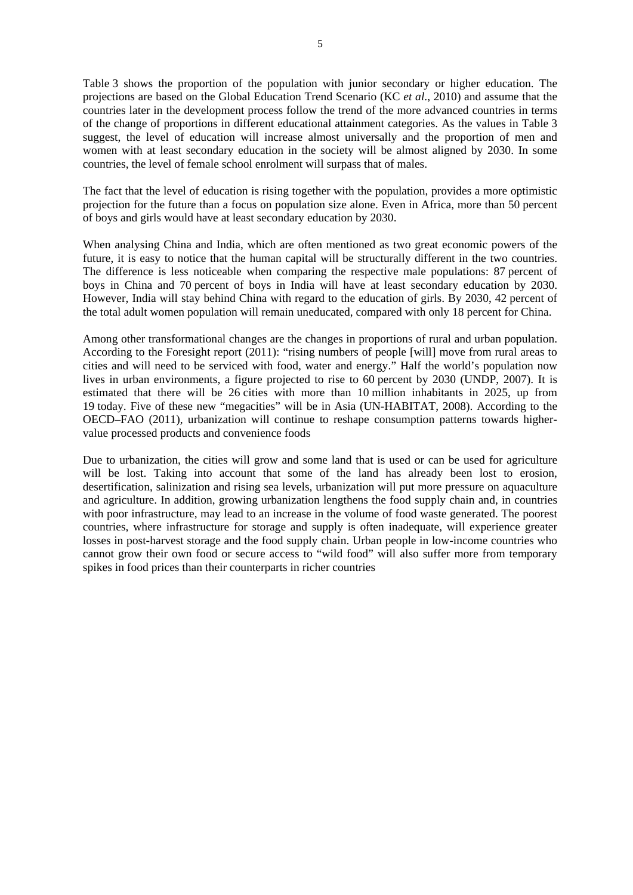Table 3 shows the proportion of the population with junior secondary or higher education. The projections are based on the Global Education Trend Scenario (KC *et al*., 2010) and assume that the countries later in the development process follow the trend of the more advanced countries in terms of the change of proportions in different educational attainment categories. As the values in Table 3 suggest, the level of education will increase almost universally and the proportion of men and women with at least secondary education in the society will be almost aligned by 2030. In some countries, the level of female school enrolment will surpass that of males.

The fact that the level of education is rising together with the population, provides a more optimistic projection for the future than a focus on population size alone. Even in Africa, more than 50 percent of boys and girls would have at least secondary education by 2030.

When analysing China and India, which are often mentioned as two great economic powers of the future, it is easy to notice that the human capital will be structurally different in the two countries. The difference is less noticeable when comparing the respective male populations: 87 percent of boys in China and 70 percent of boys in India will have at least secondary education by 2030. However, India will stay behind China with regard to the education of girls. By 2030, 42 percent of the total adult women population will remain uneducated, compared with only 18 percent for China.

Among other transformational changes are the changes in proportions of rural and urban population. According to the Foresight report (2011): "rising numbers of people [will] move from rural areas to cities and will need to be serviced with food, water and energy." Half the world's population now lives in urban environments, a figure projected to rise to 60 percent by 2030 (UNDP, 2007). It is estimated that there will be 26 cities with more than 10 million inhabitants in 2025, up from 19 today. Five of these new "megacities" will be in Asia (UN-HABITAT, 2008). According to the OECD–FAO (2011), urbanization will continue to reshape consumption patterns towards higher-value processed products and convenience foods

Due to urbanization, the cities will grow and some land that is used or can be used for agriculture will be lost. Taking into account that some of the land has already been lost to erosion, desertification, salinization and rising sea levels, urbanization will put more pressure on aquaculture and agriculture. In addition, growing urbanization lengthens the food supply chain and, in countries with poor infrastructure, may lead to an increase in the volume of food waste generated. The poorest countries, where infrastructure for storage and supply is often inadequate, will experience greater losses in post-harvest storage and the food supply chain. Urban people in low-income countries who cannot grow their own food or secure access to "wild food" will also suffer more from temporary spikes in food prices than their counterparts in richer countries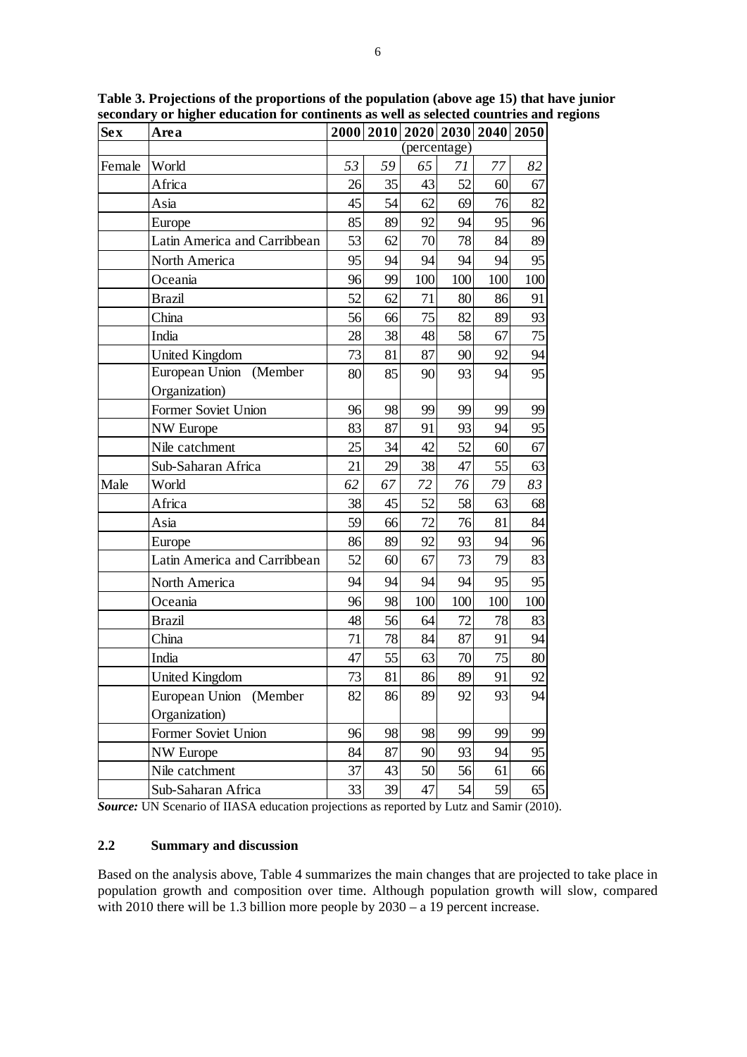**Table 3. Projections of the proportions of the population (above age 15) that have junior secondary or higher education for continents as well as selected countries and regions**

| Sex | Area | 2000 | 2010 | 2020 | 2030 | 2040 | 2050 |
|---|---|---|---|---|---|---|---|
| | | (percentage) | | | | | |
| Female | World | *53* | *59* | *65* | *71* | *77* | *82* |
| | Africa | 26 | 35 | 43 | 52 | 60 | 67 |
| | Asia | 45 | 54 | 62 | 69 | 76 | 82 |
| | Europe | 85 | 89 | 92 | 94 | 95 | 96 |
| | Latin America and Carribbean | 53 | 62 | 70 | 78 | 84 | 89 |
| | North America | 95 | 94 | 94 | 94 | 94 | 95 |
| | Oceania | 96 | 99 | 100 | 100 | 100 | 100 |
| | Brazil | 52 | 62 | 71 | 80 | 86 | 91 |
| | China | 56 | 66 | 75 | 82 | 89 | 93 |
| | India | 28 | 38 | 48 | 58 | 67 | 75 |
| | United Kingdom | 73 | 81 | 87 | 90 | 92 | 94 |
| | European Union (Member Organization) | 80 | 85 | 90 | 93 | 94 | 95 |
| | Former Soviet Union | 96 | 98 | 99 | 99 | 99 | 99 |
| | NW Europe | 83 | 87 | 91 | 93 | 94 | 95 |
| | Nile catchment | 25 | 34 | 42 | 52 | 60 | 67 |
| | Sub-Saharan Africa | 21 | 29 | 38 | 47 | 55 | 63 |
| Male | World | *62* | *67* | *72* | *76* | *79* | *83* |
| | Africa | 38 | 45 | 52 | 58 | 63 | 68 |
| | Asia | 59 | 66 | 72 | 76 | 81 | 84 |
| | Europe | 86 | 89 | 92 | 93 | 94 | 96 |
| | Latin America and Carribbean | 52 | 60 | 67 | 73 | 79 | 83 |
| | North America | 94 | 94 | 94 | 94 | 95 | 95 |
| | Oceania | 96 | 98 | 100 | 100 | 100 | 100 |
| | Brazil | 48 | 56 | 64 | 72 | 78 | 83 |
| | China | 71 | 78 | 84 | 87 | 91 | 94 |
| | India | 47 | 55 | 63 | 70 | 75 | 80 |
| | United Kingdom | 73 | 81 | 86 | 89 | 91 | 92 |
| | European Union (Member Organization) | 82 | 86 | 89 | 92 | 93 | 94 |
| | Former Soviet Union | 96 | 98 | 98 | 99 | 99 | 99 |
| | NW Europe | 84 | 87 | 90 | 93 | 94 | 95 |
| | Nile catchment | 37 | 43 | 50 | 56 | 61 | 66 |
| | Sub-Saharan Africa | 33 | 39 | 47 | 54 | 59 | 65 |

***Source:*** UN Scenario of IIASA education projections as reported by Lutz and Samir (2010).

### 2.2 Summary and discussion

Based on the analysis above, Table 4 summarizes the main changes that are projected to take place in population growth and composition over time. Although population growth will slow, compared with 2010 there will be 1.3 billion more people by 2030 – a 19 percent increase.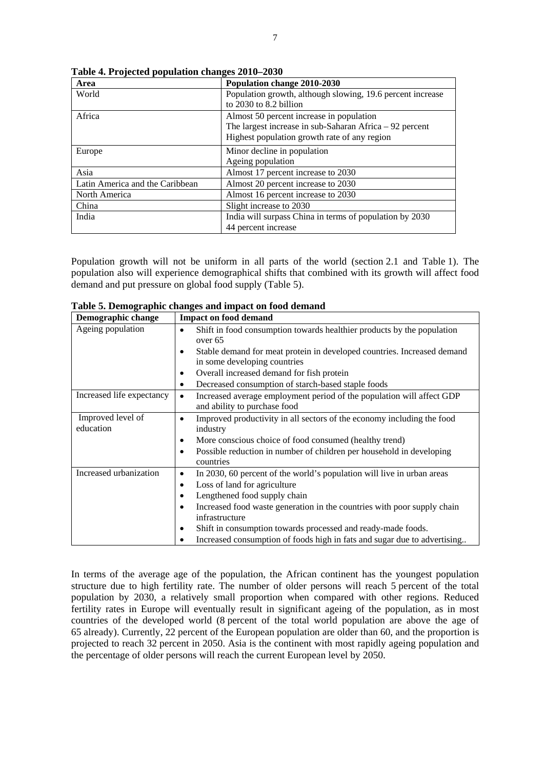**Table 4. Projected population changes 2010–2030**

| Area | Population change 2010-2030 |
| --- | --- |
| World | Population growth, although slowing, 19.6 percent increase to 2030 to 8.2 billion |
| Africa | Almost 50 percent increase in population<br>The largest increase in sub-Saharan Africa – 92 percent<br>Highest population growth rate of any region |
| Europe | Minor decline in population<br>Ageing population |
| Asia | Almost 17 percent increase to 2030 |
| Latin America and the Caribbean | Almost 20 percent increase to 2030 |
| North America | Almost 16 percent increase to 2030 |
| China | Slight increase to 2030 |
| India | India will surpass China in terms of population by 2030<br>44 percent increase |

Population growth will not be uniform in all parts of the world (section 2.1 and Table 1). The population also will experience demographical shifts that combined with its growth will affect food demand and put pressure on global food supply (Table 5).

**Table 5. Demographic changes and impact on food demand**

| Demographic change | Impact on food demand |
| --- | --- |
| Ageing population | • Shift in food consumption towards healthier products by the population over 65<br>• Stable demand for meat protein in developed countries. Increased demand in some developing countries<br>• Overall increased demand for fish protein<br>• Decreased consumption of starch-based staple foods |
| Increased life expectancy | • Increased average employment period of the population will affect GDP and ability to purchase food |
| Improved level of education | • Improved productivity in all sectors of the economy including the food industry<br>• More conscious choice of food consumed (healthy trend)<br>• Possible reduction in number of children per household in developing countries |
| Increased urbanization | • In 2030, 60 percent of the world's population will live in urban areas<br>• Loss of land for agriculture<br>• Lengthened food supply chain<br>• Increased food waste generation in the countries with poor supply chain infrastructure<br>• Shift in consumption towards processed and ready-made foods.<br>• Increased consumption of foods high in fats and sugar due to advertising.. |

In terms of the average age of the population, the African continent has the youngest population structure due to high fertility rate. The number of older persons will reach 5 percent of the total population by 2030, a relatively small proportion when compared with other regions. Reduced fertility rates in Europe will eventually result in significant ageing of the population, as in most countries of the developed world (8 percent of the total world population are above the age of 65 already). Currently, 22 percent of the European population are older than 60, and the proportion is projected to reach 32 percent in 2050. Asia is the continent with most rapidly ageing population and the percentage of older persons will reach the current European level by 2050.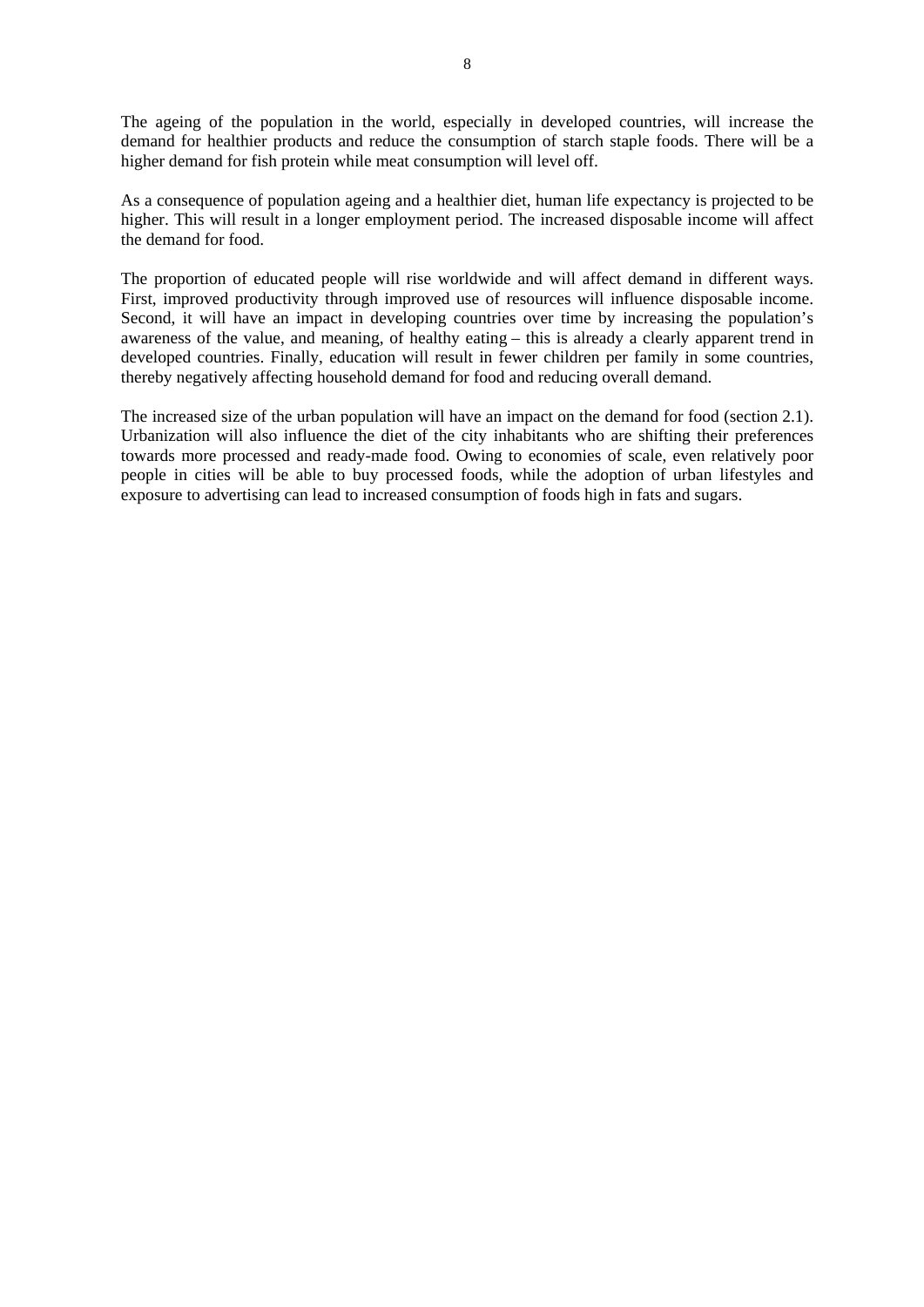The ageing of the population in the world, especially in developed countries, will increase the demand for healthier products and reduce the consumption of starch staple foods. There will be a higher demand for fish protein while meat consumption will level off.

As a consequence of population ageing and a healthier diet, human life expectancy is projected to be higher. This will result in a longer employment period. The increased disposable income will affect the demand for food.

The proportion of educated people will rise worldwide and will affect demand in different ways. First, improved productivity through improved use of resources will influence disposable income. Second, it will have an impact in developing countries over time by increasing the population's awareness of the value, and meaning, of healthy eating – this is already a clearly apparent trend in developed countries. Finally, education will result in fewer children per family in some countries, thereby negatively affecting household demand for food and reducing overall demand.

The increased size of the urban population will have an impact on the demand for food (section 2.1). Urbanization will also influence the diet of the city inhabitants who are shifting their preferences towards more processed and ready-made food. Owing to economies of scale, even relatively poor people in cities will be able to buy processed foods, while the adoption of urban lifestyles and exposure to advertising can lead to increased consumption of foods high in fats and sugars.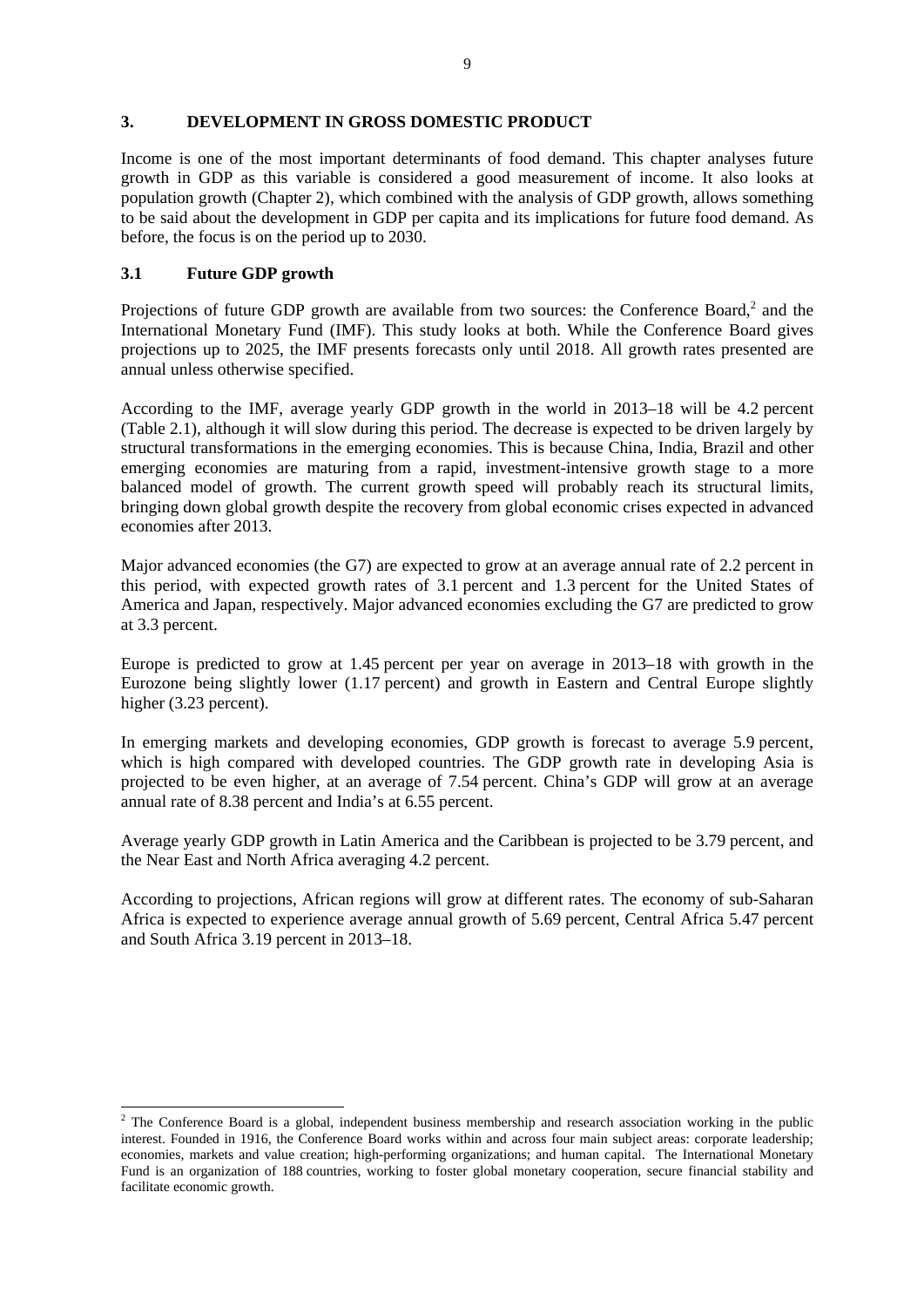## 3. DEVELOPMENT IN GROSS DOMESTIC PRODUCT

Income is one of the most important determinants of food demand. This chapter analyses future growth in GDP as this variable is considered a good measurement of income. It also looks at population growth (Chapter 2), which combined with the analysis of GDP growth, allows something to be said about the development in GDP per capita and its implications for future food demand. As before, the focus is on the period up to 2030.

### 3.1 Future GDP growth

Projections of future GDP growth are available from two sources: the Conference Board,[2] and the International Monetary Fund (IMF). This study looks at both. While the Conference Board gives projections up to 2025, the IMF presents forecasts only until 2018. All growth rates presented are annual unless otherwise specified.

According to the IMF, average yearly GDP growth in the world in 2013–18 will be 4.2 percent (Table 2.1), although it will slow during this period. The decrease is expected to be driven largely by structural transformations in the emerging economies. This is because China, India, Brazil and other emerging economies are maturing from a rapid, investment-intensive growth stage to a more balanced model of growth. The current growth speed will probably reach its structural limits, bringing down global growth despite the recovery from global economic crises expected in advanced economies after 2013.

Major advanced economies (the G7) are expected to grow at an average annual rate of 2.2 percent in this period, with expected growth rates of 3.1 percent and 1.3 percent for the United States of America and Japan, respectively. Major advanced economies excluding the G7 are predicted to grow at 3.3 percent.

Europe is predicted to grow at 1.45 percent per year on average in 2013–18 with growth in the Eurozone being slightly lower (1.17 percent) and growth in Eastern and Central Europe slightly higher (3.23 percent).

In emerging markets and developing economies, GDP growth is forecast to average 5.9 percent, which is high compared with developed countries. The GDP growth rate in developing Asia is projected to be even higher, at an average of 7.54 percent. China's GDP will grow at an average annual rate of 8.38 percent and India's at 6.55 percent.

Average yearly GDP growth in Latin America and the Caribbean is projected to be 3.79 percent, and the Near East and North Africa averaging 4.2 percent.

According to projections, African regions will grow at different rates. The economy of sub-Saharan Africa is expected to experience average annual growth of 5.69 percent, Central Africa 5.47 percent and South Africa 3.19 percent in 2013–18.

---

[2] The Conference Board is a global, independent business membership and research association working in the public interest. Founded in 1916, the Conference Board works within and across four main subject areas: corporate leadership; economies, markets and value creation; high-performing organizations; and human capital. The International Monetary Fund is an organization of 188 countries, working to foster global monetary cooperation, secure financial stability and facilitate economic growth.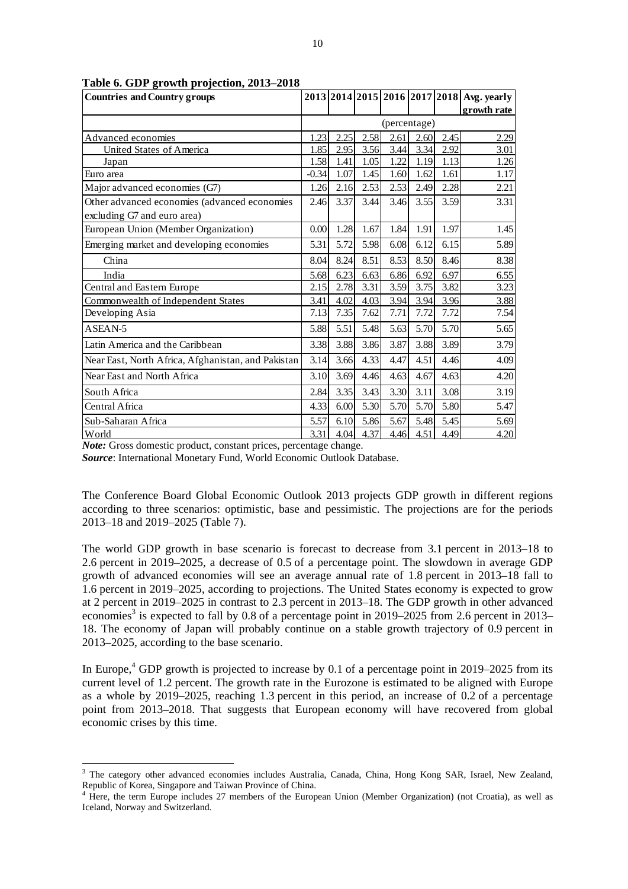**Table 6. GDP growth projection, 2013–2018**

| Countries and Country groups | 2013 | 2014 | 2015 | 2016 | 2017 | 2018 | Avg. yearly growth rate |
|---|---|---|---|---|---|---|---|
| | (percentage) | | | | | | |
| Advanced economies | 1.23 | 2.25 | 2.58 | 2.61 | 2.60 | 2.45 | 2.29 |
| United States of America | 1.85 | 2.95 | 3.56 | 3.44 | 3.34 | 2.92 | 3.01 |
| Japan | 1.58 | 1.41 | 1.05 | 1.22 | 1.19 | 1.13 | 1.26 |
| Euro area | -0.34 | 1.07 | 1.45 | 1.60 | 1.62 | 1.61 | 1.17 |
| Major advanced economies (G7) | 1.26 | 2.16 | 2.53 | 2.53 | 2.49 | 2.28 | 2.21 |
| Other advanced economies (advanced economies excluding G7 and euro area) | 2.46 | 3.37 | 3.44 | 3.46 | 3.55 | 3.59 | 3.31 |
| European Union (Member Organization) | 0.00 | 1.28 | 1.67 | 1.84 | 1.91 | 1.97 | 1.45 |
| Emerging market and developing economies | 5.31 | 5.72 | 5.98 | 6.08 | 6.12 | 6.15 | 5.89 |
| China | 8.04 | 8.24 | 8.51 | 8.53 | 8.50 | 8.46 | 8.38 |
| India | 5.68 | 6.23 | 6.63 | 6.86 | 6.92 | 6.97 | 6.55 |
| Central and Eastern Europe | 2.15 | 2.78 | 3.31 | 3.59 | 3.75 | 3.82 | 3.23 |
| Commonwealth of Independent States | 3.41 | 4.02 | 4.03 | 3.94 | 3.94 | 3.96 | 3.88 |
| Developing Asia | 7.13 | 7.35 | 7.62 | 7.71 | 7.72 | 7.72 | 7.54 |
| ASEAN-5 | 5.88 | 5.51 | 5.48 | 5.63 | 5.70 | 5.70 | 5.65 |
| Latin America and the Caribbean | 3.38 | 3.88 | 3.86 | 3.87 | 3.88 | 3.89 | 3.79 |
| Near East, North Africa, Afghanistan, and Pakistan | 3.14 | 3.66 | 4.33 | 4.47 | 4.51 | 4.46 | 4.09 |
| Near East and North Africa | 3.10 | 3.69 | 4.46 | 4.63 | 4.67 | 4.63 | 4.20 |
| South Africa | 2.84 | 3.35 | 3.43 | 3.30 | 3.11 | 3.08 | 3.19 |
| Central Africa | 4.33 | 6.00 | 5.30 | 5.70 | 5.70 | 5.80 | 5.47 |
| Sub-Saharan Africa | 5.57 | 6.10 | 5.86 | 5.67 | 5.48 | 5.45 | 5.69 |
| World | 3.31 | 4.04 | 4.37 | 4.46 | 4.51 | 4.49 | 4.20 |

***Note:*** Gross domestic product, constant prices, percentage change.

***Source***: International Monetary Fund, World Economic Outlook Database.

The Conference Board Global Economic Outlook 2013 projects GDP growth in different regions according to three scenarios: optimistic, base and pessimistic. The projections are for the periods 2013–18 and 2019–2025 (Table 7).

The world GDP growth in base scenario is forecast to decrease from 3.1 percent in 2013–18 to 2.6 percent in 2019–2025, a decrease of 0.5 of a percentage point. The slowdown in average GDP growth of advanced economies will see an average annual rate of 1.8 percent in 2013–18 fall to 1.6 percent in 2019–2025, according to projections. The United States economy is expected to grow at 2 percent in 2019–2025 in contrast to 2.3 percent in 2013–18. The GDP growth in other advanced economies[3] is expected to fall by 0.8 of a percentage point in 2019–2025 from 2.6 percent in 2013–18. The economy of Japan will probably continue on a stable growth trajectory of 0.9 percent in 2013–2025, according to the base scenario.

In Europe,[4] GDP growth is projected to increase by 0.1 of a percentage point in 2019–2025 from its current level of 1.2 percent. The growth rate in the Eurozone is estimated to be aligned with Europe as a whole by 2019–2025, reaching 1.3 percent in this period, an increase of 0.2 of a percentage point from 2013–2018. That suggests that European economy will have recovered from global economic crises by this time.

[3] The category other advanced economies includes Australia, Canada, China, Hong Kong SAR, Israel, New Zealand, Republic of Korea, Singapore and Taiwan Province of China.

[4] Here, the term Europe includes 27 members of the European Union (Member Organization) (not Croatia), as well as Iceland, Norway and Switzerland.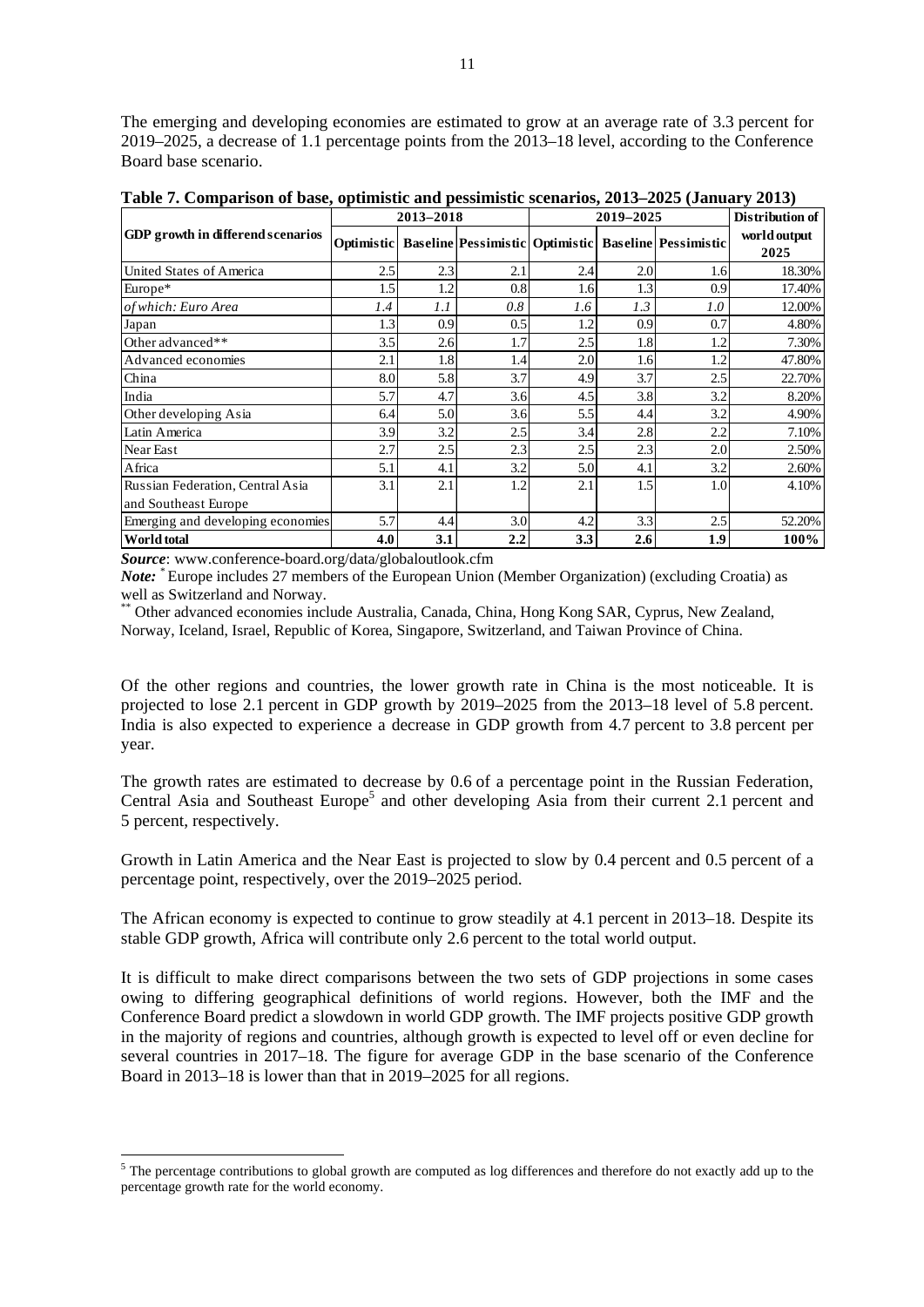The emerging and developing economies are estimated to grow at an average rate of 3.3 percent for 2019–2025, a decrease of 1.1 percentage points from the 2013–18 level, according to the Conference Board base scenario.

**Table 7. Comparison of base, optimistic and pessimistic scenarios, 2013–2025 (January 2013)**

| GDP growth in differend scenarios | 2013–2018 | | | 2019–2025 | | | Distribution of world output 2025 |
|---|---|---|---|---|---|---|---|
| | Optimistic | Baseline | Pessimistic | Optimistic | Baseline | Pessimistic | |
| United States of America | 2.5 | 2.3 | 2.1 | 2.4 | 2.0 | 1.6 | 18.30% |
| Europe* | 1.5 | 1.2 | 0.8 | 1.6 | 1.3 | 0.9 | 17.40% |
| *of which: Euro Area* | *1.4* | *1.1* | *0.8* | *1.6* | *1.3* | *1.0* | 12.00% |
| Japan | 1.3 | 0.9 | 0.5 | 1.2 | 0.9 | 0.7 | 4.80% |
| Other advanced** | 3.5 | 2.6 | 1.7 | 2.5 | 1.8 | 1.2 | 7.30% |
| Advanced economies | 2.1 | 1.8 | 1.4 | 2.0 | 1.6 | 1.2 | 47.80% |
| China | 8.0 | 5.8 | 3.7 | 4.9 | 3.7 | 2.5 | 22.70% |
| India | 5.7 | 4.7 | 3.6 | 4.5 | 3.8 | 3.2 | 8.20% |
| Other developing Asia | 6.4 | 5.0 | 3.6 | 5.5 | 4.4 | 3.2 | 4.90% |
| Latin America | 3.9 | 3.2 | 2.5 | 3.4 | 2.8 | 2.2 | 7.10% |
| Near East | 2.7 | 2.5 | 2.3 | 2.5 | 2.3 | 2.0 | 2.50% |
| Africa | 5.1 | 4.1 | 3.2 | 5.0 | 4.1 | 3.2 | 2.60% |
| Russian Federation, Central Asia and Southeast Europe | 3.1 | 2.1 | 1.2 | 2.1 | 1.5 | 1.0 | 4.10% |
| Emerging and developing economies | 5.7 | 4.4 | 3.0 | 4.2 | 3.3 | 2.5 | 52.20% |
| **World total** | **4.0** | **3.1** | **2.2** | **3.3** | **2.6** | **1.9** | **100%** |

***Source***: www.conference-board.org/data/globaloutlook.cfm

***Note:*** * Europe includes 27 members of the European Union (Member Organization) (excluding Croatia) as well as Switzerland and Norway.

** Other advanced economies include Australia, Canada, China, Hong Kong SAR, Cyprus, New Zealand, Norway, Iceland, Israel, Republic of Korea, Singapore, Switzerland, and Taiwan Province of China.

Of the other regions and countries, the lower growth rate in China is the most noticeable. It is projected to lose 2.1 percent in GDP growth by 2019–2025 from the 2013–18 level of 5.8 percent. India is also expected to experience a decrease in GDP growth from 4.7 percent to 3.8 percent per year.

The growth rates are estimated to decrease by 0.6 of a percentage point in the Russian Federation, Central Asia and Southeast Europe[5] and other developing Asia from their current 2.1 percent and 5 percent, respectively.

Growth in Latin America and the Near East is projected to slow by 0.4 percent and 0.5 percent of a percentage point, respectively, over the 2019–2025 period.

The African economy is expected to continue to grow steadily at 4.1 percent in 2013–18. Despite its stable GDP growth, Africa will contribute only 2.6 percent to the total world output.

It is difficult to make direct comparisons between the two sets of GDP projections in some cases owing to differing geographical definitions of world regions. However, both the IMF and the Conference Board predict a slowdown in world GDP growth. The IMF projects positive GDP growth in the majority of regions and countries, although growth is expected to level off or even decline for several countries in 2017–18. The figure for average GDP in the base scenario of the Conference Board in 2013–18 is lower than that in 2019–2025 for all regions.

[5] The percentage contributions to global growth are computed as log differences and therefore do not exactly add up to the percentage growth rate for the world economy.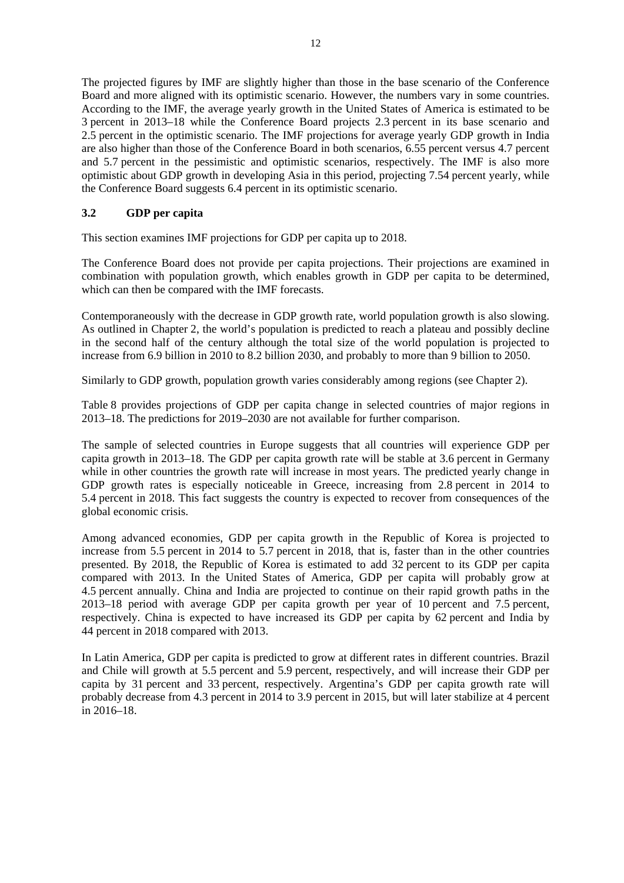The projected figures by IMF are slightly higher than those in the base scenario of the Conference Board and more aligned with its optimistic scenario. However, the numbers vary in some countries. According to the IMF, the average yearly growth in the United States of America is estimated to be 3 percent in 2013–18 while the Conference Board projects 2.3 percent in its base scenario and 2.5 percent in the optimistic scenario. The IMF projections for average yearly GDP growth in India are also higher than those of the Conference Board in both scenarios, 6.55 percent versus 4.7 percent and 5.7 percent in the pessimistic and optimistic scenarios, respectively. The IMF is also more optimistic about GDP growth in developing Asia in this period, projecting 7.54 percent yearly, while the Conference Board suggests 6.4 percent in its optimistic scenario.

### 3.2 GDP per capita

This section examines IMF projections for GDP per capita up to 2018.

The Conference Board does not provide per capita projections. Their projections are examined in combination with population growth, which enables growth in GDP per capita to be determined, which can then be compared with the IMF forecasts.

Contemporaneously with the decrease in GDP growth rate, world population growth is also slowing. As outlined in Chapter 2, the world's population is predicted to reach a plateau and possibly decline in the second half of the century although the total size of the world population is projected to increase from 6.9 billion in 2010 to 8.2 billion 2030, and probably to more than 9 billion to 2050.

Similarly to GDP growth, population growth varies considerably among regions (see Chapter 2).

Table 8 provides projections of GDP per capita change in selected countries of major regions in 2013–18. The predictions for 2019–2030 are not available for further comparison.

The sample of selected countries in Europe suggests that all countries will experience GDP per capita growth in 2013–18. The GDP per capita growth rate will be stable at 3.6 percent in Germany while in other countries the growth rate will increase in most years. The predicted yearly change in GDP growth rates is especially noticeable in Greece, increasing from 2.8 percent in 2014 to 5.4 percent in 2018. This fact suggests the country is expected to recover from consequences of the global economic crisis.

Among advanced economies, GDP per capita growth in the Republic of Korea is projected to increase from 5.5 percent in 2014 to 5.7 percent in 2018, that is, faster than in the other countries presented. By 2018, the Republic of Korea is estimated to add 32 percent to its GDP per capita compared with 2013. In the United States of America, GDP per capita will probably grow at 4.5 percent annually. China and India are projected to continue on their rapid growth paths in the 2013–18 period with average GDP per capita growth per year of 10 percent and 7.5 percent, respectively. China is expected to have increased its GDP per capita by 62 percent and India by 44 percent in 2018 compared with 2013.

In Latin America, GDP per capita is predicted to grow at different rates in different countries. Brazil and Chile will growth at 5.5 percent and 5.9 percent, respectively, and will increase their GDP per capita by 31 percent and 33 percent, respectively. Argentina's GDP per capita growth rate will probably decrease from 4.3 percent in 2014 to 3.9 percent in 2015, but will later stabilize at 4 percent in 2016–18.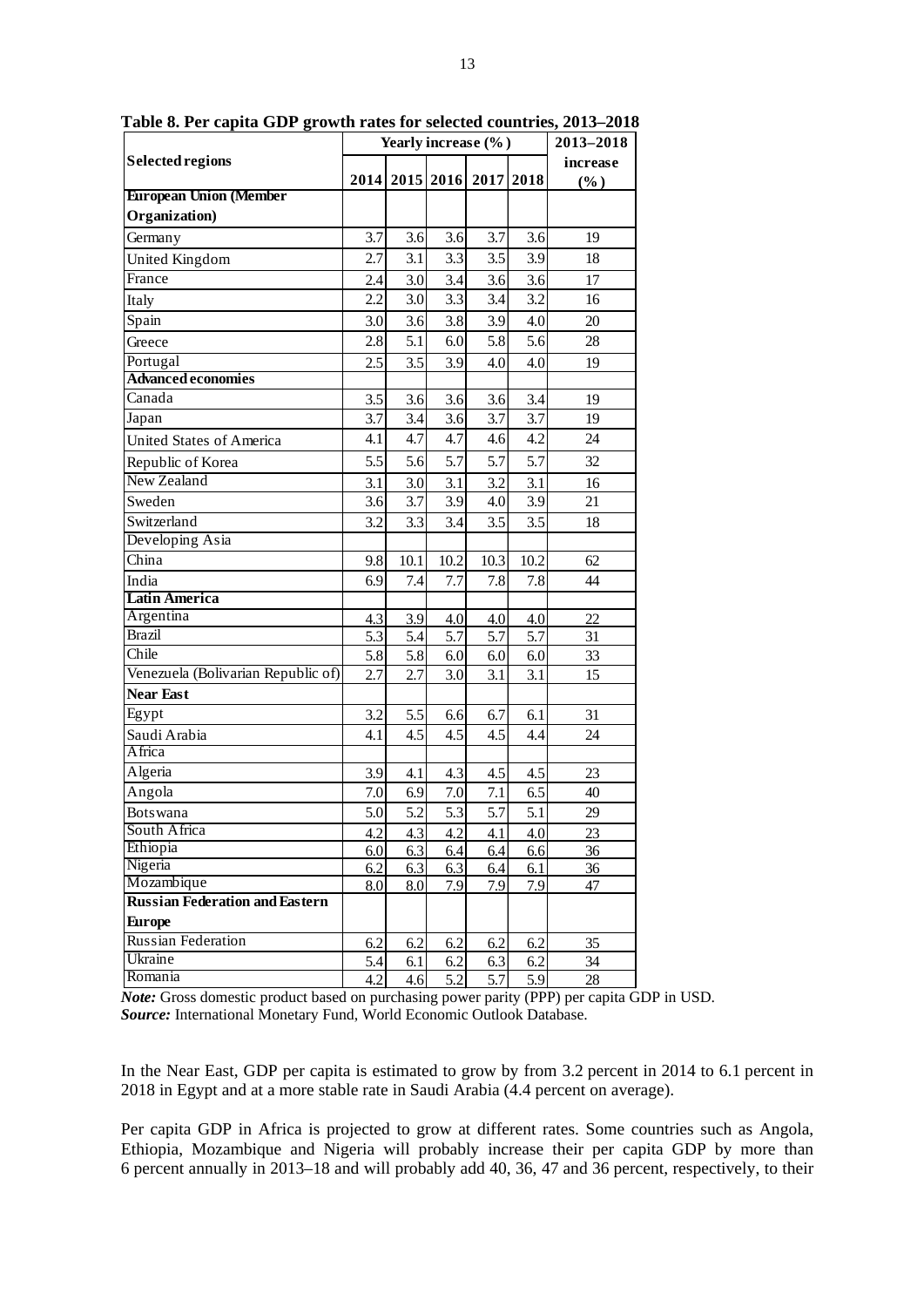**Table 8. Per capita GDP growth rates for selected countries, 2013–2018**

| Selected regions | Yearly increase (%) | | | | | 2013–2018 increase (%) |
|---|---|---|---|---|---|---|
| | 2014 | 2015 | 2016 | 2017 | 2018 | |
| **European Union (Member Organization)** | | | | | | |
| Germany | 3.7 | 3.6 | 3.6 | 3.7 | 3.6 | 19 |
| United Kingdom | 2.7 | 3.1 | 3.3 | 3.5 | 3.9 | 18 |
| France | 2.4 | 3.0 | 3.4 | 3.6 | 3.6 | 17 |
| Italy | 2.2 | 3.0 | 3.3 | 3.4 | 3.2 | 16 |
| Spain | 3.0 | 3.6 | 3.8 | 3.9 | 4.0 | 20 |
| Greece | 2.8 | 5.1 | 6.0 | 5.8 | 5.6 | 28 |
| Portugal | 2.5 | 3.5 | 3.9 | 4.0 | 4.0 | 19 |
| **Advanced economies** | | | | | | |
| Canada | 3.5 | 3.6 | 3.6 | 3.6 | 3.4 | 19 |
| Japan | 3.7 | 3.4 | 3.6 | 3.7 | 3.7 | 19 |
| United States of America | 4.1 | 4.7 | 4.7 | 4.6 | 4.2 | 24 |
| Republic of Korea | 5.5 | 5.6 | 5.7 | 5.7 | 5.7 | 32 |
| New Zealand | 3.1 | 3.0 | 3.1 | 3.2 | 3.1 | 16 |
| Sweden | 3.6 | 3.7 | 3.9 | 4.0 | 3.9 | 21 |
| Switzerland | 3.2 | 3.3 | 3.4 | 3.5 | 3.5 | 18 |
| Developing Asia | | | | | | |
| China | 9.8 | 10.1 | 10.2 | 10.3 | 10.2 | 62 |
| India | 6.9 | 7.4 | 7.7 | 7.8 | 7.8 | 44 |
| **Latin America** | | | | | | |
| Argentina | 4.3 | 3.9 | 4.0 | 4.0 | 4.0 | 22 |
| Brazil | 5.3 | 5.4 | 5.7 | 5.7 | 5.7 | 31 |
| Chile | 5.8 | 5.8 | 6.0 | 6.0 | 6.0 | 33 |
| Venezuela (Bolivarian Republic of) | 2.7 | 2.7 | 3.0 | 3.1 | 3.1 | 15 |
| **Near East** | | | | | | |
| Egypt | 3.2 | 5.5 | 6.6 | 6.7 | 6.1 | 31 |
| Saudi Arabia | 4.1 | 4.5 | 4.5 | 4.5 | 4.4 | 24 |
| Africa | | | | | | |
| Algeria | 3.9 | 4.1 | 4.3 | 4.5 | 4.5 | 23 |
| Angola | 7.0 | 6.9 | 7.0 | 7.1 | 6.5 | 40 |
| Botswana | 5.0 | 5.2 | 5.3 | 5.7 | 5.1 | 29 |
| South Africa | 4.2 | 4.3 | 4.2 | 4.1 | 4.0 | 23 |
| Ethiopia | 6.0 | 6.3 | 6.4 | 6.4 | 6.6 | 36 |
| Nigeria | 6.2 | 6.3 | 6.3 | 6.4 | 6.1 | 36 |
| Mozambique | 8.0 | 8.0 | 7.9 | 7.9 | 7.9 | 47 |
| **Russian Federation and Eastern Europe** | | | | | | |
| Russian Federation | 6.2 | 6.2 | 6.2 | 6.2 | 6.2 | 35 |
| Ukraine | 5.4 | 6.1 | 6.2 | 6.3 | 6.2 | 34 |
| Romania | 4.2 | 4.6 | 5.2 | 5.7 | 5.9 | 28 |

***Note:*** Gross domestic product based on purchasing power parity (PPP) per capita GDP in USD.
***Source:*** International Monetary Fund, World Economic Outlook Database.

In the Near East, GDP per capita is estimated to grow by from 3.2 percent in 2014 to 6.1 percent in 2018 in Egypt and at a more stable rate in Saudi Arabia (4.4 percent on average).

Per capita GDP in Africa is projected to grow at different rates. Some countries such as Angola, Ethiopia, Mozambique and Nigeria will probably increase their per capita GDP by more than 6 percent annually in 2013–18 and will probably add 40, 36, 47 and 36 percent, respectively, to their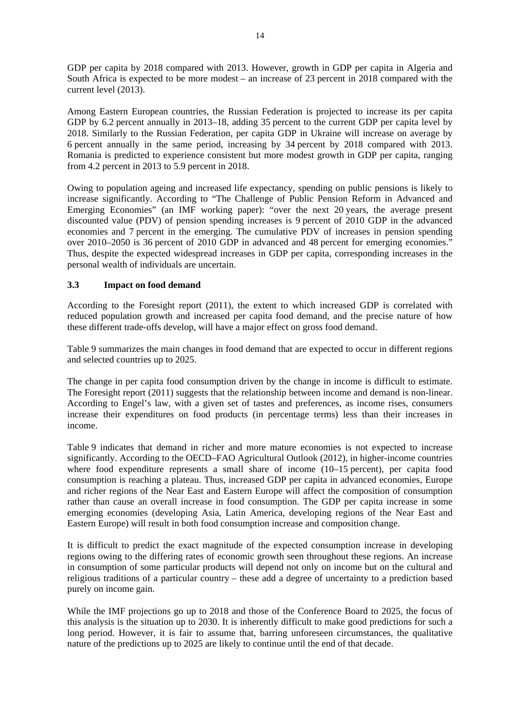GDP per capita by 2018 compared with 2013. However, growth in GDP per capita in Algeria and South Africa is expected to be more modest – an increase of 23 percent in 2018 compared with the current level (2013).

Among Eastern European countries, the Russian Federation is projected to increase its per capita GDP by 6.2 percent annually in 2013–18, adding 35 percent to the current GDP per capita level by 2018. Similarly to the Russian Federation, per capita GDP in Ukraine will increase on average by 6 percent annually in the same period, increasing by 34 percent by 2018 compared with 2013. Romania is predicted to experience consistent but more modest growth in GDP per capita, ranging from 4.2 percent in 2013 to 5.9 percent in 2018.

Owing to population ageing and increased life expectancy, spending on public pensions is likely to increase significantly. According to "The Challenge of Public Pension Reform in Advanced and Emerging Economies" (an IMF working paper): "over the next 20 years, the average present discounted value (PDV) of pension spending increases is 9 percent of 2010 GDP in the advanced economies and 7 percent in the emerging. The cumulative PDV of increases in pension spending over 2010–2050 is 36 percent of 2010 GDP in advanced and 48 percent for emerging economies." Thus, despite the expected widespread increases in GDP per capita, corresponding increases in the personal wealth of individuals are uncertain.

### 3.3 Impact on food demand

According to the Foresight report (2011), the extent to which increased GDP is correlated with reduced population growth and increased per capita food demand, and the precise nature of how these different trade-offs develop, will have a major effect on gross food demand.

Table 9 summarizes the main changes in food demand that are expected to occur in different regions and selected countries up to 2025.

The change in per capita food consumption driven by the change in income is difficult to estimate. The Foresight report (2011) suggests that the relationship between income and demand is non-linear. According to Engel's law, with a given set of tastes and preferences, as income rises, consumers increase their expenditures on food products (in percentage terms) less than their increases in income.

Table 9 indicates that demand in richer and more mature economies is not expected to increase significantly. According to the OECD–FAO Agricultural Outlook (2012), in higher-income countries where food expenditure represents a small share of income (10–15 percent), per capita food consumption is reaching a plateau. Thus, increased GDP per capita in advanced economies, Europe and richer regions of the Near East and Eastern Europe will affect the composition of consumption rather than cause an overall increase in food consumption. The GDP per capita increase in some emerging economies (developing Asia, Latin America, developing regions of the Near East and Eastern Europe) will result in both food consumption increase and composition change.

It is difficult to predict the exact magnitude of the expected consumption increase in developing regions owing to the differing rates of economic growth seen throughout these regions. An increase in consumption of some particular products will depend not only on income but on the cultural and religious traditions of a particular country – these add a degree of uncertainty to a prediction based purely on income gain.

While the IMF projections go up to 2018 and those of the Conference Board to 2025, the focus of this analysis is the situation up to 2030. It is inherently difficult to make good predictions for such a long period. However, it is fair to assume that, barring unforeseen circumstances, the qualitative nature of the predictions up to 2025 are likely to continue until the end of that decade.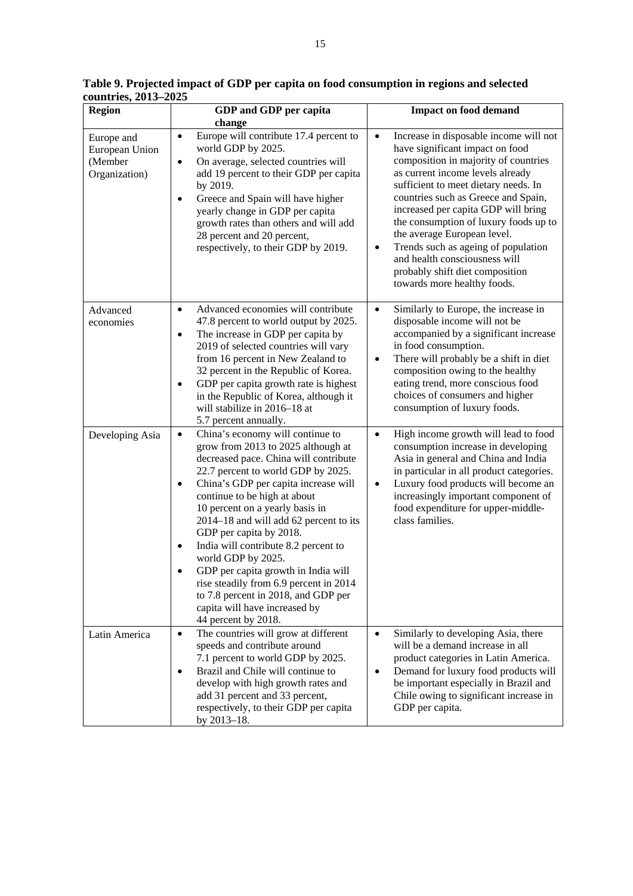**Table 9. Projected impact of GDP per capita on food consumption in regions and selected countries, 2013–2025**

| Region | GDP and GDP per capita change | Impact on food demand |
|---|---|---|
| Europe and European Union (Member Organization) | • Europe will contribute 17.4 percent to world GDP by 2025.<br>• On average, selected countries will add 19 percent to their GDP per capita by 2019.<br>• Greece and Spain will have higher yearly change in GDP per capita growth rates than others and will add 28 percent and 20 percent, respectively, to their GDP by 2019. | • Increase in disposable income will not have significant impact on food composition in majority of countries as current income levels already sufficient to meet dietary needs. In countries such as Greece and Spain, increased per capita GDP will bring the consumption of luxury foods up to the average European level.<br>• Trends such as ageing of population and health consciousness will probably shift diet composition towards more healthy foods. |
| Advanced economies | • Advanced economies will contribute 47.8 percent to world output by 2025.<br>• The increase in GDP per capita by 2019 of selected countries will vary from 16 percent in New Zealand to 32 percent in the Republic of Korea.<br>• GDP per capita growth rate is highest in the Republic of Korea, although it will stabilize in 2016–18 at 5.7 percent annually. | • Similarly to Europe, the increase in disposable income will not be accompanied by a significant increase in food consumption.<br>• There will probably be a shift in diet composition owing to the healthy eating trend, more conscious food choices of consumers and higher consumption of luxury foods. |
| Developing Asia | • China's economy will continue to grow from 2013 to 2025 although at decreased pace. China will contribute 22.7 percent to world GDP by 2025.<br>• China's GDP per capita increase will continue to be high at about 10 percent on a yearly basis in 2014–18 and will add 62 percent to its GDP per capita by 2018.<br>• India will contribute 8.2 percent to world GDP by 2025.<br>• GDP per capita growth in India will rise steadily from 6.9 percent in 2014 to 7.8 percent in 2018, and GDP per capita will have increased by 44 percent by 2018. | • High income growth will lead to food consumption increase in developing Asia in general and China and India in particular in all product categories.<br>• Luxury food products will become an increasingly important component of food expenditure for upper-middle-class families. |
| Latin America | • The countries will grow at different speeds and contribute around 7.1 percent to world GDP by 2025.<br>• Brazil and Chile will continue to develop with high growth rates and add 31 percent and 33 percent, respectively, to their GDP per capita by 2013–18. | • Similarly to developing Asia, there will be a demand increase in all product categories in Latin America.<br>• Demand for luxury food products will be important especially in Brazil and Chile owing to significant increase in GDP per capita. |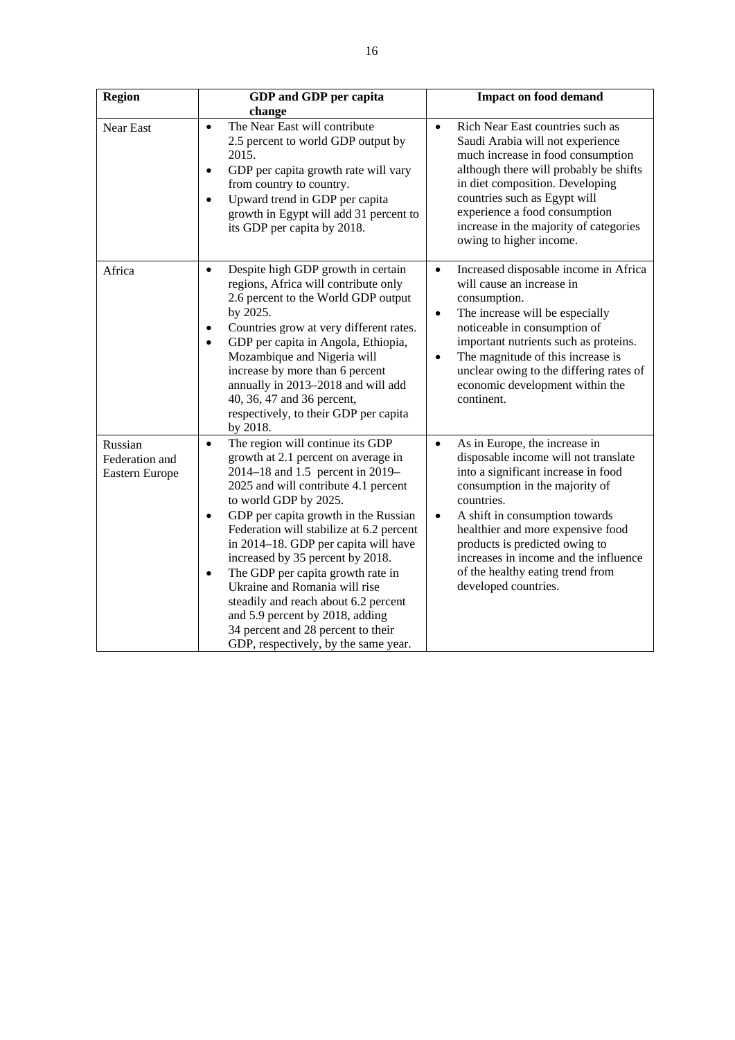| Region | GDP and GDP per capita change | Impact on food demand |
|---|---|---|
| Near East | • The Near East will contribute 2.5 percent to world GDP output by 2015.<br>• GDP per capita growth rate will vary from country to country.<br>• Upward trend in GDP per capita growth in Egypt will add 31 percent to its GDP per capita by 2018. | • Rich Near East countries such as Saudi Arabia will not experience much increase in food consumption although there will probably be shifts in diet composition. Developing countries such as Egypt will experience a food consumption increase in the majority of categories owing to higher income. |
| Africa | • Despite high GDP growth in certain regions, Africa will contribute only 2.6 percent to the World GDP output by 2025.<br>• Countries grow at very different rates.<br>• GDP per capita in Angola, Ethiopia, Mozambique and Nigeria will increase by more than 6 percent annually in 2013–2018 and will add 40, 36, 47 and 36 percent, respectively, to their GDP per capita by 2018. | • Increased disposable income in Africa will cause an increase in consumption.<br>• The increase will be especially noticeable in consumption of important nutrients such as proteins.<br>• The magnitude of this increase is unclear owing to the differing rates of economic development within the continent. |
| Russian Federation and Eastern Europe | • The region will continue its GDP growth at 2.1 percent on average in 2014–18 and 1.5 percent in 2019–2025 and will contribute 4.1 percent to world GDP by 2025.<br>• GDP per capita growth in the Russian Federation will stabilize at 6.2 percent in 2014–18. GDP per capita will have increased by 35 percent by 2018.<br>• The GDP per capita growth rate in Ukraine and Romania will rise steadily and reach about 6.2 percent and 5.9 percent by 2018, adding 34 percent and 28 percent to their GDP, respectively, by the same year. | • As in Europe, the increase in disposable income will not translate into a significant increase in food consumption in the majority of countries.<br>• A shift in consumption towards healthier and more expensive food products is predicted owing to increases in income and the influence of the healthy eating trend from developed countries. |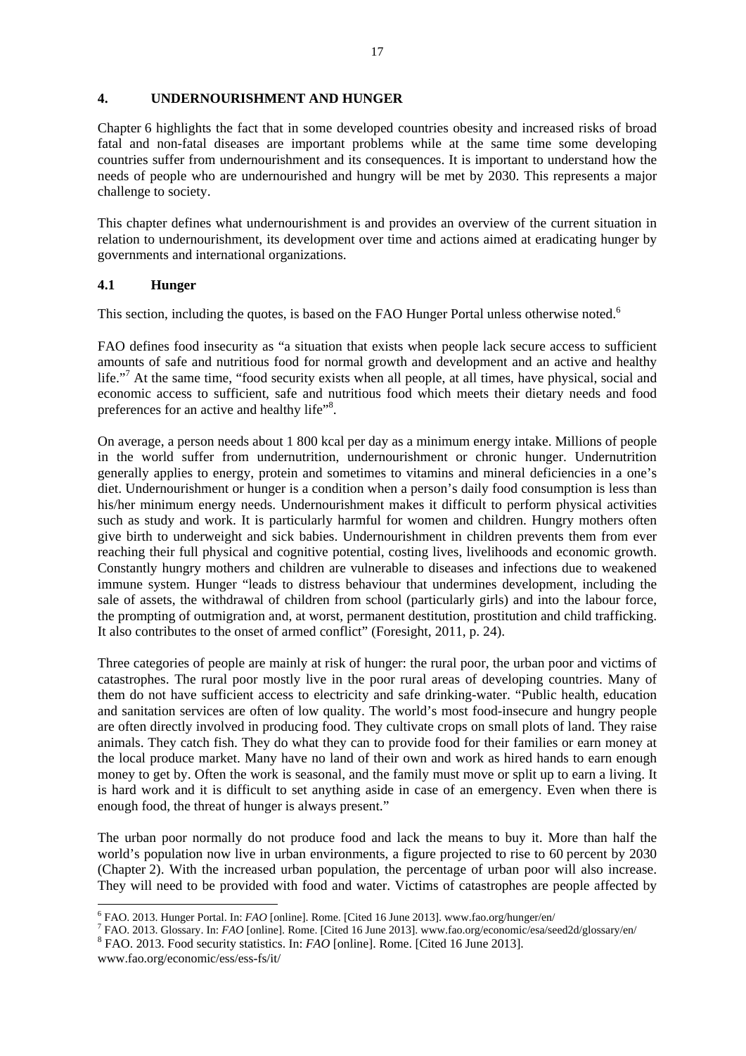# 4. UNDERNOURISHMENT AND HUNGER

Chapter 6 highlights the fact that in some developed countries obesity and increased risks of broad fatal and non-fatal diseases are important problems while at the same time some developing countries suffer from undernourishment and its consequences. It is important to understand how the needs of people who are undernourished and hungry will be met by 2030. This represents a major challenge to society.

This chapter defines what undernourishment is and provides an overview of the current situation in relation to undernourishment, its development over time and actions aimed at eradicating hunger by governments and international organizations.

## 4.1 Hunger

This section, including the quotes, is based on the FAO Hunger Portal unless otherwise noted.[6]

FAO defines food insecurity as "a situation that exists when people lack secure access to sufficient amounts of safe and nutritious food for normal growth and development and an active and healthy life."[7] At the same time, "food security exists when all people, at all times, have physical, social and economic access to sufficient, safe and nutritious food which meets their dietary needs and food preferences for an active and healthy life"[8].

On average, a person needs about 1 800 kcal per day as a minimum energy intake. Millions of people in the world suffer from undernutrition, undernourishment or chronic hunger. Undernutrition generally applies to energy, protein and sometimes to vitamins and mineral deficiencies in a one's diet. Undernourishment or hunger is a condition when a person's daily food consumption is less than his/her minimum energy needs. Undernourishment makes it difficult to perform physical activities such as study and work. It is particularly harmful for women and children. Hungry mothers often give birth to underweight and sick babies. Undernourishment in children prevents them from ever reaching their full physical and cognitive potential, costing lives, livelihoods and economic growth. Constantly hungry mothers and children are vulnerable to diseases and infections due to weakened immune system. Hunger "leads to distress behaviour that undermines development, including the sale of assets, the withdrawal of children from school (particularly girls) and into the labour force, the prompting of outmigration and, at worst, permanent destitution, prostitution and child trafficking. It also contributes to the onset of armed conflict" (Foresight, 2011, p. 24).

Three categories of people are mainly at risk of hunger: the rural poor, the urban poor and victims of catastrophes. The rural poor mostly live in the poor rural areas of developing countries. Many of them do not have sufficient access to electricity and safe drinking-water. "Public health, education and sanitation services are often of low quality. The world's most food-insecure and hungry people are often directly involved in producing food. They cultivate crops on small plots of land. They raise animals. They catch fish. They do what they can to provide food for their families or earn money at the local produce market. Many have no land of their own and work as hired hands to earn enough money to get by. Often the work is seasonal, and the family must move or split up to earn a living. It is hard work and it is difficult to set anything aside in case of an emergency. Even when there is enough food, the threat of hunger is always present."

The urban poor normally do not produce food and lack the means to buy it. More than half the world's population now live in urban environments, a figure projected to rise to 60 percent by 2030 (Chapter 2). With the increased urban population, the percentage of urban poor will also increase. They will need to be provided with food and water. Victims of catastrophes are people affected by

---

[6] FAO. 2013. Hunger Portal. In: *FAO* [online]. Rome. [Cited 16 June 2013]. www.fao.org/hunger/en/

[7] FAO. 2013. Glossary. In: *FAO* [online]. Rome. [Cited 16 June 2013]. www.fao.org/economic/esa/seed2d/glossary/en/

[8] FAO. 2013. Food security statistics. In: *FAO* [online]. Rome. [Cited 16 June 2013]. www.fao.org/economic/ess/ess-fs/it/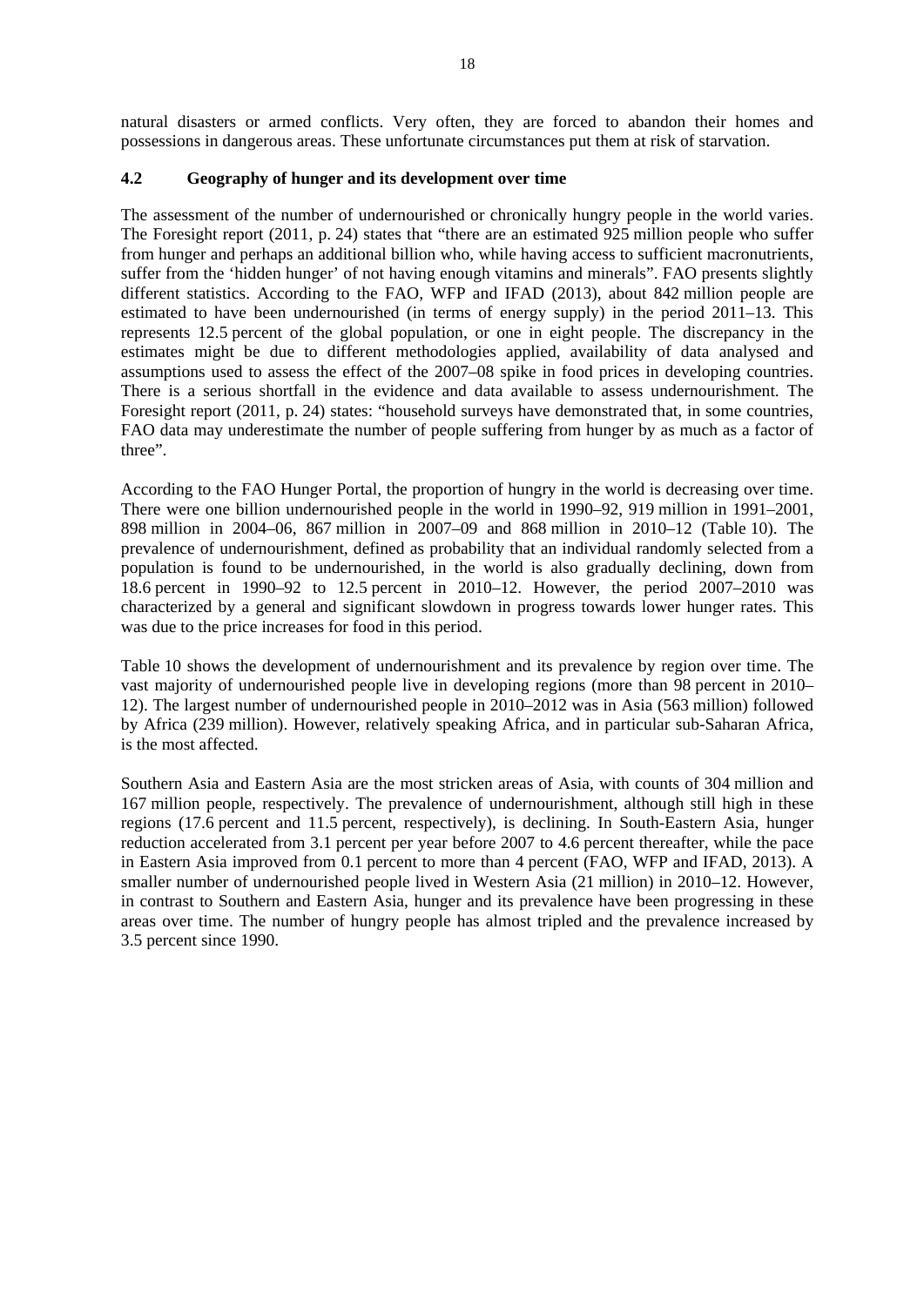natural disasters or armed conflicts. Very often, they are forced to abandon their homes and possessions in dangerous areas. These unfortunate circumstances put them at risk of starvation.

### 4.2 Geography of hunger and its development over time

The assessment of the number of undernourished or chronically hungry people in the world varies. The Foresight report (2011, p. 24) states that "there are an estimated 925 million people who suffer from hunger and perhaps an additional billion who, while having access to sufficient macronutrients, suffer from the 'hidden hunger' of not having enough vitamins and minerals". FAO presents slightly different statistics. According to the FAO, WFP and IFAD (2013), about 842 million people are estimated to have been undernourished (in terms of energy supply) in the period 2011–13. This represents 12.5 percent of the global population, or one in eight people. The discrepancy in the estimates might be due to different methodologies applied, availability of data analysed and assumptions used to assess the effect of the 2007–08 spike in food prices in developing countries. There is a serious shortfall in the evidence and data available to assess undernourishment. The Foresight report (2011, p. 24) states: "household surveys have demonstrated that, in some countries, FAO data may underestimate the number of people suffering from hunger by as much as a factor of three".

According to the FAO Hunger Portal, the proportion of hungry in the world is decreasing over time. There were one billion undernourished people in the world in 1990–92, 919 million in 1991–2001, 898 million in 2004–06, 867 million in 2007–09 and 868 million in 2010–12 (Table 10). The prevalence of undernourishment, defined as probability that an individual randomly selected from a population is found to be undernourished, in the world is also gradually declining, down from 18.6 percent in 1990–92 to 12.5 percent in 2010–12. However, the period 2007–2010 was characterized by a general and significant slowdown in progress towards lower hunger rates. This was due to the price increases for food in this period.

Table 10 shows the development of undernourishment and its prevalence by region over time. The vast majority of undernourished people live in developing regions (more than 98 percent in 2010–12). The largest number of undernourished people in 2010–2012 was in Asia (563 million) followed by Africa (239 million). However, relatively speaking Africa, and in particular sub-Saharan Africa, is the most affected.

Southern Asia and Eastern Asia are the most stricken areas of Asia, with counts of 304 million and 167 million people, respectively. The prevalence of undernourishment, although still high in these regions (17.6 percent and 11.5 percent, respectively), is declining. In South-Eastern Asia, hunger reduction accelerated from 3.1 percent per year before 2007 to 4.6 percent thereafter, while the pace in Eastern Asia improved from 0.1 percent to more than 4 percent (FAO, WFP and IFAD, 2013). A smaller number of undernourished people lived in Western Asia (21 million) in 2010–12. However, in contrast to Southern and Eastern Asia, hunger and its prevalence have been progressing in these areas over time. The number of hungry people has almost tripled and the prevalence increased by 3.5 percent since 1990.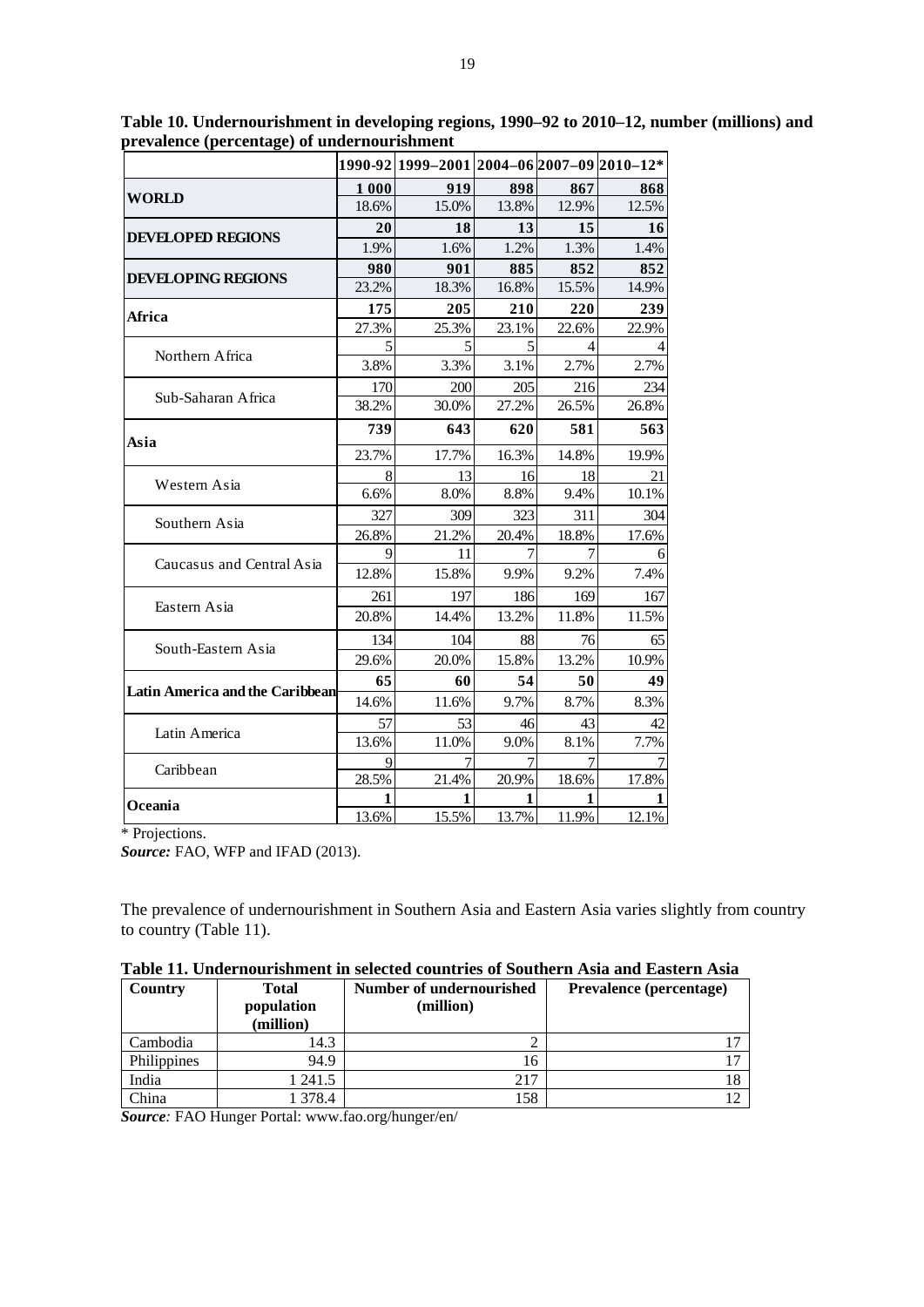**Table 10. Undernourishment in developing regions, 1990–92 to 2010–12, number (millions) and prevalence (percentage) of undernourishment**

| | 1990-92 | 1999–2001 | 2004–06 | 2007–09 | 2010–12* |
|---|---|---|---|---|---|
| **WORLD** | **1 000** | **919** | **898** | **867** | **868** |
| | 18.6% | 15.0% | 13.8% | 12.9% | 12.5% |
| **DEVELOPED REGIONS** | **20** | **18** | **13** | **15** | **16** |
| | 1.9% | 1.6% | 1.2% | 1.3% | 1.4% |
| **DEVELOPING REGIONS** | **980** | **901** | **885** | **852** | **852** |
| | 23.2% | 18.3% | 16.8% | 15.5% | 14.9% |
| **Africa** | **175** | **205** | **210** | **220** | **239** |
| | 27.3% | 25.3% | 23.1% | 22.6% | 22.9% |
| Northern Africa | 5 | 5 | 5 | 4 | 4 |
| | 3.8% | 3.3% | 3.1% | 2.7% | 2.7% |
| Sub-Saharan Africa | 170 | 200 | 205 | 216 | 234 |
| | 38.2% | 30.0% | 27.2% | 26.5% | 26.8% |
| **Asia** | **739** | **643** | **620** | **581** | **563** |
| | 23.7% | 17.7% | 16.3% | 14.8% | 19.9% |
| Western Asia | 8 | 13 | 16 | 18 | 21 |
| | 6.6% | 8.0% | 8.8% | 9.4% | 10.1% |
| Southern Asia | 327 | 309 | 323 | 311 | 304 |
| | 26.8% | 21.2% | 20.4% | 18.8% | 17.6% |
| Caucasus and Central Asia | 9 | 11 | 7 | 7 | 6 |
| | 12.8% | 15.8% | 9.9% | 9.2% | 7.4% |
| Eastern Asia | 261 | 197 | 186 | 169 | 167 |
| | 20.8% | 14.4% | 13.2% | 11.8% | 11.5% |
| South-Eastern Asia | 134 | 104 | 88 | 76 | 65 |
| | 29.6% | 20.0% | 15.8% | 13.2% | 10.9% |
| **Latin America and the Caribbean** | **65** | **60** | **54** | **50** | **49** |
| | 14.6% | 11.6% | 9.7% | 8.7% | 8.3% |
| Latin America | 57 | 53 | 46 | 43 | 42 |
| | 13.6% | 11.0% | 9.0% | 8.1% | 7.7% |
| Caribbean | 9 | 7 | 7 | 7 | 7 |
| | 28.5% | 21.4% | 20.9% | 18.6% | 17.8% |
| **Oceania** | **1** | **1** | **1** | **1** | **1** |
| | 13.6% | 15.5% | 13.7% | 11.9% | 12.1% |

* Projections.

***Source:*** FAO, WFP and IFAD (2013).

The prevalence of undernourishment in Southern Asia and Eastern Asia varies slightly from country to country (Table 11).

**Table 11. Undernourishment in selected countries of Southern Asia and Eastern Asia**

| Country | Total population (million) | Number of undernourished (million) | Prevalence (percentage) |
|---|---|---|---|
| Cambodia | 14.3 | 2 | 17 |
| Philippines | 94.9 | 16 | 17 |
| India | 1 241.5 | 217 | 18 |
| China | 1 378.4 | 158 | 12 |

***Source:*** FAO Hunger Portal: www.fao.org/hunger/en/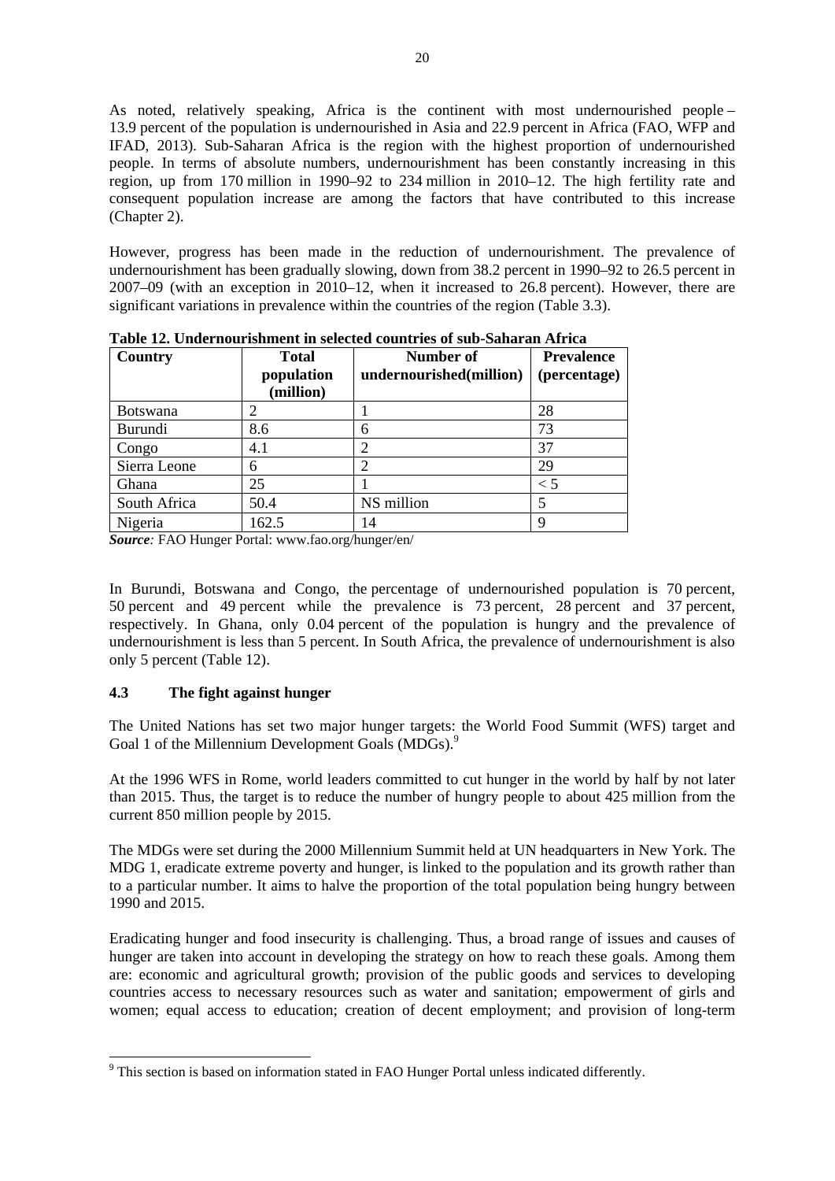As noted, relatively speaking, Africa is the continent with most undernourished people – 13.9 percent of the population is undernourished in Asia and 22.9 percent in Africa (FAO, WFP and IFAD, 2013). Sub-Saharan Africa is the region with the highest proportion of undernourished people. In terms of absolute numbers, undernourishment has been constantly increasing in this region, up from 170 million in 1990–92 to 234 million in 2010–12. The high fertility rate and consequent population increase are among the factors that have contributed to this increase (Chapter 2).

However, progress has been made in the reduction of undernourishment. The prevalence of undernourishment has been gradually slowing, down from 38.2 percent in 1990–92 to 26.5 percent in 2007–09 (with an exception in 2010–12, when it increased to 26.8 percent). However, there are significant variations in prevalence within the countries of the region (Table 3.3).

**Table 12. Undernourishment in selected countries of sub-Saharan Africa**

| Country | Total population (million) | Number of undernourished(million) | Prevalence (percentage) |
|---|---|---|---|
| Botswana | 2 | 1 | 28 |
| Burundi | 8.6 | 6 | 73 |
| Congo | 4.1 | 2 | 37 |
| Sierra Leone | 6 | 2 | 29 |
| Ghana | 25 | 1 | < 5 |
| South Africa | 50.4 | NS million | 5 |
| Nigeria | 162.5 | 14 | 9 |

***Source:*** FAO Hunger Portal: www.fao.org/hunger/en/

In Burundi, Botswana and Congo, the percentage of undernourished population is 70 percent, 50 percent and 49 percent while the prevalence is 73 percent, 28 percent and 37 percent, respectively. In Ghana, only 0.04 percent of the population is hungry and the prevalence of undernourishment is less than 5 percent. In South Africa, the prevalence of undernourishment is also only 5 percent (Table 12).

### 4.3 The fight against hunger

The United Nations has set two major hunger targets: the World Food Summit (WFS) target and Goal 1 of the Millennium Development Goals (MDGs).[9]

At the 1996 WFS in Rome, world leaders committed to cut hunger in the world by half by not later than 2015. Thus, the target is to reduce the number of hungry people to about 425 million from the current 850 million people by 2015.

The MDGs were set during the 2000 Millennium Summit held at UN headquarters in New York. The MDG 1, eradicate extreme poverty and hunger, is linked to the population and its growth rather than to a particular number. It aims to halve the proportion of the total population being hungry between 1990 and 2015.

Eradicating hunger and food insecurity is challenging. Thus, a broad range of issues and causes of hunger are taken into account in developing the strategy on how to reach these goals. Among them are: economic and agricultural growth; provision of the public goods and services to developing countries access to necessary resources such as water and sanitation; empowerment of girls and women; equal access to education; creation of decent employment; and provision of long-term

[9] This section is based on information stated in FAO Hunger Portal unless indicated differently.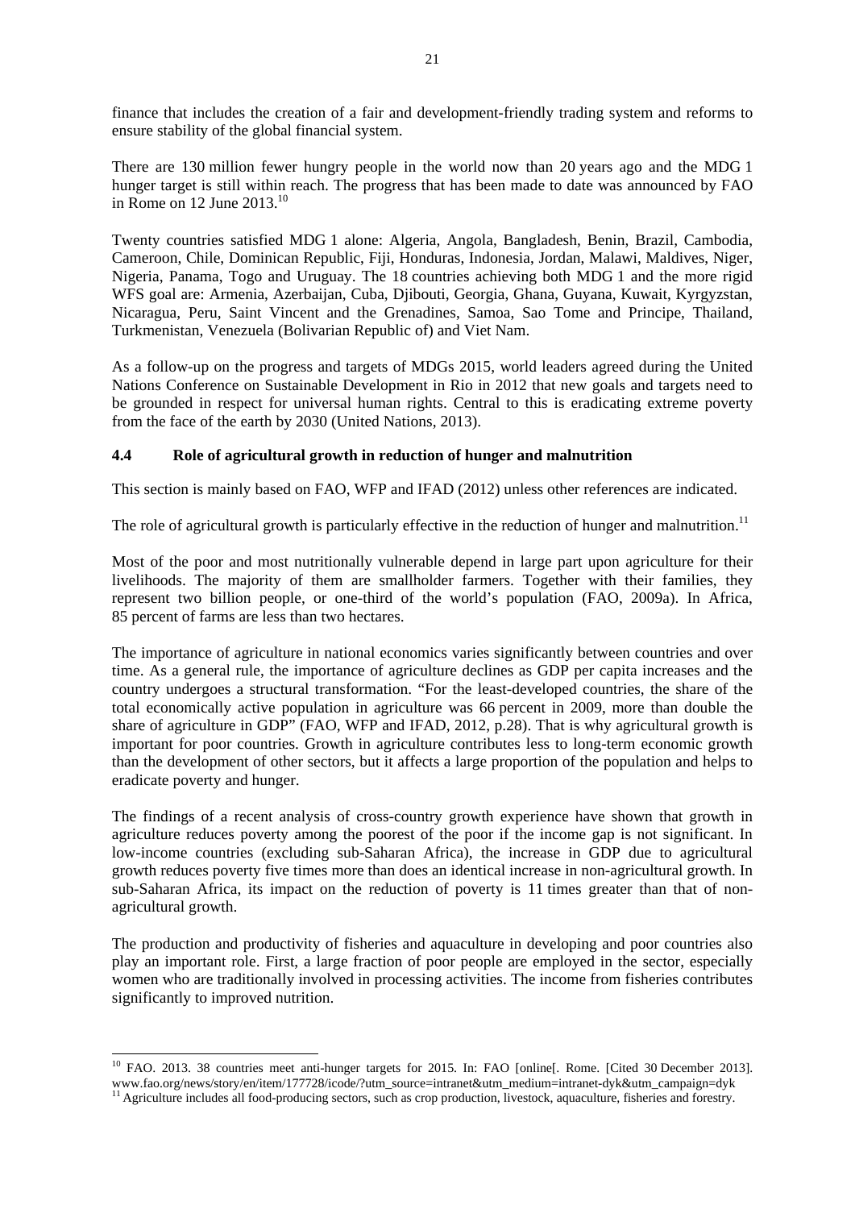finance that includes the creation of a fair and development-friendly trading system and reforms to ensure stability of the global financial system.

There are 130 million fewer hungry people in the world now than 20 years ago and the MDG 1 hunger target is still within reach. The progress that has been made to date was announced by FAO in Rome on 12 June 2013.[10]

Twenty countries satisfied MDG 1 alone: Algeria, Angola, Bangladesh, Benin, Brazil, Cambodia, Cameroon, Chile, Dominican Republic, Fiji, Honduras, Indonesia, Jordan, Malawi, Maldives, Niger, Nigeria, Panama, Togo and Uruguay. The 18 countries achieving both MDG 1 and the more rigid WFS goal are: Armenia, Azerbaijan, Cuba, Djibouti, Georgia, Ghana, Guyana, Kuwait, Kyrgyzstan, Nicaragua, Peru, Saint Vincent and the Grenadines, Samoa, Sao Tome and Principe, Thailand, Turkmenistan, Venezuela (Bolivarian Republic of) and Viet Nam.

As a follow-up on the progress and targets of MDGs 2015, world leaders agreed during the United Nations Conference on Sustainable Development in Rio in 2012 that new goals and targets need to be grounded in respect for universal human rights. Central to this is eradicating extreme poverty from the face of the earth by 2030 (United Nations, 2013).

### 4.4 Role of agricultural growth in reduction of hunger and malnutrition

This section is mainly based on FAO, WFP and IFAD (2012) unless other references are indicated.

The role of agricultural growth is particularly effective in the reduction of hunger and malnutrition.[11]

Most of the poor and most nutritionally vulnerable depend in large part upon agriculture for their livelihoods. The majority of them are smallholder farmers. Together with their families, they represent two billion people, or one-third of the world's population (FAO, 2009a). In Africa, 85 percent of farms are less than two hectares.

The importance of agriculture in national economics varies significantly between countries and over time. As a general rule, the importance of agriculture declines as GDP per capita increases and the country undergoes a structural transformation. "For the least-developed countries, the share of the total economically active population in agriculture was 66 percent in 2009, more than double the share of agriculture in GDP" (FAO, WFP and IFAD, 2012, p.28). That is why agricultural growth is important for poor countries. Growth in agriculture contributes less to long-term economic growth than the development of other sectors, but it affects a large proportion of the population and helps to eradicate poverty and hunger.

The findings of a recent analysis of cross-country growth experience have shown that growth in agriculture reduces poverty among the poorest of the poor if the income gap is not significant. In low-income countries (excluding sub-Saharan Africa), the increase in GDP due to agricultural growth reduces poverty five times more than does an identical increase in non-agricultural growth. In sub-Saharan Africa, its impact on the reduction of poverty is 11 times greater than that of non-agricultural growth.

The production and productivity of fisheries and aquaculture in developing and poor countries also play an important role. First, a large fraction of poor people are employed in the sector, especially women who are traditionally involved in processing activities. The income from fisheries contributes significantly to improved nutrition.

---

[10] FAO. 2013. 38 countries meet anti-hunger targets for 2015. In: FAO [online[. Rome. [Cited 30 December 2013]. www.fao.org/news/story/en/item/177728/icode/?utm_source=intranet&utm_medium=intranet-dyk&utm_campaign=dyk

[11] Agriculture includes all food-producing sectors, such as crop production, livestock, aquaculture, fisheries and forestry.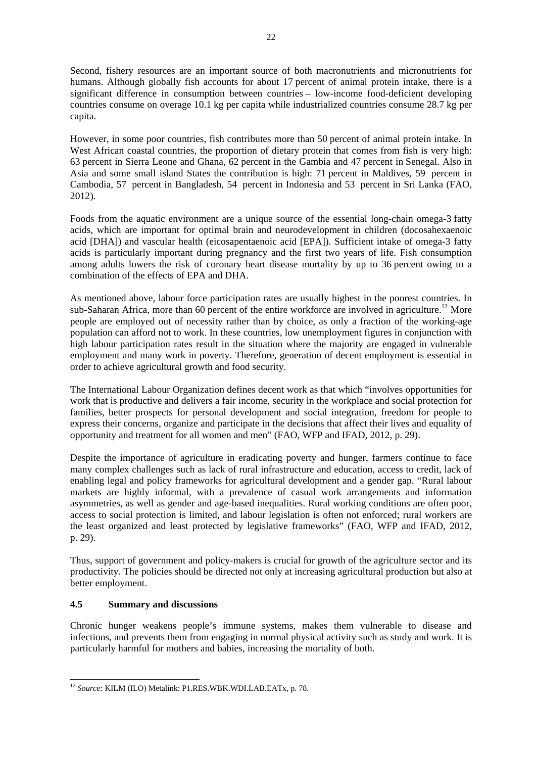Second, fishery resources are an important source of both macronutrients and micronutrients for humans. Although globally fish accounts for about 17 percent of animal protein intake, there is a significant difference in consumption between countries – low-income food-deficient developing countries consume on overage 10.1 kg per capita while industrialized countries consume 28.7 kg per capita.

However, in some poor countries, fish contributes more than 50 percent of animal protein intake. In West African coastal countries, the proportion of dietary protein that comes from fish is very high: 63 percent in Sierra Leone and Ghana, 62 percent in the Gambia and 47 percent in Senegal. Also in Asia and some small island States the contribution is high: 71 percent in Maldives, 59 percent in Cambodia, 57 percent in Bangladesh, 54 percent in Indonesia and 53 percent in Sri Lanka (FAO, 2012).

Foods from the aquatic environment are a unique source of the essential long-chain omega-3 fatty acids, which are important for optimal brain and neurodevelopment in children (docosahexaenoic acid [DHA]) and vascular health (eicosapentaenoic acid [EPA]). Sufficient intake of omega-3 fatty acids is particularly important during pregnancy and the first two years of life. Fish consumption among adults lowers the risk of coronary heart disease mortality by up to 36 percent owing to a combination of the effects of EPA and DHA.

As mentioned above, labour force participation rates are usually highest in the poorest countries. In sub-Saharan Africa, more than 60 percent of the entire workforce are involved in agriculture.[12] More people are employed out of necessity rather than by choice, as only a fraction of the working-age population can afford not to work. In these countries, low unemployment figures in conjunction with high labour participation rates result in the situation where the majority are engaged in vulnerable employment and many work in poverty. Therefore, generation of decent employment is essential in order to achieve agricultural growth and food security.

The International Labour Organization defines decent work as that which "involves opportunities for work that is productive and delivers a fair income, security in the workplace and social protection for families, better prospects for personal development and social integration, freedom for people to express their concerns, organize and participate in the decisions that affect their lives and equality of opportunity and treatment for all women and men" (FAO, WFP and IFAD, 2012, p. 29).

Despite the importance of agriculture in eradicating poverty and hunger, farmers continue to face many complex challenges such as lack of rural infrastructure and education, access to credit, lack of enabling legal and policy frameworks for agricultural development and a gender gap. "Rural labour markets are highly informal, with a prevalence of casual work arrangements and information asymmetries, as well as gender and age-based inequalities. Rural working conditions are often poor, access to social protection is limited, and labour legislation is often not enforced; rural workers are the least organized and least protected by legislative frameworks" (FAO, WFP and IFAD, 2012, p. 29).

Thus, support of government and policy-makers is crucial for growth of the agriculture sector and its productivity. The policies should be directed not only at increasing agricultural production but also at better employment.

### 4.5 Summary and discussions

Chronic hunger weakens people's immune systems, makes them vulnerable to disease and infections, and prevents them from engaging in normal physical activity such as study and work. It is particularly harmful for mothers and babies, increasing the mortality of both.

---

[12] *Source:* KILM (ILO) Metalink: P1.RES.WBK.WDI.LAB.EATx, p. 78.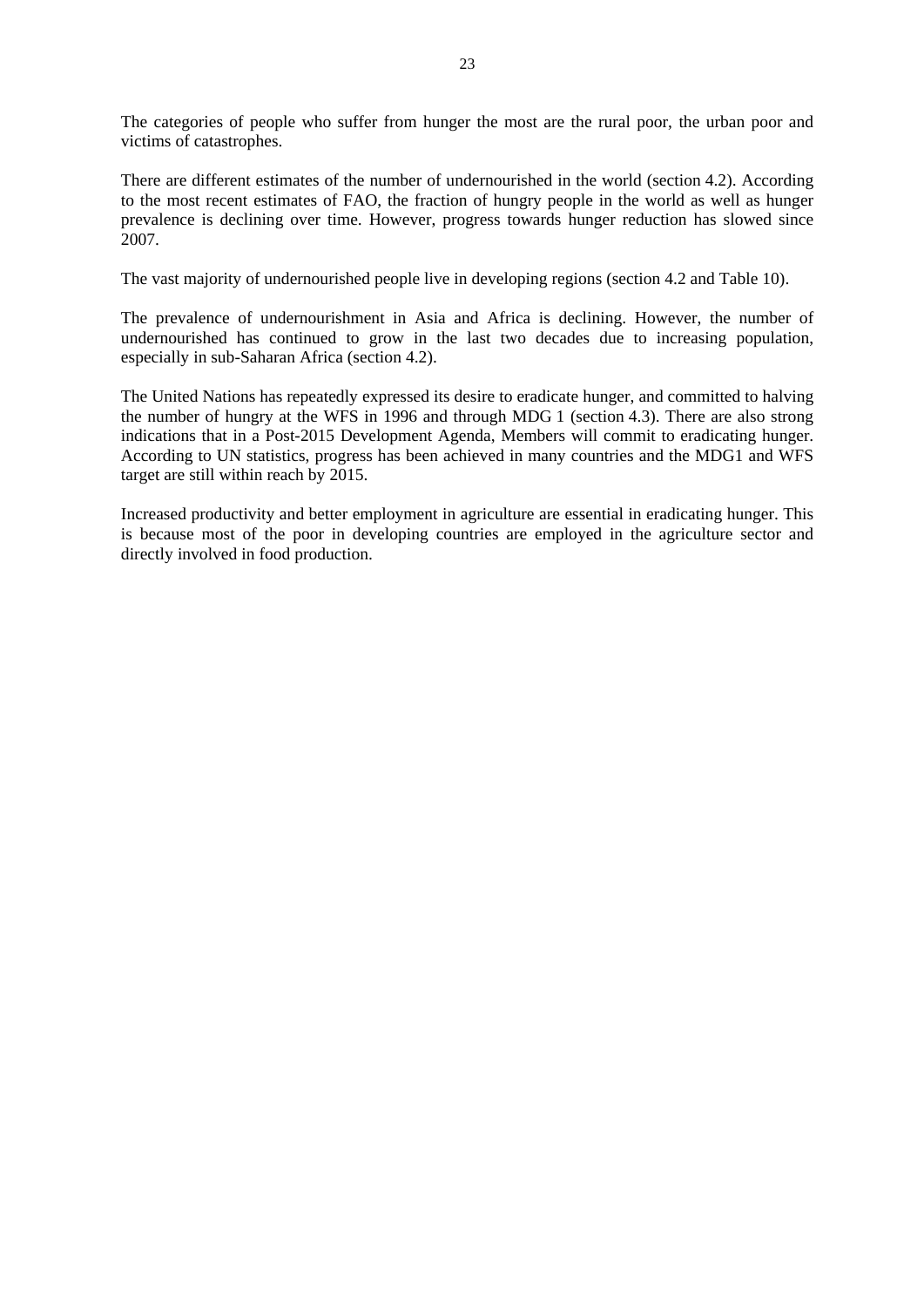The categories of people who suffer from hunger the most are the rural poor, the urban poor and victims of catastrophes.

There are different estimates of the number of undernourished in the world (section 4.2). According to the most recent estimates of FAO, the fraction of hungry people in the world as well as hunger prevalence is declining over time. However, progress towards hunger reduction has slowed since 2007.

The vast majority of undernourished people live in developing regions (section 4.2 and Table 10).

The prevalence of undernourishment in Asia and Africa is declining. However, the number of undernourished has continued to grow in the last two decades due to increasing population, especially in sub-Saharan Africa (section 4.2).

The United Nations has repeatedly expressed its desire to eradicate hunger, and committed to halving the number of hungry at the WFS in 1996 and through MDG 1 (section 4.3). There are also strong indications that in a Post-2015 Development Agenda, Members will commit to eradicating hunger. According to UN statistics, progress has been achieved in many countries and the MDG1 and WFS target are still within reach by 2015.

Increased productivity and better employment in agriculture are essential in eradicating hunger. This is because most of the poor in developing countries are employed in the agriculture sector and directly involved in food production.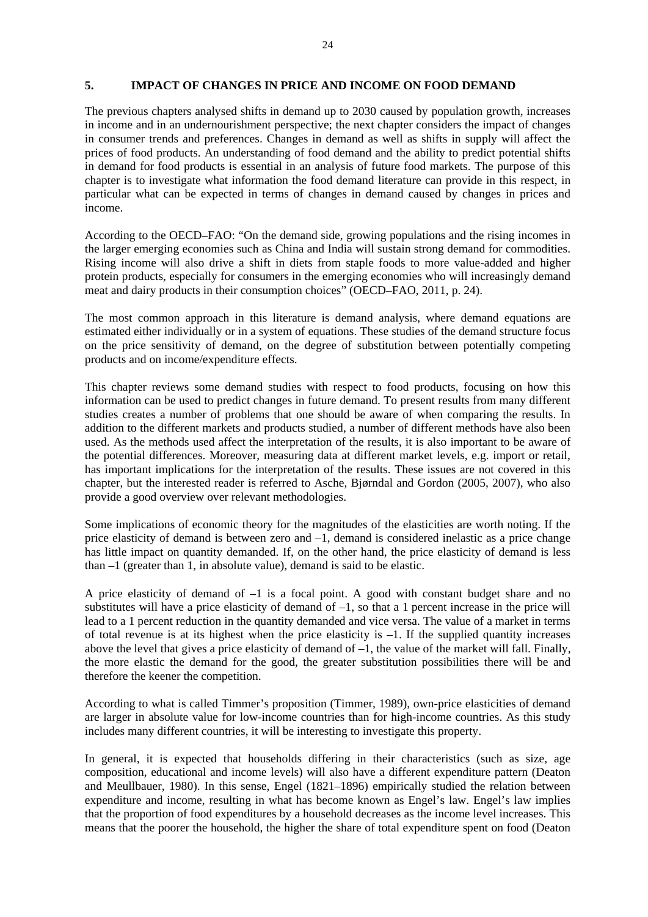## 5. IMPACT OF CHANGES IN PRICE AND INCOME ON FOOD DEMAND

The previous chapters analysed shifts in demand up to 2030 caused by population growth, increases in income and in an undernourishment perspective; the next chapter considers the impact of changes in consumer trends and preferences. Changes in demand as well as shifts in supply will affect the prices of food products. An understanding of food demand and the ability to predict potential shifts in demand for food products is essential in an analysis of future food markets. The purpose of this chapter is to investigate what information the food demand literature can provide in this respect, in particular what can be expected in terms of changes in demand caused by changes in prices and income.

According to the OECD–FAO: "On the demand side, growing populations and the rising incomes in the larger emerging economies such as China and India will sustain strong demand for commodities. Rising income will also drive a shift in diets from staple foods to more value-added and higher protein products, especially for consumers in the emerging economies who will increasingly demand meat and dairy products in their consumption choices" (OECD–FAO, 2011, p. 24).

The most common approach in this literature is demand analysis, where demand equations are estimated either individually or in a system of equations. These studies of the demand structure focus on the price sensitivity of demand, on the degree of substitution between potentially competing products and on income/expenditure effects.

This chapter reviews some demand studies with respect to food products, focusing on how this information can be used to predict changes in future demand. To present results from many different studies creates a number of problems that one should be aware of when comparing the results. In addition to the different markets and products studied, a number of different methods have also been used. As the methods used affect the interpretation of the results, it is also important to be aware of the potential differences. Moreover, measuring data at different market levels, e.g. import or retail, has important implications for the interpretation of the results. These issues are not covered in this chapter, but the interested reader is referred to Asche, Bjørndal and Gordon (2005, 2007), who also provide a good overview over relevant methodologies.

Some implications of economic theory for the magnitudes of the elasticities are worth noting. If the price elasticity of demand is between zero and –1, demand is considered inelastic as a price change has little impact on quantity demanded. If, on the other hand, the price elasticity of demand is less than –1 (greater than 1, in absolute value), demand is said to be elastic.

A price elasticity of demand of –1 is a focal point. A good with constant budget share and no substitutes will have a price elasticity of demand of –1, so that a 1 percent increase in the price will lead to a 1 percent reduction in the quantity demanded and vice versa. The value of a market in terms of total revenue is at its highest when the price elasticity is –1. If the supplied quantity increases above the level that gives a price elasticity of demand of –1, the value of the market will fall. Finally, the more elastic the demand for the good, the greater substitution possibilities there will be and therefore the keener the competition.

According to what is called Timmer's proposition (Timmer, 1989), own-price elasticities of demand are larger in absolute value for low-income countries than for high-income countries. As this study includes many different countries, it will be interesting to investigate this property.

In general, it is expected that households differing in their characteristics (such as size, age composition, educational and income levels) will also have a different expenditure pattern (Deaton and Meullbauer, 1980). In this sense, Engel (1821–1896) empirically studied the relation between expenditure and income, resulting in what has become known as Engel's law. Engel's law implies that the proportion of food expenditures by a household decreases as the income level increases. This means that the poorer the household, the higher the share of total expenditure spent on food (Deaton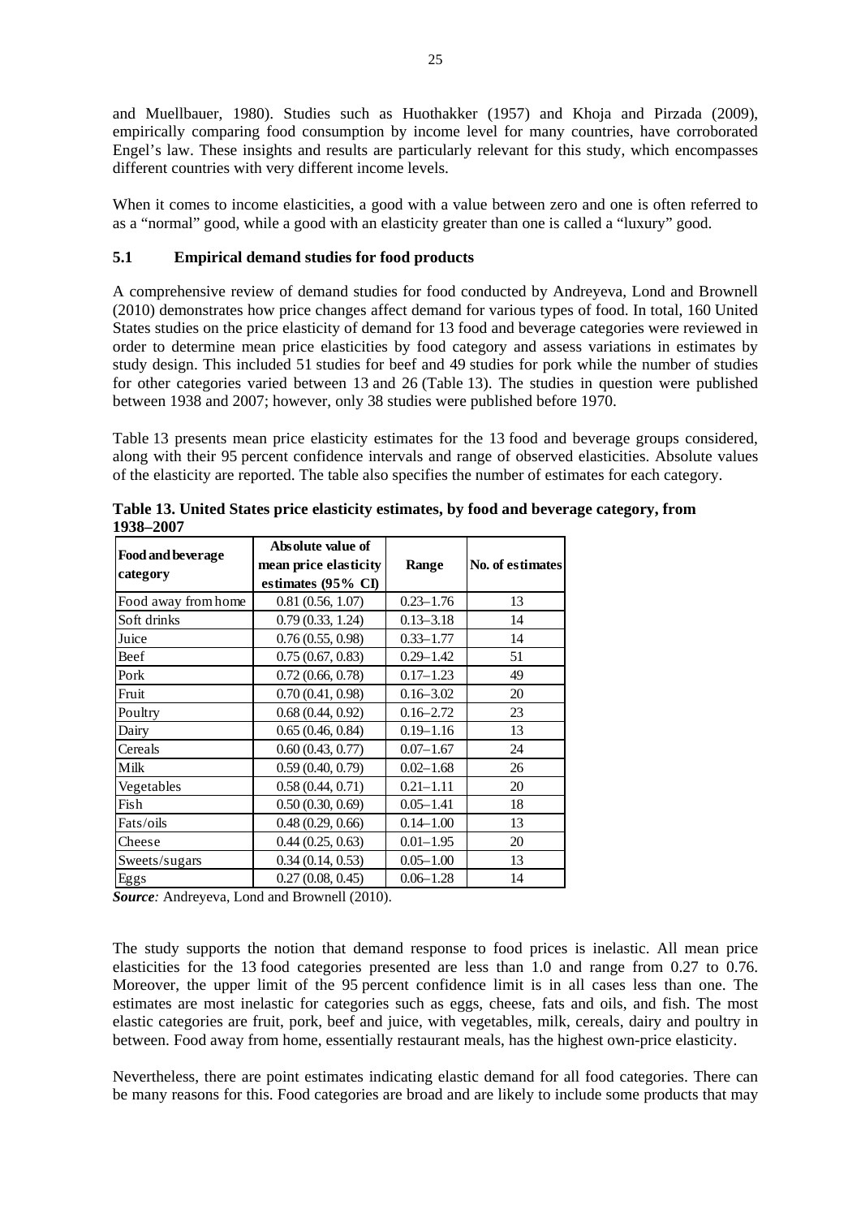and Muellbauer, 1980). Studies such as Huothakker (1957) and Khoja and Pirzada (2009), empirically comparing food consumption by income level for many countries, have corroborated Engel's law. These insights and results are particularly relevant for this study, which encompasses different countries with very different income levels.

When it comes to income elasticities, a good with a value between zero and one is often referred to as a "normal" good, while a good with an elasticity greater than one is called a "luxury" good.

### 5.1 Empirical demand studies for food products

A comprehensive review of demand studies for food conducted by Andreyeva, Lond and Brownell (2010) demonstrates how price changes affect demand for various types of food. In total, 160 United States studies on the price elasticity of demand for 13 food and beverage categories were reviewed in order to determine mean price elasticities by food category and assess variations in estimates by study design. This included 51 studies for beef and 49 studies for pork while the number of studies for other categories varied between 13 and 26 (Table 13). The studies in question were published between 1938 and 2007; however, only 38 studies were published before 1970.

Table 13 presents mean price elasticity estimates for the 13 food and beverage groups considered, along with their 95 percent confidence intervals and range of observed elasticities. Absolute values of the elasticity are reported. The table also specifies the number of estimates for each category.

**Table 13. United States price elasticity estimates, by food and beverage category, from 1938–2007**

| Food and beverage category | Absolute value of mean price elasticity estimates (95% CI) | Range | No. of estimates |
|---|---|---|---|
| Food away from home | 0.81 (0.56, 1.07) | 0.23–1.76 | 13 |
| Soft drinks | 0.79 (0.33, 1.24) | 0.13–3.18 | 14 |
| Juice | 0.76 (0.55, 0.98) | 0.33–1.77 | 14 |
| Beef | 0.75 (0.67, 0.83) | 0.29–1.42 | 51 |
| Pork | 0.72 (0.66, 0.78) | 0.17–1.23 | 49 |
| Fruit | 0.70 (0.41, 0.98) | 0.16–3.02 | 20 |
| Poultry | 0.68 (0.44, 0.92) | 0.16–2.72 | 23 |
| Dairy | 0.65 (0.46, 0.84) | 0.19–1.16 | 13 |
| Cereals | 0.60 (0.43, 0.77) | 0.07–1.67 | 24 |
| Milk | 0.59 (0.40, 0.79) | 0.02–1.68 | 26 |
| Vegetables | 0.58 (0.44, 0.71) | 0.21–1.11 | 20 |
| Fish | 0.50 (0.30, 0.69) | 0.05–1.41 | 18 |
| Fats/oils | 0.48 (0.29, 0.66) | 0.14–1.00 | 13 |
| Cheese | 0.44 (0.25, 0.63) | 0.01–1.95 | 20 |
| Sweets/sugars | 0.34 (0.14, 0.53) | 0.05–1.00 | 13 |
| Eggs | 0.27 (0.08, 0.45) | 0.06–1.28 | 14 |

***Source:*** Andreyeva, Lond and Brownell (2010).

The study supports the notion that demand response to food prices is inelastic. All mean price elasticities for the 13 food categories presented are less than 1.0 and range from 0.27 to 0.76. Moreover, the upper limit of the 95 percent confidence limit is in all cases less than one. The estimates are most inelastic for categories such as eggs, cheese, fats and oils, and fish. The most elastic categories are fruit, pork, beef and juice, with vegetables, milk, cereals, dairy and poultry in between. Food away from home, essentially restaurant meals, has the highest own-price elasticity.

Nevertheless, there are point estimates indicating elastic demand for all food categories. There can be many reasons for this. Food categories are broad and are likely to include some products that may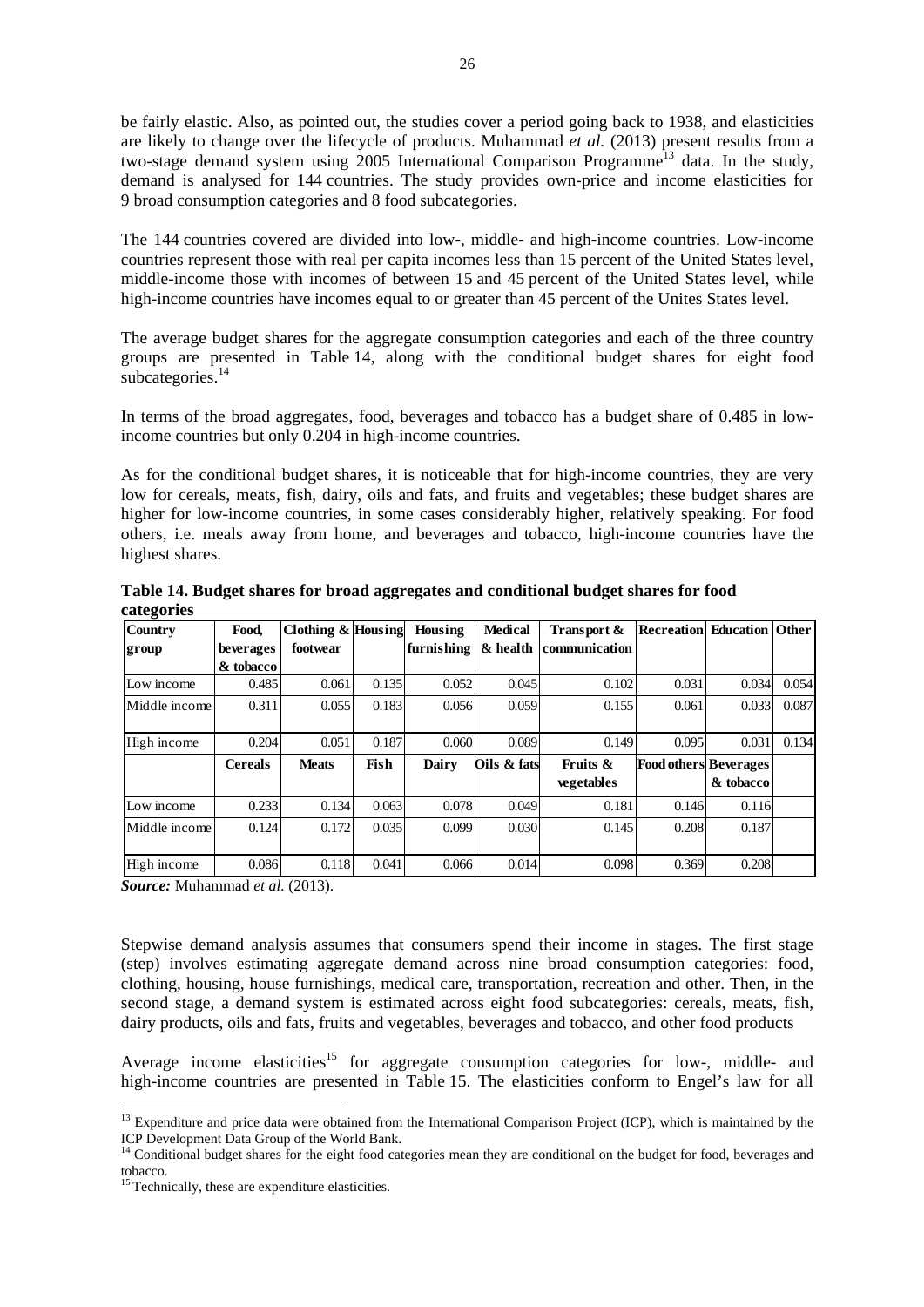be fairly elastic. Also, as pointed out, the studies cover a period going back to 1938, and elasticities are likely to change over the lifecycle of products. Muhammad *et al.* (2013) present results from a two-stage demand system using 2005 International Comparison Programme[13] data. In the study, demand is analysed for 144 countries. The study provides own-price and income elasticities for 9 broad consumption categories and 8 food subcategories.

The 144 countries covered are divided into low-, middle- and high-income countries. Low-income countries represent those with real per capita incomes less than 15 percent of the United States level, middle-income those with incomes of between 15 and 45 percent of the United States level, while high-income countries have incomes equal to or greater than 45 percent of the Unites States level.

The average budget shares for the aggregate consumption categories and each of the three country groups are presented in Table 14, along with the conditional budget shares for eight food subcategories.[14]

In terms of the broad aggregates, food, beverages and tobacco has a budget share of 0.485 in low-income countries but only 0.204 in high-income countries.

As for the conditional budget shares, it is noticeable that for high-income countries, they are very low for cereals, meats, fish, dairy, oils and fats, and fruits and vegetables; these budget shares are higher for low-income countries, in some cases considerably higher, relatively speaking. For food others, i.e. meals away from home, and beverages and tobacco, high-income countries have the highest shares.

**Table 14. Budget shares for broad aggregates and conditional budget shares for food categories**

| Country group | Food, beverages & tobacco | Clothing & footwear | Housing | Housing furnishing | Medical & health | Transport & communication | Recreation | Education | Other |
|---|---|---|---|---|---|---|---|---|---|
| Low income | 0.485 | 0.061 | 0.135 | 0.052 | 0.045 | 0.102 | 0.031 | 0.034 | 0.054 |
| Middle income | 0.311 | 0.055 | 0.183 | 0.056 | 0.059 | 0.155 | 0.061 | 0.033 | 0.087 |
| High income | 0.204 | 0.051 | 0.187 | 0.060 | 0.089 | 0.149 | 0.095 | 0.031 | 0.134 |
| | **Cereals** | **Meats** | **Fish** | **Dairy** | **Oils & fats** | **Fruits & vegetables** | **Food others** | **Beverages & tobacco** | |
| Low income | 0.233 | 0.134 | 0.063 | 0.078 | 0.049 | 0.181 | 0.146 | 0.116 | |
| Middle income | 0.124 | 0.172 | 0.035 | 0.099 | 0.030 | 0.145 | 0.208 | 0.187 | |
| High income | 0.086 | 0.118 | 0.041 | 0.066 | 0.014 | 0.098 | 0.369 | 0.208 | |

***Source:*** Muhammad *et al.* (2013).

Stepwise demand analysis assumes that consumers spend their income in stages. The first stage (step) involves estimating aggregate demand across nine broad consumption categories: food, clothing, housing, house furnishings, medical care, transportation, recreation and other. Then, in the second stage, a demand system is estimated across eight food subcategories: cereals, meats, fish, dairy products, oils and fats, fruits and vegetables, beverages and tobacco, and other food products

Average income elasticities[15] for aggregate consumption categories for low-, middle- and high-income countries are presented in Table 15. The elasticities conform to Engel's law for all

---

[13] Expenditure and price data were obtained from the International Comparison Project (ICP), which is maintained by the ICP Development Data Group of the World Bank.

[14] Conditional budget shares for the eight food categories mean they are conditional on the budget for food, beverages and tobacco.

[15] Technically, these are expenditure elasticities.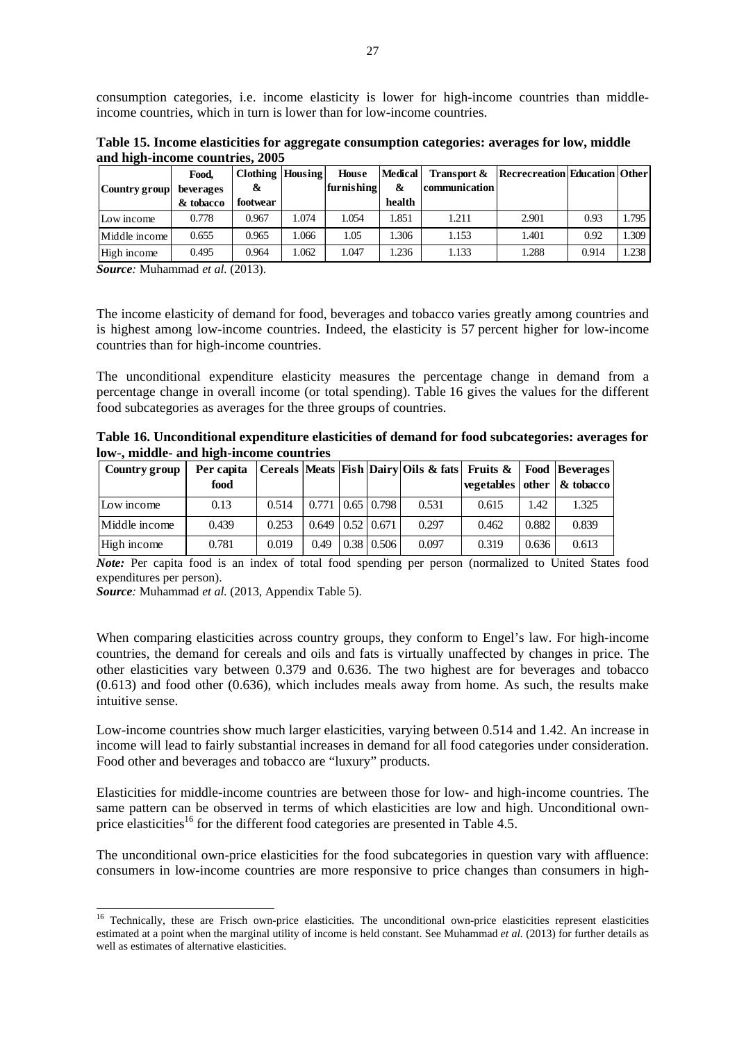consumption categories, i.e. income elasticity is lower for high-income countries than middle-income countries, which in turn is lower than for low-income countries.

**Table 15. Income elasticities for aggregate consumption categories: averages for low, middle and high-income countries, 2005**

| Country group | Food, beverages & tobacco | Clothing & footwear | Housing | House furnishing | Medical & health | Transport & communication | Recrecreation | Education | Other |
|---|---|---|---|---|---|---|---|---|---|
| Low income | 0.778 | 0.967 | 1.074 | 1.054 | 1.851 | 1.211 | 2.901 | 0.93 | 1.795 |
| Middle income | 0.655 | 0.965 | 1.066 | 1.05 | 1.306 | 1.153 | 1.401 | 0.92 | 1.309 |
| High income | 0.495 | 0.964 | 1.062 | 1.047 | 1.236 | 1.133 | 1.288 | 0.914 | 1.238 |

***Source:*** Muhammad *et al.* (2013).

The income elasticity of demand for food, beverages and tobacco varies greatly among countries and is highest among low-income countries. Indeed, the elasticity is 57 percent higher for low-income countries than for high-income countries.

The unconditional expenditure elasticity measures the percentage change in demand from a percentage change in overall income (or total spending). Table 16 gives the values for the different food subcategories as averages for the three groups of countries.

**Table 16. Unconditional expenditure elasticities of demand for food subcategories: averages for low-, middle- and high-income countries**

| Country group | Per capita food | Cereals | Meats | Fish | Dairy | Oils & fats | Fruits & vegetables | Food other | Beverages & tobacco |
|---|---|---|---|---|---|---|---|---|---|
| Low income | 0.13 | 0.514 | 0.771 | 0.65 | 0.798 | 0.531 | 0.615 | 1.42 | 1.325 |
| Middle income | 0.439 | 0.253 | 0.649 | 0.52 | 0.671 | 0.297 | 0.462 | 0.882 | 0.839 |
| High income | 0.781 | 0.019 | 0.49 | 0.38 | 0.506 | 0.097 | 0.319 | 0.636 | 0.613 |

***Note:*** Per capita food is an index of total food spending per person (normalized to United States food expenditures per person).

***Source:*** Muhammad *et al.* (2013, Appendix Table 5).

When comparing elasticities across country groups, they conform to Engel's law. For high-income countries, the demand for cereals and oils and fats is virtually unaffected by changes in price. The other elasticities vary between 0.379 and 0.636. The two highest are for beverages and tobacco (0.613) and food other (0.636), which includes meals away from home. As such, the results make intuitive sense.

Low-income countries show much larger elasticities, varying between 0.514 and 1.42. An increase in income will lead to fairly substantial increases in demand for all food categories under consideration. Food other and beverages and tobacco are "luxury" products.

Elasticities for middle-income countries are between those for low- and high-income countries. The same pattern can be observed in terms of which elasticities are low and high. Unconditional own-price elasticities[16] for the different food categories are presented in Table 4.5.

The unconditional own-price elasticities for the food subcategories in question vary with affluence: consumers in low-income countries are more responsive to price changes than consumers in high-

[16] Technically, these are Frisch own-price elasticities. The unconditional own-price elasticities represent elasticities estimated at a point when the marginal utility of income is held constant. See Muhammad *et al.* (2013) for further details as well as estimates of alternative elasticities.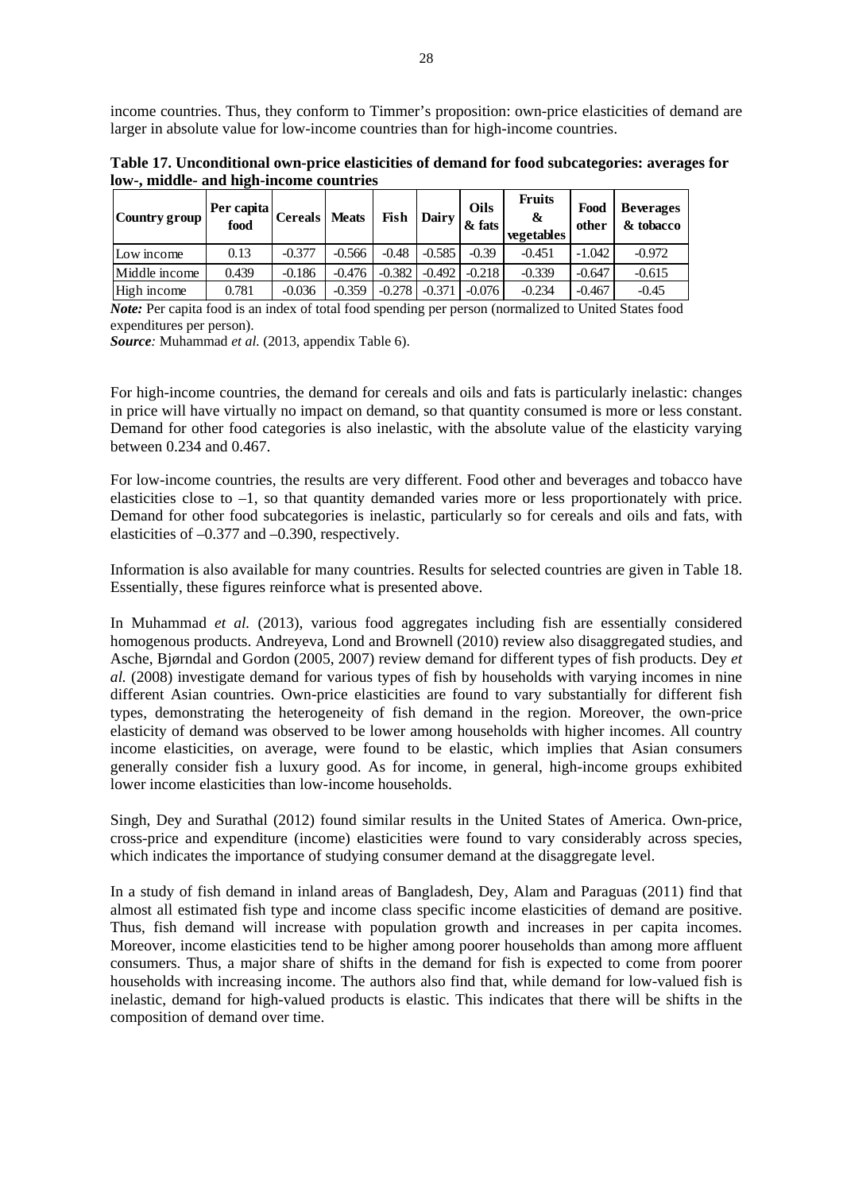income countries. Thus, they conform to Timmer's proposition: own-price elasticities of demand are larger in absolute value for low-income countries than for high-income countries.

**Table 17. Unconditional own-price elasticities of demand for food subcategories: averages for low-, middle- and high-income countries**

| Country group | Per capita food | Cereals | Meats | Fish | Dairy | Oils & fats | Fruits & vegetables | Food other | Beverages & tobacco |
|---|---|---|---|---|---|---|---|---|---|
| Low income | 0.13 | -0.377 | -0.566 | -0.48 | -0.585 | -0.39 | -0.451 | -1.042 | -0.972 |
| Middle income | 0.439 | -0.186 | -0.476 | -0.382 | -0.492 | -0.218 | -0.339 | -0.647 | -0.615 |
| High income | 0.781 | -0.036 | -0.359 | -0.278 | -0.371 | -0.076 | -0.234 | -0.467 | -0.45 |

***Note:*** Per capita food is an index of total food spending per person (normalized to United States food expenditures per person).

***Source:*** Muhammad *et al.* (2013, appendix Table 6).

For high-income countries, the demand for cereals and oils and fats is particularly inelastic: changes in price will have virtually no impact on demand, so that quantity consumed is more or less constant. Demand for other food categories is also inelastic, with the absolute value of the elasticity varying between 0.234 and 0.467.

For low-income countries, the results are very different. Food other and beverages and tobacco have elasticities close to –1, so that quantity demanded varies more or less proportionately with price. Demand for other food subcategories is inelastic, particularly so for cereals and oils and fats, with elasticities of –0.377 and –0.390, respectively.

Information is also available for many countries. Results for selected countries are given in Table 18. Essentially, these figures reinforce what is presented above.

In Muhammad *et al.* (2013), various food aggregates including fish are essentially considered homogenous products. Andreyeva, Lond and Brownell (2010) review also disaggregated studies, and Asche, Bjørndal and Gordon (2005, 2007) review demand for different types of fish products. Dey *et al.* (2008) investigate demand for various types of fish by households with varying incomes in nine different Asian countries. Own-price elasticities are found to vary substantially for different fish types, demonstrating the heterogeneity of fish demand in the region. Moreover, the own-price elasticity of demand was observed to be lower among households with higher incomes. All country income elasticities, on average, were found to be elastic, which implies that Asian consumers generally consider fish a luxury good. As for income, in general, high-income groups exhibited lower income elasticities than low-income households.

Singh, Dey and Surathal (2012) found similar results in the United States of America. Own-price, cross-price and expenditure (income) elasticities were found to vary considerably across species, which indicates the importance of studying consumer demand at the disaggregate level.

In a study of fish demand in inland areas of Bangladesh, Dey, Alam and Paraguas (2011) find that almost all estimated fish type and income class specific income elasticities of demand are positive. Thus, fish demand will increase with population growth and increases in per capita incomes. Moreover, income elasticities tend to be higher among poorer households than among more affluent consumers. Thus, a major share of shifts in the demand for fish is expected to come from poorer households with increasing income. The authors also find that, while demand for low-valued fish is inelastic, demand for high-valued products is elastic. This indicates that there will be shifts in the composition of demand over time.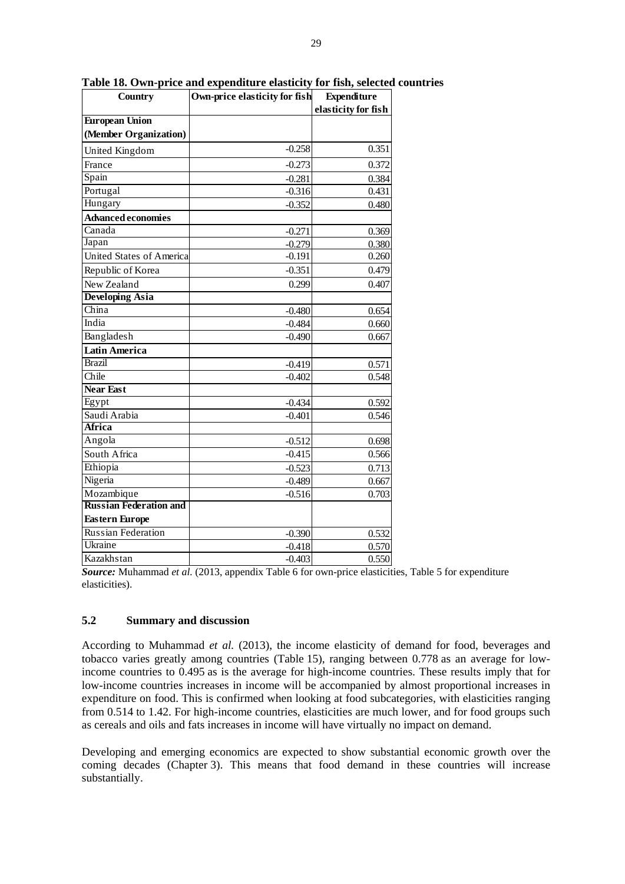**Table 18. Own-price and expenditure elasticity for fish, selected countries**

| Country | Own-price elasticity for fish | Expenditure elasticity for fish |
|---|---|---|
| **European Union (Member Organization)** | | |
| United Kingdom | -0.258 | 0.351 |
| France | -0.273 | 0.372 |
| Spain | -0.281 | 0.384 |
| Portugal | -0.316 | 0.431 |
| Hungary | -0.352 | 0.480 |
| **Advanced economies** | | |
| Canada | -0.271 | 0.369 |
| Japan | -0.279 | 0.380 |
| United States of America | -0.191 | 0.260 |
| Republic of Korea | -0.351 | 0.479 |
| New Zealand | 0.299 | 0.407 |
| **Developing Asia** | | |
| China | -0.480 | 0.654 |
| India | -0.484 | 0.660 |
| Bangladesh | -0.490 | 0.667 |
| **Latin America** | | |
| Brazil | -0.419 | 0.571 |
| Chile | -0.402 | 0.548 |
| **Near East** | | |
| Egypt | -0.434 | 0.592 |
| Saudi Arabia | -0.401 | 0.546 |
| **Africa** | | |
| Angola | -0.512 | 0.698 |
| South Africa | -0.415 | 0.566 |
| Ethiopia | -0.523 | 0.713 |
| Nigeria | -0.489 | 0.667 |
| Mozambique | -0.516 | 0.703 |
| **Russian Federation and Eastern Europe** | | |
| Russian Federation | -0.390 | 0.532 |
| Ukraine | -0.418 | 0.570 |
| Kazakhstan | -0.403 | 0.550 |

***Source:*** Muhammad *et al.* (2013, appendix Table 6 for own-price elasticities, Table 5 for expenditure elasticities).

### 5.2 Summary and discussion

According to Muhammad *et al.* (2013), the income elasticity of demand for food, beverages and tobacco varies greatly among countries (Table 15), ranging between 0.778 as an average for low-income countries to 0.495 as is the average for high-income countries. These results imply that for low-income countries increases in income will be accompanied by almost proportional increases in expenditure on food. This is confirmed when looking at food subcategories, with elasticities ranging from 0.514 to 1.42. For high-income countries, elasticities are much lower, and for food groups such as cereals and oils and fats increases in income will have virtually no impact on demand.

Developing and emerging economics are expected to show substantial economic growth over the coming decades (Chapter 3). This means that food demand in these countries will increase substantially.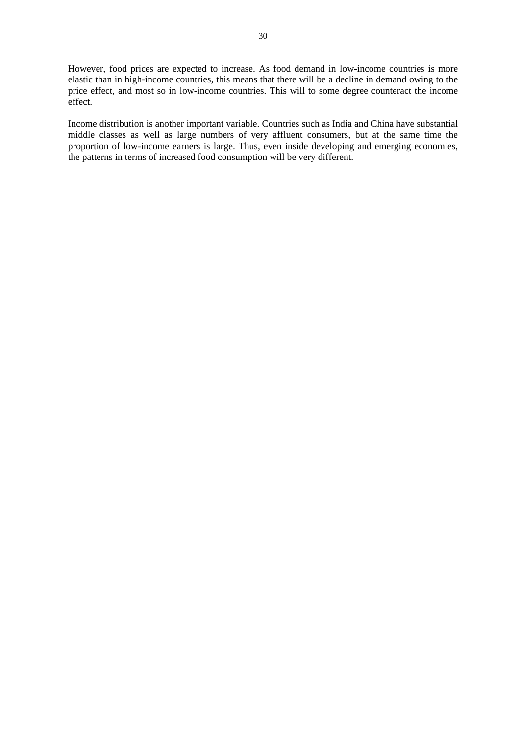However, food prices are expected to increase. As food demand in low-income countries is more elastic than in high-income countries, this means that there will be a decline in demand owing to the price effect, and most so in low-income countries. This will to some degree counteract the income effect.

Income distribution is another important variable. Countries such as India and China have substantial middle classes as well as large numbers of very affluent consumers, but at the same time the proportion of low-income earners is large. Thus, even inside developing and emerging economies, the patterns in terms of increased food consumption will be very different.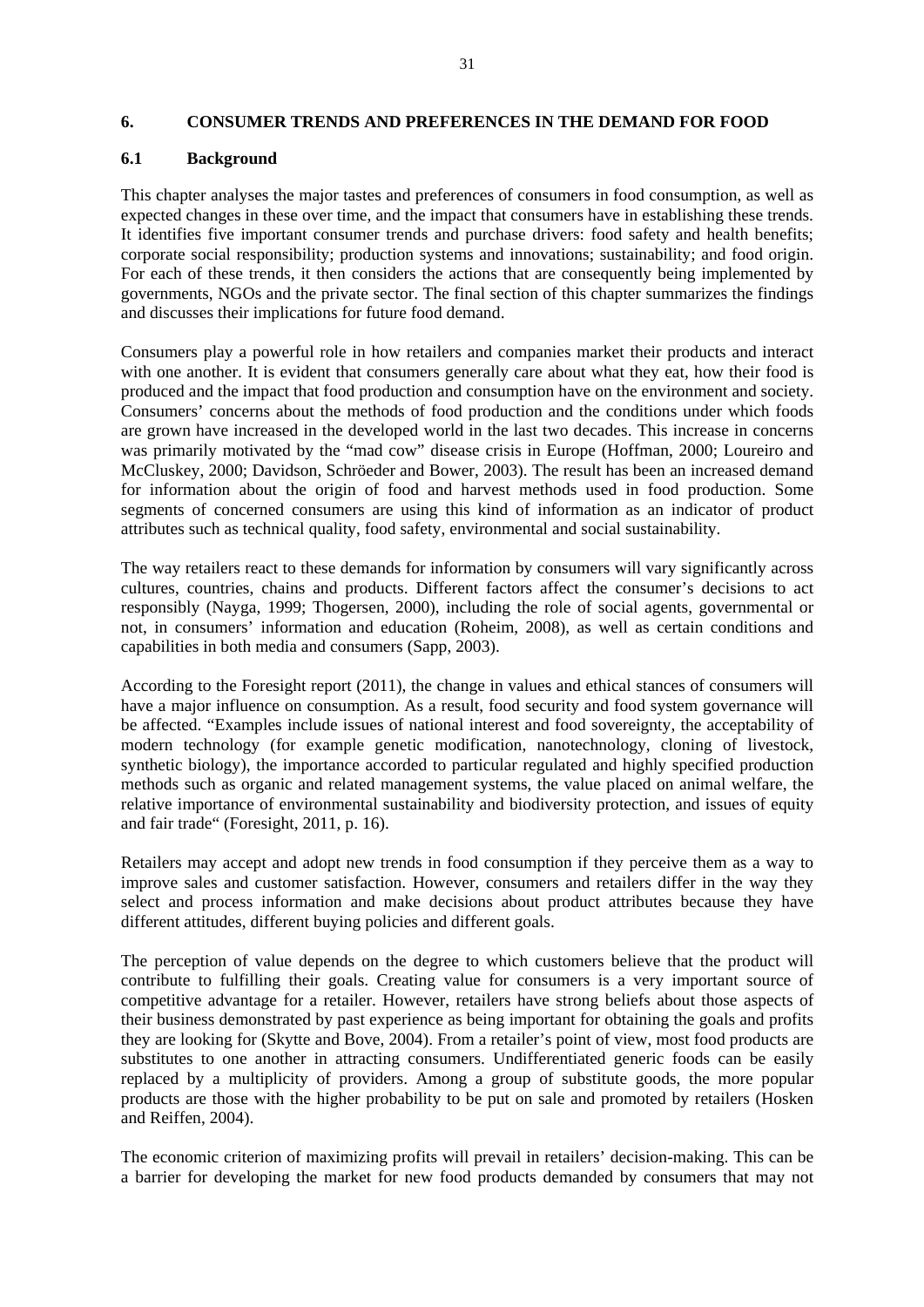## 6. CONSUMER TRENDS AND PREFERENCES IN THE DEMAND FOR FOOD

### 6.1 Background

This chapter analyses the major tastes and preferences of consumers in food consumption, as well as expected changes in these over time, and the impact that consumers have in establishing these trends. It identifies five important consumer trends and purchase drivers: food safety and health benefits; corporate social responsibility; production systems and innovations; sustainability; and food origin. For each of these trends, it then considers the actions that are consequently being implemented by governments, NGOs and the private sector. The final section of this chapter summarizes the findings and discusses their implications for future food demand.

Consumers play a powerful role in how retailers and companies market their products and interact with one another. It is evident that consumers generally care about what they eat, how their food is produced and the impact that food production and consumption have on the environment and society. Consumers' concerns about the methods of food production and the conditions under which foods are grown have increased in the developed world in the last two decades. This increase in concerns was primarily motivated by the "mad cow" disease crisis in Europe (Hoffman, 2000; Loureiro and McCluskey, 2000; Davidson, Schröeder and Bower, 2003). The result has been an increased demand for information about the origin of food and harvest methods used in food production. Some segments of concerned consumers are using this kind of information as an indicator of product attributes such as technical quality, food safety, environmental and social sustainability.

The way retailers react to these demands for information by consumers will vary significantly across cultures, countries, chains and products. Different factors affect the consumer's decisions to act responsibly (Nayga, 1999; Thogersen, 2000), including the role of social agents, governmental or not, in consumers' information and education (Roheim, 2008), as well as certain conditions and capabilities in both media and consumers (Sapp, 2003).

According to the Foresight report (2011), the change in values and ethical stances of consumers will have a major influence on consumption. As a result, food security and food system governance will be affected. "Examples include issues of national interest and food sovereignty, the acceptability of modern technology (for example genetic modification, nanotechnology, cloning of livestock, synthetic biology), the importance accorded to particular regulated and highly specified production methods such as organic and related management systems, the value placed on animal welfare, the relative importance of environmental sustainability and biodiversity protection, and issues of equity and fair trade" (Foresight, 2011, p. 16).

Retailers may accept and adopt new trends in food consumption if they perceive them as a way to improve sales and customer satisfaction. However, consumers and retailers differ in the way they select and process information and make decisions about product attributes because they have different attitudes, different buying policies and different goals.

The perception of value depends on the degree to which customers believe that the product will contribute to fulfilling their goals. Creating value for consumers is a very important source of competitive advantage for a retailer. However, retailers have strong beliefs about those aspects of their business demonstrated by past experience as being important for obtaining the goals and profits they are looking for (Skytte and Bove, 2004). From a retailer's point of view, most food products are substitutes to one another in attracting consumers. Undifferentiated generic foods can be easily replaced by a multiplicity of providers. Among a group of substitute goods, the more popular products are those with the higher probability to be put on sale and promoted by retailers (Hosken and Reiffen, 2004).

The economic criterion of maximizing profits will prevail in retailers' decision-making. This can be a barrier for developing the market for new food products demanded by consumers that may not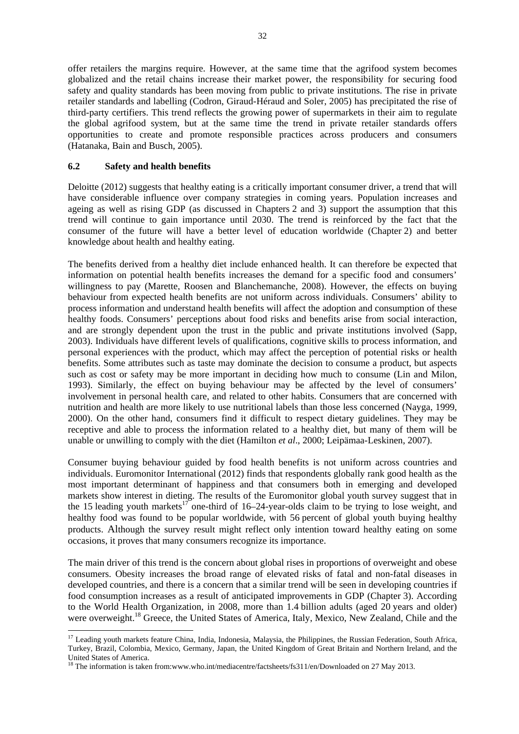offer retailers the margins require. However, at the same time that the agrifood system becomes globalized and the retail chains increase their market power, the responsibility for securing food safety and quality standards has been moving from public to private institutions. The rise in private retailer standards and labelling (Codron, Giraud-Héraud and Soler, 2005) has precipitated the rise of third-party certifiers. This trend reflects the growing power of supermarkets in their aim to regulate the global agrifood system, but at the same time the trend in private retailer standards offers opportunities to create and promote responsible practices across producers and consumers (Hatanaka, Bain and Busch, 2005).

### 6.2 Safety and health benefits

Deloitte (2012) suggests that healthy eating is a critically important consumer driver, a trend that will have considerable influence over company strategies in coming years. Population increases and ageing as well as rising GDP (as discussed in Chapters 2 and 3) support the assumption that this trend will continue to gain importance until 2030. The trend is reinforced by the fact that the consumer of the future will have a better level of education worldwide (Chapter 2) and better knowledge about health and healthy eating.

The benefits derived from a healthy diet include enhanced health. It can therefore be expected that information on potential health benefits increases the demand for a specific food and consumers' willingness to pay (Marette, Roosen and Blanchemanche, 2008). However, the effects on buying behaviour from expected health benefits are not uniform across individuals. Consumers' ability to process information and understand health benefits will affect the adoption and consumption of these healthy foods. Consumers' perceptions about food risks and benefits arise from social interaction, and are strongly dependent upon the trust in the public and private institutions involved (Sapp, 2003). Individuals have different levels of qualifications, cognitive skills to process information, and personal experiences with the product, which may affect the perception of potential risks or health benefits. Some attributes such as taste may dominate the decision to consume a product, but aspects such as cost or safety may be more important in deciding how much to consume (Lin and Milon, 1993). Similarly, the effect on buying behaviour may be affected by the level of consumers' involvement in personal health care, and related to other habits. Consumers that are concerned with nutrition and health are more likely to use nutritional labels than those less concerned (Nayga, 1999, 2000). On the other hand, consumers find it difficult to respect dietary guidelines. They may be receptive and able to process the information related to a healthy diet, but many of them will be unable or unwilling to comply with the diet (Hamilton *et al*., 2000; Leipämaa-Leskinen, 2007).

Consumer buying behaviour guided by food health benefits is not uniform across countries and individuals. Euromonitor International (2012) finds that respondents globally rank good health as the most important determinant of happiness and that consumers both in emerging and developed markets show interest in dieting. The results of the Euromonitor global youth survey suggest that in the 15 leading youth markets[17] one-third of 16–24-year-olds claim to be trying to lose weight, and healthy food was found to be popular worldwide, with 56 percent of global youth buying healthy products. Although the survey result might reflect only intention toward healthy eating on some occasions, it proves that many consumers recognize its importance.

The main driver of this trend is the concern about global rises in proportions of overweight and obese consumers. Obesity increases the broad range of elevated risks of fatal and non-fatal diseases in developed countries, and there is a concern that a similar trend will be seen in developing countries if food consumption increases as a result of anticipated improvements in GDP (Chapter 3). According to the World Health Organization, in 2008, more than 1.4 billion adults (aged 20 years and older) were overweight.[18] Greece, the United States of America, Italy, Mexico, New Zealand, Chile and the

---

[17] Leading youth markets feature China, India, Indonesia, Malaysia, the Philippines, the Russian Federation, South Africa, Turkey, Brazil, Colombia, Mexico, Germany, Japan, the United Kingdom of Great Britain and Northern Ireland, and the United States of America.

[18] The information is taken from:www.who.int/mediacentre/factsheets/fs311/en/Downloaded on 27 May 2013.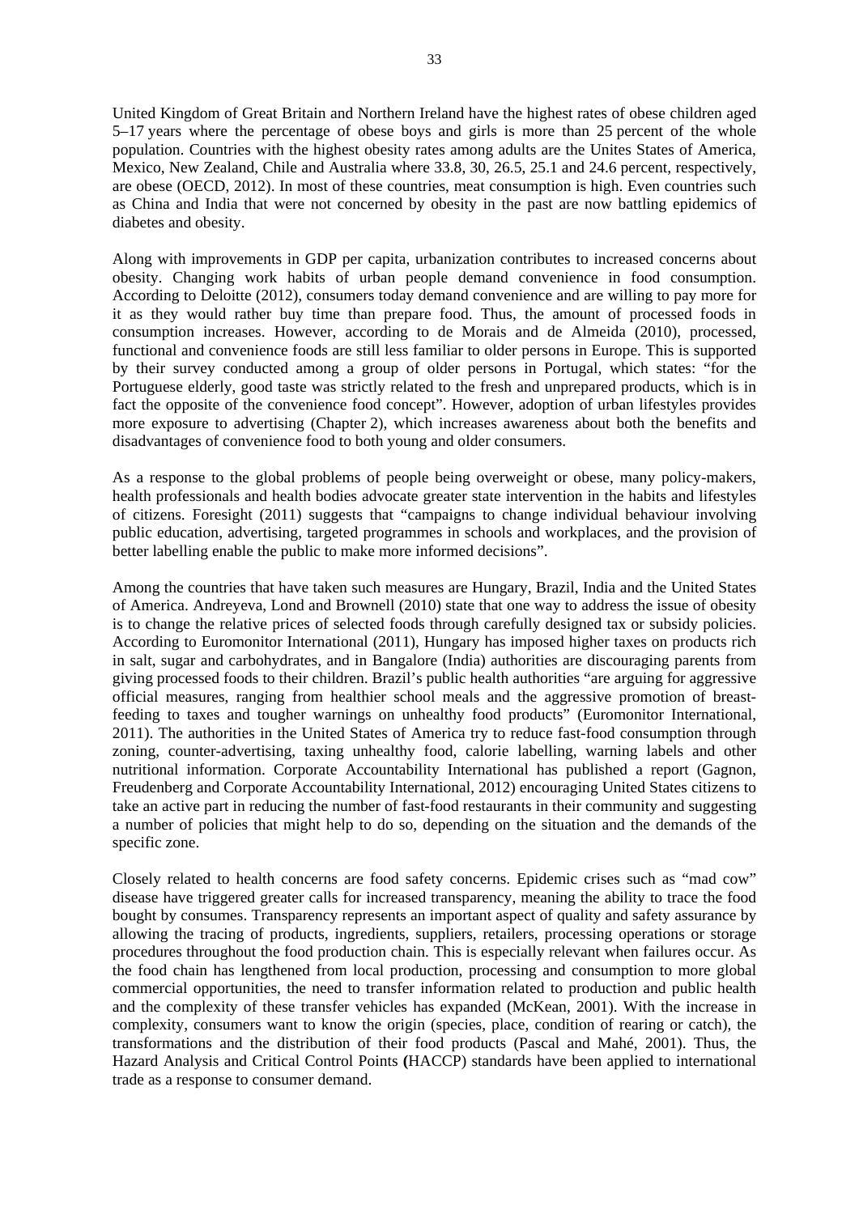United Kingdom of Great Britain and Northern Ireland have the highest rates of obese children aged 5–17 years where the percentage of obese boys and girls is more than 25 percent of the whole population. Countries with the highest obesity rates among adults are the Unites States of America, Mexico, New Zealand, Chile and Australia where 33.8, 30, 26.5, 25.1 and 24.6 percent, respectively, are obese (OECD, 2012). In most of these countries, meat consumption is high. Even countries such as China and India that were not concerned by obesity in the past are now battling epidemics of diabetes and obesity.

Along with improvements in GDP per capita, urbanization contributes to increased concerns about obesity. Changing work habits of urban people demand convenience in food consumption. According to Deloitte (2012), consumers today demand convenience and are willing to pay more for it as they would rather buy time than prepare food. Thus, the amount of processed foods in consumption increases. However, according to de Morais and de Almeida (2010), processed, functional and convenience foods are still less familiar to older persons in Europe. This is supported by their survey conducted among a group of older persons in Portugal, which states: "for the Portuguese elderly, good taste was strictly related to the fresh and unprepared products, which is in fact the opposite of the convenience food concept". However, adoption of urban lifestyles provides more exposure to advertising (Chapter 2), which increases awareness about both the benefits and disadvantages of convenience food to both young and older consumers.

As a response to the global problems of people being overweight or obese, many policy-makers, health professionals and health bodies advocate greater state intervention in the habits and lifestyles of citizens. Foresight (2011) suggests that "campaigns to change individual behaviour involving public education, advertising, targeted programmes in schools and workplaces, and the provision of better labelling enable the public to make more informed decisions".

Among the countries that have taken such measures are Hungary, Brazil, India and the United States of America. Andreyeva, Lond and Brownell (2010) state that one way to address the issue of obesity is to change the relative prices of selected foods through carefully designed tax or subsidy policies. According to Euromonitor International (2011), Hungary has imposed higher taxes on products rich in salt, sugar and carbohydrates, and in Bangalore (India) authorities are discouraging parents from giving processed foods to their children. Brazil's public health authorities "are arguing for aggressive official measures, ranging from healthier school meals and the aggressive promotion of breast-feeding to taxes and tougher warnings on unhealthy food products" (Euromonitor International, 2011). The authorities in the United States of America try to reduce fast-food consumption through zoning, counter-advertising, taxing unhealthy food, calorie labelling, warning labels and other nutritional information. Corporate Accountability International has published a report (Gagnon, Freudenberg and Corporate Accountability International, 2012) encouraging United States citizens to take an active part in reducing the number of fast-food restaurants in their community and suggesting a number of policies that might help to do so, depending on the situation and the demands of the specific zone.

Closely related to health concerns are food safety concerns. Epidemic crises such as "mad cow" disease have triggered greater calls for increased transparency, meaning the ability to trace the food bought by consumes. Transparency represents an important aspect of quality and safety assurance by allowing the tracing of products, ingredients, suppliers, retailers, processing operations or storage procedures throughout the food production chain. This is especially relevant when failures occur. As the food chain has lengthened from local production, processing and consumption to more global commercial opportunities, the need to transfer information related to production and public health and the complexity of these transfer vehicles has expanded (McKean, 2001). With the increase in complexity, consumers want to know the origin (species, place, condition of rearing or catch), the transformations and the distribution of their food products (Pascal and Mahé, 2001). Thus, the Hazard Analysis and Critical Control Points **(**HACCP) standards have been applied to international trade as a response to consumer demand.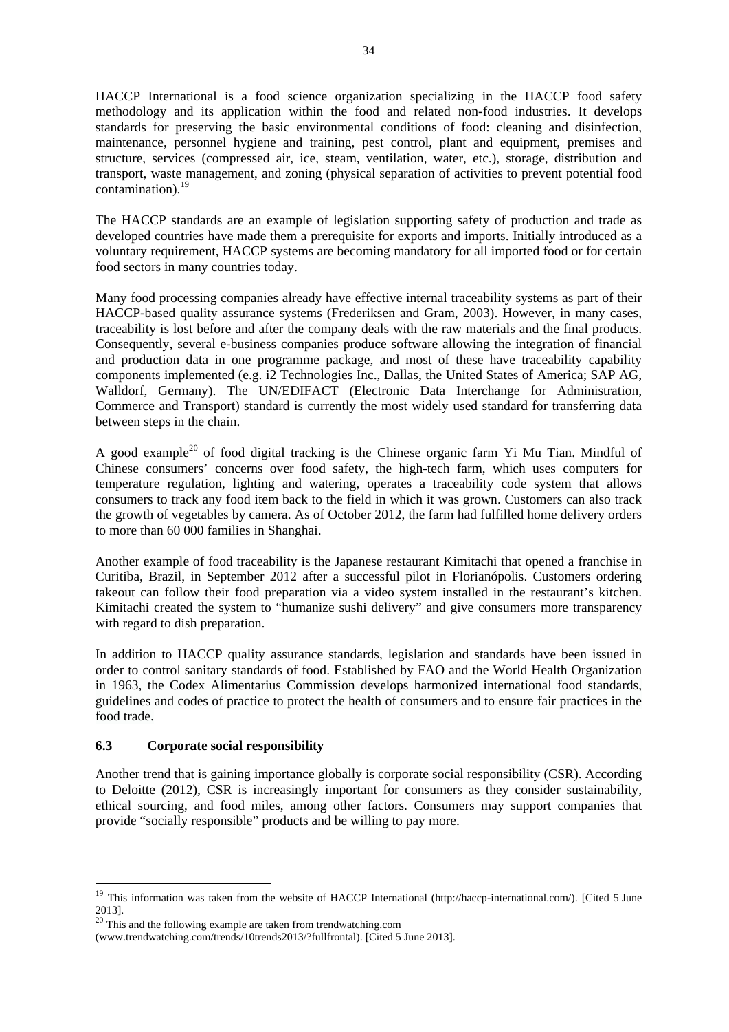HACCP International is a food science organization specializing in the HACCP food safety methodology and its application within the food and related non-food industries. It develops standards for preserving the basic environmental conditions of food: cleaning and disinfection, maintenance, personnel hygiene and training, pest control, plant and equipment, premises and structure, services (compressed air, ice, steam, ventilation, water, etc.), storage, distribution and transport, waste management, and zoning (physical separation of activities to prevent potential food contamination).[19]

The HACCP standards are an example of legislation supporting safety of production and trade as developed countries have made them a prerequisite for exports and imports. Initially introduced as a voluntary requirement, HACCP systems are becoming mandatory for all imported food or for certain food sectors in many countries today.

Many food processing companies already have effective internal traceability systems as part of their HACCP-based quality assurance systems (Frederiksen and Gram, 2003). However, in many cases, traceability is lost before and after the company deals with the raw materials and the final products. Consequently, several e-business companies produce software allowing the integration of financial and production data in one programme package, and most of these have traceability capability components implemented (e.g. i2 Technologies Inc., Dallas, the United States of America; SAP AG, Walldorf, Germany). The UN/EDIFACT (Electronic Data Interchange for Administration, Commerce and Transport) standard is currently the most widely used standard for transferring data between steps in the chain.

A good example[20] of food digital tracking is the Chinese organic farm Yi Mu Tian. Mindful of Chinese consumers' concerns over food safety, the high-tech farm, which uses computers for temperature regulation, lighting and watering, operates a traceability code system that allows consumers to track any food item back to the field in which it was grown. Customers can also track the growth of vegetables by camera. As of October 2012, the farm had fulfilled home delivery orders to more than 60 000 families in Shanghai.

Another example of food traceability is the Japanese restaurant Kimitachi that opened a franchise in Curitiba, Brazil, in September 2012 after a successful pilot in Florianópolis. Customers ordering takeout can follow their food preparation via a video system installed in the restaurant's kitchen. Kimitachi created the system to "humanize sushi delivery" and give consumers more transparency with regard to dish preparation.

In addition to HACCP quality assurance standards, legislation and standards have been issued in order to control sanitary standards of food. Established by FAO and the World Health Organization in 1963, the Codex Alimentarius Commission develops harmonized international food standards, guidelines and codes of practice to protect the health of consumers and to ensure fair practices in the food trade.

### 6.3 Corporate social responsibility

Another trend that is gaining importance globally is corporate social responsibility (CSR). According to Deloitte (2012), CSR is increasingly important for consumers as they consider sustainability, ethical sourcing, and food miles, among other factors. Consumers may support companies that provide "socially responsible" products and be willing to pay more.

---

[19] This information was taken from the website of HACCP International (http://haccp-international.com/). [Cited 5 June 2013].

[20] This and the following example are taken from trendwatching.com (www.trendwatching.com/trends/10trends2013/?fullfrontal). [Cited 5 June 2013].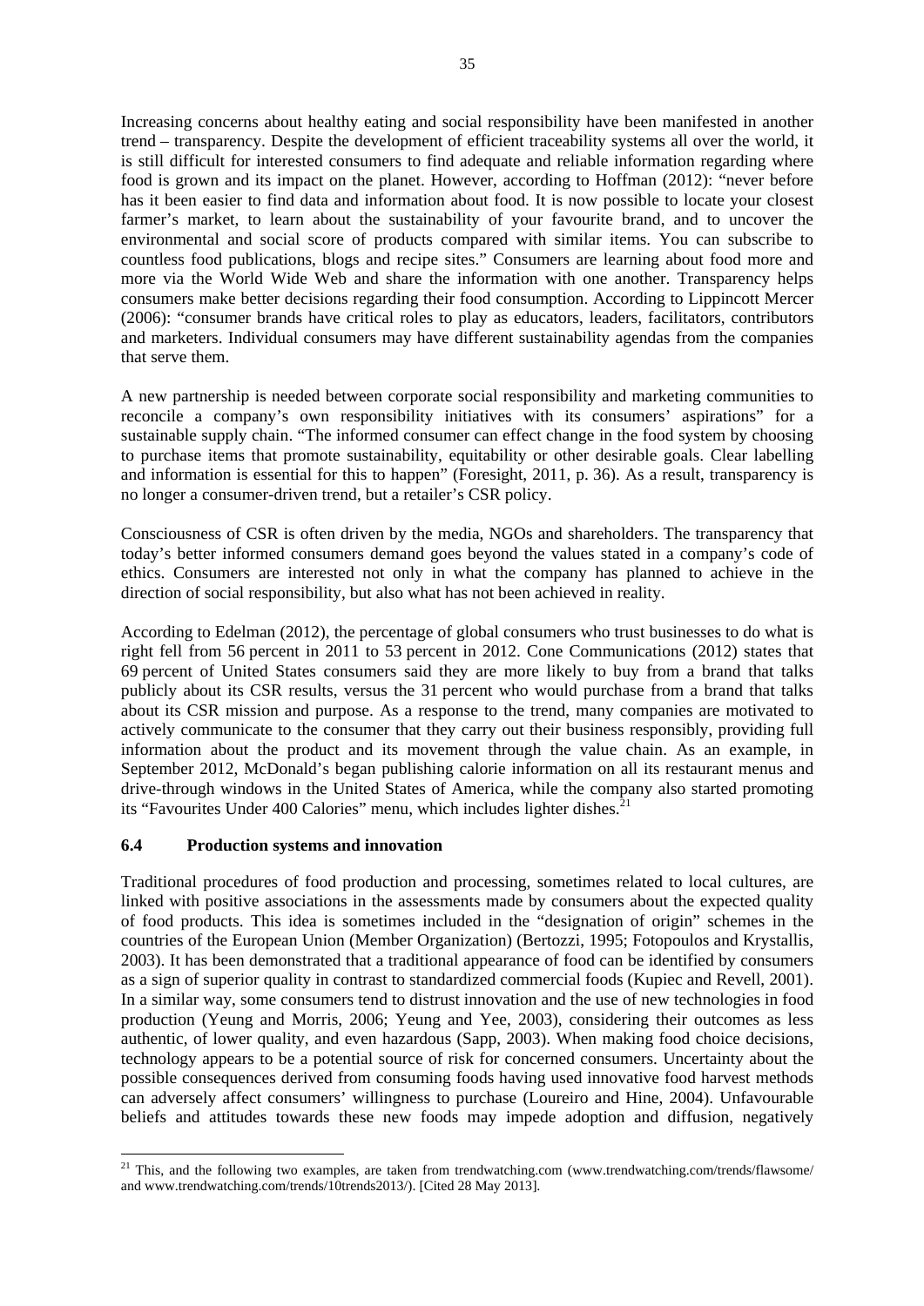Increasing concerns about healthy eating and social responsibility have been manifested in another trend – transparency. Despite the development of efficient traceability systems all over the world, it is still difficult for interested consumers to find adequate and reliable information regarding where food is grown and its impact on the planet. However, according to Hoffman (2012): "never before has it been easier to find data and information about food. It is now possible to locate your closest farmer's market, to learn about the sustainability of your favourite brand, and to uncover the environmental and social score of products compared with similar items. You can subscribe to countless food publications, blogs and recipe sites." Consumers are learning about food more and more via the World Wide Web and share the information with one another. Transparency helps consumers make better decisions regarding their food consumption. According to Lippincott Mercer (2006): "consumer brands have critical roles to play as educators, leaders, facilitators, contributors and marketers. Individual consumers may have different sustainability agendas from the companies that serve them.

A new partnership is needed between corporate social responsibility and marketing communities to reconcile a company's own responsibility initiatives with its consumers' aspirations" for a sustainable supply chain. "The informed consumer can effect change in the food system by choosing to purchase items that promote sustainability, equitability or other desirable goals. Clear labelling and information is essential for this to happen" (Foresight, 2011, p. 36). As a result, transparency is no longer a consumer-driven trend, but a retailer's CSR policy.

Consciousness of CSR is often driven by the media, NGOs and shareholders. The transparency that today's better informed consumers demand goes beyond the values stated in a company's code of ethics. Consumers are interested not only in what the company has planned to achieve in the direction of social responsibility, but also what has not been achieved in reality.

According to Edelman (2012), the percentage of global consumers who trust businesses to do what is right fell from 56 percent in 2011 to 53 percent in 2012. Cone Communications (2012) states that 69 percent of United States consumers said they are more likely to buy from a brand that talks publicly about its CSR results, versus the 31 percent who would purchase from a brand that talks about its CSR mission and purpose. As a response to the trend, many companies are motivated to actively communicate to the consumer that they carry out their business responsibly, providing full information about the product and its movement through the value chain. As an example, in September 2012, McDonald's began publishing calorie information on all its restaurant menus and drive-through windows in the United States of America, while the company also started promoting its "Favourites Under 400 Calories" menu, which includes lighter dishes.[21]

### 6.4 Production systems and innovation

Traditional procedures of food production and processing, sometimes related to local cultures, are linked with positive associations in the assessments made by consumers about the expected quality of food products. This idea is sometimes included in the "designation of origin" schemes in the countries of the European Union (Member Organization) (Bertozzi, 1995; Fotopoulos and Krystallis, 2003). It has been demonstrated that a traditional appearance of food can be identified by consumers as a sign of superior quality in contrast to standardized commercial foods (Kupiec and Revell, 2001). In a similar way, some consumers tend to distrust innovation and the use of new technologies in food production (Yeung and Morris, 2006; Yeung and Yee, 2003), considering their outcomes as less authentic, of lower quality, and even hazardous (Sapp, 2003). When making food choice decisions, technology appears to be a potential source of risk for concerned consumers. Uncertainty about the possible consequences derived from consuming foods having used innovative food harvest methods can adversely affect consumers' willingness to purchase (Loureiro and Hine, 2004). Unfavourable beliefs and attitudes towards these new foods may impede adoption and diffusion, negatively

---

[21] This, and the following two examples, are taken from trendwatching.com (www.trendwatching.com/trends/flawsome/ and www.trendwatching.com/trends/10trends2013/). [Cited 28 May 2013].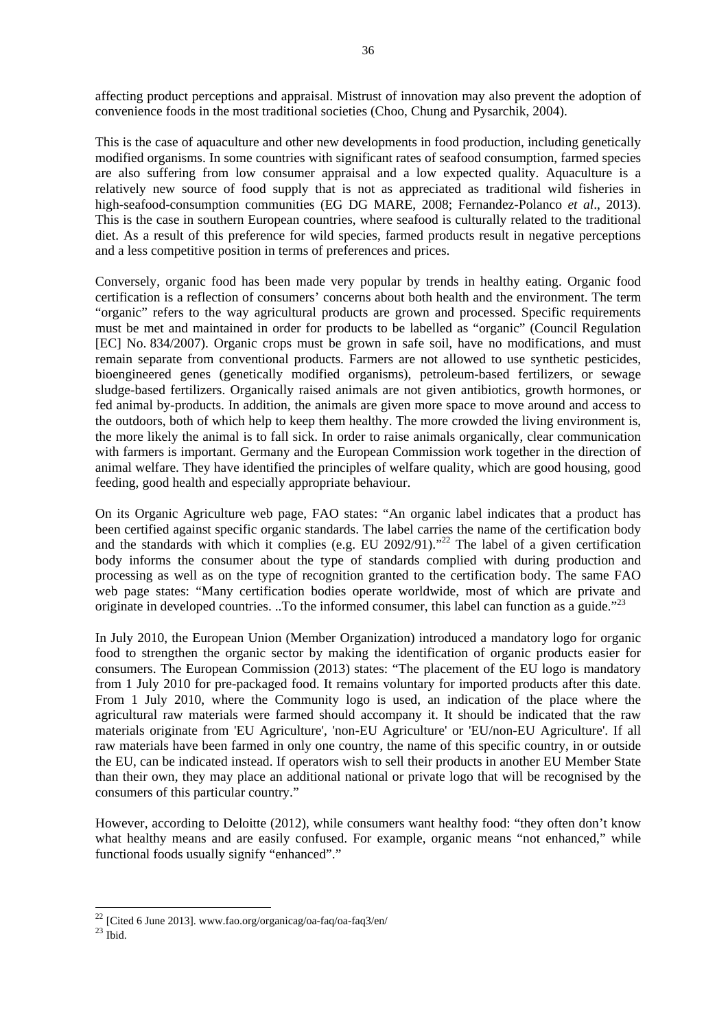affecting product perceptions and appraisal. Mistrust of innovation may also prevent the adoption of convenience foods in the most traditional societies (Choo, Chung and Pysarchik, 2004).

This is the case of aquaculture and other new developments in food production, including genetically modified organisms. In some countries with significant rates of seafood consumption, farmed species are also suffering from low consumer appraisal and a low expected quality. Aquaculture is a relatively new source of food supply that is not as appreciated as traditional wild fisheries in high-seafood-consumption communities (EG DG MARE, 2008; Fernandez-Polanco *et al*., 2013). This is the case in southern European countries, where seafood is culturally related to the traditional diet. As a result of this preference for wild species, farmed products result in negative perceptions and a less competitive position in terms of preferences and prices.

Conversely, organic food has been made very popular by trends in healthy eating. Organic food certification is a reflection of consumers' concerns about both health and the environment. The term "organic" refers to the way agricultural products are grown and processed. Specific requirements must be met and maintained in order for products to be labelled as "organic" (Council Regulation [EC] No. 834/2007). Organic crops must be grown in safe soil, have no modifications, and must remain separate from conventional products. Farmers are not allowed to use synthetic pesticides, bioengineered genes (genetically modified organisms), petroleum-based fertilizers, or sewage sludge-based fertilizers. Organically raised animals are not given antibiotics, growth hormones, or fed animal by-products. In addition, the animals are given more space to move around and access to the outdoors, both of which help to keep them healthy. The more crowded the living environment is, the more likely the animal is to fall sick. In order to raise animals organically, clear communication with farmers is important. Germany and the European Commission work together in the direction of animal welfare. They have identified the principles of welfare quality, which are good housing, good feeding, good health and especially appropriate behaviour.

On its Organic Agriculture web page, FAO states: "An organic label indicates that a product has been certified against specific organic standards. The label carries the name of the certification body and the standards with which it complies (e.g. EU 2092/91)."[22] The label of a given certification body informs the consumer about the type of standards complied with during production and processing as well as on the type of recognition granted to the certification body. The same FAO web page states: "Many certification bodies operate worldwide, most of which are private and originate in developed countries. ..To the informed consumer, this label can function as a guide."[23]

In July 2010, the European Union (Member Organization) introduced a mandatory logo for organic food to strengthen the organic sector by making the identification of organic products easier for consumers. The European Commission (2013) states: "The placement of the EU logo is mandatory from 1 July 2010 for pre-packaged food. It remains voluntary for imported products after this date. From 1 July 2010, where the Community logo is used, an indication of the place where the agricultural raw materials were farmed should accompany it. It should be indicated that the raw materials originate from 'EU Agriculture', 'non-EU Agriculture' or 'EU/non-EU Agriculture'. If all raw materials have been farmed in only one country, the name of this specific country, in or outside the EU, can be indicated instead. If operators wish to sell their products in another EU Member State than their own, they may place an additional national or private logo that will be recognised by the consumers of this particular country."

However, according to Deloitte (2012), while consumers want healthy food: "they often don't know what healthy means and are easily confused. For example, organic means "not enhanced," while functional foods usually signify "enhanced"."

---

[22] [Cited 6 June 2013]. www.fao.org/organicag/oa-faq/oa-faq3/en/

[23] Ibid.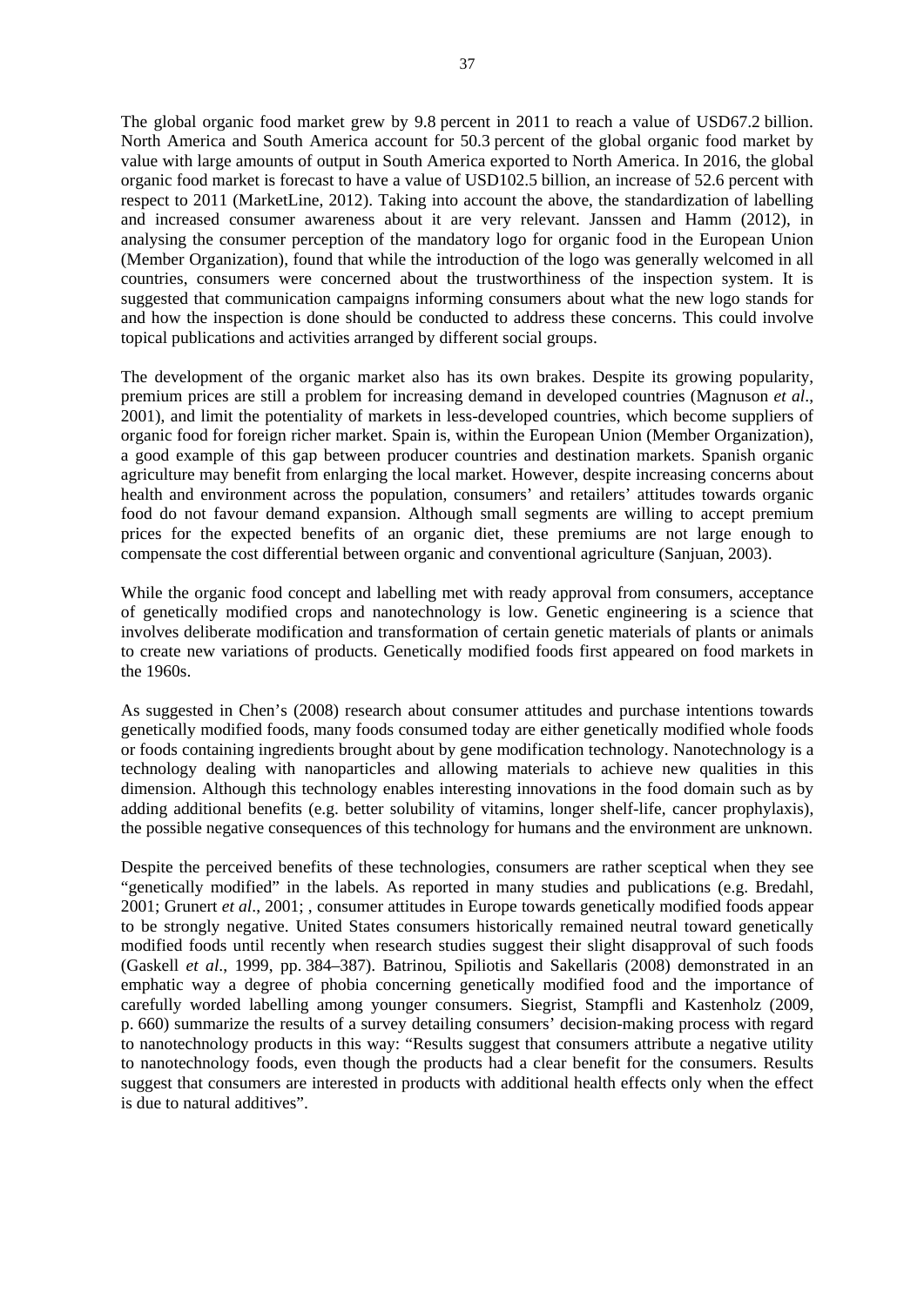The global organic food market grew by 9.8 percent in 2011 to reach a value of USD67.2 billion. North America and South America account for 50.3 percent of the global organic food market by value with large amounts of output in South America exported to North America. In 2016, the global organic food market is forecast to have a value of USD102.5 billion, an increase of 52.6 percent with respect to 2011 (MarketLine, 2012). Taking into account the above, the standardization of labelling and increased consumer awareness about it are very relevant. Janssen and Hamm (2012), in analysing the consumer perception of the mandatory logo for organic food in the European Union (Member Organization), found that while the introduction of the logo was generally welcomed in all countries, consumers were concerned about the trustworthiness of the inspection system. It is suggested that communication campaigns informing consumers about what the new logo stands for and how the inspection is done should be conducted to address these concerns. This could involve topical publications and activities arranged by different social groups.

The development of the organic market also has its own brakes. Despite its growing popularity, premium prices are still a problem for increasing demand in developed countries (Magnuson *et al*., 2001), and limit the potentiality of markets in less-developed countries, which become suppliers of organic food for foreign richer market. Spain is, within the European Union (Member Organization), a good example of this gap between producer countries and destination markets. Spanish organic agriculture may benefit from enlarging the local market. However, despite increasing concerns about health and environment across the population, consumers' and retailers' attitudes towards organic food do not favour demand expansion. Although small segments are willing to accept premium prices for the expected benefits of an organic diet, these premiums are not large enough to compensate the cost differential between organic and conventional agriculture (Sanjuan, 2003).

While the organic food concept and labelling met with ready approval from consumers, acceptance of genetically modified crops and nanotechnology is low. Genetic engineering is a science that involves deliberate modification and transformation of certain genetic materials of plants or animals to create new variations of products. Genetically modified foods first appeared on food markets in the 1960s.

As suggested in Chen's (2008) research about consumer attitudes and purchase intentions towards genetically modified foods, many foods consumed today are either genetically modified whole foods or foods containing ingredients brought about by gene modification technology. Nanotechnology is a technology dealing with nanoparticles and allowing materials to achieve new qualities in this dimension. Although this technology enables interesting innovations in the food domain such as by adding additional benefits (e.g. better solubility of vitamins, longer shelf-life, cancer prophylaxis), the possible negative consequences of this technology for humans and the environment are unknown.

Despite the perceived benefits of these technologies, consumers are rather sceptical when they see "genetically modified" in the labels. As reported in many studies and publications (e.g. Bredahl, 2001; Grunert *et al*., 2001; , consumer attitudes in Europe towards genetically modified foods appear to be strongly negative. United States consumers historically remained neutral toward genetically modified foods until recently when research studies suggest their slight disapproval of such foods (Gaskell *et al*., 1999, pp. 384–387). Batrinou, Spiliotis and Sakellaris (2008) demonstrated in an emphatic way a degree of phobia concerning genetically modified food and the importance of carefully worded labelling among younger consumers. Siegrist, Stampfli and Kastenholz (2009, p. 660) summarize the results of a survey detailing consumers' decision-making process with regard to nanotechnology products in this way: "Results suggest that consumers attribute a negative utility to nanotechnology foods, even though the products had a clear benefit for the consumers. Results suggest that consumers are interested in products with additional health effects only when the effect is due to natural additives".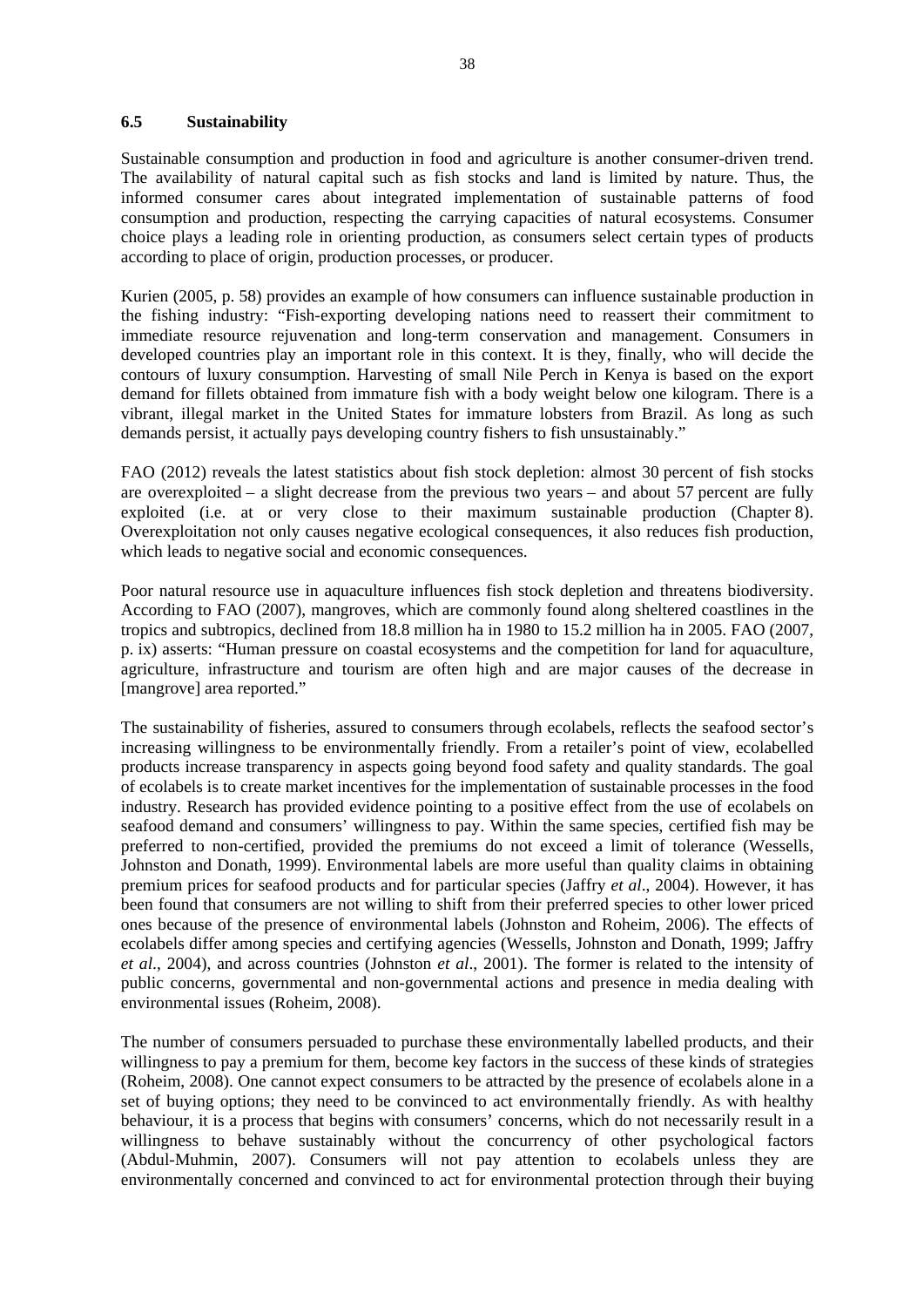## 6.5 Sustainability

Sustainable consumption and production in food and agriculture is another consumer-driven trend. The availability of natural capital such as fish stocks and land is limited by nature. Thus, the informed consumer cares about integrated implementation of sustainable patterns of food consumption and production, respecting the carrying capacities of natural ecosystems. Consumer choice plays a leading role in orienting production, as consumers select certain types of products according to place of origin, production processes, or producer.

Kurien (2005, p. 58) provides an example of how consumers can influence sustainable production in the fishing industry: "Fish-exporting developing nations need to reassert their commitment to immediate resource rejuvenation and long-term conservation and management. Consumers in developed countries play an important role in this context. It is they, finally, who will decide the contours of luxury consumption. Harvesting of small Nile Perch in Kenya is based on the export demand for fillets obtained from immature fish with a body weight below one kilogram. There is a vibrant, illegal market in the United States for immature lobsters from Brazil. As long as such demands persist, it actually pays developing country fishers to fish unsustainably."

FAO (2012) reveals the latest statistics about fish stock depletion: almost 30 percent of fish stocks are overexploited – a slight decrease from the previous two years – and about 57 percent are fully exploited (i.e. at or very close to their maximum sustainable production (Chapter 8). Overexploitation not only causes negative ecological consequences, it also reduces fish production, which leads to negative social and economic consequences.

Poor natural resource use in aquaculture influences fish stock depletion and threatens biodiversity. According to FAO (2007), mangroves, which are commonly found along sheltered coastlines in the tropics and subtropics, declined from 18.8 million ha in 1980 to 15.2 million ha in 2005. FAO (2007, p. ix) asserts: "Human pressure on coastal ecosystems and the competition for land for aquaculture, agriculture, infrastructure and tourism are often high and are major causes of the decrease in [mangrove] area reported."

The sustainability of fisheries, assured to consumers through ecolabels, reflects the seafood sector's increasing willingness to be environmentally friendly. From a retailer's point of view, ecolabelled products increase transparency in aspects going beyond food safety and quality standards. The goal of ecolabels is to create market incentives for the implementation of sustainable processes in the food industry. Research has provided evidence pointing to a positive effect from the use of ecolabels on seafood demand and consumers' willingness to pay. Within the same species, certified fish may be preferred to non-certified, provided the premiums do not exceed a limit of tolerance (Wessells, Johnston and Donath, 1999). Environmental labels are more useful than quality claims in obtaining premium prices for seafood products and for particular species (Jaffry *et al*., 2004). However, it has been found that consumers are not willing to shift from their preferred species to other lower priced ones because of the presence of environmental labels (Johnston and Roheim, 2006). The effects of ecolabels differ among species and certifying agencies (Wessells, Johnston and Donath, 1999; Jaffry *et al*., 2004), and across countries (Johnston *et al*., 2001). The former is related to the intensity of public concerns, governmental and non-governmental actions and presence in media dealing with environmental issues (Roheim, 2008).

The number of consumers persuaded to purchase these environmentally labelled products, and their willingness to pay a premium for them, become key factors in the success of these kinds of strategies (Roheim, 2008). One cannot expect consumers to be attracted by the presence of ecolabels alone in a set of buying options; they need to be convinced to act environmentally friendly. As with healthy behaviour, it is a process that begins with consumers' concerns, which do not necessarily result in a willingness to behave sustainably without the concurrency of other psychological factors (Abdul-Muhmin, 2007). Consumers will not pay attention to ecolabels unless they are environmentally concerned and convinced to act for environmental protection through their buying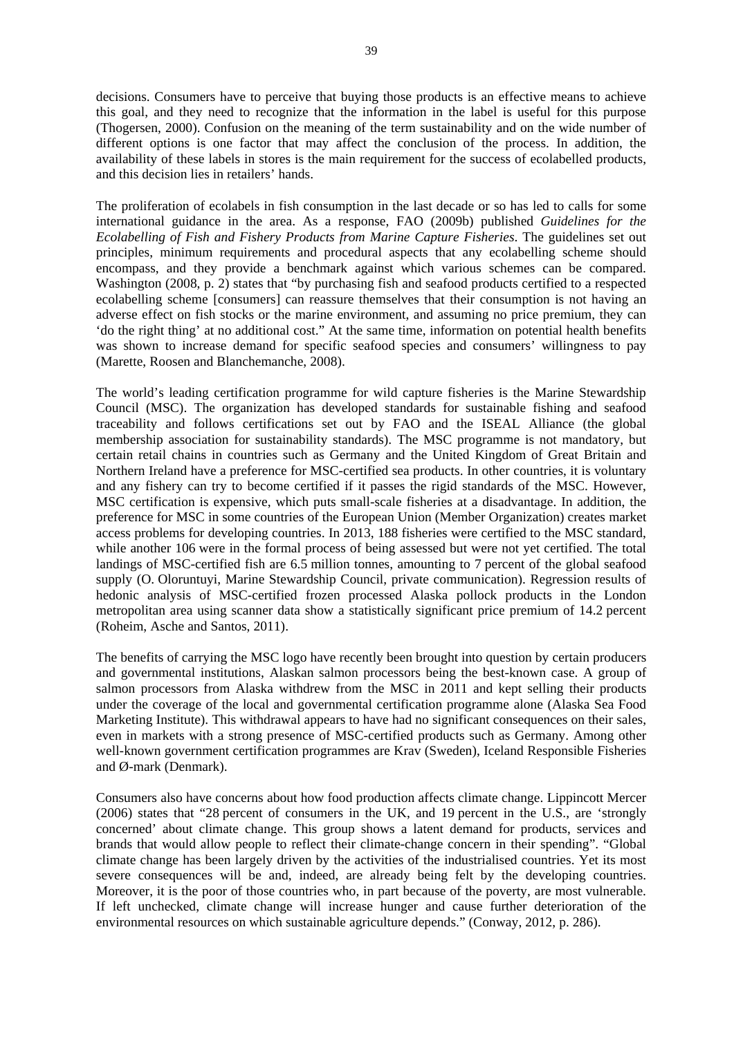decisions. Consumers have to perceive that buying those products is an effective means to achieve this goal, and they need to recognize that the information in the label is useful for this purpose (Thogersen, 2000). Confusion on the meaning of the term sustainability and on the wide number of different options is one factor that may affect the conclusion of the process. In addition, the availability of these labels in stores is the main requirement for the success of ecolabelled products, and this decision lies in retailers' hands.

The proliferation of ecolabels in fish consumption in the last decade or so has led to calls for some international guidance in the area. As a response, FAO (2009b) published *Guidelines for the Ecolabelling of Fish and Fishery Products from Marine Capture Fisheries*. The guidelines set out principles, minimum requirements and procedural aspects that any ecolabelling scheme should encompass, and they provide a benchmark against which various schemes can be compared. Washington (2008, p. 2) states that "by purchasing fish and seafood products certified to a respected ecolabelling scheme [consumers] can reassure themselves that their consumption is not having an adverse effect on fish stocks or the marine environment, and assuming no price premium, they can 'do the right thing' at no additional cost." At the same time, information on potential health benefits was shown to increase demand for specific seafood species and consumers' willingness to pay (Marette, Roosen and Blanchemanche, 2008).

The world's leading certification programme for wild capture fisheries is the Marine Stewardship Council (MSC). The organization has developed standards for sustainable fishing and seafood traceability and follows certifications set out by FAO and the ISEAL Alliance (the global membership association for sustainability standards). The MSC programme is not mandatory, but certain retail chains in countries such as Germany and the United Kingdom of Great Britain and Northern Ireland have a preference for MSC-certified sea products. In other countries, it is voluntary and any fishery can try to become certified if it passes the rigid standards of the MSC. However, MSC certification is expensive, which puts small-scale fisheries at a disadvantage. In addition, the preference for MSC in some countries of the European Union (Member Organization) creates market access problems for developing countries. In 2013, 188 fisheries were certified to the MSC standard, while another 106 were in the formal process of being assessed but were not yet certified. The total landings of MSC-certified fish are 6.5 million tonnes, amounting to 7 percent of the global seafood supply (O. Oloruntuyi, Marine Stewardship Council, private communication). Regression results of hedonic analysis of MSC-certified frozen processed Alaska pollock products in the London metropolitan area using scanner data show a statistically significant price premium of 14.2 percent (Roheim, Asche and Santos, 2011).

The benefits of carrying the MSC logo have recently been brought into question by certain producers and governmental institutions, Alaskan salmon processors being the best-known case. A group of salmon processors from Alaska withdrew from the MSC in 2011 and kept selling their products under the coverage of the local and governmental certification programme alone (Alaska Sea Food Marketing Institute). This withdrawal appears to have had no significant consequences on their sales, even in markets with a strong presence of MSC-certified products such as Germany. Among other well-known government certification programmes are Krav (Sweden), Iceland Responsible Fisheries and Ø-mark (Denmark).

Consumers also have concerns about how food production affects climate change. Lippincott Mercer (2006) states that "28 percent of consumers in the UK, and 19 percent in the U.S., are 'strongly concerned' about climate change. This group shows a latent demand for products, services and brands that would allow people to reflect their climate-change concern in their spending". "Global climate change has been largely driven by the activities of the industrialised countries. Yet its most severe consequences will be and, indeed, are already being felt by the developing countries. Moreover, it is the poor of those countries who, in part because of the poverty, are most vulnerable. If left unchecked, climate change will increase hunger and cause further deterioration of the environmental resources on which sustainable agriculture depends." (Conway, 2012, p. 286).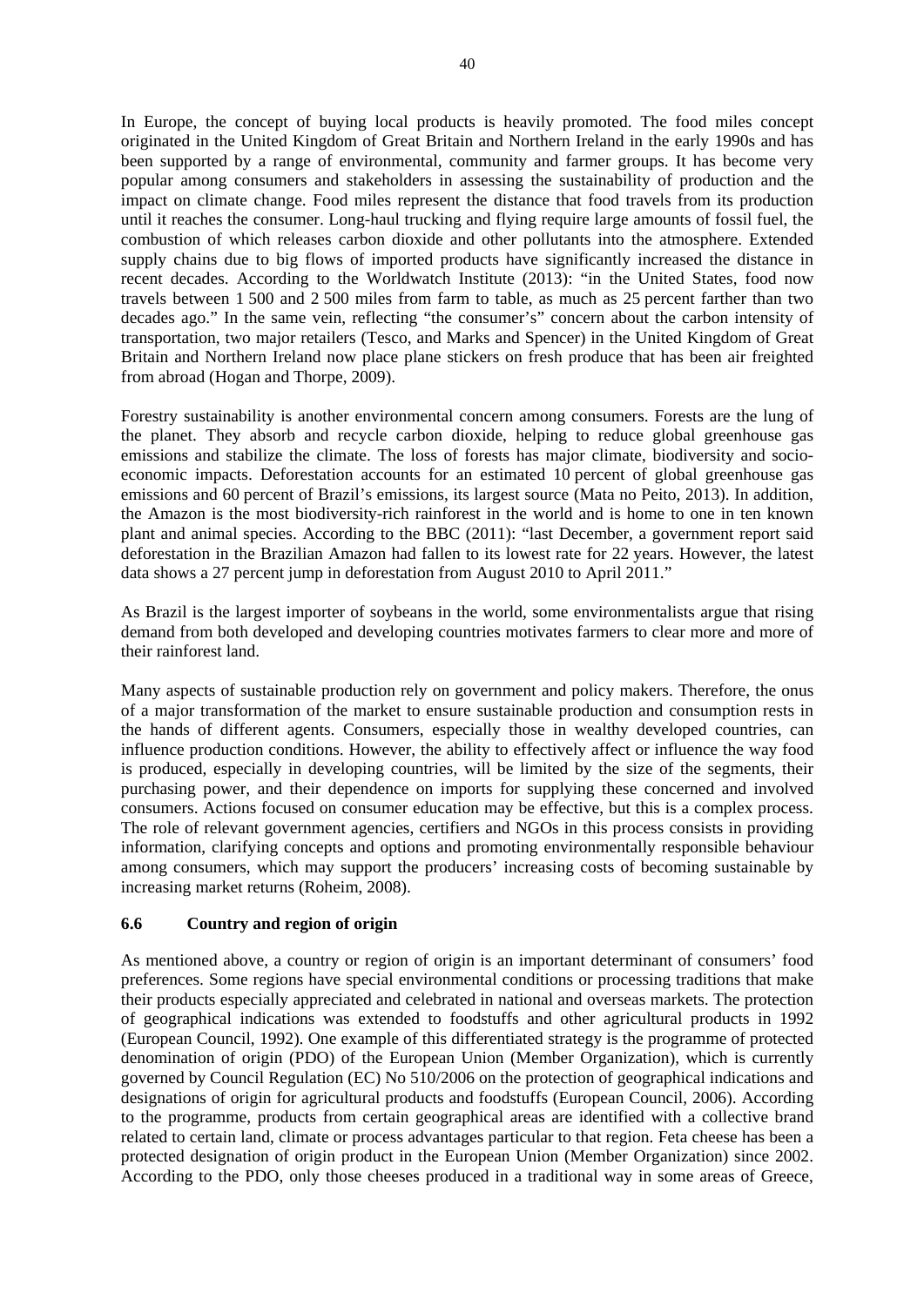In Europe, the concept of buying local products is heavily promoted. The food miles concept originated in the United Kingdom of Great Britain and Northern Ireland in the early 1990s and has been supported by a range of environmental, community and farmer groups. It has become very popular among consumers and stakeholders in assessing the sustainability of production and the impact on climate change. Food miles represent the distance that food travels from its production until it reaches the consumer. Long-haul trucking and flying require large amounts of fossil fuel, the combustion of which releases carbon dioxide and other pollutants into the atmosphere. Extended supply chains due to big flows of imported products have significantly increased the distance in recent decades. According to the Worldwatch Institute (2013): "in the United States, food now travels between 1 500 and 2 500 miles from farm to table, as much as 25 percent farther than two decades ago." In the same vein, reflecting "the consumer's" concern about the carbon intensity of transportation, two major retailers (Tesco, and Marks and Spencer) in the United Kingdom of Great Britain and Northern Ireland now place plane stickers on fresh produce that has been air freighted from abroad (Hogan and Thorpe, 2009).

Forestry sustainability is another environmental concern among consumers. Forests are the lung of the planet. They absorb and recycle carbon dioxide, helping to reduce global greenhouse gas emissions and stabilize the climate. The loss of forests has major climate, biodiversity and socio-economic impacts. Deforestation accounts for an estimated 10 percent of global greenhouse gas emissions and 60 percent of Brazil's emissions, its largest source (Mata no Peito, 2013). In addition, the Amazon is the most biodiversity-rich rainforest in the world and is home to one in ten known plant and animal species. According to the BBC (2011): "last December, a government report said deforestation in the Brazilian Amazon had fallen to its lowest rate for 22 years. However, the latest data shows a 27 percent jump in deforestation from August 2010 to April 2011."

As Brazil is the largest importer of soybeans in the world, some environmentalists argue that rising demand from both developed and developing countries motivates farmers to clear more and more of their rainforest land.

Many aspects of sustainable production rely on government and policy makers. Therefore, the onus of a major transformation of the market to ensure sustainable production and consumption rests in the hands of different agents. Consumers, especially those in wealthy developed countries, can influence production conditions. However, the ability to effectively affect or influence the way food is produced, especially in developing countries, will be limited by the size of the segments, their purchasing power, and their dependence on imports for supplying these concerned and involved consumers. Actions focused on consumer education may be effective, but this is a complex process. The role of relevant government agencies, certifiers and NGOs in this process consists in providing information, clarifying concepts and options and promoting environmentally responsible behaviour among consumers, which may support the producers' increasing costs of becoming sustainable by increasing market returns (Roheim, 2008).

### 6.6 Country and region of origin

As mentioned above, a country or region of origin is an important determinant of consumers' food preferences. Some regions have special environmental conditions or processing traditions that make their products especially appreciated and celebrated in national and overseas markets. The protection of geographical indications was extended to foodstuffs and other agricultural products in 1992 (European Council, 1992). One example of this differentiated strategy is the programme of protected denomination of origin (PDO) of the European Union (Member Organization), which is currently governed by Council Regulation (EC) No 510/2006 on the protection of geographical indications and designations of origin for agricultural products and foodstuffs (European Council, 2006). According to the programme, products from certain geographical areas are identified with a collective brand related to certain land, climate or process advantages particular to that region. Feta cheese has been a protected designation of origin product in the European Union (Member Organization) since 2002. According to the PDO, only those cheeses produced in a traditional way in some areas of Greece,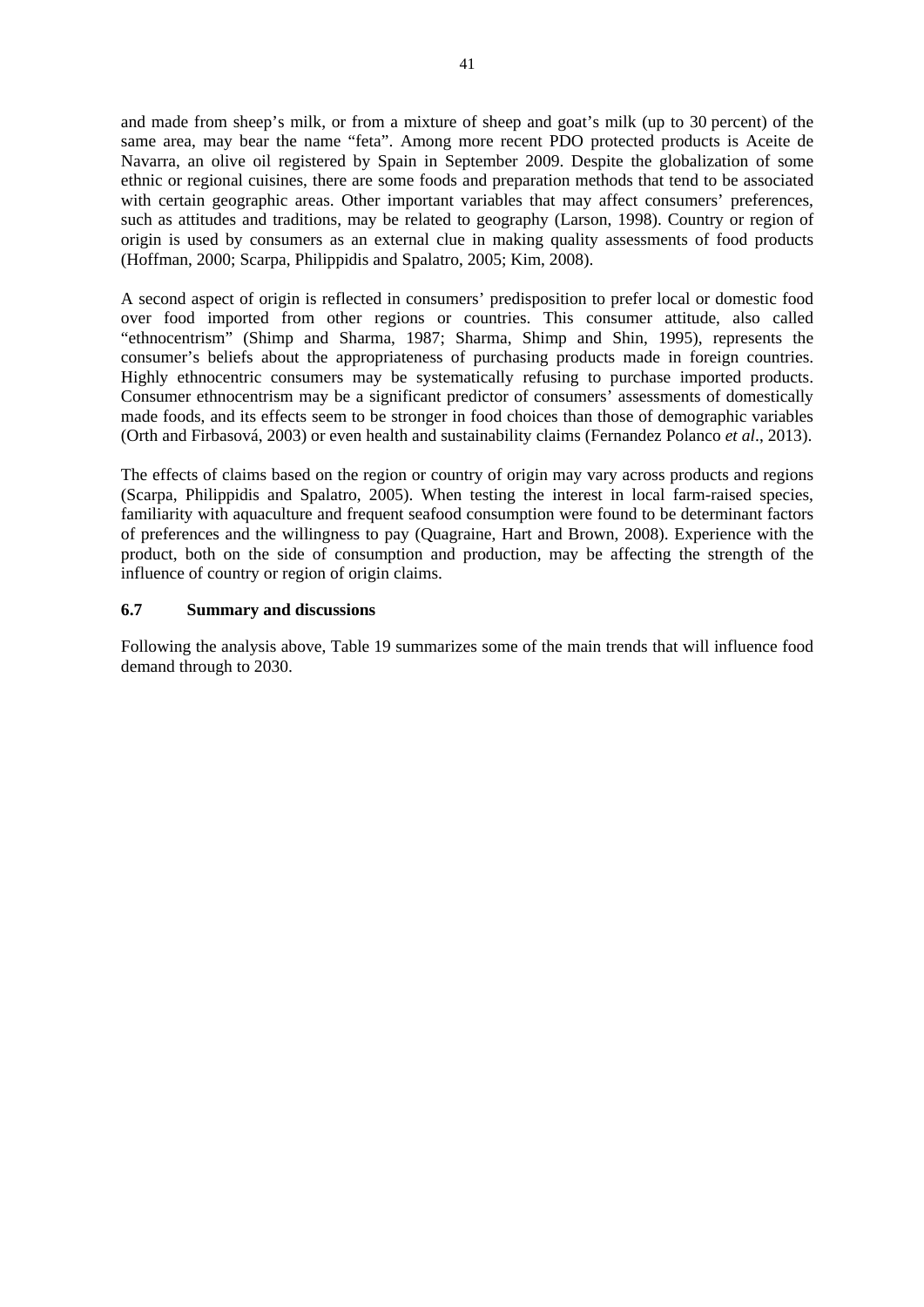and made from sheep's milk, or from a mixture of sheep and goat's milk (up to 30 percent) of the same area, may bear the name "feta". Among more recent PDO protected products is Aceite de Navarra, an olive oil registered by Spain in September 2009. Despite the globalization of some ethnic or regional cuisines, there are some foods and preparation methods that tend to be associated with certain geographic areas. Other important variables that may affect consumers' preferences, such as attitudes and traditions, may be related to geography (Larson, 1998). Country or region of origin is used by consumers as an external clue in making quality assessments of food products (Hoffman, 2000; Scarpa, Philippidis and Spalatro, 2005; Kim, 2008).

A second aspect of origin is reflected in consumers' predisposition to prefer local or domestic food over food imported from other regions or countries. This consumer attitude, also called "ethnocentrism" (Shimp and Sharma, 1987; Sharma, Shimp and Shin, 1995), represents the consumer's beliefs about the appropriateness of purchasing products made in foreign countries. Highly ethnocentric consumers may be systematically refusing to purchase imported products. Consumer ethnocentrism may be a significant predictor of consumers' assessments of domestically made foods, and its effects seem to be stronger in food choices than those of demographic variables (Orth and Firbasová, 2003) or even health and sustainability claims (Fernandez Polanco *et al*., 2013).

The effects of claims based on the region or country of origin may vary across products and regions (Scarpa, Philippidis and Spalatro, 2005). When testing the interest in local farm-raised species, familiarity with aquaculture and frequent seafood consumption were found to be determinant factors of preferences and the willingness to pay (Quagraine, Hart and Brown, 2008). Experience with the product, both on the side of consumption and production, may be affecting the strength of the influence of country or region of origin claims.

### 6.7 Summary and discussions

Following the analysis above, Table 19 summarizes some of the main trends that will influence food demand through to 2030.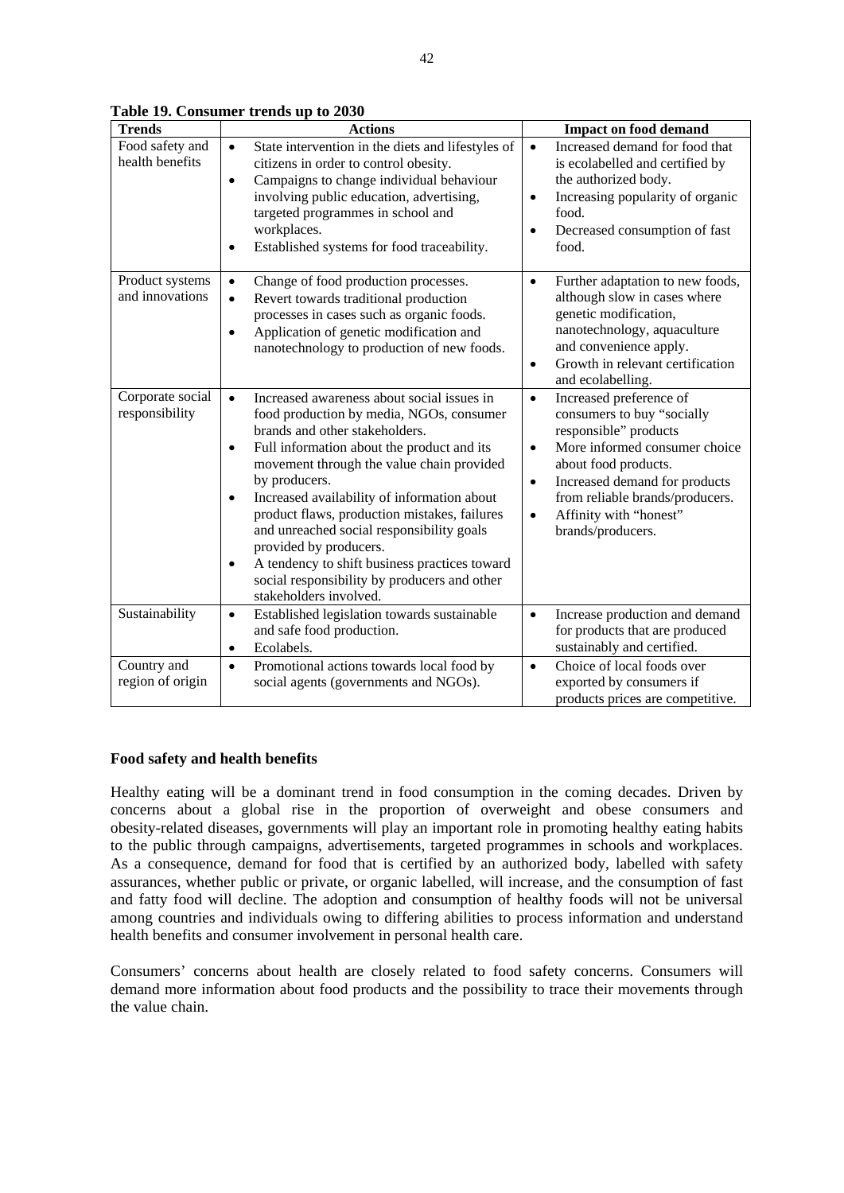**Table 19. Consumer trends up to 2030**

| Trends | Actions | Impact on food demand |
|---|---|---|
| Food safety and health benefits | • State intervention in the diets and lifestyles of citizens in order to control obesity.<br>• Campaigns to change individual behaviour involving public education, advertising, targeted programmes in school and workplaces.<br>• Established systems for food traceability. | • Increased demand for food that is ecolabelled and certified by the authorized body.<br>• Increasing popularity of organic food.<br>• Decreased consumption of fast food. |
| Product systems and innovations | • Change of food production processes.<br>• Revert towards traditional production processes in cases such as organic foods.<br>• Application of genetic modification and nanotechnology to production of new foods. | • Further adaptation to new foods, although slow in cases where genetic modification, nanotechnology, aquaculture and convenience apply.<br>• Growth in relevant certification and ecolabelling. |
| Corporate social responsibility | • Increased awareness about social issues in food production by media, NGOs, consumer brands and other stakeholders.<br>• Full information about the product and its movement through the value chain provided by producers.<br>• Increased availability of information about product flaws, production mistakes, failures and unreached social responsibility goals provided by producers.<br>• A tendency to shift business practices toward social responsibility by producers and other stakeholders involved. | • Increased preference of consumers to buy "socially responsible" products<br>• More informed consumer choice about food products.<br>• Increased demand for products from reliable brands/producers.<br>• Affinity with "honest" brands/producers. |
| Sustainability | • Established legislation towards sustainable and safe food production.<br>• Ecolabels. | • Increase production and demand for products that are produced sustainably and certified. |
| Country and region of origin | • Promotional actions towards local food by social agents (governments and NGOs). | • Choice of local foods over exported by consumers if products prices are competitive. |

**Food safety and health benefits**

Healthy eating will be a dominant trend in food consumption in the coming decades. Driven by concerns about a global rise in the proportion of overweight and obese consumers and obesity-related diseases, governments will play an important role in promoting healthy eating habits to the public through campaigns, advertisements, targeted programmes in schools and workplaces. As a consequence, demand for food that is certified by an authorized body, labelled with safety assurances, whether public or private, or organic labelled, will increase, and the consumption of fast and fatty food will decline. The adoption and consumption of healthy foods will not be universal among countries and individuals owing to differing abilities to process information and understand health benefits and consumer involvement in personal health care.

Consumers' concerns about health are closely related to food safety concerns. Consumers will demand more information about food products and the possibility to trace their movements through the value chain.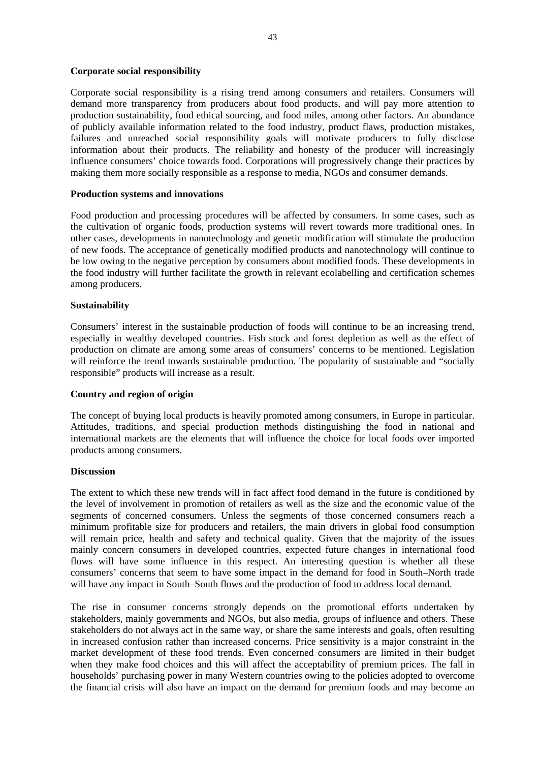**Corporate social responsibility**

Corporate social responsibility is a rising trend among consumers and retailers. Consumers will demand more transparency from producers about food products, and will pay more attention to production sustainability, food ethical sourcing, and food miles, among other factors. An abundance of publicly available information related to the food industry, product flaws, production mistakes, failures and unreached social responsibility goals will motivate producers to fully disclose information about their products. The reliability and honesty of the producer will increasingly influence consumers' choice towards food. Corporations will progressively change their practices by making them more socially responsible as a response to media, NGOs and consumer demands.

**Production systems and innovations**

Food production and processing procedures will be affected by consumers. In some cases, such as the cultivation of organic foods, production systems will revert towards more traditional ones. In other cases, developments in nanotechnology and genetic modification will stimulate the production of new foods. The acceptance of genetically modified products and nanotechnology will continue to be low owing to the negative perception by consumers about modified foods. These developments in the food industry will further facilitate the growth in relevant ecolabelling and certification schemes among producers.

**Sustainability**

Consumers' interest in the sustainable production of foods will continue to be an increasing trend, especially in wealthy developed countries. Fish stock and forest depletion as well as the effect of production on climate are among some areas of consumers' concerns to be mentioned. Legislation will reinforce the trend towards sustainable production. The popularity of sustainable and "socially responsible" products will increase as a result.

**Country and region of origin**

The concept of buying local products is heavily promoted among consumers, in Europe in particular. Attitudes, traditions, and special production methods distinguishing the food in national and international markets are the elements that will influence the choice for local foods over imported products among consumers.

**Discussion**

The extent to which these new trends will in fact affect food demand in the future is conditioned by the level of involvement in promotion of retailers as well as the size and the economic value of the segments of concerned consumers. Unless the segments of those concerned consumers reach a minimum profitable size for producers and retailers, the main drivers in global food consumption will remain price, health and safety and technical quality. Given that the majority of the issues mainly concern consumers in developed countries, expected future changes in international food flows will have some influence in this respect. An interesting question is whether all these consumers' concerns that seem to have some impact in the demand for food in South–North trade will have any impact in South–South flows and the production of food to address local demand.

The rise in consumer concerns strongly depends on the promotional efforts undertaken by stakeholders, mainly governments and NGOs, but also media, groups of influence and others. These stakeholders do not always act in the same way, or share the same interests and goals, often resulting in increased confusion rather than increased concerns. Price sensitivity is a major constraint in the market development of these food trends. Even concerned consumers are limited in their budget when they make food choices and this will affect the acceptability of premium prices. The fall in households' purchasing power in many Western countries owing to the policies adopted to overcome the financial crisis will also have an impact on the demand for premium foods and may become an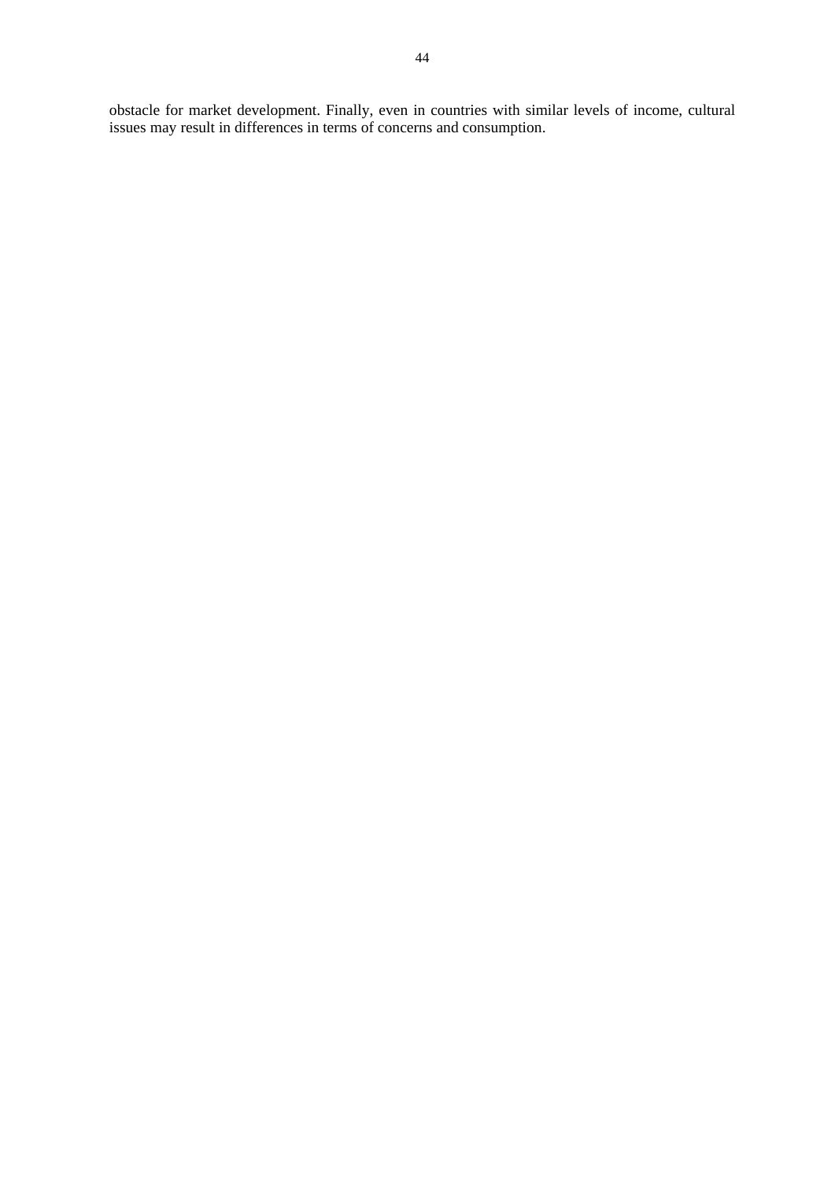obstacle for market development. Finally, even in countries with similar levels of income, cultural issues may result in differences in terms of concerns and consumption.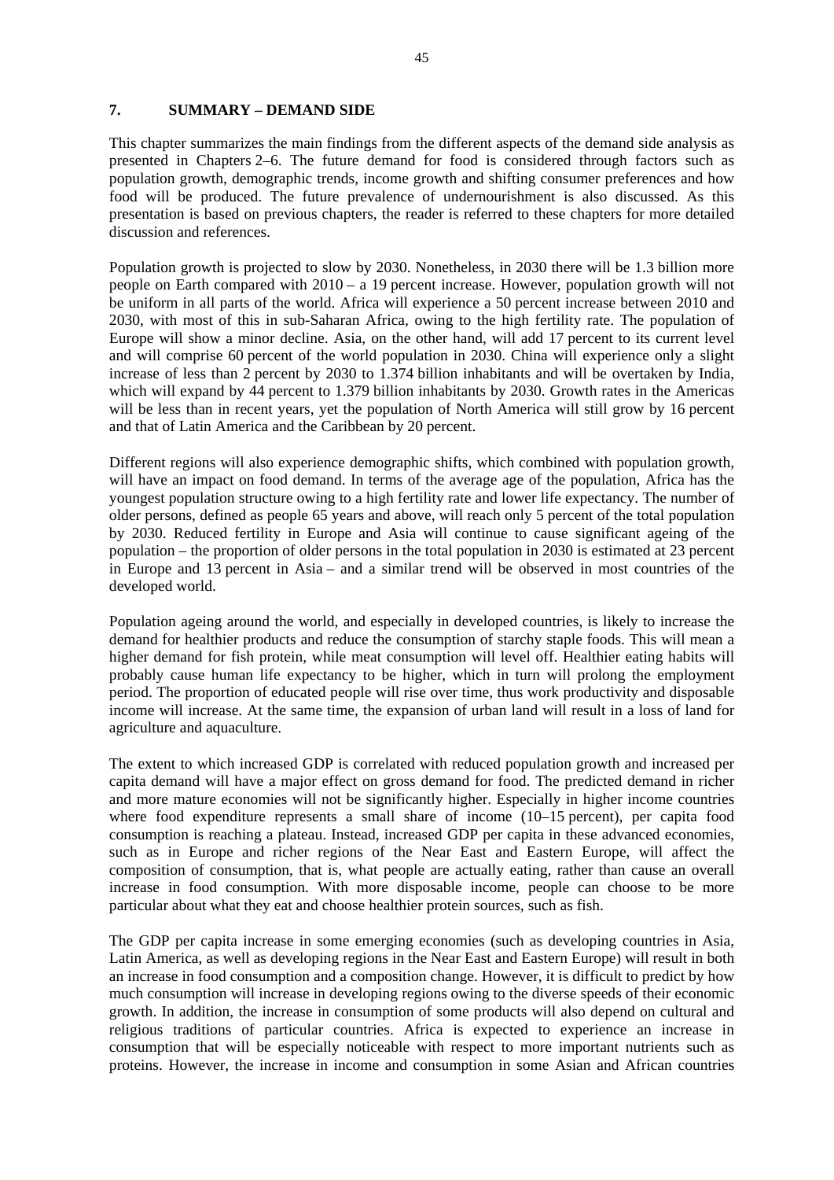# 7. SUMMARY – DEMAND SIDE

This chapter summarizes the main findings from the different aspects of the demand side analysis as presented in Chapters 2–6. The future demand for food is considered through factors such as population growth, demographic trends, income growth and shifting consumer preferences and how food will be produced. The future prevalence of undernourishment is also discussed. As this presentation is based on previous chapters, the reader is referred to these chapters for more detailed discussion and references.

Population growth is projected to slow by 2030. Nonetheless, in 2030 there will be 1.3 billion more people on Earth compared with 2010 – a 19 percent increase. However, population growth will not be uniform in all parts of the world. Africa will experience a 50 percent increase between 2010 and 2030, with most of this in sub-Saharan Africa, owing to the high fertility rate. The population of Europe will show a minor decline. Asia, on the other hand, will add 17 percent to its current level and will comprise 60 percent of the world population in 2030. China will experience only a slight increase of less than 2 percent by 2030 to 1.374 billion inhabitants and will be overtaken by India, which will expand by 44 percent to 1.379 billion inhabitants by 2030. Growth rates in the Americas will be less than in recent years, yet the population of North America will still grow by 16 percent and that of Latin America and the Caribbean by 20 percent.

Different regions will also experience demographic shifts, which combined with population growth, will have an impact on food demand. In terms of the average age of the population, Africa has the youngest population structure owing to a high fertility rate and lower life expectancy. The number of older persons, defined as people 65 years and above, will reach only 5 percent of the total population by 2030. Reduced fertility in Europe and Asia will continue to cause significant ageing of the population – the proportion of older persons in the total population in 2030 is estimated at 23 percent in Europe and 13 percent in Asia – and a similar trend will be observed in most countries of the developed world.

Population ageing around the world, and especially in developed countries, is likely to increase the demand for healthier products and reduce the consumption of starchy staple foods. This will mean a higher demand for fish protein, while meat consumption will level off. Healthier eating habits will probably cause human life expectancy to be higher, which in turn will prolong the employment period. The proportion of educated people will rise over time, thus work productivity and disposable income will increase. At the same time, the expansion of urban land will result in a loss of land for agriculture and aquaculture.

The extent to which increased GDP is correlated with reduced population growth and increased per capita demand will have a major effect on gross demand for food. The predicted demand in richer and more mature economies will not be significantly higher. Especially in higher income countries where food expenditure represents a small share of income (10–15 percent), per capita food consumption is reaching a plateau. Instead, increased GDP per capita in these advanced economies, such as in Europe and richer regions of the Near East and Eastern Europe, will affect the composition of consumption, that is, what people are actually eating, rather than cause an overall increase in food consumption. With more disposable income, people can choose to be more particular about what they eat and choose healthier protein sources, such as fish.

The GDP per capita increase in some emerging economies (such as developing countries in Asia, Latin America, as well as developing regions in the Near East and Eastern Europe) will result in both an increase in food consumption and a composition change. However, it is difficult to predict by how much consumption will increase in developing regions owing to the diverse speeds of their economic growth. In addition, the increase in consumption of some products will also depend on cultural and religious traditions of particular countries. Africa is expected to experience an increase in consumption that will be especially noticeable with respect to more important nutrients such as proteins. However, the increase in income and consumption in some Asian and African countries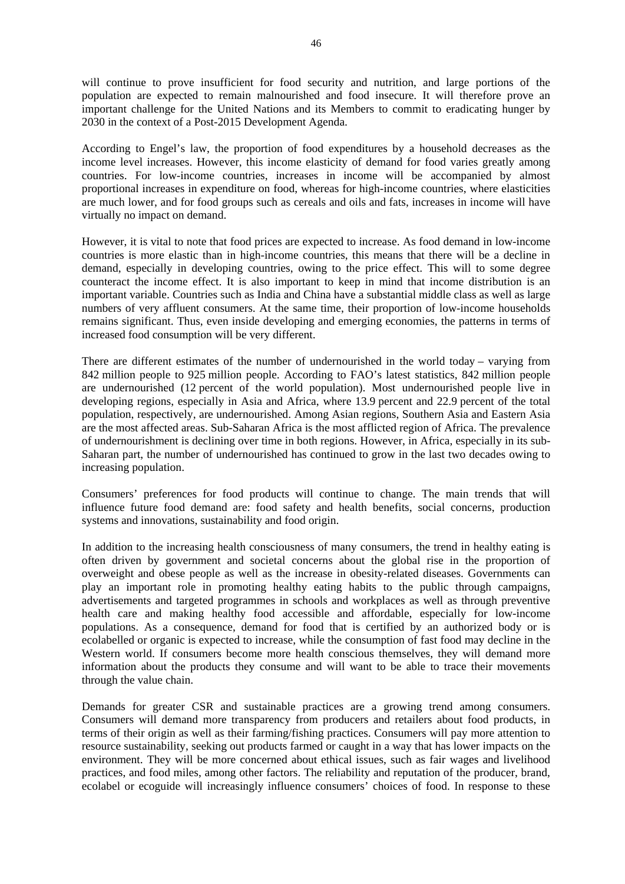will continue to prove insufficient for food security and nutrition, and large portions of the population are expected to remain malnourished and food insecure. It will therefore prove an important challenge for the United Nations and its Members to commit to eradicating hunger by 2030 in the context of a Post-2015 Development Agenda.

According to Engel's law, the proportion of food expenditures by a household decreases as the income level increases. However, this income elasticity of demand for food varies greatly among countries. For low-income countries, increases in income will be accompanied by almost proportional increases in expenditure on food, whereas for high-income countries, where elasticities are much lower, and for food groups such as cereals and oils and fats, increases in income will have virtually no impact on demand.

However, it is vital to note that food prices are expected to increase. As food demand in low-income countries is more elastic than in high-income countries, this means that there will be a decline in demand, especially in developing countries, owing to the price effect. This will to some degree counteract the income effect. It is also important to keep in mind that income distribution is an important variable. Countries such as India and China have a substantial middle class as well as large numbers of very affluent consumers. At the same time, their proportion of low-income households remains significant. Thus, even inside developing and emerging economies, the patterns in terms of increased food consumption will be very different.

There are different estimates of the number of undernourished in the world today – varying from 842 million people to 925 million people. According to FAO's latest statistics, 842 million people are undernourished (12 percent of the world population). Most undernourished people live in developing regions, especially in Asia and Africa, where 13.9 percent and 22.9 percent of the total population, respectively, are undernourished. Among Asian regions, Southern Asia and Eastern Asia are the most affected areas. Sub-Saharan Africa is the most afflicted region of Africa. The prevalence of undernourishment is declining over time in both regions. However, in Africa, especially in its sub-Saharan part, the number of undernourished has continued to grow in the last two decades owing to increasing population.

Consumers' preferences for food products will continue to change. The main trends that will influence future food demand are: food safety and health benefits, social concerns, production systems and innovations, sustainability and food origin.

In addition to the increasing health consciousness of many consumers, the trend in healthy eating is often driven by government and societal concerns about the global rise in the proportion of overweight and obese people as well as the increase in obesity-related diseases. Governments can play an important role in promoting healthy eating habits to the public through campaigns, advertisements and targeted programmes in schools and workplaces as well as through preventive health care and making healthy food accessible and affordable, especially for low-income populations. As a consequence, demand for food that is certified by an authorized body or is ecolabelled or organic is expected to increase, while the consumption of fast food may decline in the Western world. If consumers become more health conscious themselves, they will demand more information about the products they consume and will want to be able to trace their movements through the value chain.

Demands for greater CSR and sustainable practices are a growing trend among consumers. Consumers will demand more transparency from producers and retailers about food products, in terms of their origin as well as their farming/fishing practices. Consumers will pay more attention to resource sustainability, seeking out products farmed or caught in a way that has lower impacts on the environment. They will be more concerned about ethical issues, such as fair wages and livelihood practices, and food miles, among other factors. The reliability and reputation of the producer, brand, ecolabel or ecoguide will increasingly influence consumers' choices of food. In response to these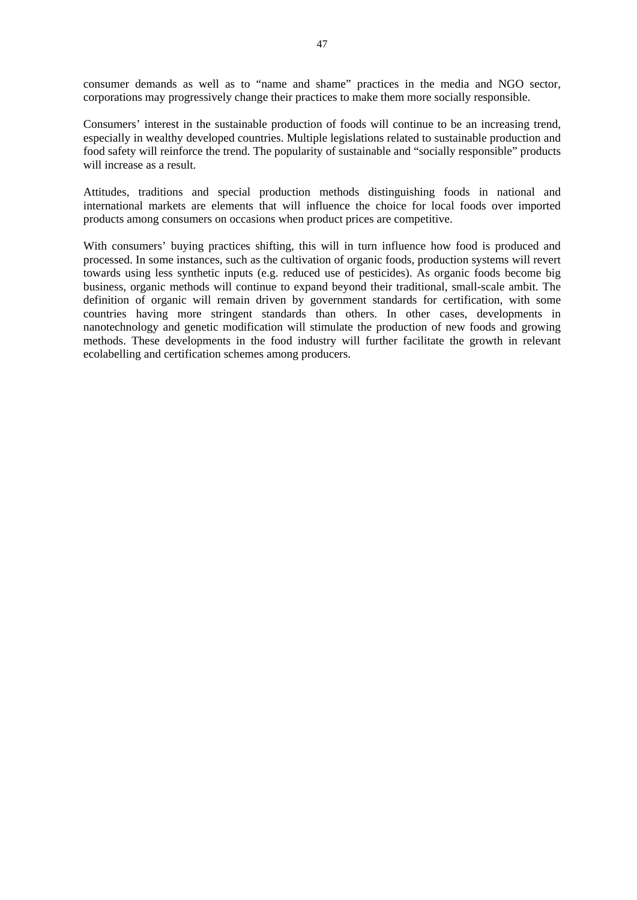consumer demands as well as to "name and shame" practices in the media and NGO sector, corporations may progressively change their practices to make them more socially responsible.

Consumers' interest in the sustainable production of foods will continue to be an increasing trend, especially in wealthy developed countries. Multiple legislations related to sustainable production and food safety will reinforce the trend. The popularity of sustainable and "socially responsible" products will increase as a result.

Attitudes, traditions and special production methods distinguishing foods in national and international markets are elements that will influence the choice for local foods over imported products among consumers on occasions when product prices are competitive.

With consumers' buying practices shifting, this will in turn influence how food is produced and processed. In some instances, such as the cultivation of organic foods, production systems will revert towards using less synthetic inputs (e.g. reduced use of pesticides). As organic foods become big business, organic methods will continue to expand beyond their traditional, small-scale ambit. The definition of organic will remain driven by government standards for certification, with some countries having more stringent standards than others. In other cases, developments in nanotechnology and genetic modification will stimulate the production of new foods and growing methods. These developments in the food industry will further facilitate the growth in relevant ecolabelling and certification schemes among producers.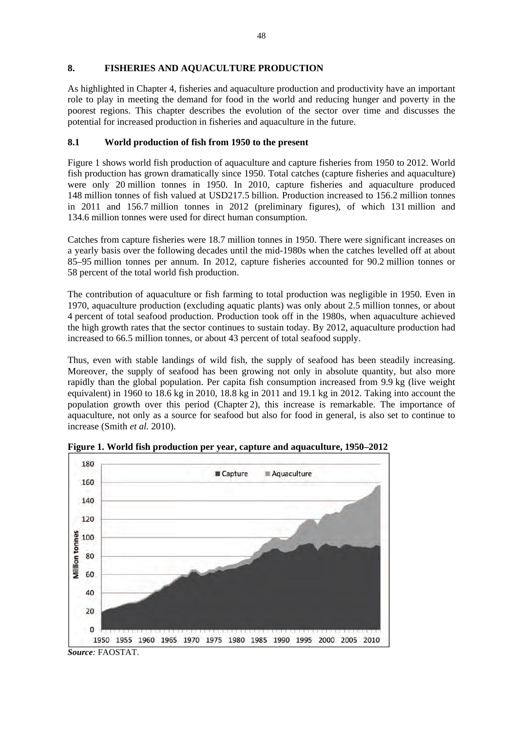## 8. FISHERIES AND AQUACULTURE PRODUCTION

As highlighted in Chapter 4, fisheries and aquaculture production and productivity have an important role to play in meeting the demand for food in the world and reducing hunger and poverty in the poorest regions. This chapter describes the evolution of the sector over time and discusses the potential for increased production in fisheries and aquaculture in the future.

### 8.1 World production of fish from 1950 to the present

Figure 1 shows world fish production of aquaculture and capture fisheries from 1950 to 2012. World fish production has grown dramatically since 1950. Total catches (capture fisheries and aquaculture) were only 20 million tonnes in 1950. In 2010, capture fisheries and aquaculture produced 148 million tonnes of fish valued at USD217.5 billion. Production increased to 156.2 million tonnes in 2011 and 156.7 million tonnes in 2012 (preliminary figures), of which 131 million and 134.6 million tonnes were used for direct human consumption.

Catches from capture fisheries were 18.7 million tonnes in 1950. There were significant increases on a yearly basis over the following decades until the mid-1980s when the catches levelled off at about 85–95 million tonnes per annum. In 2012, capture fisheries accounted for 90.2 million tonnes or 58 percent of the total world fish production.

The contribution of aquaculture or fish farming to total production was negligible in 1950. Even in 1970, aquaculture production (excluding aquatic plants) was only about 2.5 million tonnes, or about 4 percent of total seafood production. Production took off in the 1980s, when aquaculture achieved the high growth rates that the sector continues to sustain today. By 2012, aquaculture production had increased to 66.5 million tonnes, or about 43 percent of total seafood supply.

Thus, even with stable landings of wild fish, the supply of seafood has been steadily increasing. Moreover, the supply of seafood has been growing not only in absolute quantity, but also more rapidly than the global population. Per capita fish consumption increased from 9.9 kg (live weight equivalent) in 1960 to 18.6 kg in 2010, 18.8 kg in 2011 and 19.1 kg in 2012. Taking into account the population growth over this period (Chapter 2), this increase is remarkable. The importance of aquaculture, not only as a source for seafood but also for food in general, is also set to continue to increase (Smith *et al.* 2010).

**Figure 1. World fish production per year, capture and aquaculture, 1950–2012**

***Source:*** FAOSTAT.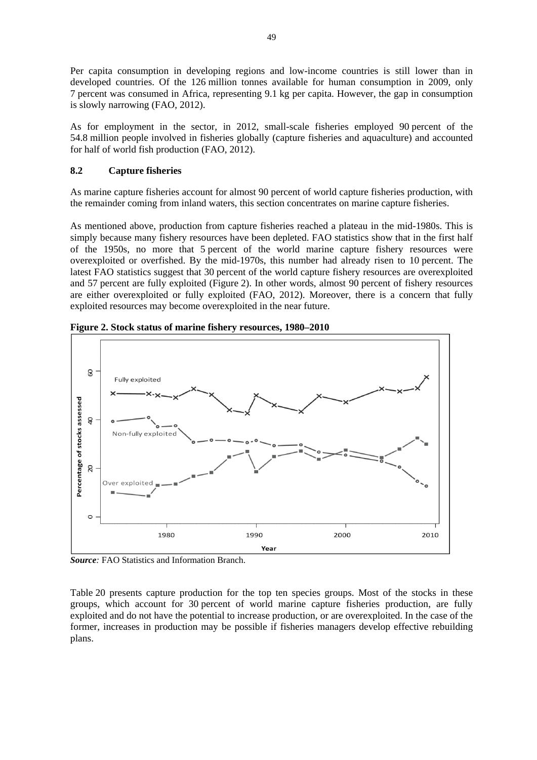Per capita consumption in developing regions and low-income countries is still lower than in developed countries. Of the 126 million tonnes available for human consumption in 2009, only 7 percent was consumed in Africa, representing 9.1 kg per capita. However, the gap in consumption is slowly narrowing (FAO, 2012).

As for employment in the sector, in 2012, small-scale fisheries employed 90 percent of the 54.8 million people involved in fisheries globally (capture fisheries and aquaculture) and accounted for half of world fish production (FAO, 2012).

### 8.2 Capture fisheries

As marine capture fisheries account for almost 90 percent of world capture fisheries production, with the remainder coming from inland waters, this section concentrates on marine capture fisheries.

As mentioned above, production from capture fisheries reached a plateau in the mid-1980s. This is simply because many fishery resources have been depleted. FAO statistics show that in the first half of the 1950s, no more that 5 percent of the world marine capture fishery resources were overexploited or overfished. By the mid-1970s, this number had already risen to 10 percent. The latest FAO statistics suggest that 30 percent of the world capture fishery resources are overexploited and 57 percent are fully exploited (Figure 2). In other words, almost 90 percent of fishery resources are either overexploited or fully exploited (FAO, 2012). Moreover, there is a concern that fully exploited resources may become overexploited in the near future.

**Figure 2. Stock status of marine fishery resources, 1980–2010**

***Source:*** FAO Statistics and Information Branch.

Table 20 presents capture production for the top ten species groups. Most of the stocks in these groups, which account for 30 percent of world marine capture fisheries production, are fully exploited and do not have the potential to increase production, or are overexploited. In the case of the former, increases in production may be possible if fisheries managers develop effective rebuilding plans.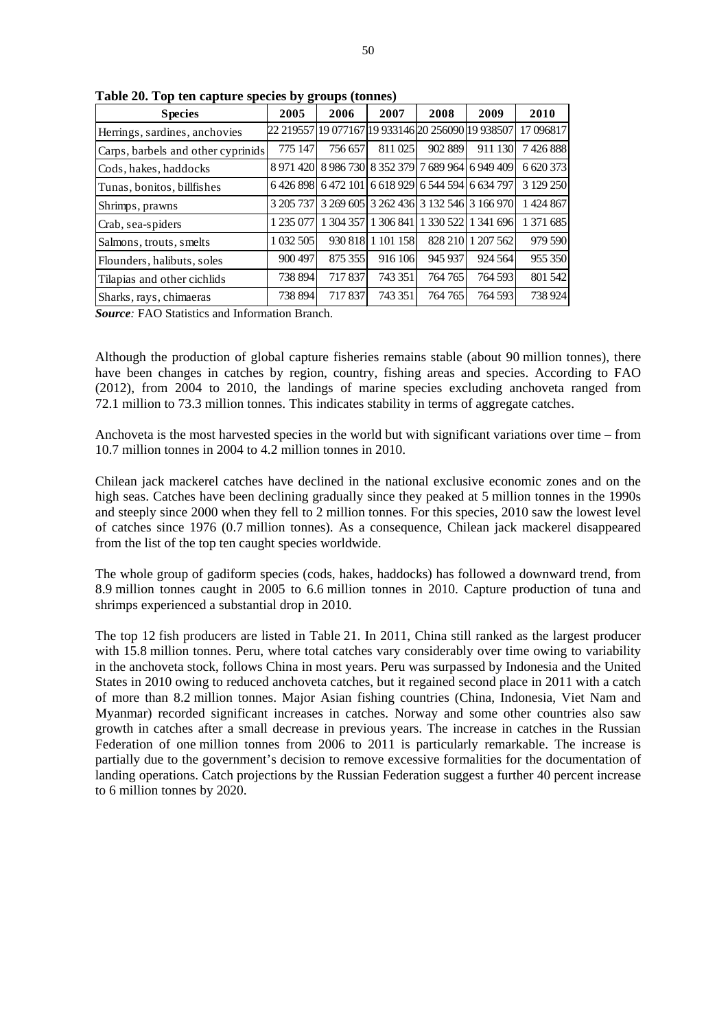**Table 20. Top ten capture species by groups (tonnes)**

| Species | 2005 | 2006 | 2007 | 2008 | 2009 | 2010 |
|---|---|---|---|---|---|---|
| Herrings, sardines, anchovies | 22 219557 | 19 077167 | 19 933146 | 20 256090 | 19 938507 | 17 096817 |
| Carps, barbels and other cyprinids | 775 147 | 756 657 | 811 025 | 902 889 | 911 130 | 7 426 888 |
| Cods, hakes, haddocks | 8 971 420 | 8 986 730 | 8 352 379 | 7 689 964 | 6 949 409 | 6 620 373 |
| Tunas, bonitos, billfishes | 6 426 898 | 6 472 101 | 6 618 929 | 6 544 594 | 6 634 797 | 3 129 250 |
| Shrimps, prawns | 3 205 737 | 3 269 605 | 3 262 436 | 3 132 546 | 3 166 970 | 1 424 867 |
| Crab, sea-spiders | 1 235 077 | 1 304 357 | 1 306 841 | 1 330 522 | 1 341 696 | 1 371 685 |
| Salmons, trouts, smelts | 1 032 505 | 930 818 | 1 101 158 | 828 210 | 1 207 562 | 979 590 |
| Flounders, halibuts, soles | 900 497 | 875 355 | 916 106 | 945 937 | 924 564 | 955 350 |
| Tilapias and other cichlids | 738 894 | 717 837 | 743 351 | 764 765 | 764 593 | 801 542 |
| Sharks, rays, chimaeras | 738 894 | 717 837 | 743 351 | 764 765 | 764 593 | 738 924 |

***Source:*** FAO Statistics and Information Branch.

Although the production of global capture fisheries remains stable (about 90 million tonnes), there have been changes in catches by region, country, fishing areas and species. According to FAO (2012), from 2004 to 2010, the landings of marine species excluding anchoveta ranged from 72.1 million to 73.3 million tonnes. This indicates stability in terms of aggregate catches.

Anchoveta is the most harvested species in the world but with significant variations over time – from 10.7 million tonnes in 2004 to 4.2 million tonnes in 2010.

Chilean jack mackerel catches have declined in the national exclusive economic zones and on the high seas. Catches have been declining gradually since they peaked at 5 million tonnes in the 1990s and steeply since 2000 when they fell to 2 million tonnes. For this species, 2010 saw the lowest level of catches since 1976 (0.7 million tonnes). As a consequence, Chilean jack mackerel disappeared from the list of the top ten caught species worldwide.

The whole group of gadiform species (cods, hakes, haddocks) has followed a downward trend, from 8.9 million tonnes caught in 2005 to 6.6 million tonnes in 2010. Capture production of tuna and shrimps experienced a substantial drop in 2010.

The top 12 fish producers are listed in Table 21. In 2011, China still ranked as the largest producer with 15.8 million tonnes. Peru, where total catches vary considerably over time owing to variability in the anchoveta stock, follows China in most years. Peru was surpassed by Indonesia and the United States in 2010 owing to reduced anchoveta catches, but it regained second place in 2011 with a catch of more than 8.2 million tonnes. Major Asian fishing countries (China, Indonesia, Viet Nam and Myanmar) recorded significant increases in catches. Norway and some other countries also saw growth in catches after a small decrease in previous years. The increase in catches in the Russian Federation of one million tonnes from 2006 to 2011 is particularly remarkable. The increase is partially due to the government's decision to remove excessive formalities for the documentation of landing operations. Catch projections by the Russian Federation suggest a further 40 percent increase to 6 million tonnes by 2020.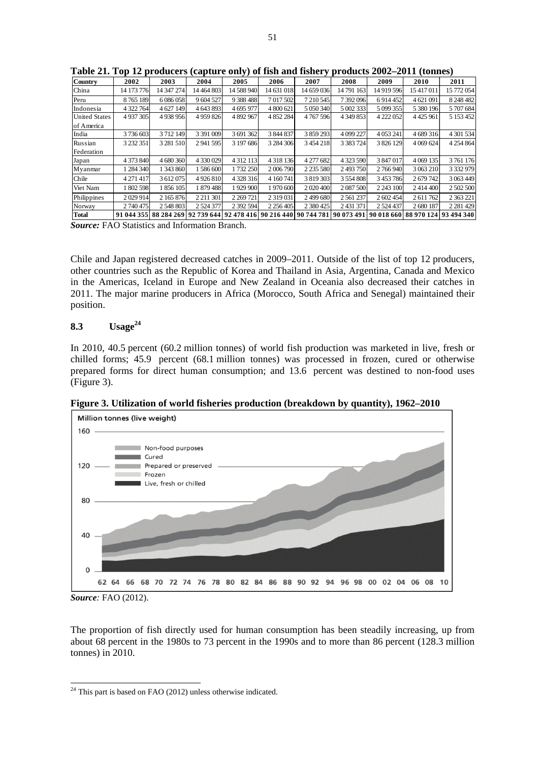**Table 21. Top 12 producers (capture only) of fish and fishery products 2002–2011 (tonnes)**

| Country | 2002 | 2003 | 2004 | 2005 | 2006 | 2007 | 2008 | 2009 | 2010 | 2011 |
|---|---|---|---|---|---|---|---|---|---|---|
| China | 14 173 776 | 14 347 274 | 14 464 803 | 14 588 940 | 14 631 018 | 14 659 036 | 14 791 163 | 14 919 596 | 15 417 011 | 15 772 054 |
| Peru | 8 765 189 | 6 086 058 | 9 604 527 | 9 388 488 | 7 017 502 | 7 210 545 | 7 392 096 | 6 914 452 | 4 621 091 | 8 248 482 |
| Indonesia | 4 322 764 | 4 627 149 | 4 643 893 | 4 695 977 | 4 800 621 | 5 050 340 | 5 002 333 | 5 099 355 | 5 380 196 | 5 707 684 |
| United States of America | 4 937 305 | 4 938 956 | 4 959 826 | 4 892 967 | 4 852 284 | 4 767 596 | 4 349 853 | 4 222 052 | 4 425 961 | 5 153 452 |
| India | 3 736 603 | 3 712 149 | 3 391 009 | 3 691 362 | 3 844 837 | 3 859 293 | 4 099 227 | 4 053 241 | 4 689 316 | 4 301 534 |
| Russian Federation | 3 232 351 | 3 281 510 | 2 941 595 | 3 197 686 | 3 284 306 | 3 454 218 | 3 383 724 | 3 826 129 | 4 069 624 | 4 254 864 |
| Japan | 4 373 840 | 4 680 360 | 4 330 029 | 4 312 113 | 4 318 136 | 4 277 682 | 4 323 590 | 3 847 017 | 4 069 135 | 3 761 176 |
| Myanmar | 1 284 340 | 1 343 860 | 1 586 600 | 1 732 250 | 2 006 790 | 2 235 580 | 2 493 750 | 2 766 940 | 3 063 210 | 3 332 979 |
| Chile | 4 271 417 | 3 612 075 | 4 926 810 | 4 328 316 | 4 160 741 | 3 819 303 | 3 554 808 | 3 453 786 | 2 679 742 | 3 063 449 |
| Viet Nam | 1 802 598 | 1 856 105 | 1 879 488 | 1 929 900 | 1 970 600 | 2 020 400 | 2 087 500 | 2 243 100 | 2 414 400 | 2 502 500 |
| Philippines | 2 029 914 | 2 165 876 | 2 211 301 | 2 269 721 | 2 319 031 | 2 499 680 | 2 561 237 | 2 602 454 | 2 611 762 | 2 363 221 |
| Norway | 2 740 475 | 2 548 803 | 2 524 377 | 2 392 594 | 2 256 405 | 2 380 425 | 2 431 371 | 2 524 437 | 2 680 187 | 2 281 429 |
| **Total** | **91 044 355** | **88 284 269** | **92 739 644** | **92 478 416** | **90 216 440** | **90 744 781** | **90 073 491** | **90 018 660** | **88 970 124** | **93 494 340** |

***Source:*** FAO Statistics and Information Branch.

Chile and Japan registered decreased catches in 2009–2011. Outside of the list of top 12 producers, other countries such as the Republic of Korea and Thailand in Asia, Argentina, Canada and Mexico in the Americas, Iceland in Europe and New Zealand in Oceania also decreased their catches in 2011. The major marine producers in Africa (Morocco, South Africa and Senegal) maintained their position.

## 8.3 Usage[24]

In 2010, 40.5 percent (60.2 million tonnes) of world fish production was marketed in live, fresh or chilled forms; 45.9 percent (68.1 million tonnes) was processed in frozen, cured or otherwise prepared forms for direct human consumption; and 13.6 percent was destined to non-food uses (Figure 3).

**Figure 3. Utilization of world fisheries production (breakdown by quantity), 1962–2010**

***Source**:* FAO (2012).

The proportion of fish directly used for human consumption has been steadily increasing, up from about 68 percent in the 1980s to 73 percent in the 1990s and to more than 86 percent (128.3 million tonnes) in 2010.

[24] This part is based on FAO (2012) unless otherwise indicated.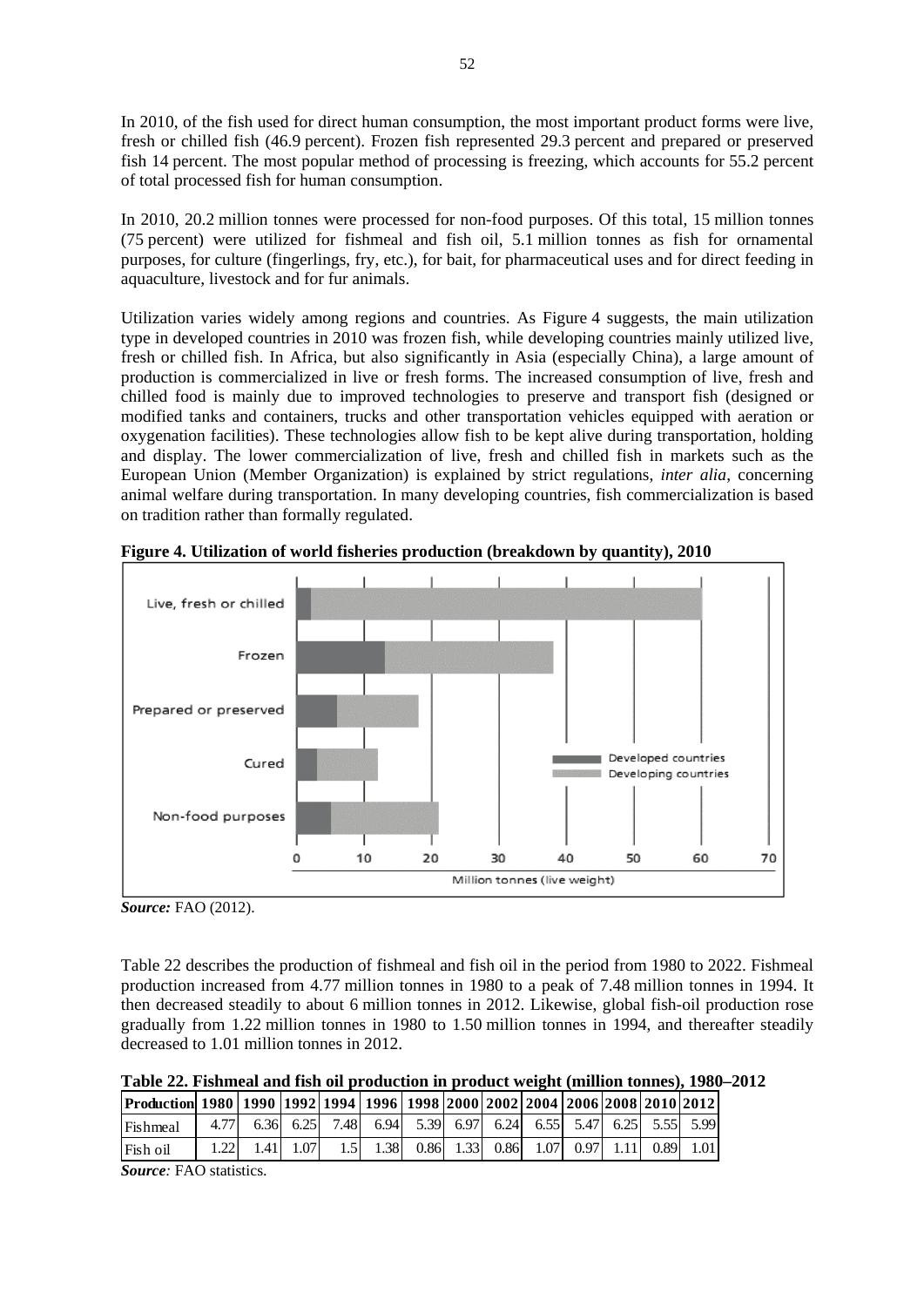In 2010, of the fish used for direct human consumption, the most important product forms were live, fresh or chilled fish (46.9 percent). Frozen fish represented 29.3 percent and prepared or preserved fish 14 percent. The most popular method of processing is freezing, which accounts for 55.2 percent of total processed fish for human consumption.

In 2010, 20.2 million tonnes were processed for non-food purposes. Of this total, 15 million tonnes (75 percent) were utilized for fishmeal and fish oil, 5.1 million tonnes as fish for ornamental purposes, for culture (fingerlings, fry, etc.), for bait, for pharmaceutical uses and for direct feeding in aquaculture, livestock and for fur animals.

Utilization varies widely among regions and countries. As Figure 4 suggests, the main utilization type in developed countries in 2010 was frozen fish, while developing countries mainly utilized live, fresh or chilled fish. In Africa, but also significantly in Asia (especially China), a large amount of production is commercialized in live or fresh forms. The increased consumption of live, fresh and chilled food is mainly due to improved technologies to preserve and transport fish (designed or modified tanks and containers, trucks and other transportation vehicles equipped with aeration or oxygenation facilities). These technologies allow fish to be kept alive during transportation, holding and display. The lower commercialization of live, fresh and chilled fish in markets such as the European Union (Member Organization) is explained by strict regulations, *inter alia*, concerning animal welfare during transportation. In many developing countries, fish commercialization is based on tradition rather than formally regulated.

**Figure 4. Utilization of world fisheries production (breakdown by quantity), 2010**

***Source:*** FAO (2012).

Table 22 describes the production of fishmeal and fish oil in the period from 1980 to 2022. Fishmeal production increased from 4.77 million tonnes in 1980 to a peak of 7.48 million tonnes in 1994. It then decreased steadily to about 6 million tonnes in 2012. Likewise, global fish-oil production rose gradually from 1.22 million tonnes in 1980 to 1.50 million tonnes in 1994, and thereafter steadily decreased to 1.01 million tonnes in 2012.

**Table 22. Fishmeal and fish oil production in product weight (million tonnes), 1980–2012**

| Production | 1980 | 1990 | 1992 | 1994 | 1996 | 1998 | 2000 | 2002 | 2004 | 2006 | 2008 | 2010 | 2012 |
|---|---|---|---|---|---|---|---|---|---|---|---|---|---|
| Fishmeal | 4.77 | 6.36 | 6.25 | 7.48 | 6.94 | 5.39 | 6.97 | 6.24 | 6.55 | 5.47 | 6.25 | 5.55 | 5.99 |
| Fish oil | 1.22 | 1.41 | 1.07 | 1.5 | 1.38 | 0.86 | 1.33 | 0.86 | 1.07 | 0.97 | 1.11 | 0.89 | 1.01 |

***Source:*** FAO statistics.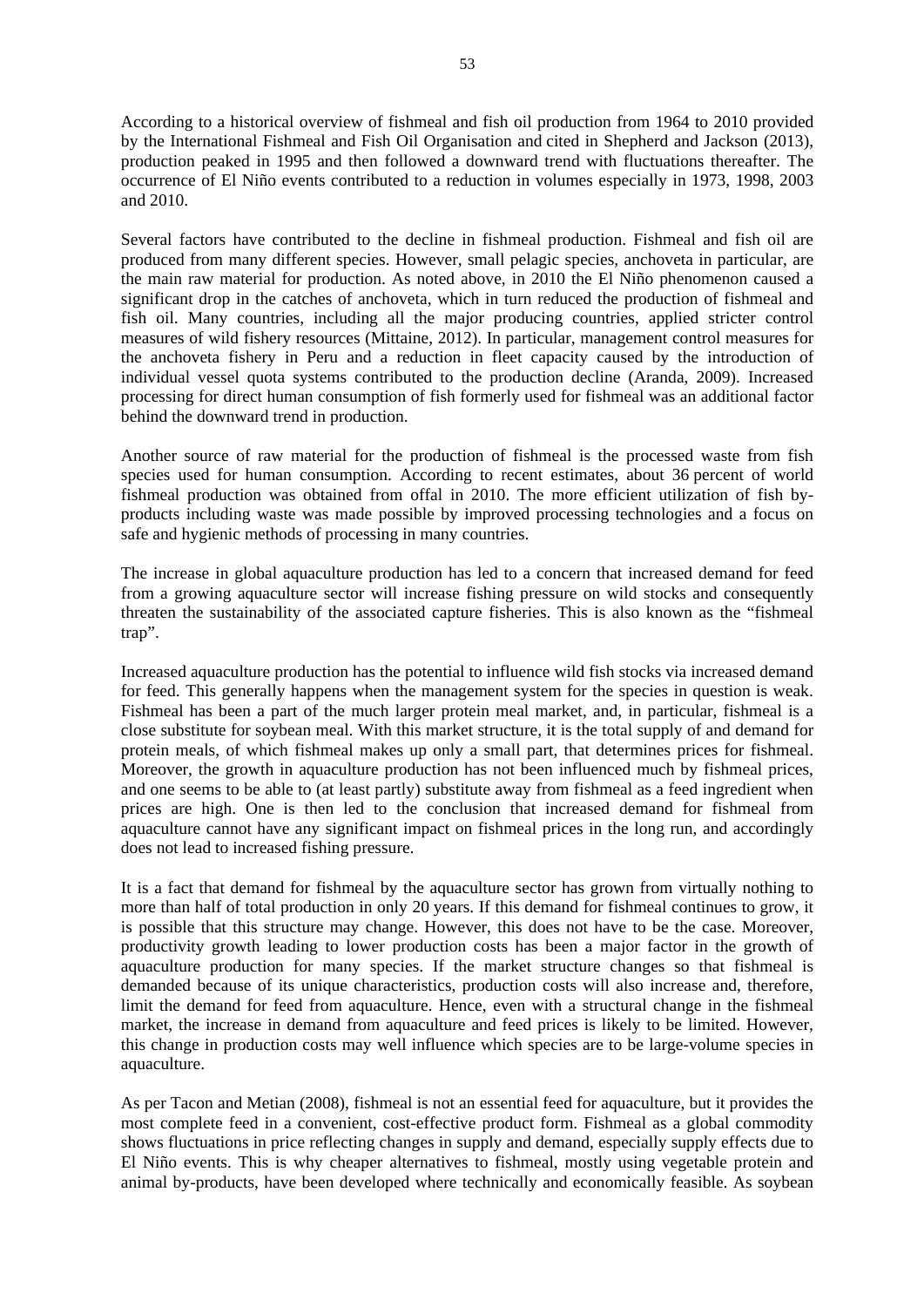According to a historical overview of fishmeal and fish oil production from 1964 to 2010 provided by the International Fishmeal and Fish Oil Organisation and cited in Shepherd and Jackson (2013), production peaked in 1995 and then followed a downward trend with fluctuations thereafter. The occurrence of El Niño events contributed to a reduction in volumes especially in 1973, 1998, 2003 and 2010.

Several factors have contributed to the decline in fishmeal production. Fishmeal and fish oil are produced from many different species. However, small pelagic species, anchoveta in particular, are the main raw material for production. As noted above, in 2010 the El Niño phenomenon caused a significant drop in the catches of anchoveta, which in turn reduced the production of fishmeal and fish oil. Many countries, including all the major producing countries, applied stricter control measures of wild fishery resources (Mittaine, 2012). In particular, management control measures for the anchoveta fishery in Peru and a reduction in fleet capacity caused by the introduction of individual vessel quota systems contributed to the production decline (Aranda, 2009). Increased processing for direct human consumption of fish formerly used for fishmeal was an additional factor behind the downward trend in production.

Another source of raw material for the production of fishmeal is the processed waste from fish species used for human consumption. According to recent estimates, about 36 percent of world fishmeal production was obtained from offal in 2010. The more efficient utilization of fish by-products including waste was made possible by improved processing technologies and a focus on safe and hygienic methods of processing in many countries.

The increase in global aquaculture production has led to a concern that increased demand for feed from a growing aquaculture sector will increase fishing pressure on wild stocks and consequently threaten the sustainability of the associated capture fisheries. This is also known as the "fishmeal trap".

Increased aquaculture production has the potential to influence wild fish stocks via increased demand for feed. This generally happens when the management system for the species in question is weak. Fishmeal has been a part of the much larger protein meal market, and, in particular, fishmeal is a close substitute for soybean meal. With this market structure, it is the total supply of and demand for protein meals, of which fishmeal makes up only a small part, that determines prices for fishmeal. Moreover, the growth in aquaculture production has not been influenced much by fishmeal prices, and one seems to be able to (at least partly) substitute away from fishmeal as a feed ingredient when prices are high. One is then led to the conclusion that increased demand for fishmeal from aquaculture cannot have any significant impact on fishmeal prices in the long run, and accordingly does not lead to increased fishing pressure.

It is a fact that demand for fishmeal by the aquaculture sector has grown from virtually nothing to more than half of total production in only 20 years. If this demand for fishmeal continues to grow, it is possible that this structure may change. However, this does not have to be the case. Moreover, productivity growth leading to lower production costs has been a major factor in the growth of aquaculture production for many species. If the market structure changes so that fishmeal is demanded because of its unique characteristics, production costs will also increase and, therefore, limit the demand for feed from aquaculture. Hence, even with a structural change in the fishmeal market, the increase in demand from aquaculture and feed prices is likely to be limited. However, this change in production costs may well influence which species are to be large-volume species in aquaculture.

As per Tacon and Metian (2008), fishmeal is not an essential feed for aquaculture, but it provides the most complete feed in a convenient, cost-effective product form. Fishmeal as a global commodity shows fluctuations in price reflecting changes in supply and demand, especially supply effects due to El Niño events. This is why cheaper alternatives to fishmeal, mostly using vegetable protein and animal by-products, have been developed where technically and economically feasible. As soybean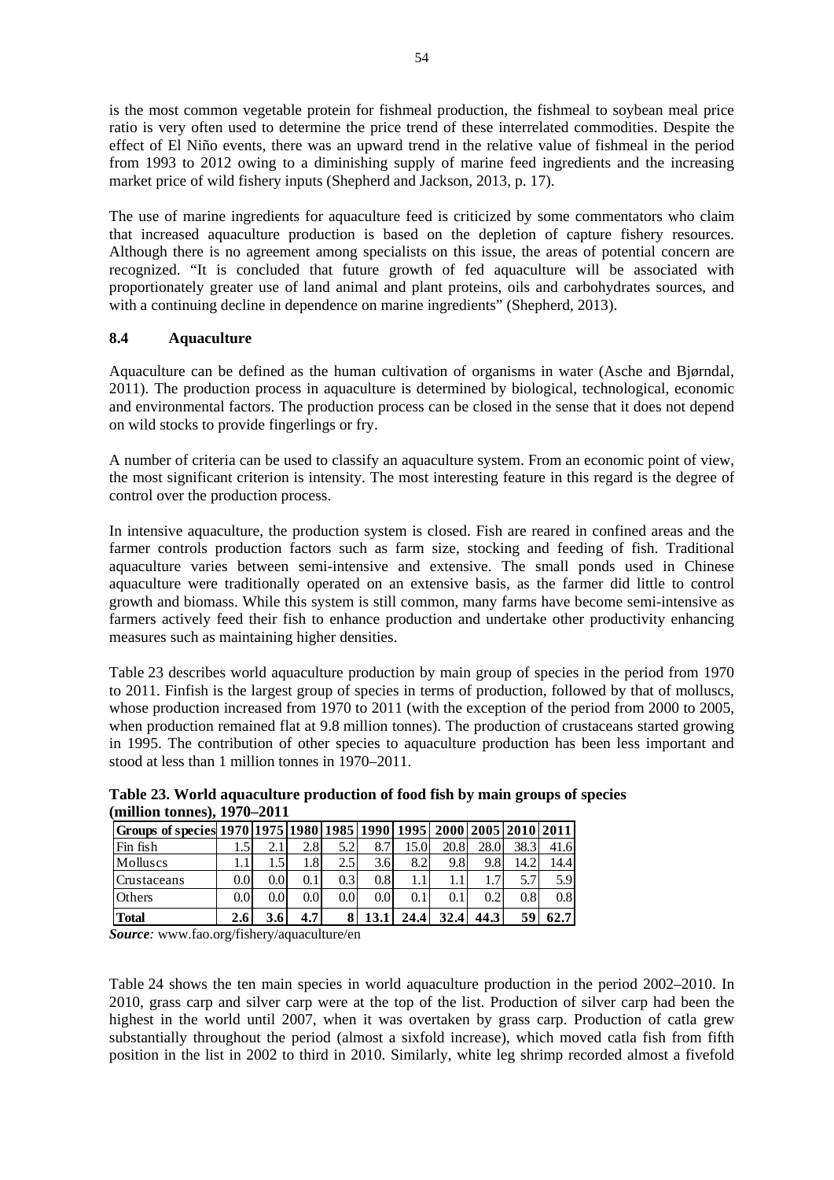is the most common vegetable protein for fishmeal production, the fishmeal to soybean meal price ratio is very often used to determine the price trend of these interrelated commodities. Despite the effect of El Niño events, there was an upward trend in the relative value of fishmeal in the period from 1993 to 2012 owing to a diminishing supply of marine feed ingredients and the increasing market price of wild fishery inputs (Shepherd and Jackson, 2013, p. 17).

The use of marine ingredients for aquaculture feed is criticized by some commentators who claim that increased aquaculture production is based on the depletion of capture fishery resources. Although there is no agreement among specialists on this issue, the areas of potential concern are recognized. "It is concluded that future growth of fed aquaculture will be associated with proportionately greater use of land animal and plant proteins, oils and carbohydrates sources, and with a continuing decline in dependence on marine ingredients" (Shepherd, 2013).

### 8.4 Aquaculture

Aquaculture can be defined as the human cultivation of organisms in water (Asche and Bjørndal, 2011). The production process in aquaculture is determined by biological, technological, economic and environmental factors. The production process can be closed in the sense that it does not depend on wild stocks to provide fingerlings or fry.

A number of criteria can be used to classify an aquaculture system. From an economic point of view, the most significant criterion is intensity. The most interesting feature in this regard is the degree of control over the production process.

In intensive aquaculture, the production system is closed. Fish are reared in confined areas and the farmer controls production factors such as farm size, stocking and feeding of fish. Traditional aquaculture varies between semi-intensive and extensive. The small ponds used in Chinese aquaculture were traditionally operated on an extensive basis, as the farmer did little to control growth and biomass. While this system is still common, many farms have become semi-intensive as farmers actively feed their fish to enhance production and undertake other productivity enhancing measures such as maintaining higher densities.

Table 23 describes world aquaculture production by main group of species in the period from 1970 to 2011. Finfish is the largest group of species in terms of production, followed by that of molluscs, whose production increased from 1970 to 2011 (with the exception of the period from 2000 to 2005, when production remained flat at 9.8 million tonnes). The production of crustaceans started growing in 1995. The contribution of other species to aquaculture production has been less important and stood at less than 1 million tonnes in 1970–2011.

**Table 23. World aquaculture production of food fish by main groups of species (million tonnes), 1970–2011**

| Groups of species | 1970 | 1975 | 1980 | 1985 | 1990 | 1995 | 2000 | 2005 | 2010 | 2011 |
|---|---|---|---|---|---|---|---|---|---|---|
| Fin fish | 1.5 | 2.1 | 2.8 | 5.2 | 8.7 | 15.0 | 20.8 | 28.0 | 38.3 | 41.6 |
| Molluscs | 1.1 | 1.5 | 1.8 | 2.5 | 3.6 | 8.2 | 9.8 | 9.8 | 14.2 | 14.4 |
| Crustaceans | 0.0 | 0.0 | 0.1 | 0.3 | 0.8 | 1.1 | 1.1 | 1.7 | 5.7 | 5.9 |
| Others | 0.0 | 0.0 | 0.0 | 0.0 | 0.0 | 0.1 | 0.1 | 0.2 | 0.8 | 0.8 |
| **Total** | **2.6** | **3.6** | **4.7** | **8** | **13.1** | **24.4** | **32.4** | **44.3** | **59** | **62.7** |

***Source:*** www.fao.org/fishery/aquaculture/en

Table 24 shows the ten main species in world aquaculture production in the period 2002–2010. In 2010, grass carp and silver carp were at the top of the list. Production of silver carp had been the highest in the world until 2007, when it was overtaken by grass carp. Production of catla grew substantially throughout the period (almost a sixfold increase), which moved catla fish from fifth position in the list in 2002 to third in 2010. Similarly, white leg shrimp recorded almost a fivefold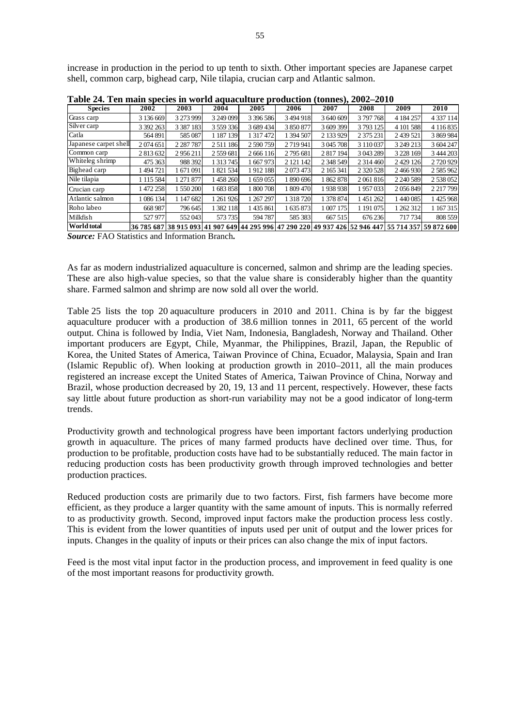increase in production in the period to up tenth to sixth. Other important species are Japanese carpet shell, common carp, bighead carp, Nile tilapia, crucian carp and Atlantic salmon.

**Table 24. Ten main species in world aquaculture production (tonnes), 2002–2010**

| Species | 2002 | 2003 | 2004 | 2005 | 2006 | 2007 | 2008 | 2009 | 2010 |
|---|---|---|---|---|---|---|---|---|---|
| Grass carp | 3 136 669 | 3 273 999 | 3 249 099 | 3 396 586 | 3 494 918 | 3 640 609 | 3 797 768 | 4 184 257 | 4 337 114 |
| Silver carp | 3 392 263 | 3 387 183 | 3 559 336 | 3 689 434 | 3 850 877 | 3 609 399 | 3 793 125 | 4 101 588 | 4 116 835 |
| Catla | 564 891 | 585 087 | 1 187 139 | 1 317 472 | 1 394 507 | 2 133 929 | 2 375 231 | 2 439 521 | 3 869 984 |
| Japanese carpet shell | 2 074 651 | 2 287 787 | 2 511 186 | 2 590 759 | 2 719 941 | 3 045 708 | 3 110 037 | 3 249 213 | 3 604 247 |
| Common carp | 2 813 632 | 2 956 211 | 2 559 681 | 2 666 116 | 2 795 681 | 2 817 194 | 3 043 289 | 3 228 169 | 3 444 203 |
| Whiteleg shrimp | 475 363 | 988 392 | 1 313 745 | 1 667 973 | 2 121 142 | 2 348 549 | 2 314 460 | 2 429 126 | 2 720 929 |
| Bighead carp | 1 494 721 | 1 671 091 | 1 821 534 | 1 912 188 | 2 073 473 | 2 165 341 | 2 320 528 | 2 466 930 | 2 585 962 |
| Nile tilapia | 1 115 584 | 1 271 877 | 1 458 260 | 1 659 055 | 1 890 696 | 1 862 878 | 2 061 816 | 2 240 589 | 2 538 052 |
| Crucian carp | 1 472 258 | 1 550 200 | 1 683 858 | 1 800 708 | 1 809 470 | 1 938 938 | 1 957 033 | 2 056 849 | 2 217 799 |
| Atlantic salmon | 1 086 134 | 1 147 682 | 1 261 926 | 1 267 297 | 1 318 720 | 1 378 874 | 1 451 262 | 1 440 085 | 1 425 968 |
| Roho labeo | 668 987 | 796 645 | 1 382 118 | 1 435 861 | 1 635 873 | 1 007 175 | 1 191 075 | 1 262 312 | 1 167 315 |
| Milkfish | 527 977 | 552 043 | 573 735 | 594 787 | 585 383 | 667 515 | 676 236 | 717 734 | 808 559 |
| **World total** | **36 785 687** | **38 915 093** | **41 907 649** | **44 295 996** | **47 290 220** | **49 937 426** | **52 946 447** | **55 714 357** | **59 872 600** |

***Source:*** FAO Statistics and Information Branch**.**

As far as modern industrialized aquaculture is concerned, salmon and shrimp are the leading species. These are also high-value species, so that the value share is considerably higher than the quantity share. Farmed salmon and shrimp are now sold all over the world.

Table 25 lists the top 20 aquaculture producers in 2010 and 2011. China is by far the biggest aquaculture producer with a production of 38.6 million tonnes in 2011, 65 percent of the world output. China is followed by India, Viet Nam, Indonesia, Bangladesh, Norway and Thailand. Other important producers are Egypt, Chile, Myanmar, the Philippines, Brazil, Japan, the Republic of Korea, the United States of America, Taiwan Province of China, Ecuador, Malaysia, Spain and Iran (Islamic Republic of). When looking at production growth in 2010–2011, all the main produces registered an increase except the United States of America, Taiwan Province of China, Norway and Brazil, whose production decreased by 20, 19, 13 and 11 percent, respectively. However, these facts say little about future production as short-run variability may not be a good indicator of long-term trends.

Productivity growth and technological progress have been important factors underlying production growth in aquaculture. The prices of many farmed products have declined over time. Thus, for production to be profitable, production costs have had to be substantially reduced. The main factor in reducing production costs has been productivity growth through improved technologies and better production practices.

Reduced production costs are primarily due to two factors. First, fish farmers have become more efficient, as they produce a larger quantity with the same amount of inputs. This is normally referred to as productivity growth. Second, improved input factors make the production process less costly. This is evident from the lower quantities of inputs used per unit of output and the lower prices for inputs. Changes in the quality of inputs or their prices can also change the mix of input factors.

Feed is the most vital input factor in the production process, and improvement in feed quality is one of the most important reasons for productivity growth.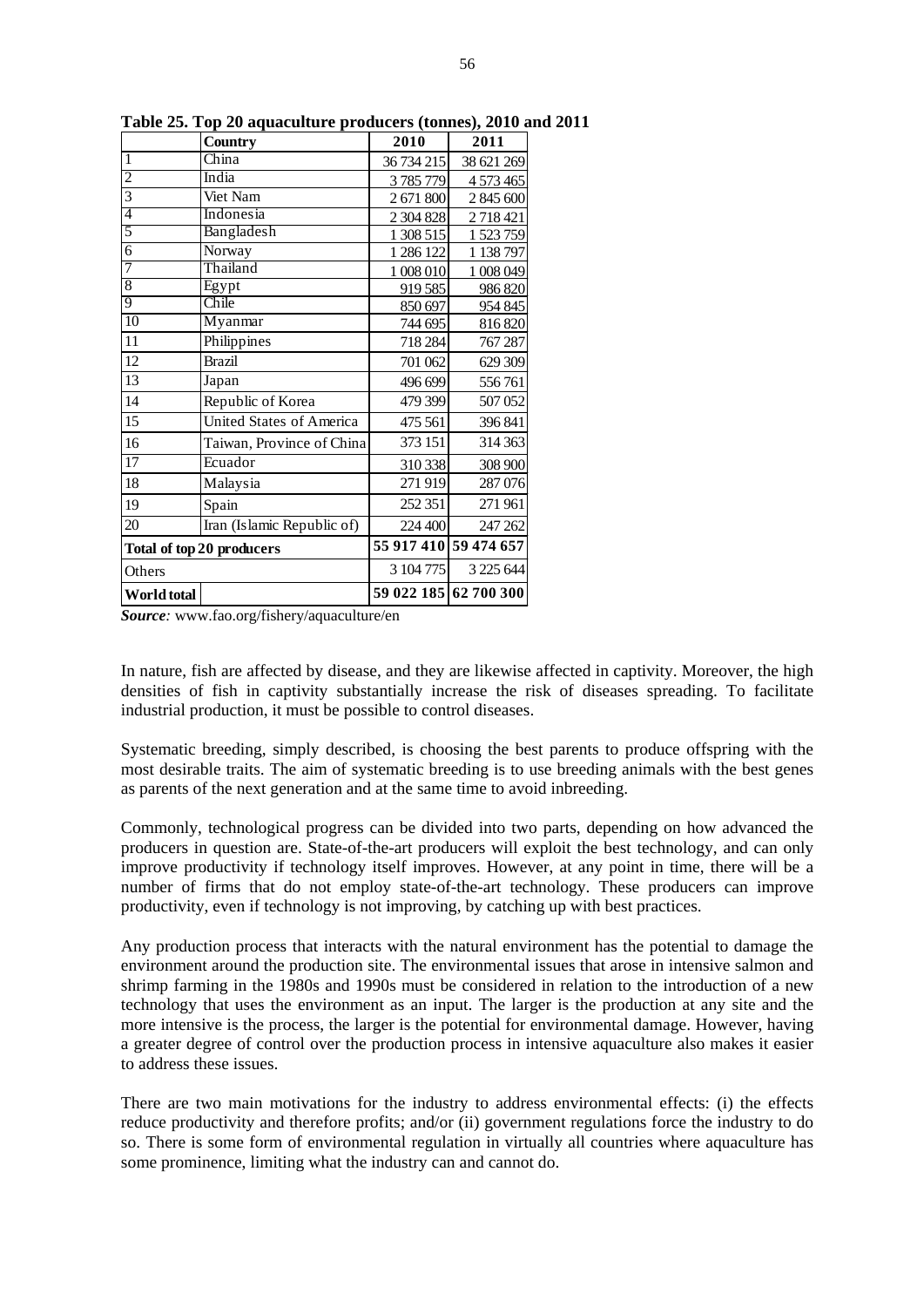**Table 25. Top 20 aquaculture producers (tonnes), 2010 and 2011**

| | Country | 2010 | 2011 |
|---|---|---|---|
| 1 | China | 36 734 215 | 38 621 269 |
| 2 | India | 3 785 779 | 4 573 465 |
| 3 | Viet Nam | 2 671 800 | 2 845 600 |
| 4 | Indonesia | 2 304 828 | 2 718 421 |
| 5 | Bangladesh | 1 308 515 | 1 523 759 |
| 6 | Norway | 1 286 122 | 1 138 797 |
| 7 | Thailand | 1 008 010 | 1 008 049 |
| 8 | Egypt | 919 585 | 986 820 |
| 9 | Chile | 850 697 | 954 845 |
| 10 | Myanmar | 744 695 | 816 820 |
| 11 | Philippines | 718 284 | 767 287 |
| 12 | Brazil | 701 062 | 629 309 |
| 13 | Japan | 496 699 | 556 761 |
| 14 | Republic of Korea | 479 399 | 507 052 |
| 15 | United States of America | 475 561 | 396 841 |
| 16 | Taiwan, Province of China | 373 151 | 314 363 |
| 17 | Ecuador | 310 338 | 308 900 |
| 18 | Malaysia | 271 919 | 287 076 |
| 19 | Spain | 252 351 | 271 961 |
| 20 | Iran (Islamic Republic of) | 224 400 | 247 262 |
| **Total of top 20 producers** | | **55 917 410** | **59 474 657** |
| Others | | 3 104 775 | 3 225 644 |
| **World total** | | **59 022 185** | **62 700 300** |

***Source:*** www.fao.org/fishery/aquaculture/en

In nature, fish are affected by disease, and they are likewise affected in captivity. Moreover, the high densities of fish in captivity substantially increase the risk of diseases spreading. To facilitate industrial production, it must be possible to control diseases.

Systematic breeding, simply described, is choosing the best parents to produce offspring with the most desirable traits. The aim of systematic breeding is to use breeding animals with the best genes as parents of the next generation and at the same time to avoid inbreeding.

Commonly, technological progress can be divided into two parts, depending on how advanced the producers in question are. State-of-the-art producers will exploit the best technology, and can only improve productivity if technology itself improves. However, at any point in time, there will be a number of firms that do not employ state-of-the-art technology. These producers can improve productivity, even if technology is not improving, by catching up with best practices.

Any production process that interacts with the natural environment has the potential to damage the environment around the production site. The environmental issues that arose in intensive salmon and shrimp farming in the 1980s and 1990s must be considered in relation to the introduction of a new technology that uses the environment as an input. The larger is the production at any site and the more intensive is the process, the larger is the potential for environmental damage. However, having a greater degree of control over the production process in intensive aquaculture also makes it easier to address these issues.

There are two main motivations for the industry to address environmental effects: (i) the effects reduce productivity and therefore profits; and/or (ii) government regulations force the industry to do so. There is some form of environmental regulation in virtually all countries where aquaculture has some prominence, limiting what the industry can and cannot do.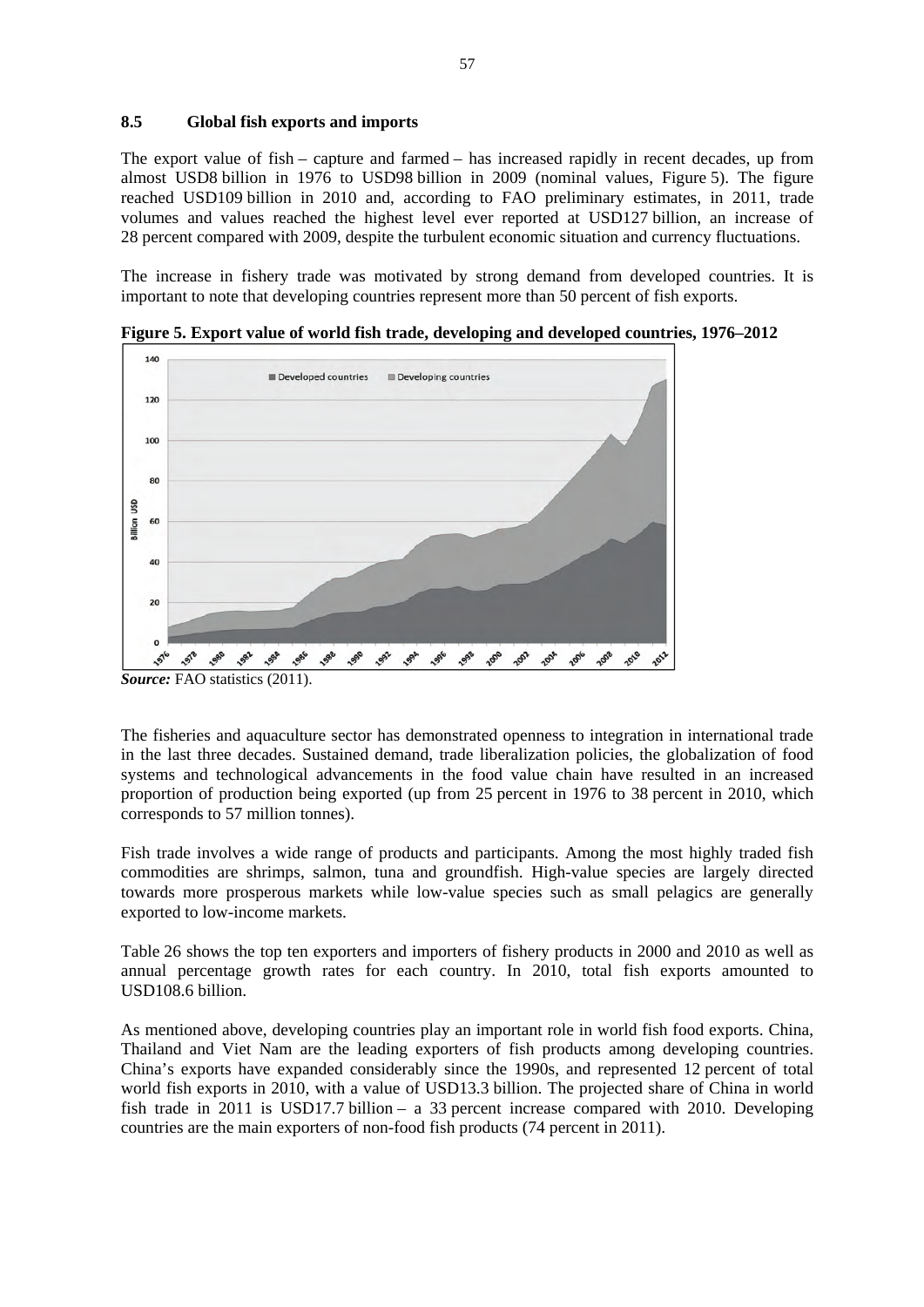## 8.5 Global fish exports and imports

The export value of fish – capture and farmed – has increased rapidly in recent decades, up from almost USD8 billion in 1976 to USD98 billion in 2009 (nominal values, Figure 5). The figure reached USD109 billion in 2010 and, according to FAO preliminary estimates, in 2011, trade volumes and values reached the highest level ever reported at USD127 billion, an increase of 28 percent compared with 2009, despite the turbulent economic situation and currency fluctuations.

The increase in fishery trade was motivated by strong demand from developed countries. It is important to note that developing countries represent more than 50 percent of fish exports.

**Figure 5. Export value of world fish trade, developing and developed countries, 1976–2012**

***Source:*** FAO statistics (2011).

The fisheries and aquaculture sector has demonstrated openness to integration in international trade in the last three decades. Sustained demand, trade liberalization policies, the globalization of food systems and technological advancements in the food value chain have resulted in an increased proportion of production being exported (up from 25 percent in 1976 to 38 percent in 2010, which corresponds to 57 million tonnes).

Fish trade involves a wide range of products and participants. Among the most highly traded fish commodities are shrimps, salmon, tuna and groundfish. High-value species are largely directed towards more prosperous markets while low-value species such as small pelagics are generally exported to low-income markets.

Table 26 shows the top ten exporters and importers of fishery products in 2000 and 2010 as well as annual percentage growth rates for each country. In 2010, total fish exports amounted to USD108.6 billion.

As mentioned above, developing countries play an important role in world fish food exports. China, Thailand and Viet Nam are the leading exporters of fish products among developing countries. China's exports have expanded considerably since the 1990s, and represented 12 percent of total world fish exports in 2010, with a value of USD13.3 billion. The projected share of China in world fish trade in 2011 is USD17.7 billion – a 33 percent increase compared with 2010. Developing countries are the main exporters of non-food fish products (74 percent in 2011).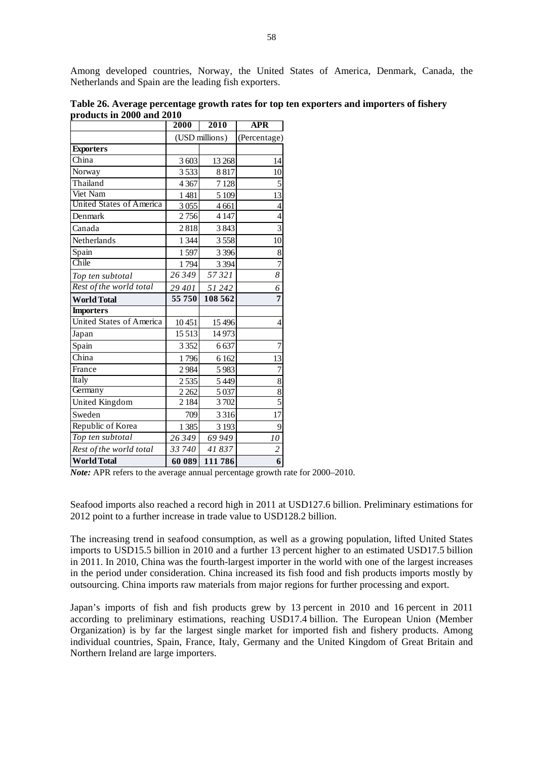Among developed countries, Norway, the United States of America, Denmark, Canada, the Netherlands and Spain are the leading fish exporters.

**Table 26. Average percentage growth rates for top ten exporters and importers of fishery products in 2000 and 2010**

| | 2000 | 2010 | APR |
|---|---|---|---|
| | (USD millions) | | (Percentage) |
| **Exporters** | | | |
| China | 3 603 | 13 268 | 14 |
| Norway | 3 533 | 8 817 | 10 |
| Thailand | 4 367 | 7 128 | 5 |
| Viet Nam | 1 481 | 5 109 | 13 |
| United States of America | 3 055 | 4 661 | 4 |
| Denmark | 2 756 | 4 147 | 4 |
| Canada | 2 818 | 3 843 | 3 |
| Netherlands | 1 344 | 3 558 | 10 |
| Spain | 1 597 | 3 396 | 8 |
| Chile | 1 794 | 3 394 | 7 |
| *Top ten subtotal* | *26 349* | *57 321* | *8* |
| *Rest of the world total* | *29 401* | *51 242* | *6* |
| **World Total** | **55 750** | **108 562** | **7** |
| **Importers** | | | |
| United States of America | 10 451 | 15 496 | 4 |
| Japan | 15 513 | 14 973 | |
| Spain | 3 352 | 6 637 | 7 |
| China | 1 796 | 6 162 | 13 |
| France | 2 984 | 5 983 | 7 |
| Italy | 2 535 | 5 449 | 8 |
| Germany | 2 262 | 5 037 | 8 |
| United Kingdom | 2 184 | 3 702 | 5 |
| Sweden | 709 | 3 316 | 17 |
| Republic of Korea | 1 385 | 3 193 | 9 |
| *Top ten subtotal* | *26 349* | *69 949* | *10* |
| *Rest of the world total* | *33 740* | *41 837* | *2* |
| **World Total** | **60 089** | **111 786** | **6** |

***Note:*** APR refers to the average annual percentage growth rate for 2000–2010.

Seafood imports also reached a record high in 2011 at USD127.6 billion. Preliminary estimations for 2012 point to a further increase in trade value to USD128.2 billion.

The increasing trend in seafood consumption, as well as a growing population, lifted United States imports to USD15.5 billion in 2010 and a further 13 percent higher to an estimated USD17.5 billion in 2011. In 2010, China was the fourth-largest importer in the world with one of the largest increases in the period under consideration. China increased its fish food and fish products imports mostly by outsourcing. China imports raw materials from major regions for further processing and export.

Japan's imports of fish and fish products grew by 13 percent in 2010 and 16 percent in 2011 according to preliminary estimations, reaching USD17.4 billion. The European Union (Member Organization) is by far the largest single market for imported fish and fishery products. Among individual countries, Spain, France, Italy, Germany and the United Kingdom of Great Britain and Northern Ireland are large importers.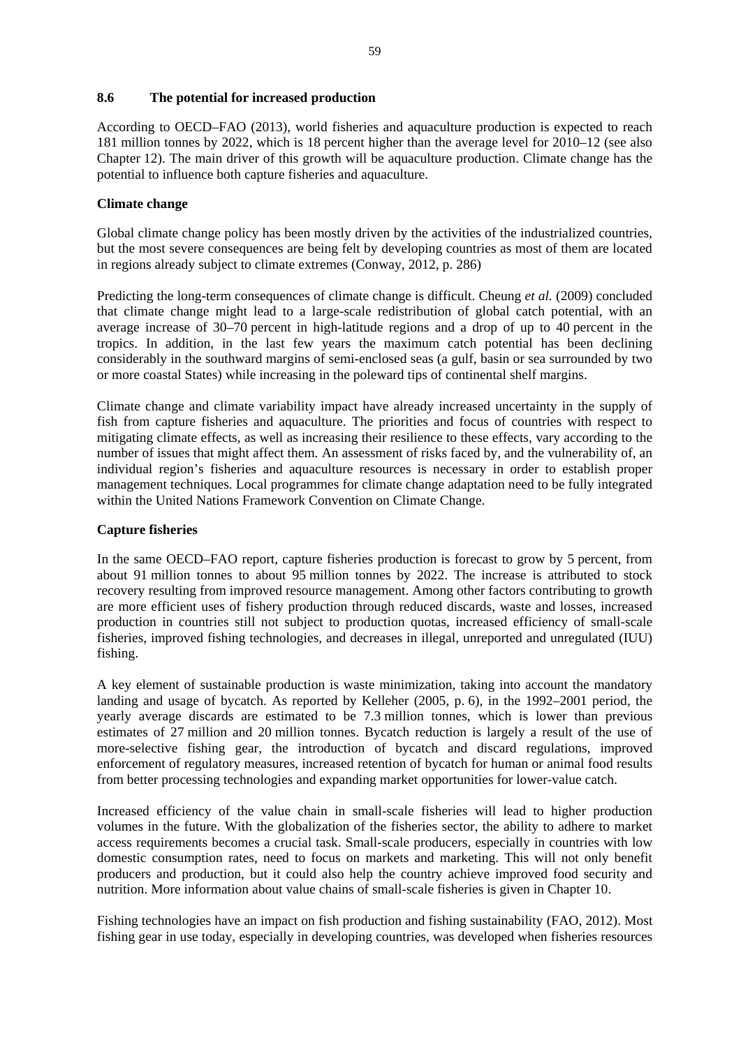## 8.6 The potential for increased production

According to OECD–FAO (2013), world fisheries and aquaculture production is expected to reach 181 million tonnes by 2022, which is 18 percent higher than the average level for 2010–12 (see also Chapter 12). The main driver of this growth will be aquaculture production. Climate change has the potential to influence both capture fisheries and aquaculture.

### Climate change

Global climate change policy has been mostly driven by the activities of the industrialized countries, but the most severe consequences are being felt by developing countries as most of them are located in regions already subject to climate extremes (Conway, 2012, p. 286)

Predicting the long-term consequences of climate change is difficult. Cheung *et al.* (2009) concluded that climate change might lead to a large-scale redistribution of global catch potential, with an average increase of 30–70 percent in high-latitude regions and a drop of up to 40 percent in the tropics. In addition, in the last few years the maximum catch potential has been declining considerably in the southward margins of semi-enclosed seas (a gulf, basin or sea surrounded by two or more coastal States) while increasing in the poleward tips of continental shelf margins.

Climate change and climate variability impact have already increased uncertainty in the supply of fish from capture fisheries and aquaculture. The priorities and focus of countries with respect to mitigating climate effects, as well as increasing their resilience to these effects, vary according to the number of issues that might affect them. An assessment of risks faced by, and the vulnerability of, an individual region's fisheries and aquaculture resources is necessary in order to establish proper management techniques. Local programmes for climate change adaptation need to be fully integrated within the United Nations Framework Convention on Climate Change.

### Capture fisheries

In the same OECD–FAO report, capture fisheries production is forecast to grow by 5 percent, from about 91 million tonnes to about 95 million tonnes by 2022. The increase is attributed to stock recovery resulting from improved resource management. Among other factors contributing to growth are more efficient uses of fishery production through reduced discards, waste and losses, increased production in countries still not subject to production quotas, increased efficiency of small-scale fisheries, improved fishing technologies, and decreases in illegal, unreported and unregulated (IUU) fishing.

A key element of sustainable production is waste minimization, taking into account the mandatory landing and usage of bycatch. As reported by Kelleher (2005, p. 6), in the 1992–2001 period, the yearly average discards are estimated to be 7.3 million tonnes, which is lower than previous estimates of 27 million and 20 million tonnes. Bycatch reduction is largely a result of the use of more-selective fishing gear, the introduction of bycatch and discard regulations, improved enforcement of regulatory measures, increased retention of bycatch for human or animal food results from better processing technologies and expanding market opportunities for lower-value catch.

Increased efficiency of the value chain in small-scale fisheries will lead to higher production volumes in the future. With the globalization of the fisheries sector, the ability to adhere to market access requirements becomes a crucial task. Small-scale producers, especially in countries with low domestic consumption rates, need to focus on markets and marketing. This will not only benefit producers and production, but it could also help the country achieve improved food security and nutrition. More information about value chains of small-scale fisheries is given in Chapter 10.

Fishing technologies have an impact on fish production and fishing sustainability (FAO, 2012). Most fishing gear in use today, especially in developing countries, was developed when fisheries resources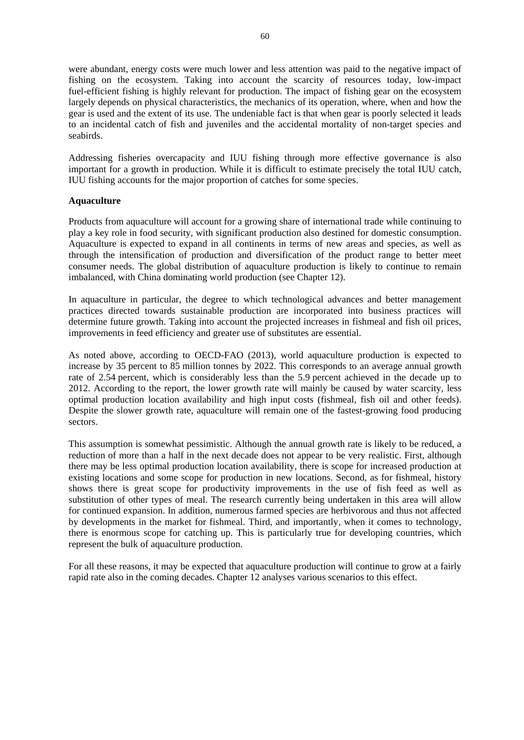were abundant, energy costs were much lower and less attention was paid to the negative impact of fishing on the ecosystem. Taking into account the scarcity of resources today, low-impact fuel-efficient fishing is highly relevant for production. The impact of fishing gear on the ecosystem largely depends on physical characteristics, the mechanics of its operation, where, when and how the gear is used and the extent of its use. The undeniable fact is that when gear is poorly selected it leads to an incidental catch of fish and juveniles and the accidental mortality of non-target species and seabirds.

Addressing fisheries overcapacity and IUU fishing through more effective governance is also important for a growth in production. While it is difficult to estimate precisely the total IUU catch, IUU fishing accounts for the major proportion of catches for some species.

**Aquaculture**

Products from aquaculture will account for a growing share of international trade while continuing to play a key role in food security, with significant production also destined for domestic consumption. Aquaculture is expected to expand in all continents in terms of new areas and species, as well as through the intensification of production and diversification of the product range to better meet consumer needs. The global distribution of aquaculture production is likely to continue to remain imbalanced, with China dominating world production (see Chapter 12).

In aquaculture in particular, the degree to which technological advances and better management practices directed towards sustainable production are incorporated into business practices will determine future growth. Taking into account the projected increases in fishmeal and fish oil prices, improvements in feed efficiency and greater use of substitutes are essential.

As noted above, according to OECD-FAO (2013), world aquaculture production is expected to increase by 35 percent to 85 million tonnes by 2022. This corresponds to an average annual growth rate of 2.54 percent, which is considerably less than the 5.9 percent achieved in the decade up to 2012. According to the report, the lower growth rate will mainly be caused by water scarcity, less optimal production location availability and high input costs (fishmeal, fish oil and other feeds). Despite the slower growth rate, aquaculture will remain one of the fastest-growing food producing sectors.

This assumption is somewhat pessimistic. Although the annual growth rate is likely to be reduced, a reduction of more than a half in the next decade does not appear to be very realistic. First, although there may be less optimal production location availability, there is scope for increased production at existing locations and some scope for production in new locations. Second, as for fishmeal, history shows there is great scope for productivity improvements in the use of fish feed as well as substitution of other types of meal. The research currently being undertaken in this area will allow for continued expansion. In addition, numerous farmed species are herbivorous and thus not affected by developments in the market for fishmeal. Third, and importantly, when it comes to technology, there is enormous scope for catching up. This is particularly true for developing countries, which represent the bulk of aquaculture production.

For all these reasons, it may be expected that aquaculture production will continue to grow at a fairly rapid rate also in the coming decades. Chapter 12 analyses various scenarios to this effect.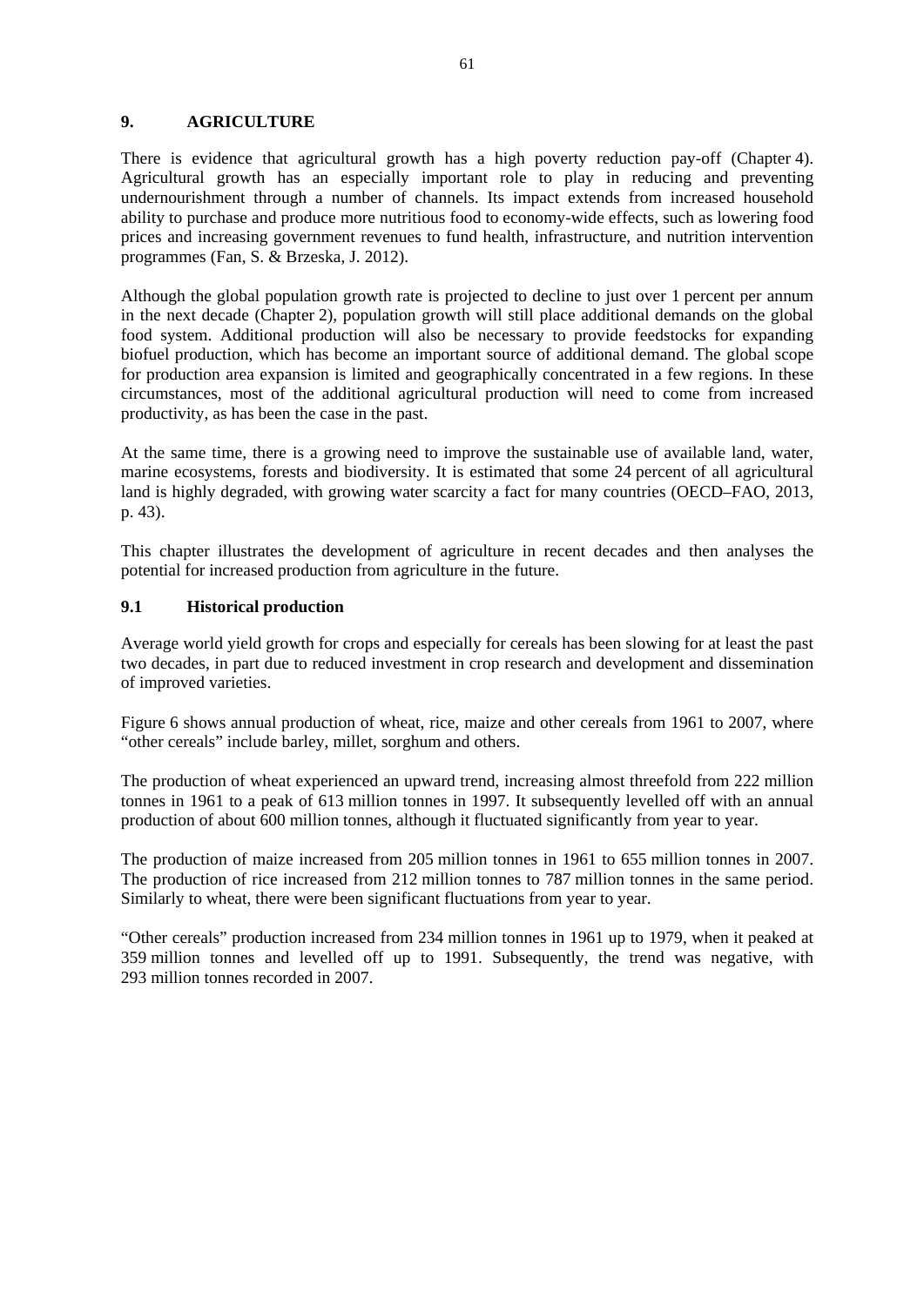# 9. AGRICULTURE

There is evidence that agricultural growth has a high poverty reduction pay-off (Chapter 4). Agricultural growth has an especially important role to play in reducing and preventing undernourishment through a number of channels. Its impact extends from increased household ability to purchase and produce more nutritious food to economy-wide effects, such as lowering food prices and increasing government revenues to fund health, infrastructure, and nutrition intervention programmes (Fan, S. & Brzeska, J. 2012).

Although the global population growth rate is projected to decline to just over 1 percent per annum in the next decade (Chapter 2), population growth will still place additional demands on the global food system. Additional production will also be necessary to provide feedstocks for expanding biofuel production, which has become an important source of additional demand. The global scope for production area expansion is limited and geographically concentrated in a few regions. In these circumstances, most of the additional agricultural production will need to come from increased productivity, as has been the case in the past.

At the same time, there is a growing need to improve the sustainable use of available land, water, marine ecosystems, forests and biodiversity. It is estimated that some 24 percent of all agricultural land is highly degraded, with growing water scarcity a fact for many countries (OECD–FAO, 2013, p. 43).

This chapter illustrates the development of agriculture in recent decades and then analyses the potential for increased production from agriculture in the future.

## 9.1 Historical production

Average world yield growth for crops and especially for cereals has been slowing for at least the past two decades, in part due to reduced investment in crop research and development and dissemination of improved varieties.

Figure 6 shows annual production of wheat, rice, maize and other cereals from 1961 to 2007, where "other cereals" include barley, millet, sorghum and others.

The production of wheat experienced an upward trend, increasing almost threefold from 222 million tonnes in 1961 to a peak of 613 million tonnes in 1997. It subsequently levelled off with an annual production of about 600 million tonnes, although it fluctuated significantly from year to year.

The production of maize increased from 205 million tonnes in 1961 to 655 million tonnes in 2007. The production of rice increased from 212 million tonnes to 787 million tonnes in the same period. Similarly to wheat, there were been significant fluctuations from year to year.

"Other cereals" production increased from 234 million tonnes in 1961 up to 1979, when it peaked at 359 million tonnes and levelled off up to 1991. Subsequently, the trend was negative, with 293 million tonnes recorded in 2007.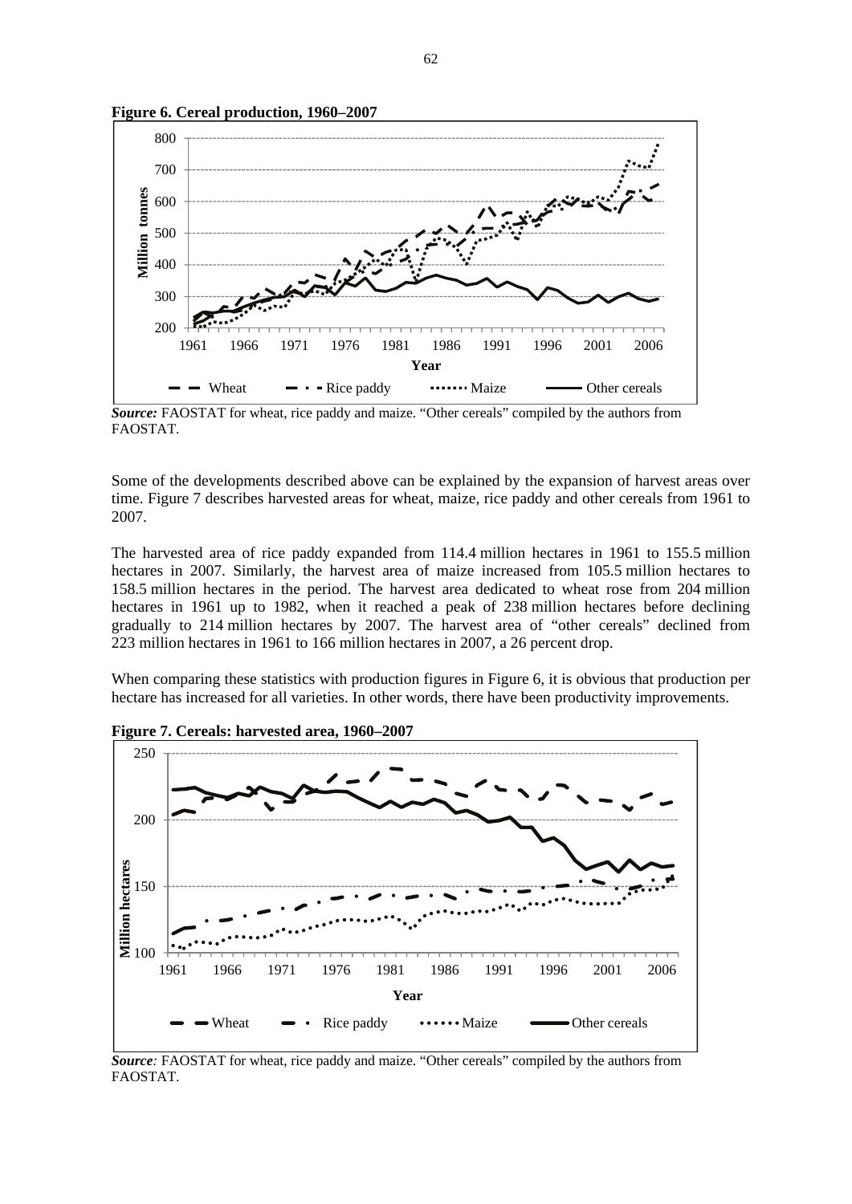**Figure 6. Cereal production, 1960–2007**

*Source:* FAOSTAT for wheat, rice paddy and maize. "Other cereals" compiled by the authors from FAOSTAT.

Some of the developments described above can be explained by the expansion of harvest areas over time. Figure 7 describes harvested areas for wheat, maize, rice paddy and other cereals from 1961 to 2007.

The harvested area of rice paddy expanded from 114.4 million hectares in 1961 to 155.5 million hectares in 2007. Similarly, the harvest area of maize increased from 105.5 million hectares to 158.5 million hectares in the period. The harvest area dedicated to wheat rose from 204 million hectares in 1961 up to 1982, when it reached a peak of 238 million hectares before declining gradually to 214 million hectares by 2007. The harvest area of "other cereals" declined from 223 million hectares in 1961 to 166 million hectares in 2007, a 26 percent drop.

When comparing these statistics with production figures in Figure 6, it is obvious that production per hectare has increased for all varieties. In other words, there have been productivity improvements.

**Figure 7. Cereals: harvested area, 1960–2007**

*Source:* FAOSTAT for wheat, rice paddy and maize. "Other cereals" compiled by the authors from FAOSTAT.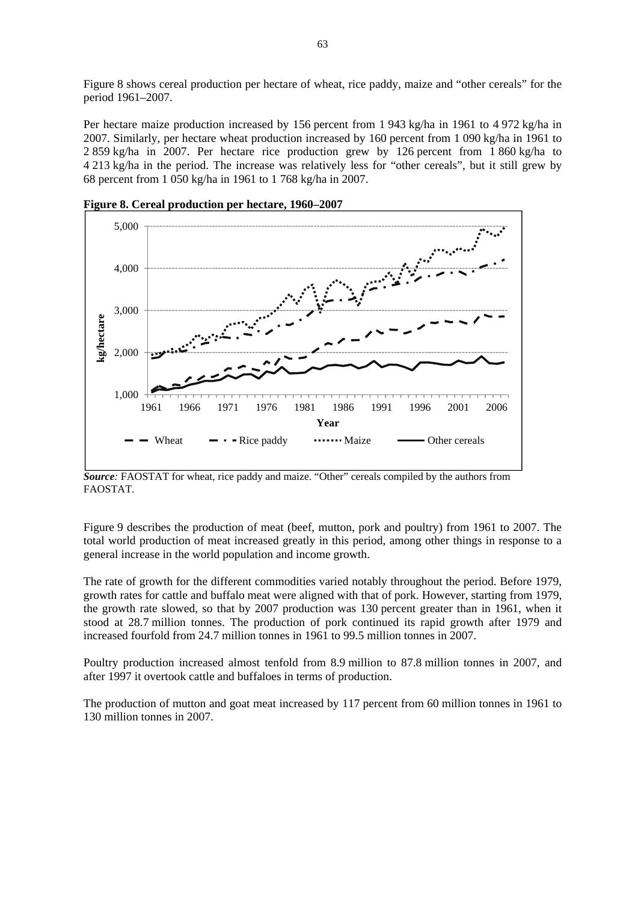Figure 8 shows cereal production per hectare of wheat, rice paddy, maize and "other cereals" for the period 1961–2007.

Per hectare maize production increased by 156 percent from 1 943 kg/ha in 1961 to 4 972 kg/ha in 2007. Similarly, per hectare wheat production increased by 160 percent from 1 090 kg/ha in 1961 to 2 859 kg/ha in 2007. Per hectare rice production grew by 126 percent from 1 860 kg/ha to 4 213 kg/ha in the period. The increase was relatively less for "other cereals", but it still grew by 68 percent from 1 050 kg/ha in 1961 to 1 768 kg/ha in 2007.

**Figure 8. Cereal production per hectare, 1960–2007**

***Source**:* FAOSTAT for wheat, rice paddy and maize. "Other" cereals compiled by the authors from FAOSTAT.

Figure 9 describes the production of meat (beef, mutton, pork and poultry) from 1961 to 2007. The total world production of meat increased greatly in this period, among other things in response to a general increase in the world population and income growth.

The rate of growth for the different commodities varied notably throughout the period. Before 1979, growth rates for cattle and buffalo meat were aligned with that of pork. However, starting from 1979, the growth rate slowed, so that by 2007 production was 130 percent greater than in 1961, when it stood at 28.7 million tonnes. The production of pork continued its rapid growth after 1979 and increased fourfold from 24.7 million tonnes in 1961 to 99.5 million tonnes in 2007.

Poultry production increased almost tenfold from 8.9 million to 87.8 million tonnes in 2007, and after 1997 it overtook cattle and buffaloes in terms of production.

The production of mutton and goat meat increased by 117 percent from 60 million tonnes in 1961 to 130 million tonnes in 2007.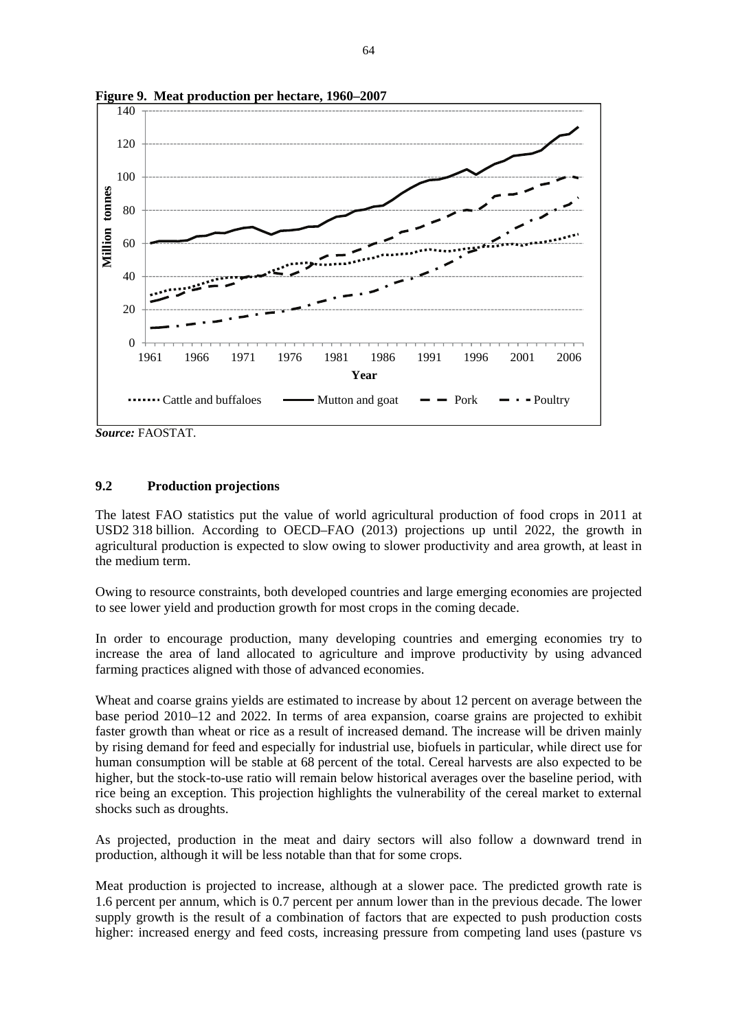**Figure 9. Meat production per hectare, 1960–2007**

*Source:* FAOSTAT.

### 9.2 Production projections

The latest FAO statistics put the value of world agricultural production of food crops in 2011 at USD2 318 billion. According to OECD–FAO (2013) projections up until 2022, the growth in agricultural production is expected to slow owing to slower productivity and area growth, at least in the medium term.

Owing to resource constraints, both developed countries and large emerging economies are projected to see lower yield and production growth for most crops in the coming decade.

In order to encourage production, many developing countries and emerging economies try to increase the area of land allocated to agriculture and improve productivity by using advanced farming practices aligned with those of advanced economies.

Wheat and coarse grains yields are estimated to increase by about 12 percent on average between the base period 2010–12 and 2022. In terms of area expansion, coarse grains are projected to exhibit faster growth than wheat or rice as a result of increased demand. The increase will be driven mainly by rising demand for feed and especially for industrial use, biofuels in particular, while direct use for human consumption will be stable at 68 percent of the total. Cereal harvests are also expected to be higher, but the stock-to-use ratio will remain below historical averages over the baseline period, with rice being an exception. This projection highlights the vulnerability of the cereal market to external shocks such as droughts.

As projected, production in the meat and dairy sectors will also follow a downward trend in production, although it will be less notable than that for some crops.

Meat production is projected to increase, although at a slower pace. The predicted growth rate is 1.6 percent per annum, which is 0.7 percent per annum lower than in the previous decade. The lower supply growth is the result of a combination of factors that are expected to push production costs higher: increased energy and feed costs, increasing pressure from competing land uses (pasture vs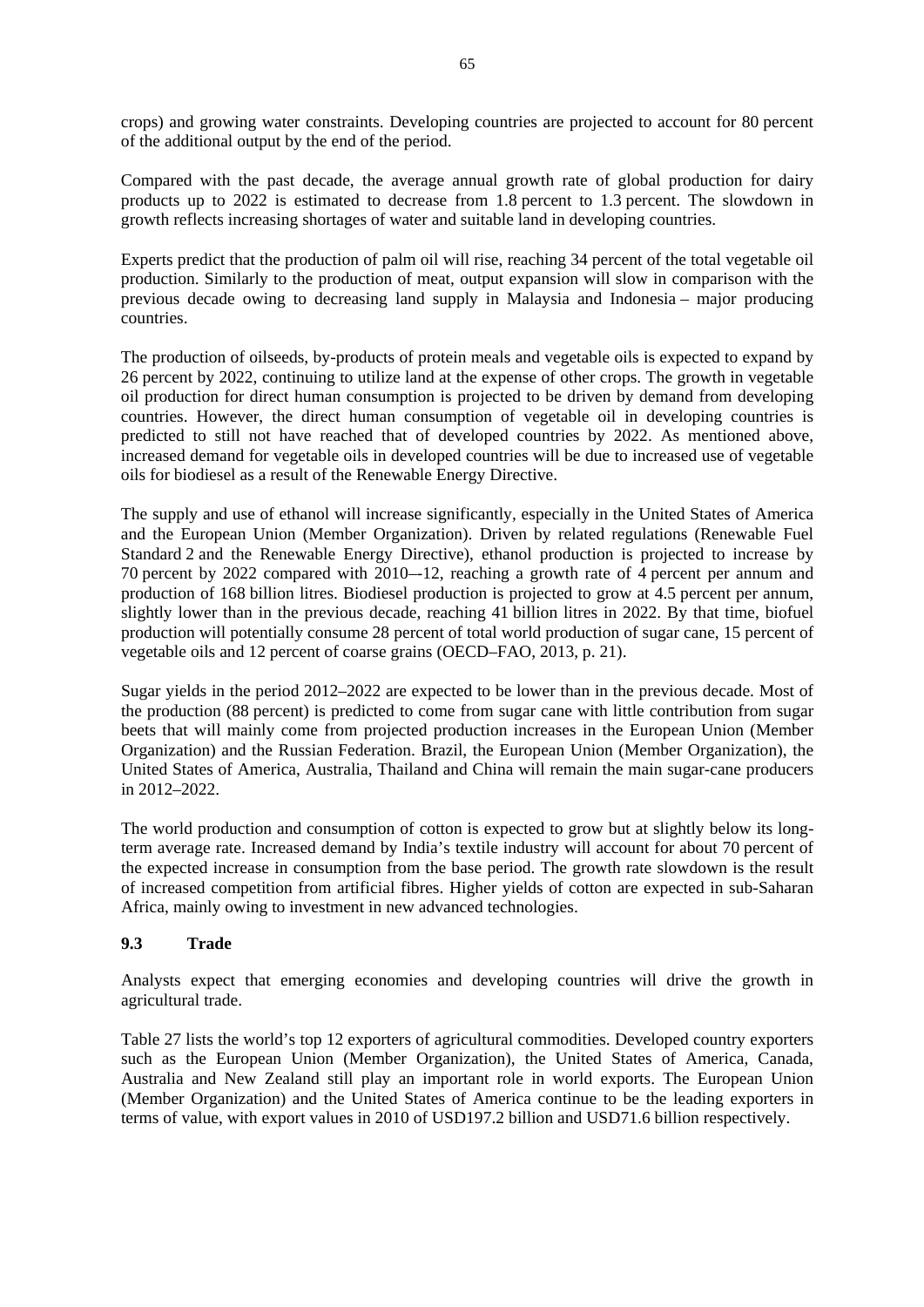crops) and growing water constraints. Developing countries are projected to account for 80 percent of the additional output by the end of the period.

Compared with the past decade, the average annual growth rate of global production for dairy products up to 2022 is estimated to decrease from 1.8 percent to 1.3 percent. The slowdown in growth reflects increasing shortages of water and suitable land in developing countries.

Experts predict that the production of palm oil will rise, reaching 34 percent of the total vegetable oil production. Similarly to the production of meat, output expansion will slow in comparison with the previous decade owing to decreasing land supply in Malaysia and Indonesia – major producing countries.

The production of oilseeds, by-products of protein meals and vegetable oils is expected to expand by 26 percent by 2022, continuing to utilize land at the expense of other crops. The growth in vegetable oil production for direct human consumption is projected to be driven by demand from developing countries. However, the direct human consumption of vegetable oil in developing countries is predicted to still not have reached that of developed countries by 2022. As mentioned above, increased demand for vegetable oils in developed countries will be due to increased use of vegetable oils for biodiesel as a result of the Renewable Energy Directive.

The supply and use of ethanol will increase significantly, especially in the United States of America and the European Union (Member Organization). Driven by related regulations (Renewable Fuel Standard 2 and the Renewable Energy Directive), ethanol production is projected to increase by 70 percent by 2022 compared with 2010–-12, reaching a growth rate of 4 percent per annum and production of 168 billion litres. Biodiesel production is projected to grow at 4.5 percent per annum, slightly lower than in the previous decade, reaching 41 billion litres in 2022. By that time, biofuel production will potentially consume 28 percent of total world production of sugar cane, 15 percent of vegetable oils and 12 percent of coarse grains (OECD–FAO, 2013, p. 21).

Sugar yields in the period 2012–2022 are expected to be lower than in the previous decade. Most of the production (88 percent) is predicted to come from sugar cane with little contribution from sugar beets that will mainly come from projected production increases in the European Union (Member Organization) and the Russian Federation. Brazil, the European Union (Member Organization), the United States of America, Australia, Thailand and China will remain the main sugar-cane producers in 2012–2022.

The world production and consumption of cotton is expected to grow but at slightly below its long-term average rate. Increased demand by India's textile industry will account for about 70 percent of the expected increase in consumption from the base period. The growth rate slowdown is the result of increased competition from artificial fibres. Higher yields of cotton are expected in sub-Saharan Africa, mainly owing to investment in new advanced technologies.

### 9.3 Trade

Analysts expect that emerging economies and developing countries will drive the growth in agricultural trade.

Table 27 lists the world's top 12 exporters of agricultural commodities. Developed country exporters such as the European Union (Member Organization), the United States of America, Canada, Australia and New Zealand still play an important role in world exports. The European Union (Member Organization) and the United States of America continue to be the leading exporters in terms of value, with export values in 2010 of USD197.2 billion and USD71.6 billion respectively.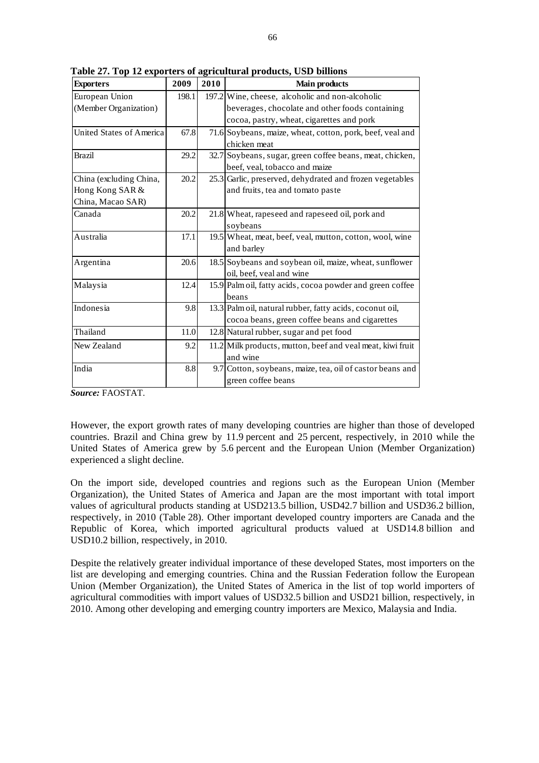**Table 27. Top 12 exporters of agricultural products, USD billions**

| Exporters | 2009 | 2010 | Main products |
|---|---|---|---|
| European Union (Member Organization) | 198.1 | 197.2 | Wine, cheese, alcoholic and non-alcoholic beverages, chocolate and other foods containing cocoa, pastry, wheat, cigarettes and pork |
| United States of America | 67.8 | 71.6 | Soybeans, maize, wheat, cotton, pork, beef, veal and chicken meat |
| Brazil | 29.2 | 32.7 | Soybeans, sugar, green coffee beans, meat, chicken, beef, veal, tobacco and maize |
| China (excluding China, Hong Kong SAR & China, Macao SAR) | 20.2 | 25.3 | Garlic, preserved, dehydrated and frozen vegetables and fruits, tea and tomato paste |
| Canada | 20.2 | 21.8 | Wheat, rapeseed and rapeseed oil, pork and soybeans |
| Australia | 17.1 | 19.5 | Wheat, meat, beef, veal, mutton, cotton, wool, wine and barley |
| Argentina | 20.6 | 18.5 | Soybeans and soybean oil, maize, wheat, sunflower oil, beef, veal and wine |
| Malaysia | 12.4 | 15.9 | Palm oil, fatty acids, cocoa powder and green coffee beans |
| Indonesia | 9.8 | 13.3 | Palm oil, natural rubber, fatty acids, coconut oil, cocoa beans, green coffee beans and cigarettes |
| Thailand | 11.0 | 12.8 | Natural rubber, sugar and pet food |
| New Zealand | 9.2 | 11.2 | Milk products, mutton, beef and veal meat, kiwi fruit and wine |
| India | 8.8 | 9.7 | Cotton, soybeans, maize, tea, oil of castor beans and green coffee beans |

***Source:*** FAOSTAT.

However, the export growth rates of many developing countries are higher than those of developed countries. Brazil and China grew by 11.9 percent and 25 percent, respectively, in 2010 while the United States of America grew by 5.6 percent and the European Union (Member Organization) experienced a slight decline.

On the import side, developed countries and regions such as the European Union (Member Organization), the United States of America and Japan are the most important with total import values of agricultural products standing at USD213.5 billion, USD42.7 billion and USD36.2 billion, respectively, in 2010 (Table 28). Other important developed country importers are Canada and the Republic of Korea, which imported agricultural products valued at USD14.8 billion and USD10.2 billion, respectively, in 2010.

Despite the relatively greater individual importance of these developed States, most importers on the list are developing and emerging countries. China and the Russian Federation follow the European Union (Member Organization), the United States of America in the list of top world importers of agricultural commodities with import values of USD32.5 billion and USD21 billion, respectively, in 2010. Among other developing and emerging country importers are Mexico, Malaysia and India.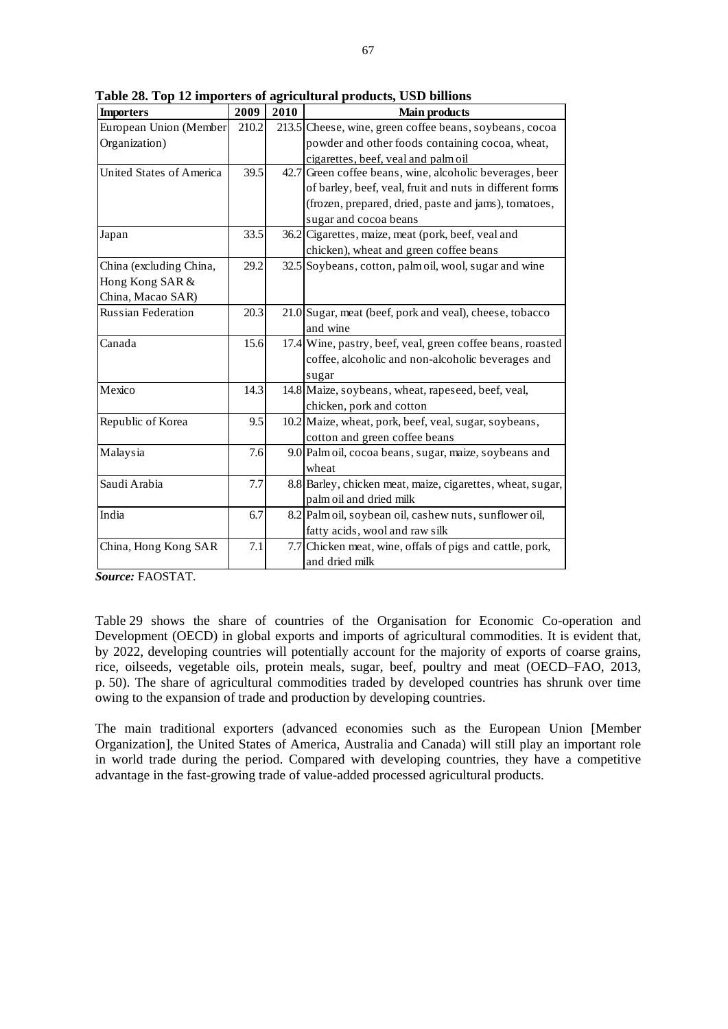**Table 28. Top 12 importers of agricultural products, USD billions**

| Importers | 2009 | 2010 | Main products |
|---|---|---|---|
| European Union (Member Organization) | 210.2 | 213.5 | Cheese, wine, green coffee beans, soybeans, cocoa powder and other foods containing cocoa, wheat, cigarettes, beef, veal and palm oil |
| United States of America | 39.5 | 42.7 | Green coffee beans, wine, alcoholic beverages, beer of barley, beef, veal, fruit and nuts in different forms (frozen, prepared, dried, paste and jams), tomatoes, sugar and cocoa beans |
| Japan | 33.5 | 36.2 | Cigarettes, maize, meat (pork, beef, veal and chicken), wheat and green coffee beans |
| China (excluding China, Hong Kong SAR & China, Macao SAR) | 29.2 | 32.5 | Soybeans, cotton, palm oil, wool, sugar and wine |
| Russian Federation | 20.3 | 21.0 | Sugar, meat (beef, pork and veal), cheese, tobacco and wine |
| Canada | 15.6 | 17.4 | Wine, pastry, beef, veal, green coffee beans, roasted coffee, alcoholic and non-alcoholic beverages and sugar |
| Mexico | 14.3 | 14.8 | Maize, soybeans, wheat, rapeseed, beef, veal, chicken, pork and cotton |
| Republic of Korea | 9.5 | 10.2 | Maize, wheat, pork, beef, veal, sugar, soybeans, cotton and green coffee beans |
| Malaysia | 7.6 | 9.0 | Palm oil, cocoa beans, sugar, maize, soybeans and wheat |
| Saudi Arabia | 7.7 | 8.8 | Barley, chicken meat, maize, cigarettes, wheat, sugar, palm oil and dried milk |
| India | 6.7 | 8.2 | Palm oil, soybean oil, cashew nuts, sunflower oil, fatty acids, wool and raw silk |
| China, Hong Kong SAR | 7.1 | 7.7 | Chicken meat, wine, offals of pigs and cattle, pork, and dried milk |

***Source:*** FAOSTAT.

Table 29 shows the share of countries of the Organisation for Economic Co-operation and Development (OECD) in global exports and imports of agricultural commodities. It is evident that, by 2022, developing countries will potentially account for the majority of exports of coarse grains, rice, oilseeds, vegetable oils, protein meals, sugar, beef, poultry and meat (OECD–FAO, 2013, p. 50). The share of agricultural commodities traded by developed countries has shrunk over time owing to the expansion of trade and production by developing countries.

The main traditional exporters (advanced economies such as the European Union [Member Organization], the United States of America, Australia and Canada) will still play an important role in world trade during the period. Compared with developing countries, they have a competitive advantage in the fast-growing trade of value-added processed agricultural products.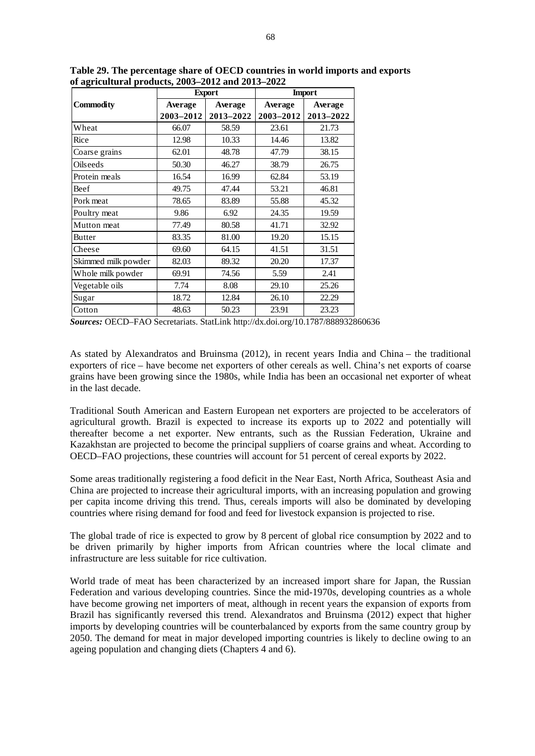**Table 29. The percentage share of OECD countries in world imports and exports of agricultural products, 2003–2012 and 2013–2022**

| Commodity | Export | | Import | |
|---|---|---|---|---|
| | Average 2003–2012 | Average 2013–2022 | Average 2003–2012 | Average 2013–2022 |
| Wheat | 66.07 | 58.59 | 23.61 | 21.73 |
| Rice | 12.98 | 10.33 | 14.46 | 13.82 |
| Coarse grains | 62.01 | 48.78 | 47.79 | 38.15 |
| Oilseeds | 50.30 | 46.27 | 38.79 | 26.75 |
| Protein meals | 16.54 | 16.99 | 62.84 | 53.19 |
| Beef | 49.75 | 47.44 | 53.21 | 46.81 |
| Pork meat | 78.65 | 83.89 | 55.88 | 45.32 |
| Poultry meat | 9.86 | 6.92 | 24.35 | 19.59 |
| Mutton meat | 77.49 | 80.58 | 41.71 | 32.92 |
| Butter | 83.35 | 81.00 | 19.20 | 15.15 |
| Cheese | 69.60 | 64.15 | 41.51 | 31.51 |
| Skimmed milk powder | 82.03 | 89.32 | 20.20 | 17.37 |
| Whole milk powder | 69.91 | 74.56 | 5.59 | 2.41 |
| Vegetable oils | 7.74 | 8.08 | 29.10 | 25.26 |
| Sugar | 18.72 | 12.84 | 26.10 | 22.29 |
| Cotton | 48.63 | 50.23 | 23.91 | 23.23 |

***Sources:*** OECD–FAO Secretariats. StatLink http://dx.doi.org/10.1787/888932860636

As stated by Alexandratos and Bruinsma (2012), in recent years India and China – the traditional exporters of rice – have become net exporters of other cereals as well. China's net exports of coarse grains have been growing since the 1980s, while India has been an occasional net exporter of wheat in the last decade.

Traditional South American and Eastern European net exporters are projected to be accelerators of agricultural growth. Brazil is expected to increase its exports up to 2022 and potentially will thereafter become a net exporter. New entrants, such as the Russian Federation, Ukraine and Kazakhstan are projected to become the principal suppliers of coarse grains and wheat. According to OECD–FAO projections, these countries will account for 51 percent of cereal exports by 2022.

Some areas traditionally registering a food deficit in the Near East, North Africa, Southeast Asia and China are projected to increase their agricultural imports, with an increasing population and growing per capita income driving this trend. Thus, cereals imports will also be dominated by developing countries where rising demand for food and feed for livestock expansion is projected to rise.

The global trade of rice is expected to grow by 8 percent of global rice consumption by 2022 and to be driven primarily by higher imports from African countries where the local climate and infrastructure are less suitable for rice cultivation.

World trade of meat has been characterized by an increased import share for Japan, the Russian Federation and various developing countries. Since the mid-1970s, developing countries as a whole have become growing net importers of meat, although in recent years the expansion of exports from Brazil has significantly reversed this trend. Alexandratos and Bruinsma (2012) expect that higher imports by developing countries will be counterbalanced by exports from the same country group by 2050. The demand for meat in major developed importing countries is likely to decline owing to an ageing population and changing diets (Chapters 4 and 6).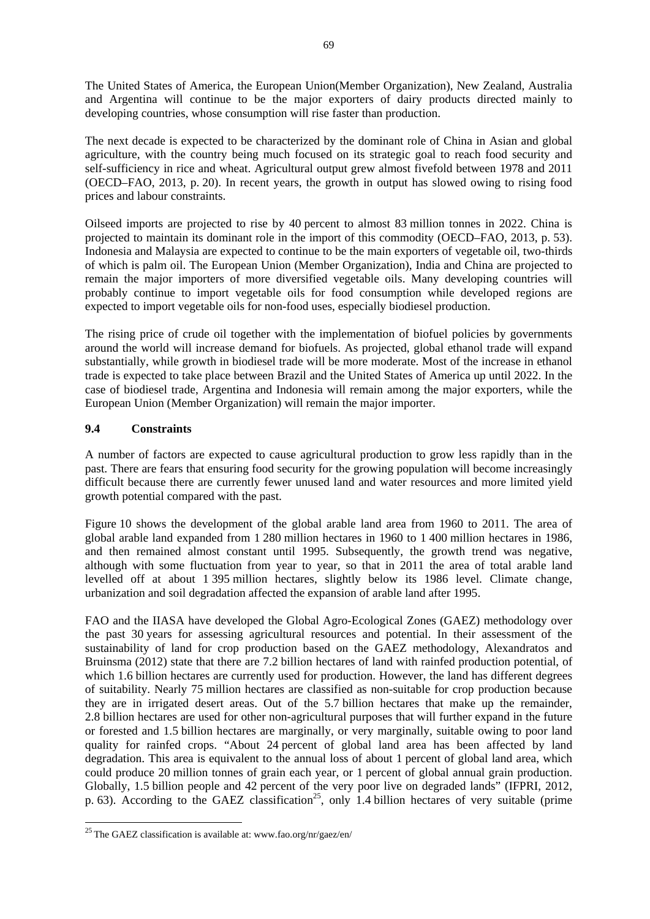The United States of America, the European Union(Member Organization), New Zealand, Australia and Argentina will continue to be the major exporters of dairy products directed mainly to developing countries, whose consumption will rise faster than production.

The next decade is expected to be characterized by the dominant role of China in Asian and global agriculture, with the country being much focused on its strategic goal to reach food security and self-sufficiency in rice and wheat. Agricultural output grew almost fivefold between 1978 and 2011 (OECD–FAO, 2013, p. 20). In recent years, the growth in output has slowed owing to rising food prices and labour constraints.

Oilseed imports are projected to rise by 40 percent to almost 83 million tonnes in 2022. China is projected to maintain its dominant role in the import of this commodity (OECD–FAO, 2013, p. 53). Indonesia and Malaysia are expected to continue to be the main exporters of vegetable oil, two-thirds of which is palm oil. The European Union (Member Organization), India and China are projected to remain the major importers of more diversified vegetable oils. Many developing countries will probably continue to import vegetable oils for food consumption while developed regions are expected to import vegetable oils for non-food uses, especially biodiesel production.

The rising price of crude oil together with the implementation of biofuel policies by governments around the world will increase demand for biofuels. As projected, global ethanol trade will expand substantially, while growth in biodiesel trade will be more moderate. Most of the increase in ethanol trade is expected to take place between Brazil and the United States of America up until 2022. In the case of biodiesel trade, Argentina and Indonesia will remain among the major exporters, while the European Union (Member Organization) will remain the major importer.

### 9.4 Constraints

A number of factors are expected to cause agricultural production to grow less rapidly than in the past. There are fears that ensuring food security for the growing population will become increasingly difficult because there are currently fewer unused land and water resources and more limited yield growth potential compared with the past.

Figure 10 shows the development of the global arable land area from 1960 to 2011. The area of global arable land expanded from 1 280 million hectares in 1960 to 1 400 million hectares in 1986, and then remained almost constant until 1995. Subsequently, the growth trend was negative, although with some fluctuation from year to year, so that in 2011 the area of total arable land levelled off at about 1 395 million hectares, slightly below its 1986 level. Climate change, urbanization and soil degradation affected the expansion of arable land after 1995.

FAO and the IIASA have developed the Global Agro-Ecological Zones (GAEZ) methodology over the past 30 years for assessing agricultural resources and potential. In their assessment of the sustainability of land for crop production based on the GAEZ methodology, Alexandratos and Bruinsma (2012) state that there are 7.2 billion hectares of land with rainfed production potential, of which 1.6 billion hectares are currently used for production. However, the land has different degrees of suitability. Nearly 75 million hectares are classified as non-suitable for crop production because they are in irrigated desert areas. Out of the 5.7 billion hectares that make up the remainder, 2.8 billion hectares are used for other non-agricultural purposes that will further expand in the future or forested and 1.5 billion hectares are marginally, or very marginally, suitable owing to poor land quality for rainfed crops. "About 24 percent of global land area has been affected by land degradation. This area is equivalent to the annual loss of about 1 percent of global land area, which could produce 20 million tonnes of grain each year, or 1 percent of global annual grain production. Globally, 1.5 billion people and 42 percent of the very poor live on degraded lands" (IFPRI, 2012, p. 63). According to the GAEZ classification[25], only 1.4 billion hectares of very suitable (prime

[25] The GAEZ classification is available at: www.fao.org/nr/gaez/en/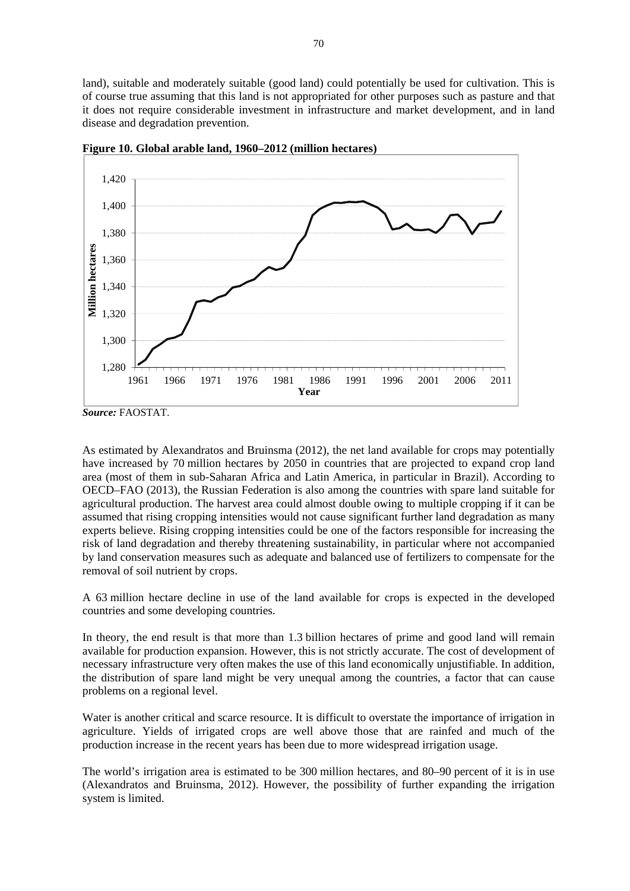land), suitable and moderately suitable (good land) could potentially be used for cultivation. This is of course true assuming that this land is not appropriated for other purposes such as pasture and that it does not require considerable investment in infrastructure and market development, and in land disease and degradation prevention.

**Figure 10. Global arable land, 1960–2012 (million hectares)**

***Source:*** FAOSTAT.

As estimated by Alexandratos and Bruinsma (2012), the net land available for crops may potentially have increased by 70 million hectares by 2050 in countries that are projected to expand crop land area (most of them in sub-Saharan Africa and Latin America, in particular in Brazil). According to OECD–FAO (2013), the Russian Federation is also among the countries with spare land suitable for agricultural production. The harvest area could almost double owing to multiple cropping if it can be assumed that rising cropping intensities would not cause significant further land degradation as many experts believe. Rising cropping intensities could be one of the factors responsible for increasing the risk of land degradation and thereby threatening sustainability, in particular where not accompanied by land conservation measures such as adequate and balanced use of fertilizers to compensate for the removal of soil nutrient by crops.

A 63 million hectare decline in use of the land available for crops is expected in the developed countries and some developing countries.

In theory, the end result is that more than 1.3 billion hectares of prime and good land will remain available for production expansion. However, this is not strictly accurate. The cost of development of necessary infrastructure very often makes the use of this land economically unjustifiable. In addition, the distribution of spare land might be very unequal among the countries, a factor that can cause problems on a regional level.

Water is another critical and scarce resource. It is difficult to overstate the importance of irrigation in agriculture. Yields of irrigated crops are well above those that are rainfed and much of the production increase in the recent years has been due to more widespread irrigation usage.

The world's irrigation area is estimated to be 300 million hectares, and 80–90 percent of it is in use (Alexandratos and Bruinsma, 2012). However, the possibility of further expanding the irrigation system is limited.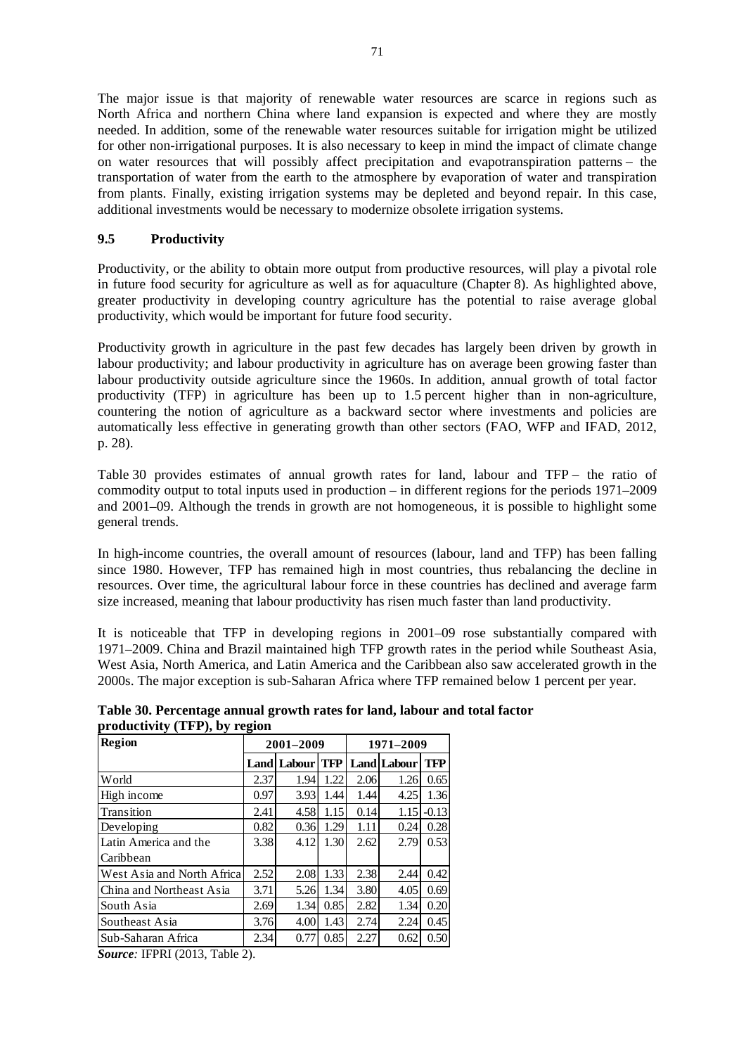The major issue is that majority of renewable water resources are scarce in regions such as North Africa and northern China where land expansion is expected and where they are mostly needed. In addition, some of the renewable water resources suitable for irrigation might be utilized for other non-irrigational purposes. It is also necessary to keep in mind the impact of climate change on water resources that will possibly affect precipitation and evapotranspiration patterns – the transportation of water from the earth to the atmosphere by evaporation of water and transpiration from plants. Finally, existing irrigation systems may be depleted and beyond repair. In this case, additional investments would be necessary to modernize obsolete irrigation systems.

### 9.5 Productivity

Productivity, or the ability to obtain more output from productive resources, will play a pivotal role in future food security for agriculture as well as for aquaculture (Chapter 8). As highlighted above, greater productivity in developing country agriculture has the potential to raise average global productivity, which would be important for future food security.

Productivity growth in agriculture in the past few decades has largely been driven by growth in labour productivity; and labour productivity in agriculture has on average been growing faster than labour productivity outside agriculture since the 1960s. In addition, annual growth of total factor productivity (TFP) in agriculture has been up to 1.5 percent higher than in non-agriculture, countering the notion of agriculture as a backward sector where investments and policies are automatically less effective in generating growth than other sectors (FAO, WFP and IFAD, 2012, p. 28).

Table 30 provides estimates of annual growth rates for land, labour and TFP – the ratio of commodity output to total inputs used in production – in different regions for the periods 1971–2009 and 2001–09. Although the trends in growth are not homogeneous, it is possible to highlight some general trends.

In high-income countries, the overall amount of resources (labour, land and TFP) has been falling since 1980. However, TFP has remained high in most countries, thus rebalancing the decline in resources. Over time, the agricultural labour force in these countries has declined and average farm size increased, meaning that labour productivity has risen much faster than land productivity.

It is noticeable that TFP in developing regions in 2001–09 rose substantially compared with 1971–2009. China and Brazil maintained high TFP growth rates in the period while Southeast Asia, West Asia, North America, and Latin America and the Caribbean also saw accelerated growth in the 2000s. The major exception is sub-Saharan Africa where TFP remained below 1 percent per year.

**Table 30. Percentage annual growth rates for land, labour and total factor productivity (TFP), by region**

| Region | 2001–2009 | | | 1971–2009 | | |
|---|---|---|---|---|---|---|
| | Land | Labour | TFP | Land | Labour | TFP |
| World | 2.37 | 1.94 | 1.22 | 2.06 | 1.26 | 0.65 |
| High income | 0.97 | 3.93 | 1.44 | 1.44 | 4.25 | 1.36 |
| Transition | 2.41 | 4.58 | 1.15 | 0.14 | 1.15 | -0.13 |
| Developing | 0.82 | 0.36 | 1.29 | 1.11 | 0.24 | 0.28 |
| Latin America and the Caribbean | 3.38 | 4.12 | 1.30 | 2.62 | 2.79 | 0.53 |
| West Asia and North Africa | 2.52 | 2.08 | 1.33 | 2.38 | 2.44 | 0.42 |
| China and Northeast Asia | 3.71 | 5.26 | 1.34 | 3.80 | 4.05 | 0.69 |
| South Asia | 2.69 | 1.34 | 0.85 | 2.82 | 1.34 | 0.20 |
| Southeast Asia | 3.76 | 4.00 | 1.43 | 2.74 | 2.24 | 0.45 |
| Sub-Saharan Africa | 2.34 | 0.77 | 0.85 | 2.27 | 0.62 | 0.50 |

***Source:*** IFPRI (2013, Table 2).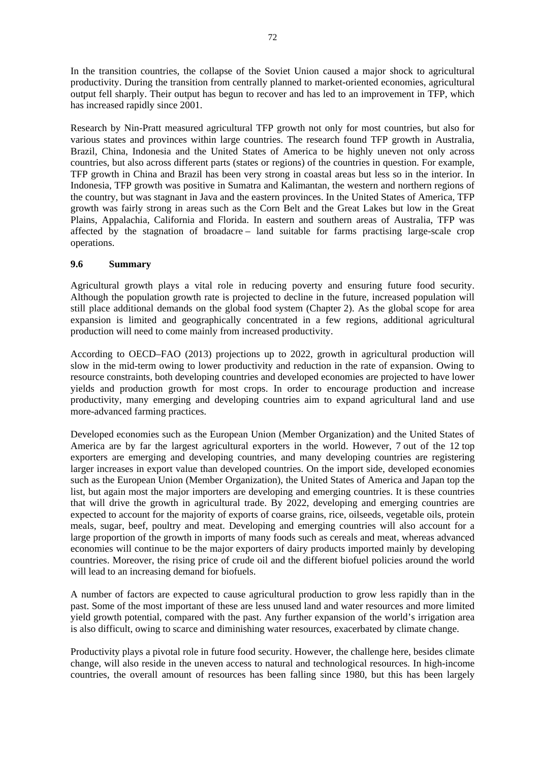In the transition countries, the collapse of the Soviet Union caused a major shock to agricultural productivity. During the transition from centrally planned to market-oriented economies, agricultural output fell sharply. Their output has begun to recover and has led to an improvement in TFP, which has increased rapidly since 2001.

Research by Nin-Pratt measured agricultural TFP growth not only for most countries, but also for various states and provinces within large countries. The research found TFP growth in Australia, Brazil, China, Indonesia and the United States of America to be highly uneven not only across countries, but also across different parts (states or regions) of the countries in question. For example, TFP growth in China and Brazil has been very strong in coastal areas but less so in the interior. In Indonesia, TFP growth was positive in Sumatra and Kalimantan, the western and northern regions of the country, but was stagnant in Java and the eastern provinces. In the United States of America, TFP growth was fairly strong in areas such as the Corn Belt and the Great Lakes but low in the Great Plains, Appalachia, California and Florida. In eastern and southern areas of Australia, TFP was affected by the stagnation of broadacre – land suitable for farms practising large-scale crop operations.

### 9.6 Summary

Agricultural growth plays a vital role in reducing poverty and ensuring future food security. Although the population growth rate is projected to decline in the future, increased population will still place additional demands on the global food system (Chapter 2). As the global scope for area expansion is limited and geographically concentrated in a few regions, additional agricultural production will need to come mainly from increased productivity.

According to OECD–FAO (2013) projections up to 2022, growth in agricultural production will slow in the mid-term owing to lower productivity and reduction in the rate of expansion. Owing to resource constraints, both developing countries and developed economies are projected to have lower yields and production growth for most crops. In order to encourage production and increase productivity, many emerging and developing countries aim to expand agricultural land and use more-advanced farming practices.

Developed economies such as the European Union (Member Organization) and the United States of America are by far the largest agricultural exporters in the world. However, 7 out of the 12 top exporters are emerging and developing countries, and many developing countries are registering larger increases in export value than developed countries. On the import side, developed economies such as the European Union (Member Organization), the United States of America and Japan top the list, but again most the major importers are developing and emerging countries. It is these countries that will drive the growth in agricultural trade. By 2022, developing and emerging countries are expected to account for the majority of exports of coarse grains, rice, oilseeds, vegetable oils, protein meals, sugar, beef, poultry and meat. Developing and emerging countries will also account for a large proportion of the growth in imports of many foods such as cereals and meat, whereas advanced economies will continue to be the major exporters of dairy products imported mainly by developing countries. Moreover, the rising price of crude oil and the different biofuel policies around the world will lead to an increasing demand for biofuels.

A number of factors are expected to cause agricultural production to grow less rapidly than in the past. Some of the most important of these are less unused land and water resources and more limited yield growth potential, compared with the past. Any further expansion of the world's irrigation area is also difficult, owing to scarce and diminishing water resources, exacerbated by climate change.

Productivity plays a pivotal role in future food security. However, the challenge here, besides climate change, will also reside in the uneven access to natural and technological resources. In high-income countries, the overall amount of resources has been falling since 1980, but this has been largely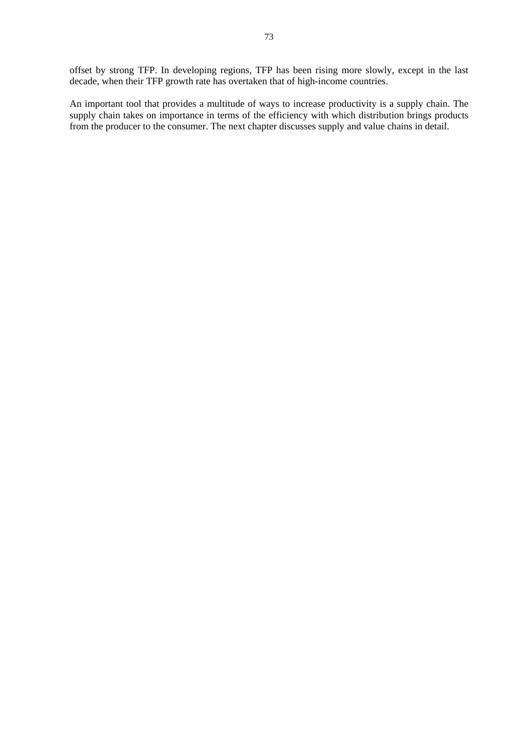offset by strong TFP. In developing regions, TFP has been rising more slowly, except in the last decade, when their TFP growth rate has overtaken that of high-income countries.

An important tool that provides a multitude of ways to increase productivity is a supply chain. The supply chain takes on importance in terms of the efficiency with which distribution brings products from the producer to the consumer. The next chapter discusses supply and value chains in detail.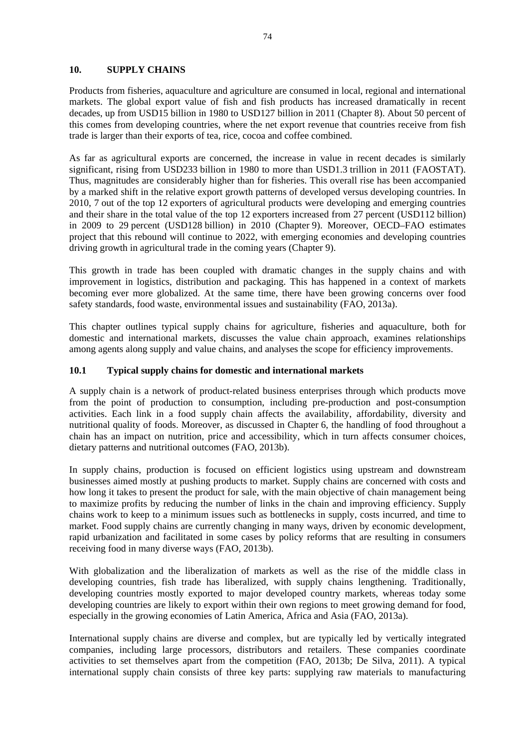## 10. SUPPLY CHAINS

Products from fisheries, aquaculture and agriculture are consumed in local, regional and international markets. The global export value of fish and fish products has increased dramatically in recent decades, up from USD15 billion in 1980 to USD127 billion in 2011 (Chapter 8). About 50 percent of this comes from developing countries, where the net export revenue that countries receive from fish trade is larger than their exports of tea, rice, cocoa and coffee combined.

As far as agricultural exports are concerned, the increase in value in recent decades is similarly significant, rising from USD233 billion in 1980 to more than USD1.3 trillion in 2011 (FAOSTAT). Thus, magnitudes are considerably higher than for fisheries. This overall rise has been accompanied by a marked shift in the relative export growth patterns of developed versus developing countries. In 2010, 7 out of the top 12 exporters of agricultural products were developing and emerging countries and their share in the total value of the top 12 exporters increased from 27 percent (USD112 billion) in 2009 to 29 percent (USD128 billion) in 2010 (Chapter 9). Moreover, OECD–FAO estimates project that this rebound will continue to 2022, with emerging economies and developing countries driving growth in agricultural trade in the coming years (Chapter 9).

This growth in trade has been coupled with dramatic changes in the supply chains and with improvement in logistics, distribution and packaging. This has happened in a context of markets becoming ever more globalized. At the same time, there have been growing concerns over food safety standards, food waste, environmental issues and sustainability (FAO, 2013a).

This chapter outlines typical supply chains for agriculture, fisheries and aquaculture, both for domestic and international markets, discusses the value chain approach, examines relationships among agents along supply and value chains, and analyses the scope for efficiency improvements.

### 10.1 Typical supply chains for domestic and international markets

A supply chain is a network of product-related business enterprises through which products move from the point of production to consumption, including pre-production and post-consumption activities. Each link in a food supply chain affects the availability, affordability, diversity and nutritional quality of foods. Moreover, as discussed in Chapter 6, the handling of food throughout a chain has an impact on nutrition, price and accessibility, which in turn affects consumer choices, dietary patterns and nutritional outcomes (FAO, 2013b).

In supply chains, production is focused on efficient logistics using upstream and downstream businesses aimed mostly at pushing products to market. Supply chains are concerned with costs and how long it takes to present the product for sale, with the main objective of chain management being to maximize profits by reducing the number of links in the chain and improving efficiency. Supply chains work to keep to a minimum issues such as bottlenecks in supply, costs incurred, and time to market. Food supply chains are currently changing in many ways, driven by economic development, rapid urbanization and facilitated in some cases by policy reforms that are resulting in consumers receiving food in many diverse ways (FAO, 2013b).

With globalization and the liberalization of markets as well as the rise of the middle class in developing countries, fish trade has liberalized, with supply chains lengthening. Traditionally, developing countries mostly exported to major developed country markets, whereas today some developing countries are likely to export within their own regions to meet growing demand for food, especially in the growing economies of Latin America, Africa and Asia (FAO, 2013a).

International supply chains are diverse and complex, but are typically led by vertically integrated companies, including large processors, distributors and retailers. These companies coordinate activities to set themselves apart from the competition (FAO, 2013b; De Silva, 2011). A typical international supply chain consists of three key parts: supplying raw materials to manufacturing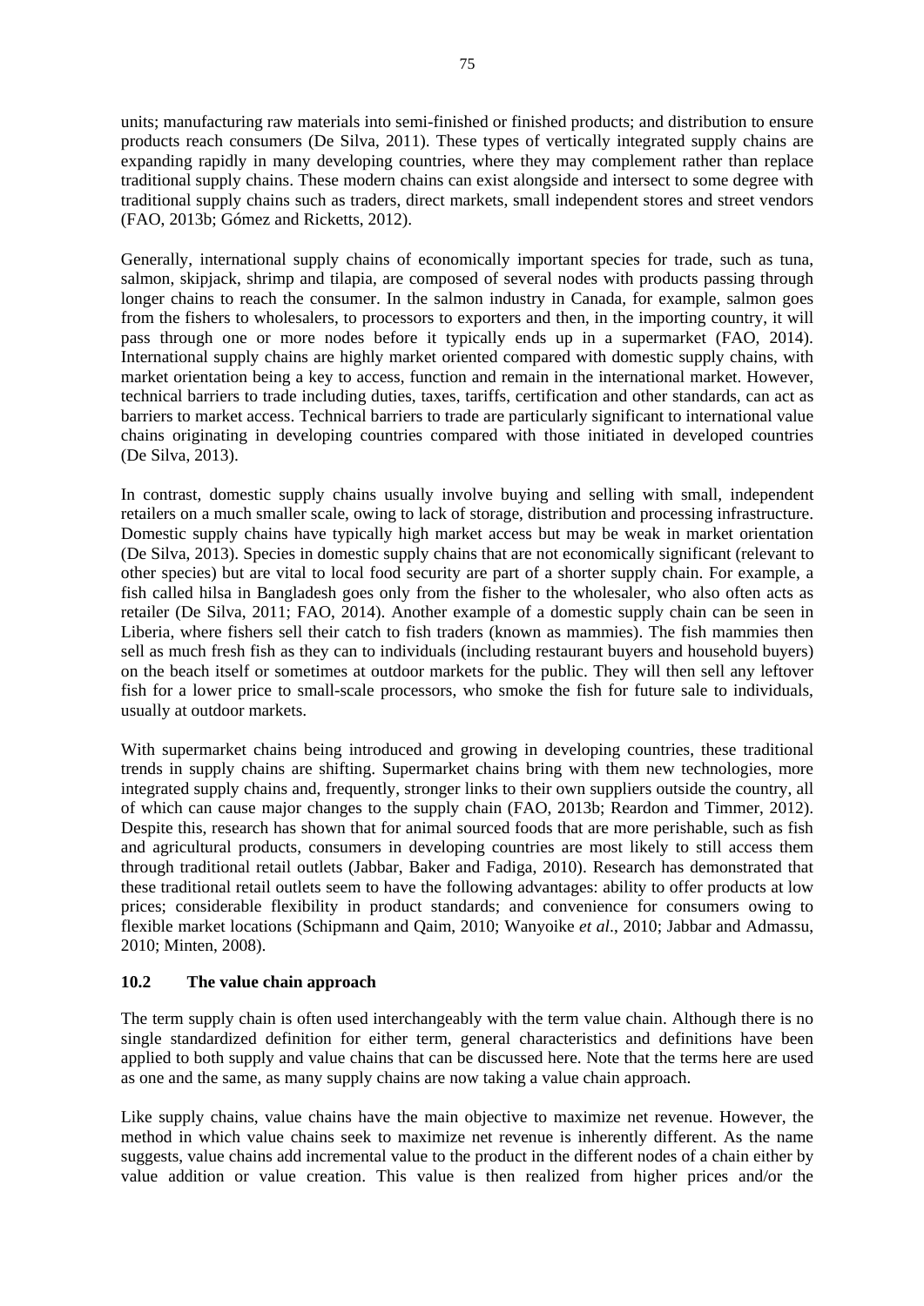units; manufacturing raw materials into semi-finished or finished products; and distribution to ensure products reach consumers (De Silva, 2011). These types of vertically integrated supply chains are expanding rapidly in many developing countries, where they may complement rather than replace traditional supply chains. These modern chains can exist alongside and intersect to some degree with traditional supply chains such as traders, direct markets, small independent stores and street vendors (FAO, 2013b; Gómez and Ricketts, 2012).

Generally, international supply chains of economically important species for trade, such as tuna, salmon, skipjack, shrimp and tilapia, are composed of several nodes with products passing through longer chains to reach the consumer. In the salmon industry in Canada, for example, salmon goes from the fishers to wholesalers, to processors to exporters and then, in the importing country, it will pass through one or more nodes before it typically ends up in a supermarket (FAO, 2014). International supply chains are highly market oriented compared with domestic supply chains, with market orientation being a key to access, function and remain in the international market. However, technical barriers to trade including duties, taxes, tariffs, certification and other standards, can act as barriers to market access. Technical barriers to trade are particularly significant to international value chains originating in developing countries compared with those initiated in developed countries (De Silva, 2013).

In contrast, domestic supply chains usually involve buying and selling with small, independent retailers on a much smaller scale, owing to lack of storage, distribution and processing infrastructure. Domestic supply chains have typically high market access but may be weak in market orientation (De Silva, 2013). Species in domestic supply chains that are not economically significant (relevant to other species) but are vital to local food security are part of a shorter supply chain. For example, a fish called hilsa in Bangladesh goes only from the fisher to the wholesaler, who also often acts as retailer (De Silva, 2011; FAO, 2014). Another example of a domestic supply chain can be seen in Liberia, where fishers sell their catch to fish traders (known as mammies). The fish mammies then sell as much fresh fish as they can to individuals (including restaurant buyers and household buyers) on the beach itself or sometimes at outdoor markets for the public. They will then sell any leftover fish for a lower price to small-scale processors, who smoke the fish for future sale to individuals, usually at outdoor markets.

With supermarket chains being introduced and growing in developing countries, these traditional trends in supply chains are shifting. Supermarket chains bring with them new technologies, more integrated supply chains and, frequently, stronger links to their own suppliers outside the country, all of which can cause major changes to the supply chain (FAO, 2013b; Reardon and Timmer, 2012). Despite this, research has shown that for animal sourced foods that are more perishable, such as fish and agricultural products, consumers in developing countries are most likely to still access them through traditional retail outlets (Jabbar, Baker and Fadiga, 2010). Research has demonstrated that these traditional retail outlets seem to have the following advantages: ability to offer products at low prices; considerable flexibility in product standards; and convenience for consumers owing to flexible market locations (Schipmann and Qaim, 2010; Wanyoike *et al*., 2010; Jabbar and Admassu, 2010; Minten, 2008).

### 10.2 The value chain approach

The term supply chain is often used interchangeably with the term value chain. Although there is no single standardized definition for either term, general characteristics and definitions have been applied to both supply and value chains that can be discussed here. Note that the terms here are used as one and the same, as many supply chains are now taking a value chain approach.

Like supply chains, value chains have the main objective to maximize net revenue. However, the method in which value chains seek to maximize net revenue is inherently different. As the name suggests, value chains add incremental value to the product in the different nodes of a chain either by value addition or value creation. This value is then realized from higher prices and/or the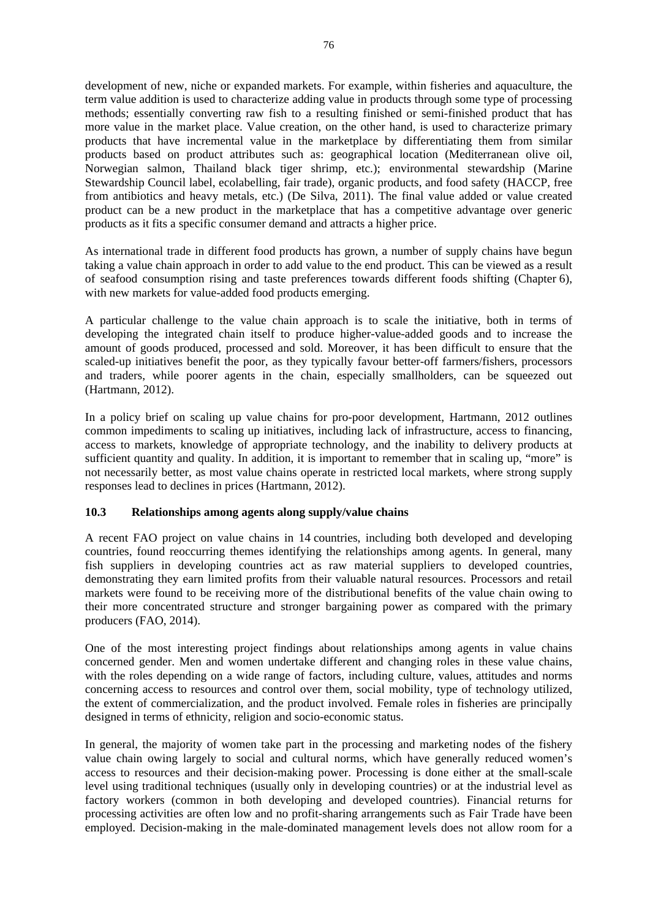development of new, niche or expanded markets. For example, within fisheries and aquaculture, the term value addition is used to characterize adding value in products through some type of processing methods; essentially converting raw fish to a resulting finished or semi-finished product that has more value in the market place. Value creation, on the other hand, is used to characterize primary products that have incremental value in the marketplace by differentiating them from similar products based on product attributes such as: geographical location (Mediterranean olive oil, Norwegian salmon, Thailand black tiger shrimp, etc.); environmental stewardship (Marine Stewardship Council label, ecolabelling, fair trade), organic products, and food safety (HACCP, free from antibiotics and heavy metals, etc.) (De Silva, 2011). The final value added or value created product can be a new product in the marketplace that has a competitive advantage over generic products as it fits a specific consumer demand and attracts a higher price.

As international trade in different food products has grown, a number of supply chains have begun taking a value chain approach in order to add value to the end product. This can be viewed as a result of seafood consumption rising and taste preferences towards different foods shifting (Chapter 6), with new markets for value-added food products emerging.

A particular challenge to the value chain approach is to scale the initiative, both in terms of developing the integrated chain itself to produce higher-value-added goods and to increase the amount of goods produced, processed and sold. Moreover, it has been difficult to ensure that the scaled-up initiatives benefit the poor, as they typically favour better-off farmers/fishers, processors and traders, while poorer agents in the chain, especially smallholders, can be squeezed out (Hartmann, 2012).

In a policy brief on scaling up value chains for pro-poor development, Hartmann, 2012 outlines common impediments to scaling up initiatives, including lack of infrastructure, access to financing, access to markets, knowledge of appropriate technology, and the inability to delivery products at sufficient quantity and quality. In addition, it is important to remember that in scaling up, "more" is not necessarily better, as most value chains operate in restricted local markets, where strong supply responses lead to declines in prices (Hartmann, 2012).

### 10.3 Relationships among agents along supply/value chains

A recent FAO project on value chains in 14 countries, including both developed and developing countries, found reoccurring themes identifying the relationships among agents. In general, many fish suppliers in developing countries act as raw material suppliers to developed countries, demonstrating they earn limited profits from their valuable natural resources. Processors and retail markets were found to be receiving more of the distributional benefits of the value chain owing to their more concentrated structure and stronger bargaining power as compared with the primary producers (FAO, 2014).

One of the most interesting project findings about relationships among agents in value chains concerned gender. Men and women undertake different and changing roles in these value chains, with the roles depending on a wide range of factors, including culture, values, attitudes and norms concerning access to resources and control over them, social mobility, type of technology utilized, the extent of commercialization, and the product involved. Female roles in fisheries are principally designed in terms of ethnicity, religion and socio-economic status.

In general, the majority of women take part in the processing and marketing nodes of the fishery value chain owing largely to social and cultural norms, which have generally reduced women's access to resources and their decision-making power. Processing is done either at the small-scale level using traditional techniques (usually only in developing countries) or at the industrial level as factory workers (common in both developing and developed countries). Financial returns for processing activities are often low and no profit-sharing arrangements such as Fair Trade have been employed. Decision-making in the male-dominated management levels does not allow room for a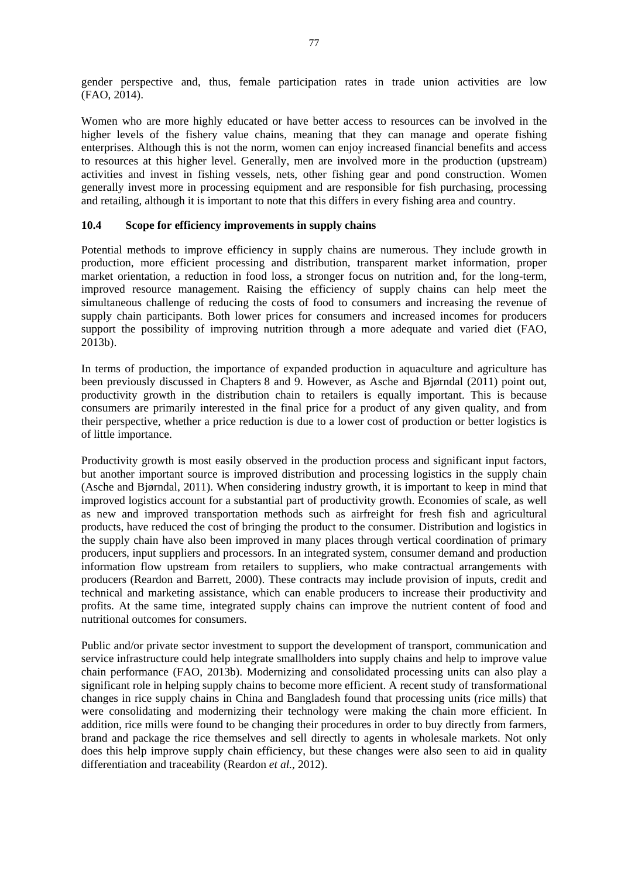gender perspective and, thus, female participation rates in trade union activities are low (FAO, 2014).

Women who are more highly educated or have better access to resources can be involved in the higher levels of the fishery value chains, meaning that they can manage and operate fishing enterprises. Although this is not the norm, women can enjoy increased financial benefits and access to resources at this higher level. Generally, men are involved more in the production (upstream) activities and invest in fishing vessels, nets, other fishing gear and pond construction. Women generally invest more in processing equipment and are responsible for fish purchasing, processing and retailing, although it is important to note that this differs in every fishing area and country.

### 10.4 Scope for efficiency improvements in supply chains

Potential methods to improve efficiency in supply chains are numerous. They include growth in production, more efficient processing and distribution, transparent market information, proper market orientation, a reduction in food loss, a stronger focus on nutrition and, for the long-term, improved resource management. Raising the efficiency of supply chains can help meet the simultaneous challenge of reducing the costs of food to consumers and increasing the revenue of supply chain participants. Both lower prices for consumers and increased incomes for producers support the possibility of improving nutrition through a more adequate and varied diet (FAO, 2013b).

In terms of production, the importance of expanded production in aquaculture and agriculture has been previously discussed in Chapters 8 and 9. However, as Asche and Bjørndal (2011) point out, productivity growth in the distribution chain to retailers is equally important. This is because consumers are primarily interested in the final price for a product of any given quality, and from their perspective, whether a price reduction is due to a lower cost of production or better logistics is of little importance.

Productivity growth is most easily observed in the production process and significant input factors, but another important source is improved distribution and processing logistics in the supply chain (Asche and Bjørndal, 2011). When considering industry growth, it is important to keep in mind that improved logistics account for a substantial part of productivity growth. Economies of scale, as well as new and improved transportation methods such as airfreight for fresh fish and agricultural products, have reduced the cost of bringing the product to the consumer. Distribution and logistics in the supply chain have also been improved in many places through vertical coordination of primary producers, input suppliers and processors. In an integrated system, consumer demand and production information flow upstream from retailers to suppliers, who make contractual arrangements with producers (Reardon and Barrett, 2000). These contracts may include provision of inputs, credit and technical and marketing assistance, which can enable producers to increase their productivity and profits. At the same time, integrated supply chains can improve the nutrient content of food and nutritional outcomes for consumers.

Public and/or private sector investment to support the development of transport, communication and service infrastructure could help integrate smallholders into supply chains and help to improve value chain performance (FAO, 2013b). Modernizing and consolidated processing units can also play a significant role in helping supply chains to become more efficient. A recent study of transformational changes in rice supply chains in China and Bangladesh found that processing units (rice mills) that were consolidating and modernizing their technology were making the chain more efficient. In addition, rice mills were found to be changing their procedures in order to buy directly from farmers, brand and package the rice themselves and sell directly to agents in wholesale markets. Not only does this help improve supply chain efficiency, but these changes were also seen to aid in quality differentiation and traceability (Reardon *et al.*, 2012).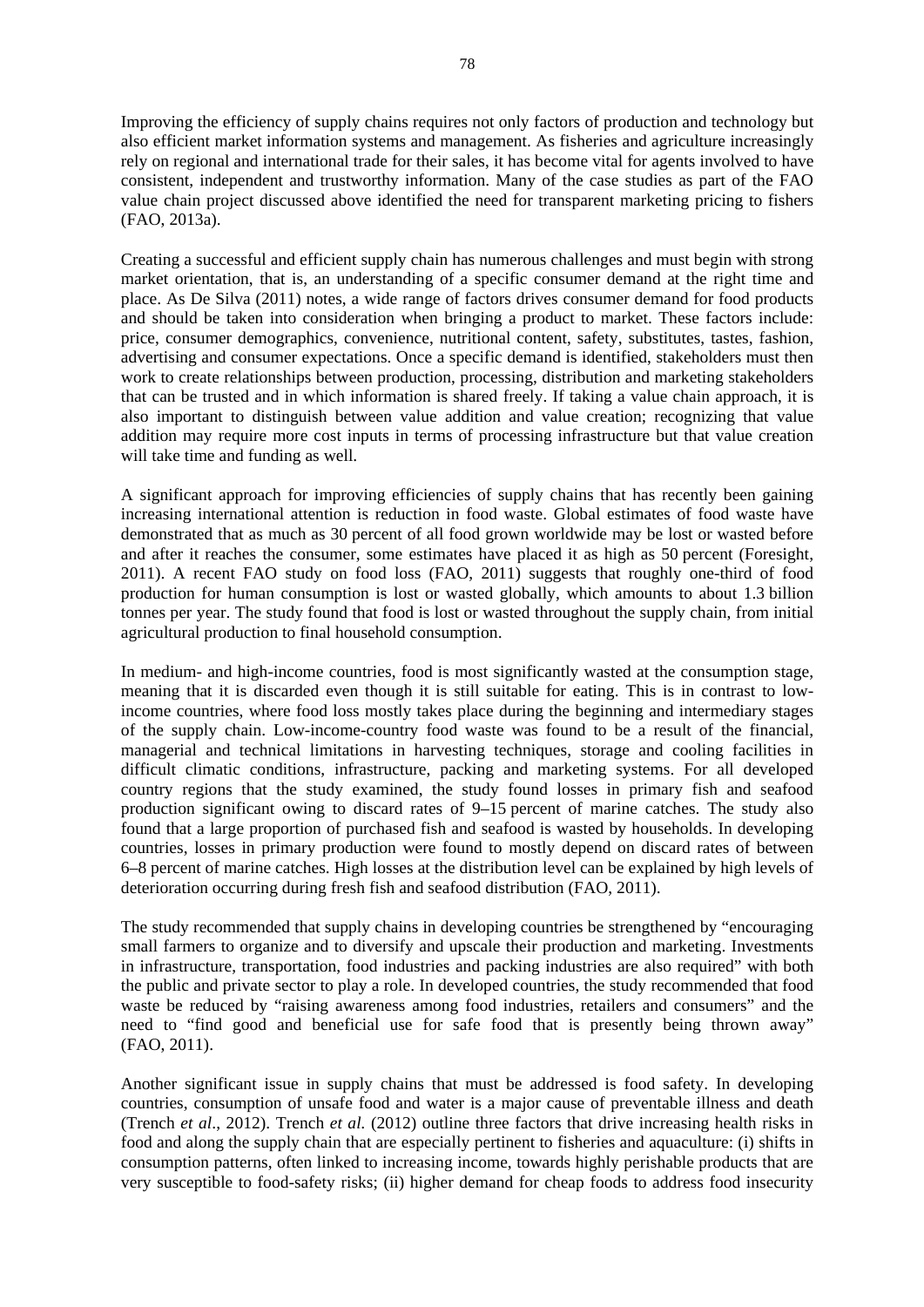Improving the efficiency of supply chains requires not only factors of production and technology but also efficient market information systems and management. As fisheries and agriculture increasingly rely on regional and international trade for their sales, it has become vital for agents involved to have consistent, independent and trustworthy information. Many of the case studies as part of the FAO value chain project discussed above identified the need for transparent marketing pricing to fishers (FAO, 2013a).

Creating a successful and efficient supply chain has numerous challenges and must begin with strong market orientation, that is, an understanding of a specific consumer demand at the right time and place. As De Silva (2011) notes, a wide range of factors drives consumer demand for food products and should be taken into consideration when bringing a product to market. These factors include: price, consumer demographics, convenience, nutritional content, safety, substitutes, tastes, fashion, advertising and consumer expectations. Once a specific demand is identified, stakeholders must then work to create relationships between production, processing, distribution and marketing stakeholders that can be trusted and in which information is shared freely. If taking a value chain approach, it is also important to distinguish between value addition and value creation; recognizing that value addition may require more cost inputs in terms of processing infrastructure but that value creation will take time and funding as well.

A significant approach for improving efficiencies of supply chains that has recently been gaining increasing international attention is reduction in food waste. Global estimates of food waste have demonstrated that as much as 30 percent of all food grown worldwide may be lost or wasted before and after it reaches the consumer, some estimates have placed it as high as 50 percent (Foresight, 2011). A recent FAO study on food loss (FAO, 2011) suggests that roughly one-third of food production for human consumption is lost or wasted globally, which amounts to about 1.3 billion tonnes per year. The study found that food is lost or wasted throughout the supply chain, from initial agricultural production to final household consumption.

In medium- and high-income countries, food is most significantly wasted at the consumption stage, meaning that it is discarded even though it is still suitable for eating. This is in contrast to low-income countries, where food loss mostly takes place during the beginning and intermediary stages of the supply chain. Low-income-country food waste was found to be a result of the financial, managerial and technical limitations in harvesting techniques, storage and cooling facilities in difficult climatic conditions, infrastructure, packing and marketing systems. For all developed country regions that the study examined, the study found losses in primary fish and seafood production significant owing to discard rates of 9–15 percent of marine catches. The study also found that a large proportion of purchased fish and seafood is wasted by households. In developing countries, losses in primary production were found to mostly depend on discard rates of between 6–8 percent of marine catches. High losses at the distribution level can be explained by high levels of deterioration occurring during fresh fish and seafood distribution (FAO, 2011).

The study recommended that supply chains in developing countries be strengthened by "encouraging small farmers to organize and to diversify and upscale their production and marketing. Investments in infrastructure, transportation, food industries and packing industries are also required" with both the public and private sector to play a role. In developed countries, the study recommended that food waste be reduced by "raising awareness among food industries, retailers and consumers" and the need to "find good and beneficial use for safe food that is presently being thrown away" (FAO, 2011).

Another significant issue in supply chains that must be addressed is food safety. In developing countries, consumption of unsafe food and water is a major cause of preventable illness and death (Trench *et al*., 2012). Trench *et al.* (2012) outline three factors that drive increasing health risks in food and along the supply chain that are especially pertinent to fisheries and aquaculture: (i) shifts in consumption patterns, often linked to increasing income, towards highly perishable products that are very susceptible to food-safety risks; (ii) higher demand for cheap foods to address food insecurity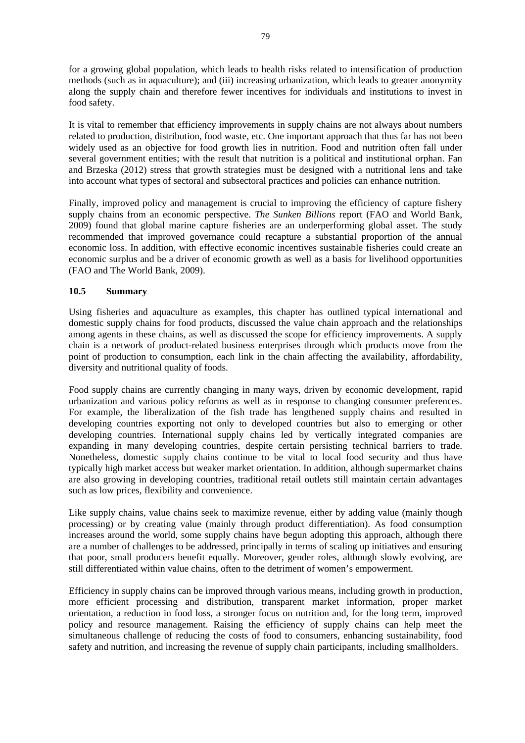for a growing global population, which leads to health risks related to intensification of production methods (such as in aquaculture); and (iii) increasing urbanization, which leads to greater anonymity along the supply chain and therefore fewer incentives for individuals and institutions to invest in food safety.

It is vital to remember that efficiency improvements in supply chains are not always about numbers related to production, distribution, food waste, etc. One important approach that thus far has not been widely used as an objective for food growth lies in nutrition. Food and nutrition often fall under several government entities; with the result that nutrition is a political and institutional orphan. Fan and Brzeska (2012) stress that growth strategies must be designed with a nutritional lens and take into account what types of sectoral and subsectoral practices and policies can enhance nutrition.

Finally, improved policy and management is crucial to improving the efficiency of capture fishery supply chains from an economic perspective. *The Sunken Billions* report (FAO and World Bank, 2009) found that global marine capture fisheries are an underperforming global asset. The study recommended that improved governance could recapture a substantial proportion of the annual economic loss. In addition, with effective economic incentives sustainable fisheries could create an economic surplus and be a driver of economic growth as well as a basis for livelihood opportunities (FAO and The World Bank, 2009).

### 10.5 Summary

Using fisheries and aquaculture as examples, this chapter has outlined typical international and domestic supply chains for food products, discussed the value chain approach and the relationships among agents in these chains, as well as discussed the scope for efficiency improvements. A supply chain is a network of product-related business enterprises through which products move from the point of production to consumption, each link in the chain affecting the availability, affordability, diversity and nutritional quality of foods.

Food supply chains are currently changing in many ways, driven by economic development, rapid urbanization and various policy reforms as well as in response to changing consumer preferences. For example, the liberalization of the fish trade has lengthened supply chains and resulted in developing countries exporting not only to developed countries but also to emerging or other developing countries. International supply chains led by vertically integrated companies are expanding in many developing countries, despite certain persisting technical barriers to trade. Nonetheless, domestic supply chains continue to be vital to local food security and thus have typically high market access but weaker market orientation. In addition, although supermarket chains are also growing in developing countries, traditional retail outlets still maintain certain advantages such as low prices, flexibility and convenience.

Like supply chains, value chains seek to maximize revenue, either by adding value (mainly though processing) or by creating value (mainly through product differentiation). As food consumption increases around the world, some supply chains have begun adopting this approach, although there are a number of challenges to be addressed, principally in terms of scaling up initiatives and ensuring that poor, small producers benefit equally. Moreover, gender roles, although slowly evolving, are still differentiated within value chains, often to the detriment of women's empowerment.

Efficiency in supply chains can be improved through various means, including growth in production, more efficient processing and distribution, transparent market information, proper market orientation, a reduction in food loss, a stronger focus on nutrition and, for the long term, improved policy and resource management. Raising the efficiency of supply chains can help meet the simultaneous challenge of reducing the costs of food to consumers, enhancing sustainability, food safety and nutrition, and increasing the revenue of supply chain participants, including smallholders.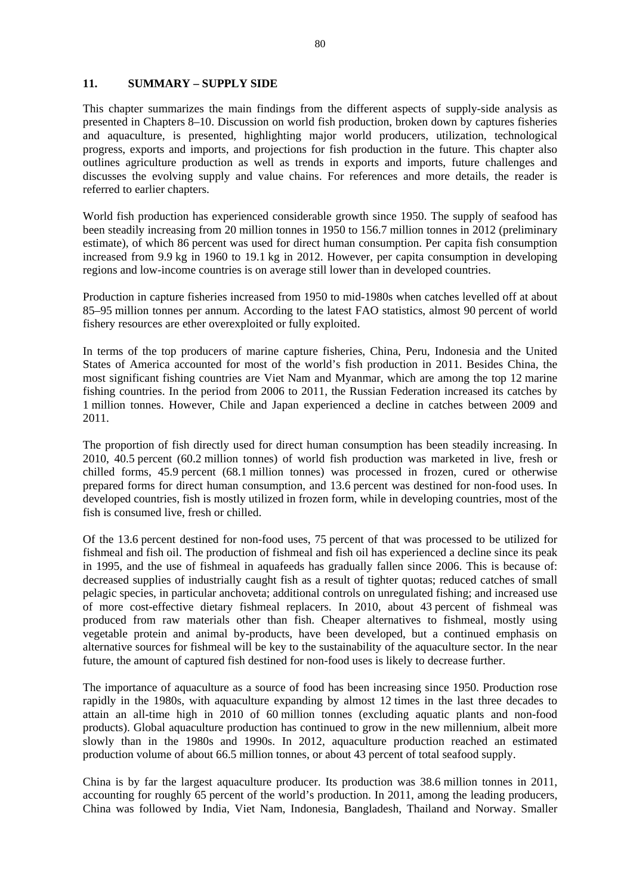## 11. SUMMARY – SUPPLY SIDE

This chapter summarizes the main findings from the different aspects of supply-side analysis as presented in Chapters 8–10. Discussion on world fish production, broken down by captures fisheries and aquaculture, is presented, highlighting major world producers, utilization, technological progress, exports and imports, and projections for fish production in the future. This chapter also outlines agriculture production as well as trends in exports and imports, future challenges and discusses the evolving supply and value chains. For references and more details, the reader is referred to earlier chapters.

World fish production has experienced considerable growth since 1950. The supply of seafood has been steadily increasing from 20 million tonnes in 1950 to 156.7 million tonnes in 2012 (preliminary estimate), of which 86 percent was used for direct human consumption. Per capita fish consumption increased from 9.9 kg in 1960 to 19.1 kg in 2012. However, per capita consumption in developing regions and low-income countries is on average still lower than in developed countries.

Production in capture fisheries increased from 1950 to mid-1980s when catches levelled off at about 85–95 million tonnes per annum. According to the latest FAO statistics, almost 90 percent of world fishery resources are ether overexploited or fully exploited.

In terms of the top producers of marine capture fisheries, China, Peru, Indonesia and the United States of America accounted for most of the world's fish production in 2011. Besides China, the most significant fishing countries are Viet Nam and Myanmar, which are among the top 12 marine fishing countries. In the period from 2006 to 2011, the Russian Federation increased its catches by 1 million tonnes. However, Chile and Japan experienced a decline in catches between 2009 and 2011.

The proportion of fish directly used for direct human consumption has been steadily increasing. In 2010, 40.5 percent (60.2 million tonnes) of world fish production was marketed in live, fresh or chilled forms, 45.9 percent (68.1 million tonnes) was processed in frozen, cured or otherwise prepared forms for direct human consumption, and 13.6 percent was destined for non-food uses. In developed countries, fish is mostly utilized in frozen form, while in developing countries, most of the fish is consumed live, fresh or chilled.

Of the 13.6 percent destined for non-food uses, 75 percent of that was processed to be utilized for fishmeal and fish oil. The production of fishmeal and fish oil has experienced a decline since its peak in 1995, and the use of fishmeal in aquafeeds has gradually fallen since 2006. This is because of: decreased supplies of industrially caught fish as a result of tighter quotas; reduced catches of small pelagic species, in particular anchoveta; additional controls on unregulated fishing; and increased use of more cost-effective dietary fishmeal replacers. In 2010, about 43 percent of fishmeal was produced from raw materials other than fish. Cheaper alternatives to fishmeal, mostly using vegetable protein and animal by-products, have been developed, but a continued emphasis on alternative sources for fishmeal will be key to the sustainability of the aquaculture sector. In the near future, the amount of captured fish destined for non-food uses is likely to decrease further.

The importance of aquaculture as a source of food has been increasing since 1950. Production rose rapidly in the 1980s, with aquaculture expanding by almost 12 times in the last three decades to attain an all-time high in 2010 of 60 million tonnes (excluding aquatic plants and non-food products). Global aquaculture production has continued to grow in the new millennium, albeit more slowly than in the 1980s and 1990s. In 2012, aquaculture production reached an estimated production volume of about 66.5 million tonnes, or about 43 percent of total seafood supply.

China is by far the largest aquaculture producer. Its production was 38.6 million tonnes in 2011, accounting for roughly 65 percent of the world's production. In 2011, among the leading producers, China was followed by India, Viet Nam, Indonesia, Bangladesh, Thailand and Norway. Smaller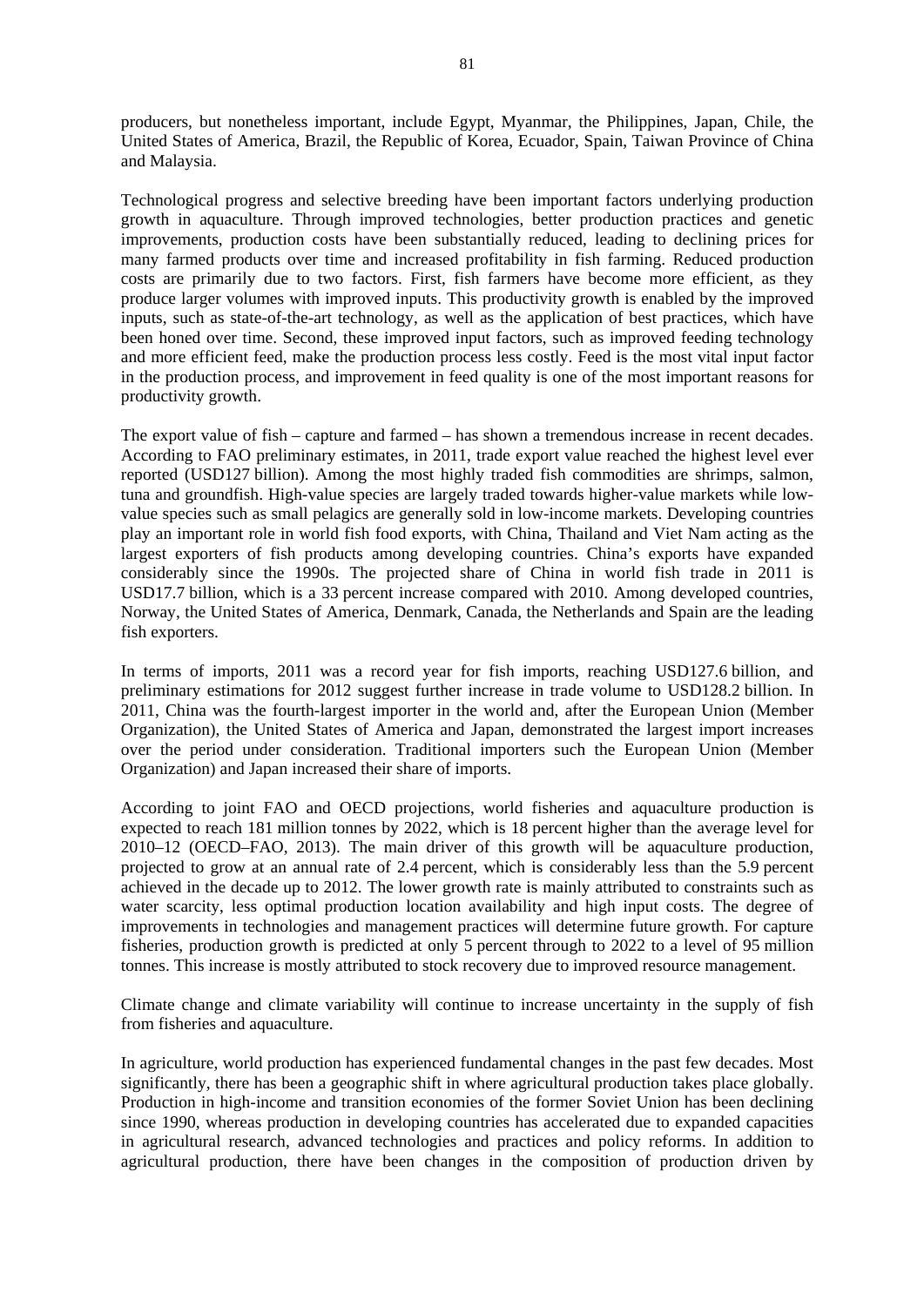producers, but nonetheless important, include Egypt, Myanmar, the Philippines, Japan, Chile, the United States of America, Brazil, the Republic of Korea, Ecuador, Spain, Taiwan Province of China and Malaysia.

Technological progress and selective breeding have been important factors underlying production growth in aquaculture. Through improved technologies, better production practices and genetic improvements, production costs have been substantially reduced, leading to declining prices for many farmed products over time and increased profitability in fish farming. Reduced production costs are primarily due to two factors. First, fish farmers have become more efficient, as they produce larger volumes with improved inputs. This productivity growth is enabled by the improved inputs, such as state-of-the-art technology, as well as the application of best practices, which have been honed over time. Second, these improved input factors, such as improved feeding technology and more efficient feed, make the production process less costly. Feed is the most vital input factor in the production process, and improvement in feed quality is one of the most important reasons for productivity growth.

The export value of fish – capture and farmed – has shown a tremendous increase in recent decades. According to FAO preliminary estimates, in 2011, trade export value reached the highest level ever reported (USD127 billion). Among the most highly traded fish commodities are shrimps, salmon, tuna and groundfish. High-value species are largely traded towards higher-value markets while low-value species such as small pelagics are generally sold in low-income markets. Developing countries play an important role in world fish food exports, with China, Thailand and Viet Nam acting as the largest exporters of fish products among developing countries. China's exports have expanded considerably since the 1990s. The projected share of China in world fish trade in 2011 is USD17.7 billion, which is a 33 percent increase compared with 2010. Among developed countries, Norway, the United States of America, Denmark, Canada, the Netherlands and Spain are the leading fish exporters.

In terms of imports, 2011 was a record year for fish imports, reaching USD127.6 billion, and preliminary estimations for 2012 suggest further increase in trade volume to USD128.2 billion. In 2011, China was the fourth-largest importer in the world and, after the European Union (Member Organization), the United States of America and Japan, demonstrated the largest import increases over the period under consideration. Traditional importers such the European Union (Member Organization) and Japan increased their share of imports.

According to joint FAO and OECD projections, world fisheries and aquaculture production is expected to reach 181 million tonnes by 2022, which is 18 percent higher than the average level for 2010–12 (OECD–FAO, 2013). The main driver of this growth will be aquaculture production, projected to grow at an annual rate of 2.4 percent, which is considerably less than the 5.9 percent achieved in the decade up to 2012. The lower growth rate is mainly attributed to constraints such as water scarcity, less optimal production location availability and high input costs. The degree of improvements in technologies and management practices will determine future growth. For capture fisheries, production growth is predicted at only 5 percent through to 2022 to a level of 95 million tonnes. This increase is mostly attributed to stock recovery due to improved resource management.

Climate change and climate variability will continue to increase uncertainty in the supply of fish from fisheries and aquaculture.

In agriculture, world production has experienced fundamental changes in the past few decades. Most significantly, there has been a geographic shift in where agricultural production takes place globally. Production in high-income and transition economies of the former Soviet Union has been declining since 1990, whereas production in developing countries has accelerated due to expanded capacities in agricultural research, advanced technologies and practices and policy reforms. In addition to agricultural production, there have been changes in the composition of production driven by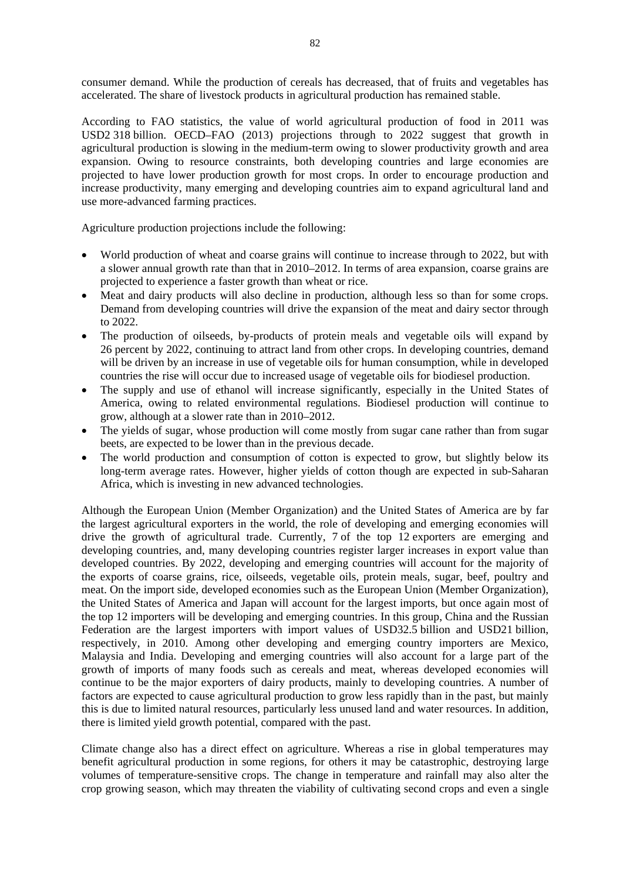consumer demand. While the production of cereals has decreased, that of fruits and vegetables has accelerated. The share of livestock products in agricultural production has remained stable.

According to FAO statistics, the value of world agricultural production of food in 2011 was USD2 318 billion. OECD–FAO (2013) projections through to 2022 suggest that growth in agricultural production is slowing in the medium-term owing to slower productivity growth and area expansion. Owing to resource constraints, both developing countries and large economies are projected to have lower production growth for most crops. In order to encourage production and increase productivity, many emerging and developing countries aim to expand agricultural land and use more-advanced farming practices.

Agriculture production projections include the following:

- World production of wheat and coarse grains will continue to increase through to 2022, but with a slower annual growth rate than that in 2010–2012. In terms of area expansion, coarse grains are projected to experience a faster growth than wheat or rice.
- Meat and dairy products will also decline in production, although less so than for some crops. Demand from developing countries will drive the expansion of the meat and dairy sector through to 2022.
- The production of oilseeds, by-products of protein meals and vegetable oils will expand by 26 percent by 2022, continuing to attract land from other crops. In developing countries, demand will be driven by an increase in use of vegetable oils for human consumption, while in developed countries the rise will occur due to increased usage of vegetable oils for biodiesel production.
- The supply and use of ethanol will increase significantly, especially in the United States of America, owing to related environmental regulations. Biodiesel production will continue to grow, although at a slower rate than in 2010–2012.
- The yields of sugar, whose production will come mostly from sugar cane rather than from sugar beets, are expected to be lower than in the previous decade.
- The world production and consumption of cotton is expected to grow, but slightly below its long-term average rates. However, higher yields of cotton though are expected in sub-Saharan Africa, which is investing in new advanced technologies.

Although the European Union (Member Organization) and the United States of America are by far the largest agricultural exporters in the world, the role of developing and emerging economies will drive the growth of agricultural trade. Currently, 7 of the top 12 exporters are emerging and developing countries, and, many developing countries register larger increases in export value than developed countries. By 2022, developing and emerging countries will account for the majority of the exports of coarse grains, rice, oilseeds, vegetable oils, protein meals, sugar, beef, poultry and meat. On the import side, developed economies such as the European Union (Member Organization), the United States of America and Japan will account for the largest imports, but once again most of the top 12 importers will be developing and emerging countries. In this group, China and the Russian Federation are the largest importers with import values of USD32.5 billion and USD21 billion, respectively, in 2010. Among other developing and emerging country importers are Mexico, Malaysia and India. Developing and emerging countries will also account for a large part of the growth of imports of many foods such as cereals and meat, whereas developed economies will continue to be the major exporters of dairy products, mainly to developing countries. A number of factors are expected to cause agricultural production to grow less rapidly than in the past, but mainly this is due to limited natural resources, particularly less unused land and water resources. In addition, there is limited yield growth potential, compared with the past.

Climate change also has a direct effect on agriculture. Whereas a rise in global temperatures may benefit agricultural production in some regions, for others it may be catastrophic, destroying large volumes of temperature-sensitive crops. The change in temperature and rainfall may also alter the crop growing season, which may threaten the viability of cultivating second crops and even a single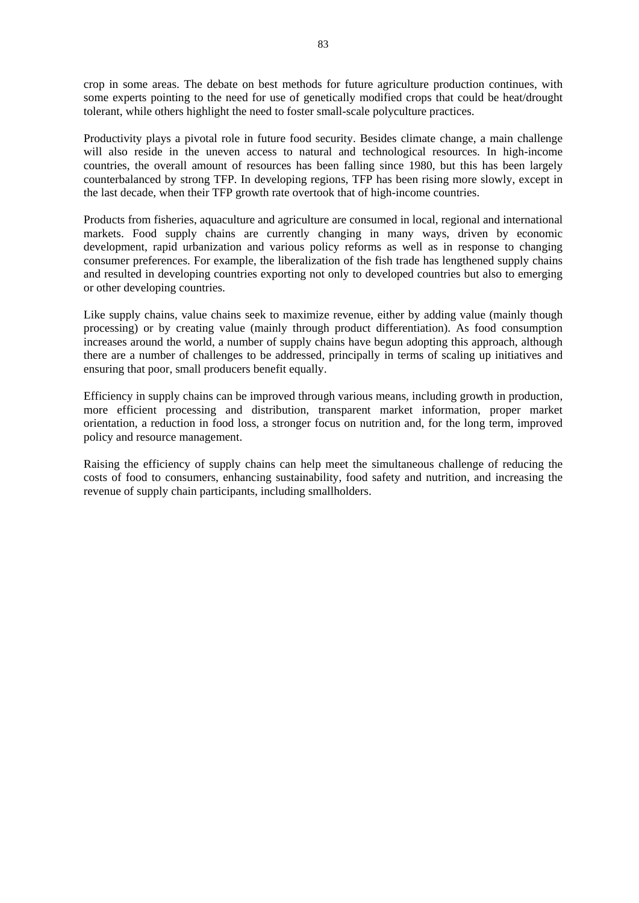crop in some areas. The debate on best methods for future agriculture production continues, with some experts pointing to the need for use of genetically modified crops that could be heat/drought tolerant, while others highlight the need to foster small-scale polyculture practices.

Productivity plays a pivotal role in future food security. Besides climate change, a main challenge will also reside in the uneven access to natural and technological resources. In high-income countries, the overall amount of resources has been falling since 1980, but this has been largely counterbalanced by strong TFP. In developing regions, TFP has been rising more slowly, except in the last decade, when their TFP growth rate overtook that of high-income countries.

Products from fisheries, aquaculture and agriculture are consumed in local, regional and international markets. Food supply chains are currently changing in many ways, driven by economic development, rapid urbanization and various policy reforms as well as in response to changing consumer preferences. For example, the liberalization of the fish trade has lengthened supply chains and resulted in developing countries exporting not only to developed countries but also to emerging or other developing countries.

Like supply chains, value chains seek to maximize revenue, either by adding value (mainly though processing) or by creating value (mainly through product differentiation). As food consumption increases around the world, a number of supply chains have begun adopting this approach, although there are a number of challenges to be addressed, principally in terms of scaling up initiatives and ensuring that poor, small producers benefit equally.

Efficiency in supply chains can be improved through various means, including growth in production, more efficient processing and distribution, transparent market information, proper market orientation, a reduction in food loss, a stronger focus on nutrition and, for the long term, improved policy and resource management.

Raising the efficiency of supply chains can help meet the simultaneous challenge of reducing the costs of food to consumers, enhancing sustainability, food safety and nutrition, and increasing the revenue of supply chain participants, including smallholders.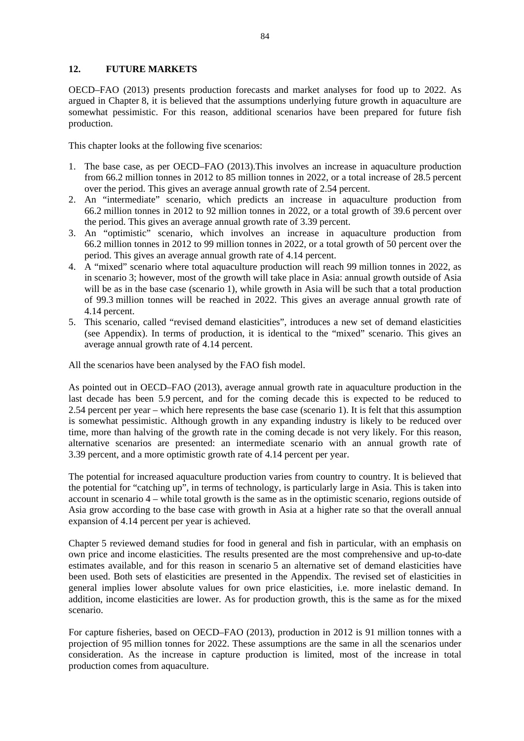## 12. FUTURE MARKETS

OECD–FAO (2013) presents production forecasts and market analyses for food up to 2022. As argued in Chapter 8, it is believed that the assumptions underlying future growth in aquaculture are somewhat pessimistic. For this reason, additional scenarios have been prepared for future fish production.

This chapter looks at the following five scenarios:

1. The base case, as per OECD–FAO (2013).This involves an increase in aquaculture production from 66.2 million tonnes in 2012 to 85 million tonnes in 2022, or a total increase of 28.5 percent over the period. This gives an average annual growth rate of 2.54 percent.
2. An "intermediate" scenario, which predicts an increase in aquaculture production from 66.2 million tonnes in 2012 to 92 million tonnes in 2022, or a total growth of 39.6 percent over the period. This gives an average annual growth rate of 3.39 percent.
3. An "optimistic" scenario, which involves an increase in aquaculture production from 66.2 million tonnes in 2012 to 99 million tonnes in 2022, or a total growth of 50 percent over the period. This gives an average annual growth rate of 4.14 percent.
4. A "mixed" scenario where total aquaculture production will reach 99 million tonnes in 2022, as in scenario 3; however, most of the growth will take place in Asia: annual growth outside of Asia will be as in the base case (scenario 1), while growth in Asia will be such that a total production of 99.3 million tonnes will be reached in 2022. This gives an average annual growth rate of 4.14 percent.
5. This scenario, called "revised demand elasticities", introduces a new set of demand elasticities (see Appendix). In terms of production, it is identical to the "mixed" scenario. This gives an average annual growth rate of 4.14 percent.

All the scenarios have been analysed by the FAO fish model.

As pointed out in OECD–FAO (2013), average annual growth rate in aquaculture production in the last decade has been 5.9 percent, and for the coming decade this is expected to be reduced to 2.54 percent per year – which here represents the base case (scenario 1). It is felt that this assumption is somewhat pessimistic. Although growth in any expanding industry is likely to be reduced over time, more than halving of the growth rate in the coming decade is not very likely. For this reason, alternative scenarios are presented: an intermediate scenario with an annual growth rate of 3.39 percent, and a more optimistic growth rate of 4.14 percent per year.

The potential for increased aquaculture production varies from country to country. It is believed that the potential for "catching up", in terms of technology, is particularly large in Asia. This is taken into account in scenario 4 – while total growth is the same as in the optimistic scenario, regions outside of Asia grow according to the base case with growth in Asia at a higher rate so that the overall annual expansion of 4.14 percent per year is achieved.

Chapter 5 reviewed demand studies for food in general and fish in particular, with an emphasis on own price and income elasticities. The results presented are the most comprehensive and up-to-date estimates available, and for this reason in scenario 5 an alternative set of demand elasticities have been used. Both sets of elasticities are presented in the Appendix. The revised set of elasticities in general implies lower absolute values for own price elasticities, i.e. more inelastic demand. In addition, income elasticities are lower. As for production growth, this is the same as for the mixed scenario.

For capture fisheries, based on OECD–FAO (2013), production in 2012 is 91 million tonnes with a projection of 95 million tonnes for 2022. These assumptions are the same in all the scenarios under consideration. As the increase in capture production is limited, most of the increase in total production comes from aquaculture.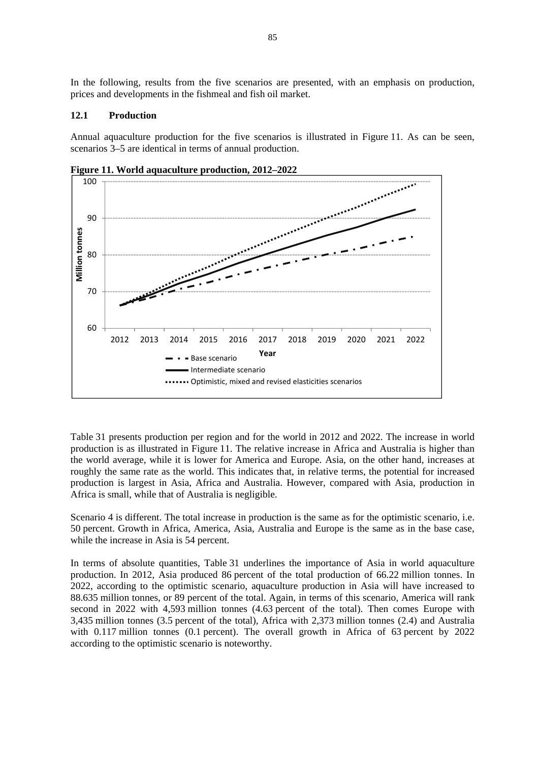In the following, results from the five scenarios are presented, with an emphasis on production, prices and developments in the fishmeal and fish oil market.

### 12.1 Production

Annual aquaculture production for the five scenarios is illustrated in Figure 11. As can be seen, scenarios 3–5 are identical in terms of annual production.

**Figure 11. World aquaculture production, 2012–2022**

Table 31 presents production per region and for the world in 2012 and 2022. The increase in world production is as illustrated in Figure 11. The relative increase in Africa and Australia is higher than the world average, while it is lower for America and Europe. Asia, on the other hand, increases at roughly the same rate as the world. This indicates that, in relative terms, the potential for increased production is largest in Asia, Africa and Australia. However, compared with Asia, production in Africa is small, while that of Australia is negligible.

Scenario 4 is different. The total increase in production is the same as for the optimistic scenario, i.e. 50 percent. Growth in Africa, America, Asia, Australia and Europe is the same as in the base case, while the increase in Asia is 54 percent.

In terms of absolute quantities, Table 31 underlines the importance of Asia in world aquaculture production. In 2012, Asia produced 86 percent of the total production of 66.22 million tonnes. In 2022, according to the optimistic scenario, aquaculture production in Asia will have increased to 88.635 million tonnes, or 89 percent of the total. Again, in terms of this scenario, America will rank second in 2022 with 4,593 million tonnes (4.63 percent of the total). Then comes Europe with 3,435 million tonnes (3.5 percent of the total), Africa with 2,373 million tonnes (2.4) and Australia with 0.117 million tonnes (0.1 percent). The overall growth in Africa of 63 percent by 2022 according to the optimistic scenario is noteworthy.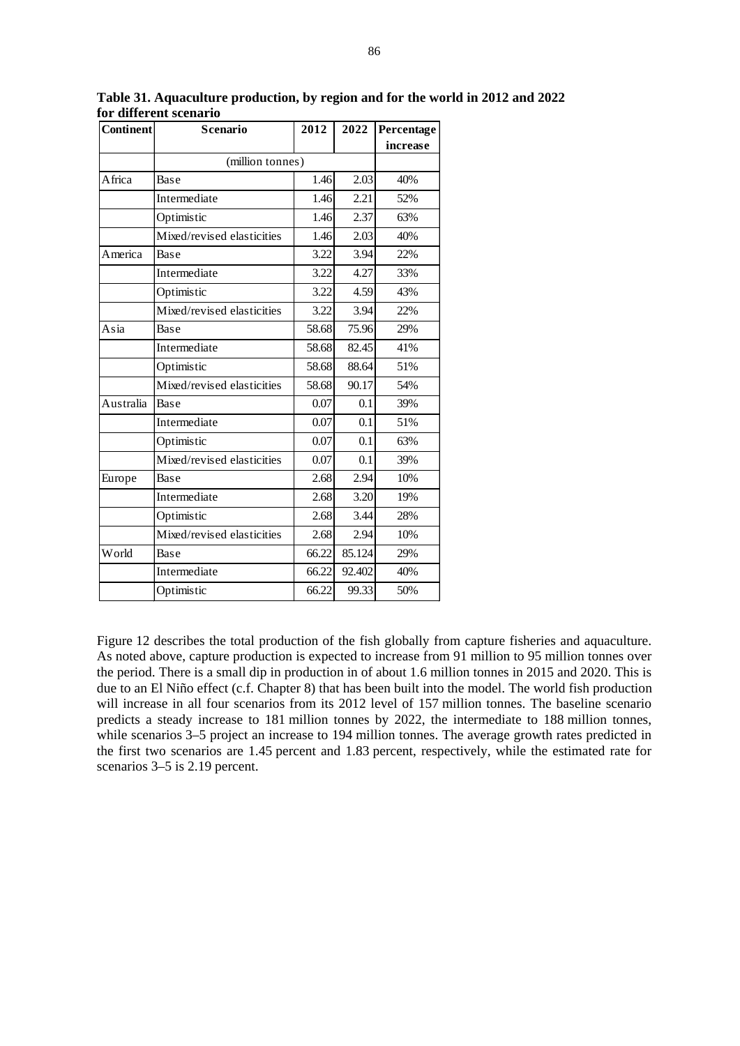**Table 31. Aquaculture production, by region and for the world in 2012 and 2022 for different scenario**

| Continent | Scenario | 2012 | 2022 | Percentage increase |
|---|---|---|---|---|
| | (million tonnes) | | | |
| Africa | Base | 1.46 | 2.03 | 40% |
| | Intermediate | 1.46 | 2.21 | 52% |
| | Optimistic | 1.46 | 2.37 | 63% |
| | Mixed/revised elasticities | 1.46 | 2.03 | 40% |
| America | Base | 3.22 | 3.94 | 22% |
| | Intermediate | 3.22 | 4.27 | 33% |
| | Optimistic | 3.22 | 4.59 | 43% |
| | Mixed/revised elasticities | 3.22 | 3.94 | 22% |
| Asia | Base | 58.68 | 75.96 | 29% |
| | Intermediate | 58.68 | 82.45 | 41% |
| | Optimistic | 58.68 | 88.64 | 51% |
| | Mixed/revised elasticities | 58.68 | 90.17 | 54% |
| Australia | Base | 0.07 | 0.1 | 39% |
| | Intermediate | 0.07 | 0.1 | 51% |
| | Optimistic | 0.07 | 0.1 | 63% |
| | Mixed/revised elasticities | 0.07 | 0.1 | 39% |
| Europe | Base | 2.68 | 2.94 | 10% |
| | Intermediate | 2.68 | 3.20 | 19% |
| | Optimistic | 2.68 | 3.44 | 28% |
| | Mixed/revised elasticities | 2.68 | 2.94 | 10% |
| World | Base | 66.22 | 85.124 | 29% |
| | Intermediate | 66.22 | 92.402 | 40% |
| | Optimistic | 66.22 | 99.33 | 50% |

Figure 12 describes the total production of the fish globally from capture fisheries and aquaculture. As noted above, capture production is expected to increase from 91 million to 95 million tonnes over the period. There is a small dip in production in of about 1.6 million tonnes in 2015 and 2020. This is due to an El Niño effect (c.f. Chapter 8) that has been built into the model. The world fish production will increase in all four scenarios from its 2012 level of 157 million tonnes. The baseline scenario predicts a steady increase to 181 million tonnes by 2022, the intermediate to 188 million tonnes, while scenarios 3–5 project an increase to 194 million tonnes. The average growth rates predicted in the first two scenarios are 1.45 percent and 1.83 percent, respectively, while the estimated rate for scenarios 3–5 is 2.19 percent.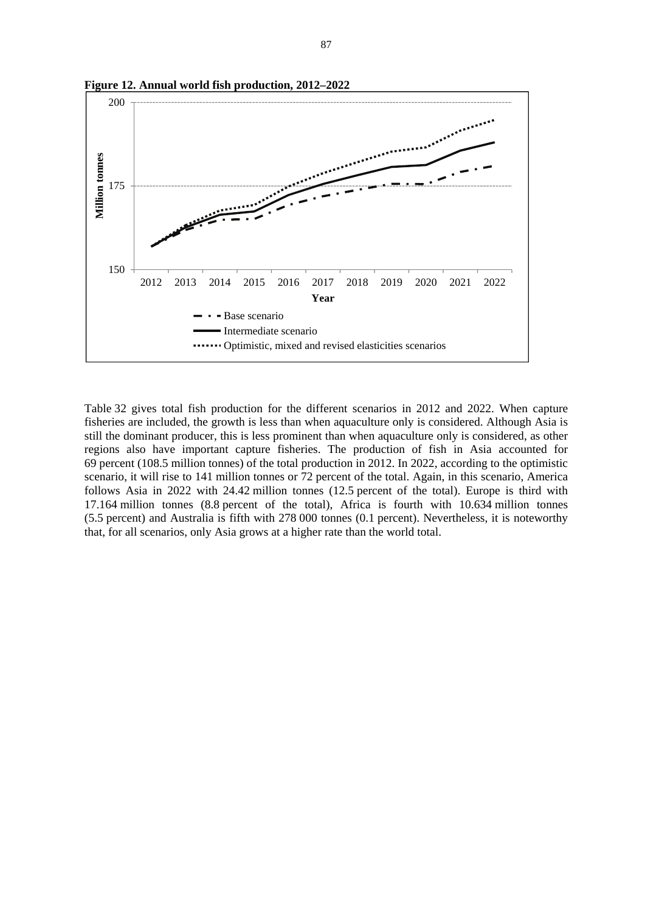**Figure 12. Annual world fish production, 2012–2022**

Table 32 gives total fish production for the different scenarios in 2012 and 2022. When capture fisheries are included, the growth is less than when aquaculture only is considered. Although Asia is still the dominant producer, this is less prominent than when aquaculture only is considered, as other regions also have important capture fisheries. The production of fish in Asia accounted for 69 percent (108.5 million tonnes) of the total production in 2012. In 2022, according to the optimistic scenario, it will rise to 141 million tonnes or 72 percent of the total. Again, in this scenario, America follows Asia in 2022 with 24.42 million tonnes (12.5 percent of the total). Europe is third with 17.164 million tonnes (8.8 percent of the total), Africa is fourth with 10.634 million tonnes (5.5 percent) and Australia is fifth with 278 000 tonnes (0.1 percent). Nevertheless, it is noteworthy that, for all scenarios, only Asia grows at a higher rate than the world total.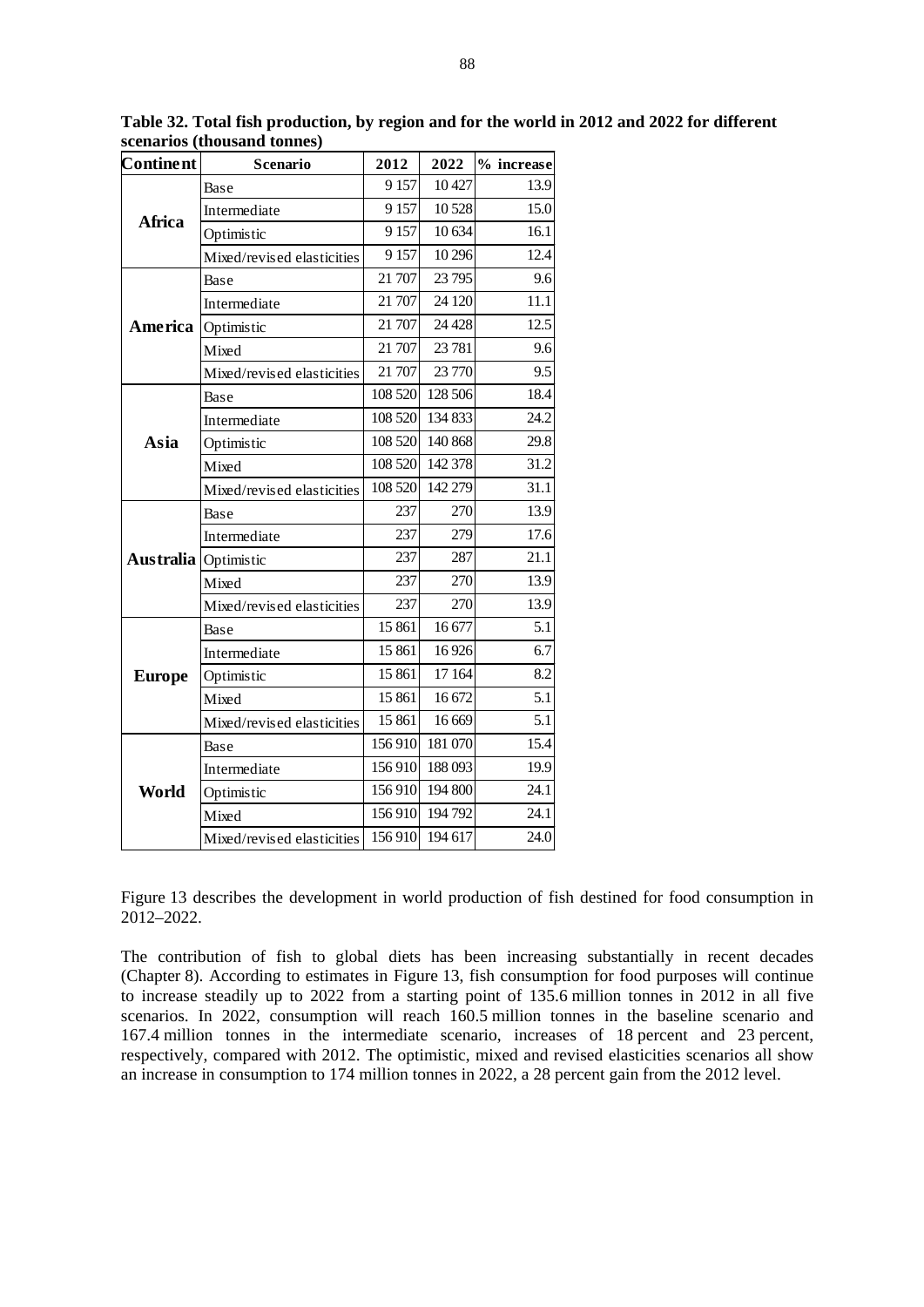**Table 32. Total fish production, by region and for the world in 2012 and 2022 for different scenarios (thousand tonnes)**

| Continent | Scenario | 2012 | 2022 | % increase |
|---|---|---|---|---|
| **Africa** | Base | 9 157 | 10 427 | 13.9 |
| | Intermediate | 9 157 | 10 528 | 15.0 |
| | Optimistic | 9 157 | 10 634 | 16.1 |
| | Mixed/revised elasticities | 9 157 | 10 296 | 12.4 |
| **America** | Base | 21 707 | 23 795 | 9.6 |
| | Intermediate | 21 707 | 24 120 | 11.1 |
| | Optimistic | 21 707 | 24 428 | 12.5 |
| | Mixed | 21 707 | 23 781 | 9.6 |
| | Mixed/revised elasticities | 21 707 | 23 770 | 9.5 |
| **Asia** | Base | 108 520 | 128 506 | 18.4 |
| | Intermediate | 108 520 | 134 833 | 24.2 |
| | Optimistic | 108 520 | 140 868 | 29.8 |
| | Mixed | 108 520 | 142 378 | 31.2 |
| | Mixed/revised elasticities | 108 520 | 142 279 | 31.1 |
| **Australia** | Base | 237 | 270 | 13.9 |
| | Intermediate | 237 | 279 | 17.6 |
| | Optimistic | 237 | 287 | 21.1 |
| | Mixed | 237 | 270 | 13.9 |
| | Mixed/revised elasticities | 237 | 270 | 13.9 |
| **Europe** | Base | 15 861 | 16 677 | 5.1 |
| | Intermediate | 15 861 | 16 926 | 6.7 |
| | Optimistic | 15 861 | 17 164 | 8.2 |
| | Mixed | 15 861 | 16 672 | 5.1 |
| | Mixed/revised elasticities | 15 861 | 16 669 | 5.1 |
| **World** | Base | 156 910 | 181 070 | 15.4 |
| | Intermediate | 156 910 | 188 093 | 19.9 |
| | Optimistic | 156 910 | 194 800 | 24.1 |
| | Mixed | 156 910 | 194 792 | 24.1 |
| | Mixed/revised elasticities | 156 910 | 194 617 | 24.0 |

Figure 13 describes the development in world production of fish destined for food consumption in 2012–2022.

The contribution of fish to global diets has been increasing substantially in recent decades (Chapter 8). According to estimates in Figure 13, fish consumption for food purposes will continue to increase steadily up to 2022 from a starting point of 135.6 million tonnes in 2012 in all five scenarios. In 2022, consumption will reach 160.5 million tonnes in the baseline scenario and 167.4 million tonnes in the intermediate scenario, increases of 18 percent and 23 percent, respectively, compared with 2012. The optimistic, mixed and revised elasticities scenarios all show an increase in consumption to 174 million tonnes in 2022, a 28 percent gain from the 2012 level.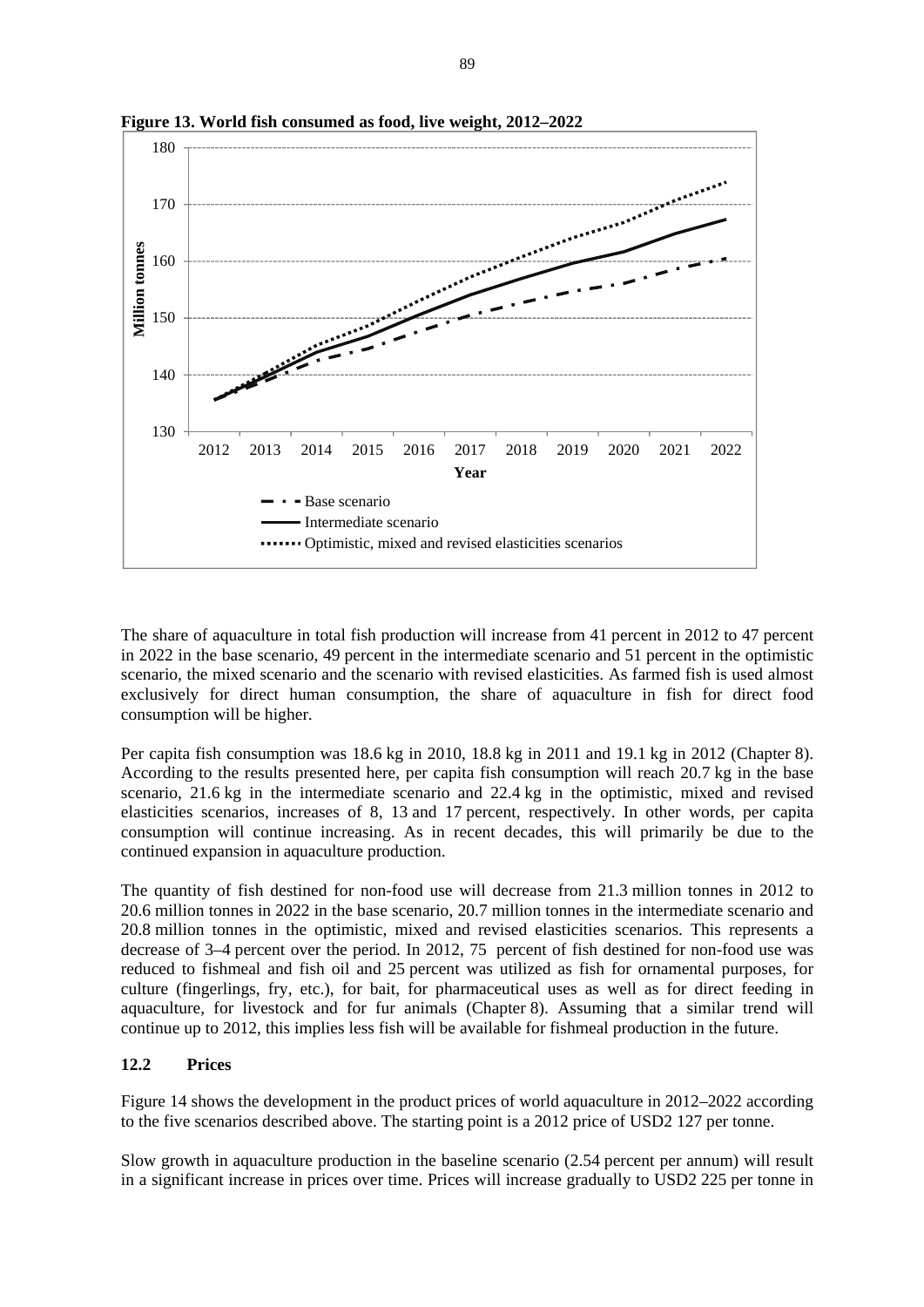**Figure 13. World fish consumed as food, live weight, 2012–2022**

The share of aquaculture in total fish production will increase from 41 percent in 2012 to 47 percent in 2022 in the base scenario, 49 percent in the intermediate scenario and 51 percent in the optimistic scenario, the mixed scenario and the scenario with revised elasticities. As farmed fish is used almost exclusively for direct human consumption, the share of aquaculture in fish for direct food consumption will be higher.

Per capita fish consumption was 18.6 kg in 2010, 18.8 kg in 2011 and 19.1 kg in 2012 (Chapter 8). According to the results presented here, per capita fish consumption will reach 20.7 kg in the base scenario, 21.6 kg in the intermediate scenario and 22.4 kg in the optimistic, mixed and revised elasticities scenarios, increases of 8, 13 and 17 percent, respectively. In other words, per capita consumption will continue increasing. As in recent decades, this will primarily be due to the continued expansion in aquaculture production.

The quantity of fish destined for non-food use will decrease from 21.3 million tonnes in 2012 to 20.6 million tonnes in 2022 in the base scenario, 20.7 million tonnes in the intermediate scenario and 20.8 million tonnes in the optimistic, mixed and revised elasticities scenarios. This represents a decrease of 3–4 percent over the period. In 2012, 75 percent of fish destined for non-food use was reduced to fishmeal and fish oil and 25 percent was utilized as fish for ornamental purposes, for culture (fingerlings, fry, etc.), for bait, for pharmaceutical uses as well as for direct feeding in aquaculture, for livestock and for fur animals (Chapter 8). Assuming that a similar trend will continue up to 2012, this implies less fish will be available for fishmeal production in the future.

## 12.2 Prices

Figure 14 shows the development in the product prices of world aquaculture in 2012–2022 according to the five scenarios described above. The starting point is a 2012 price of USD2 127 per tonne.

Slow growth in aquaculture production in the baseline scenario (2.54 percent per annum) will result in a significant increase in prices over time. Prices will increase gradually to USD2 225 per tonne in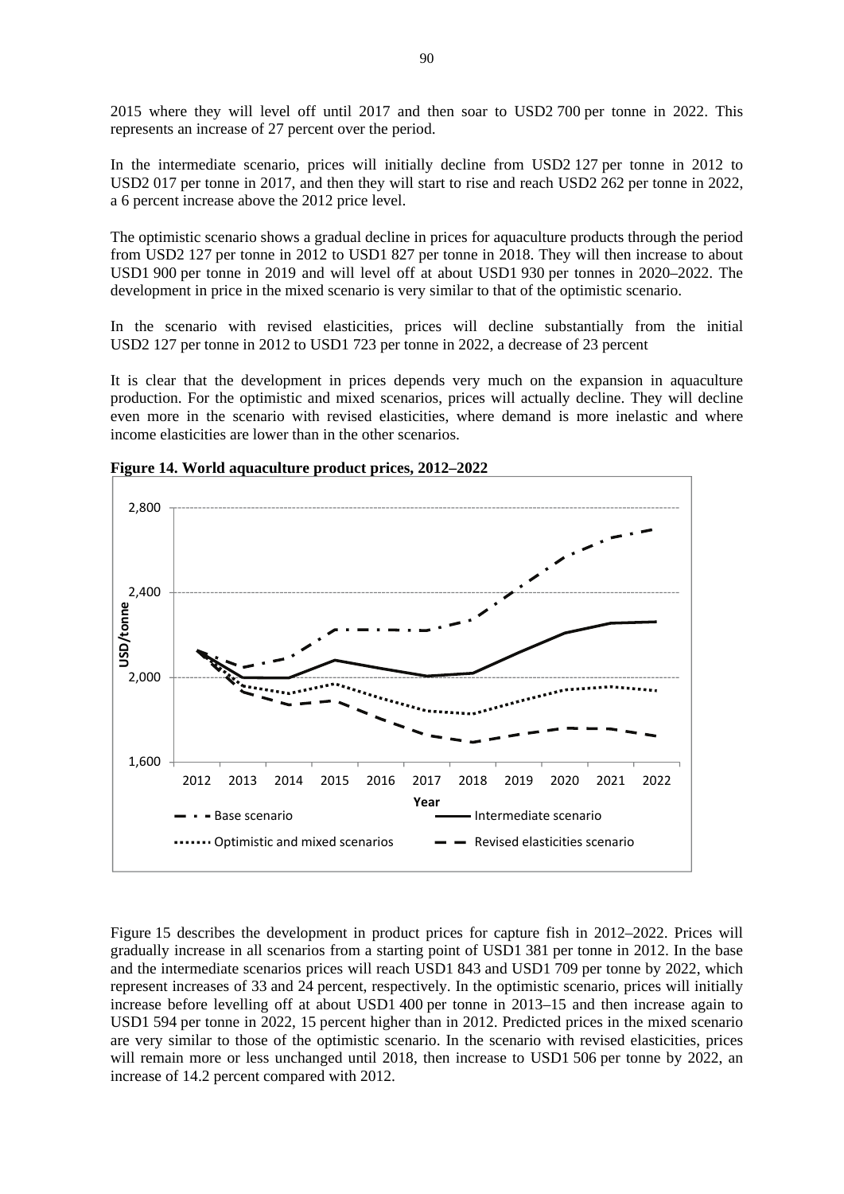2015 where they will level off until 2017 and then soar to USD2 700 per tonne in 2022. This represents an increase of 27 percent over the period.

In the intermediate scenario, prices will initially decline from USD2 127 per tonne in 2012 to USD2 017 per tonne in 2017, and then they will start to rise and reach USD2 262 per tonne in 2022, a 6 percent increase above the 2012 price level.

The optimistic scenario shows a gradual decline in prices for aquaculture products through the period from USD2 127 per tonne in 2012 to USD1 827 per tonne in 2018. They will then increase to about USD1 900 per tonne in 2019 and will level off at about USD1 930 per tonnes in 2020–2022. The development in price in the mixed scenario is very similar to that of the optimistic scenario.

In the scenario with revised elasticities, prices will decline substantially from the initial USD2 127 per tonne in 2012 to USD1 723 per tonne in 2022, a decrease of 23 percent

It is clear that the development in prices depends very much on the expansion in aquaculture production. For the optimistic and mixed scenarios, prices will actually decline. They will decline even more in the scenario with revised elasticities, where demand is more inelastic and where income elasticities are lower than in the other scenarios.

**Figure 14. World aquaculture product prices, 2012–2022**

Figure 15 describes the development in product prices for capture fish in 2012–2022. Prices will gradually increase in all scenarios from a starting point of USD1 381 per tonne in 2012. In the base and the intermediate scenarios prices will reach USD1 843 and USD1 709 per tonne by 2022, which represent increases of 33 and 24 percent, respectively. In the optimistic scenario, prices will initially increase before levelling off at about USD1 400 per tonne in 2013–15 and then increase again to USD1 594 per tonne in 2022, 15 percent higher than in 2012. Predicted prices in the mixed scenario are very similar to those of the optimistic scenario. In the scenario with revised elasticities, prices will remain more or less unchanged until 2018, then increase to USD1 506 per tonne by 2022, an increase of 14.2 percent compared with 2012.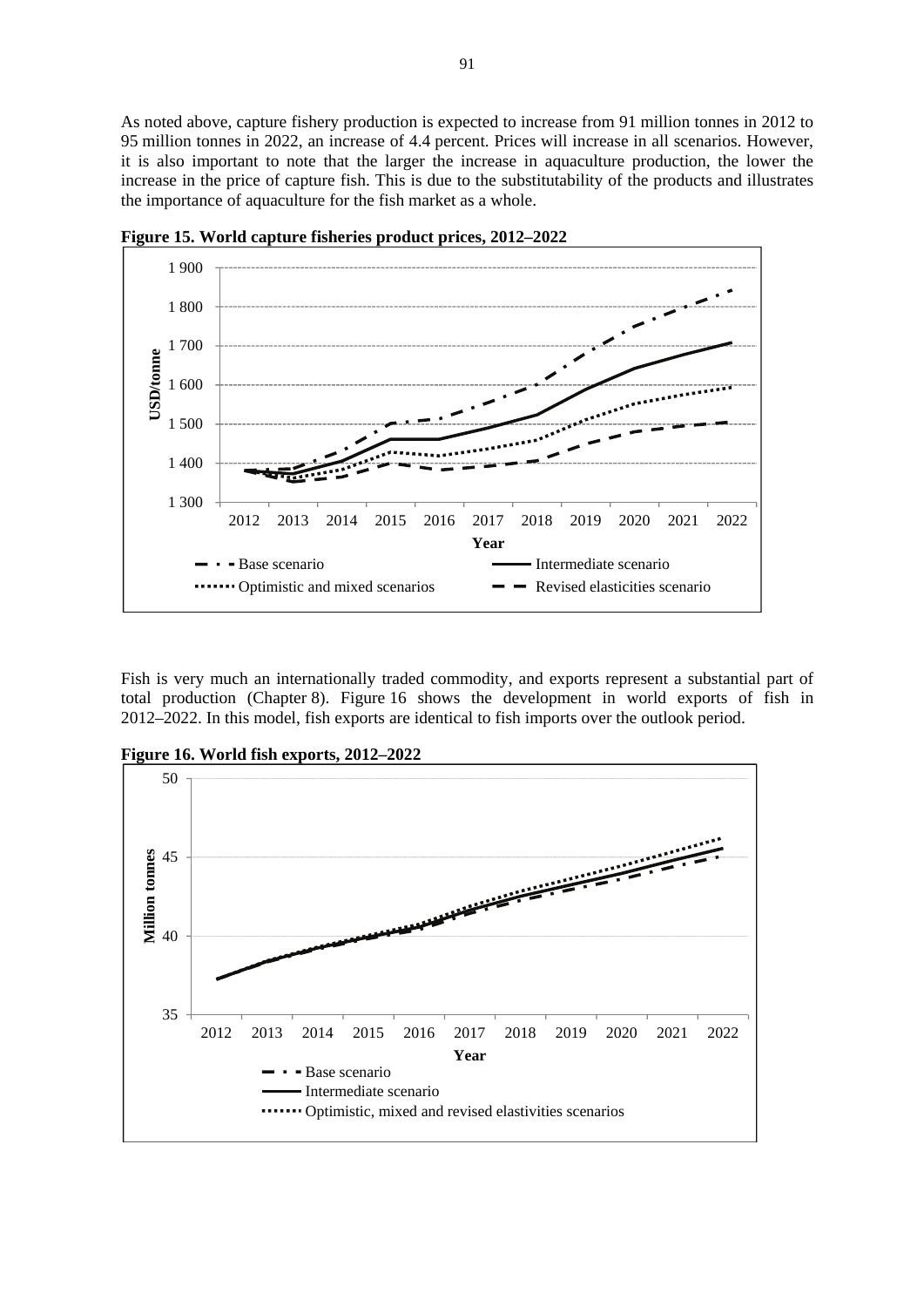As noted above, capture fishery production is expected to increase from 91 million tonnes in 2012 to 95 million tonnes in 2022, an increase of 4.4 percent. Prices will increase in all scenarios. However, it is also important to note that the larger the increase in aquaculture production, the lower the increase in the price of capture fish. This is due to the substitutability of the products and illustrates the importance of aquaculture for the fish market as a whole.

**Figure 15. World capture fisheries product prices, 2012–2022**

Fish is very much an internationally traded commodity, and exports represent a substantial part of total production (Chapter 8). Figure 16 shows the development in world exports of fish in 2012–2022. In this model, fish exports are identical to fish imports over the outlook period.

**Figure 16. World fish exports, 2012–2022**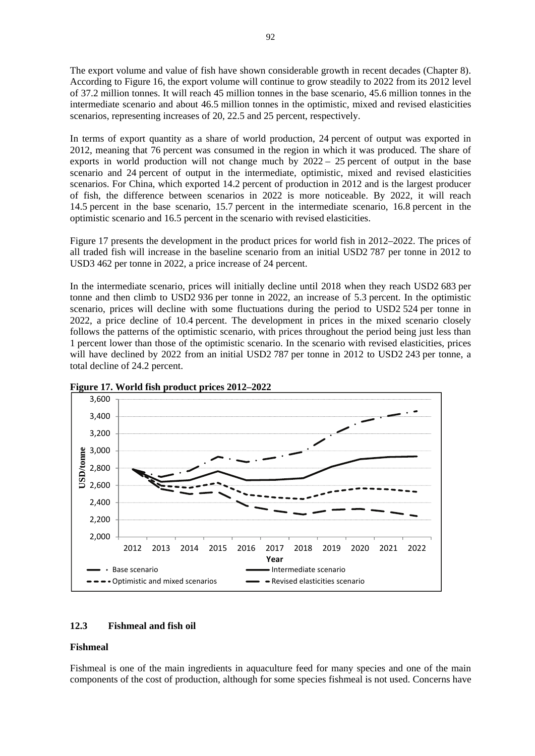The export volume and value of fish have shown considerable growth in recent decades (Chapter 8). According to Figure 16, the export volume will continue to grow steadily to 2022 from its 2012 level of 37.2 million tonnes. It will reach 45 million tonnes in the base scenario, 45.6 million tonnes in the intermediate scenario and about 46.5 million tonnes in the optimistic, mixed and revised elasticities scenarios, representing increases of 20, 22.5 and 25 percent, respectively.

In terms of export quantity as a share of world production, 24 percent of output was exported in 2012, meaning that 76 percent was consumed in the region in which it was produced. The share of exports in world production will not change much by 2022 – 25 percent of output in the base scenario and 24 percent of output in the intermediate, optimistic, mixed and revised elasticities scenarios. For China, which exported 14.2 percent of production in 2012 and is the largest producer of fish, the difference between scenarios in 2022 is more noticeable. By 2022, it will reach 14.5 percent in the base scenario, 15.7 percent in the intermediate scenario, 16.8 percent in the optimistic scenario and 16.5 percent in the scenario with revised elasticities.

Figure 17 presents the development in the product prices for world fish in 2012–2022. The prices of all traded fish will increase in the baseline scenario from an initial USD2 787 per tonne in 2012 to USD3 462 per tonne in 2022, a price increase of 24 percent.

In the intermediate scenario, prices will initially decline until 2018 when they reach USD2 683 per tonne and then climb to USD2 936 per tonne in 2022, an increase of 5.3 percent. In the optimistic scenario, prices will decline with some fluctuations during the period to USD2 524 per tonne in 2022, a price decline of 10.4 percent. The development in prices in the mixed scenario closely follows the patterns of the optimistic scenario, with prices throughout the period being just less than 1 percent lower than those of the optimistic scenario. In the scenario with revised elasticities, prices will have declined by 2022 from an initial USD2 787 per tonne in 2012 to USD2 243 per tonne, a total decline of 24.2 percent.

**Figure 17. World fish product prices 2012–2022**

## 12.3 Fishmeal and fish oil

### Fishmeal

Fishmeal is one of the main ingredients in aquaculture feed for many species and one of the main components of the cost of production, although for some species fishmeal is not used. Concerns have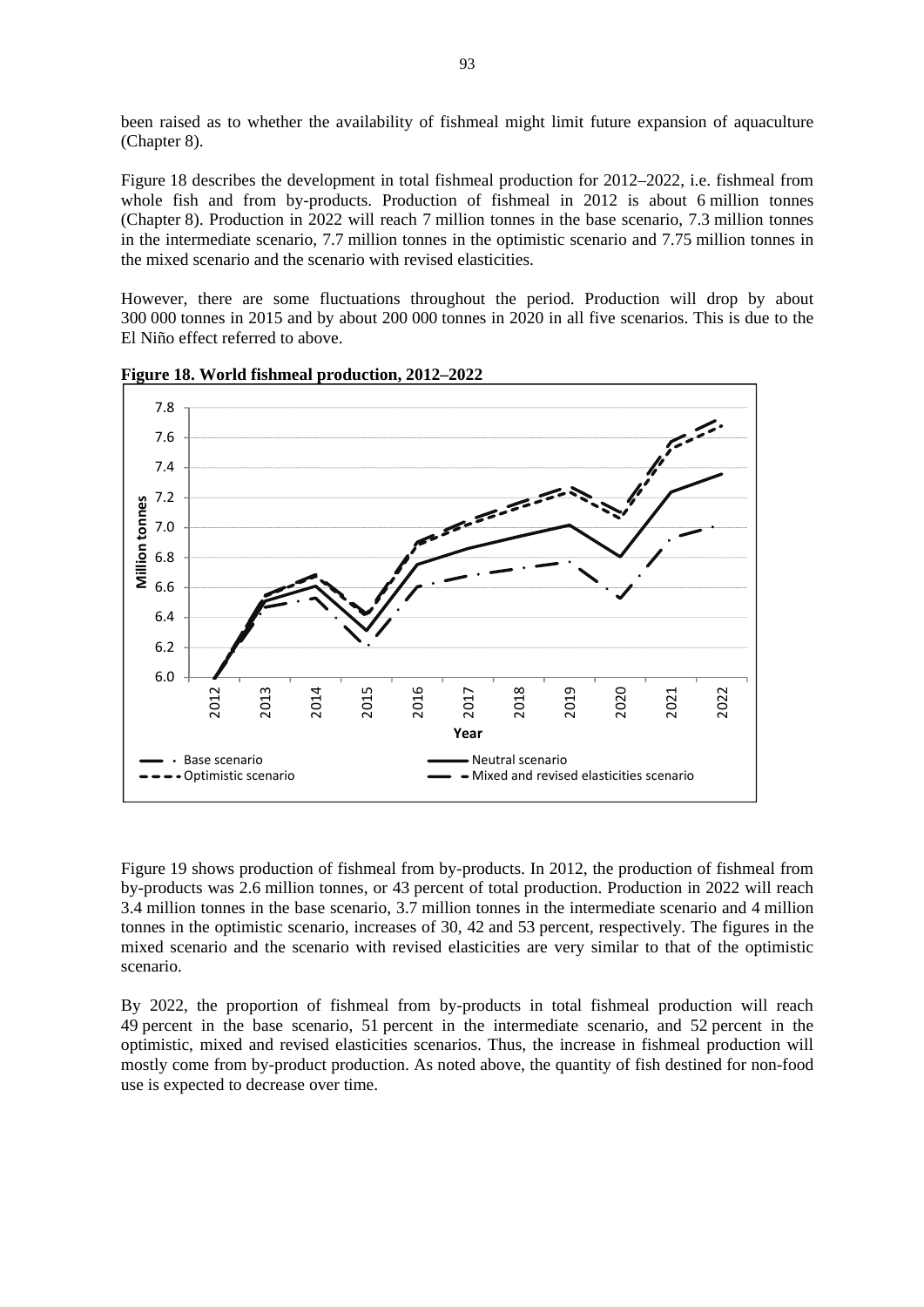been raised as to whether the availability of fishmeal might limit future expansion of aquaculture (Chapter 8).

Figure 18 describes the development in total fishmeal production for 2012–2022, i.e. fishmeal from whole fish and from by-products. Production of fishmeal in 2012 is about 6 million tonnes (Chapter 8). Production in 2022 will reach 7 million tonnes in the base scenario, 7.3 million tonnes in the intermediate scenario, 7.7 million tonnes in the optimistic scenario and 7.75 million tonnes in the mixed scenario and the scenario with revised elasticities.

However, there are some fluctuations throughout the period. Production will drop by about 300 000 tonnes in 2015 and by about 200 000 tonnes in 2020 in all five scenarios. This is due to the El Niño effect referred to above.

**Figure 18. World fishmeal production, 2012–2022**

Figure 19 shows production of fishmeal from by-products. In 2012, the production of fishmeal from by-products was 2.6 million tonnes, or 43 percent of total production. Production in 2022 will reach 3.4 million tonnes in the base scenario, 3.7 million tonnes in the intermediate scenario and 4 million tonnes in the optimistic scenario, increases of 30, 42 and 53 percent, respectively. The figures in the mixed scenario and the scenario with revised elasticities are very similar to that of the optimistic scenario.

By 2022, the proportion of fishmeal from by-products in total fishmeal production will reach 49 percent in the base scenario, 51 percent in the intermediate scenario, and 52 percent in the optimistic, mixed and revised elasticities scenarios. Thus, the increase in fishmeal production will mostly come from by-product production. As noted above, the quantity of fish destined for non-food use is expected to decrease over time.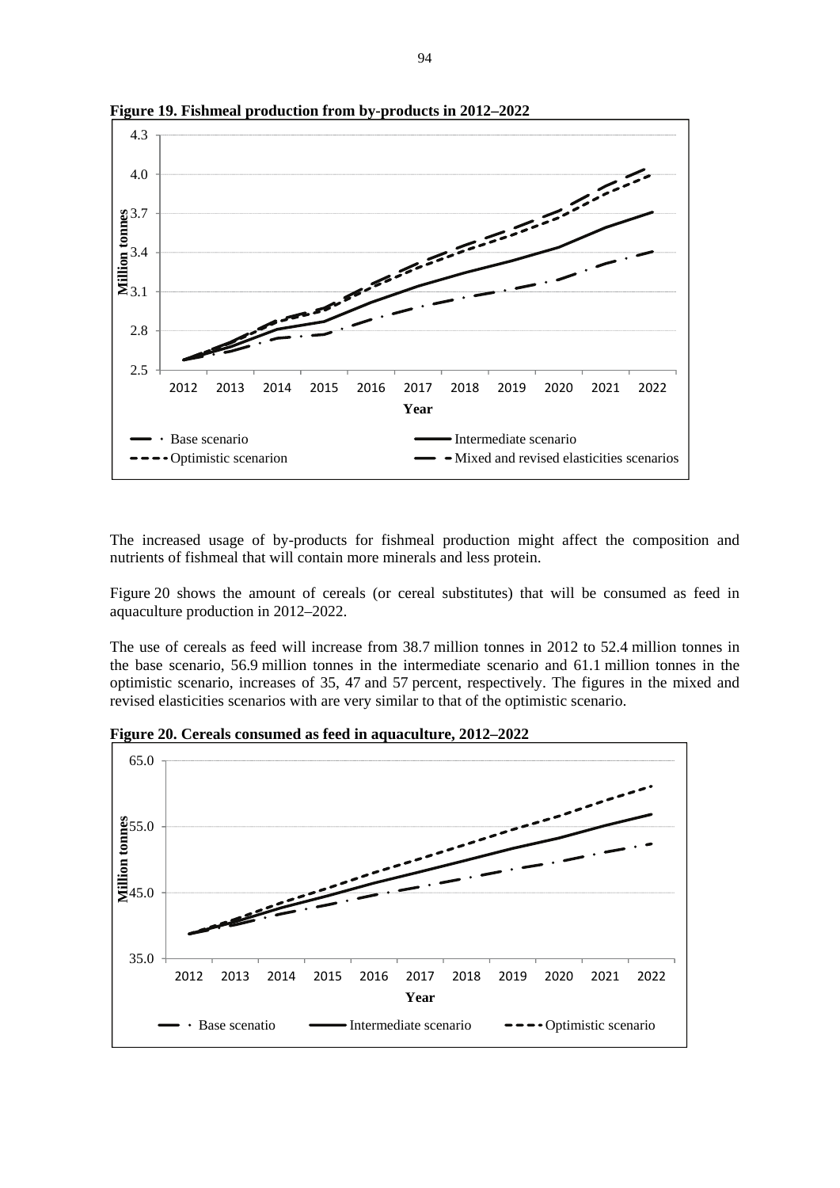**Figure 19. Fishmeal production from by-products in 2012–2022**

The increased usage of by-products for fishmeal production might affect the composition and nutrients of fishmeal that will contain more minerals and less protein.

Figure 20 shows the amount of cereals (or cereal substitutes) that will be consumed as feed in aquaculture production in 2012–2022.

The use of cereals as feed will increase from 38.7 million tonnes in 2012 to 52.4 million tonnes in the base scenario, 56.9 million tonnes in the intermediate scenario and 61.1 million tonnes in the optimistic scenario, increases of 35, 47 and 57 percent, respectively. The figures in the mixed and revised elasticities scenarios with are very similar to that of the optimistic scenario.

**Figure 20. Cereals consumed as feed in aquaculture, 2012–2022**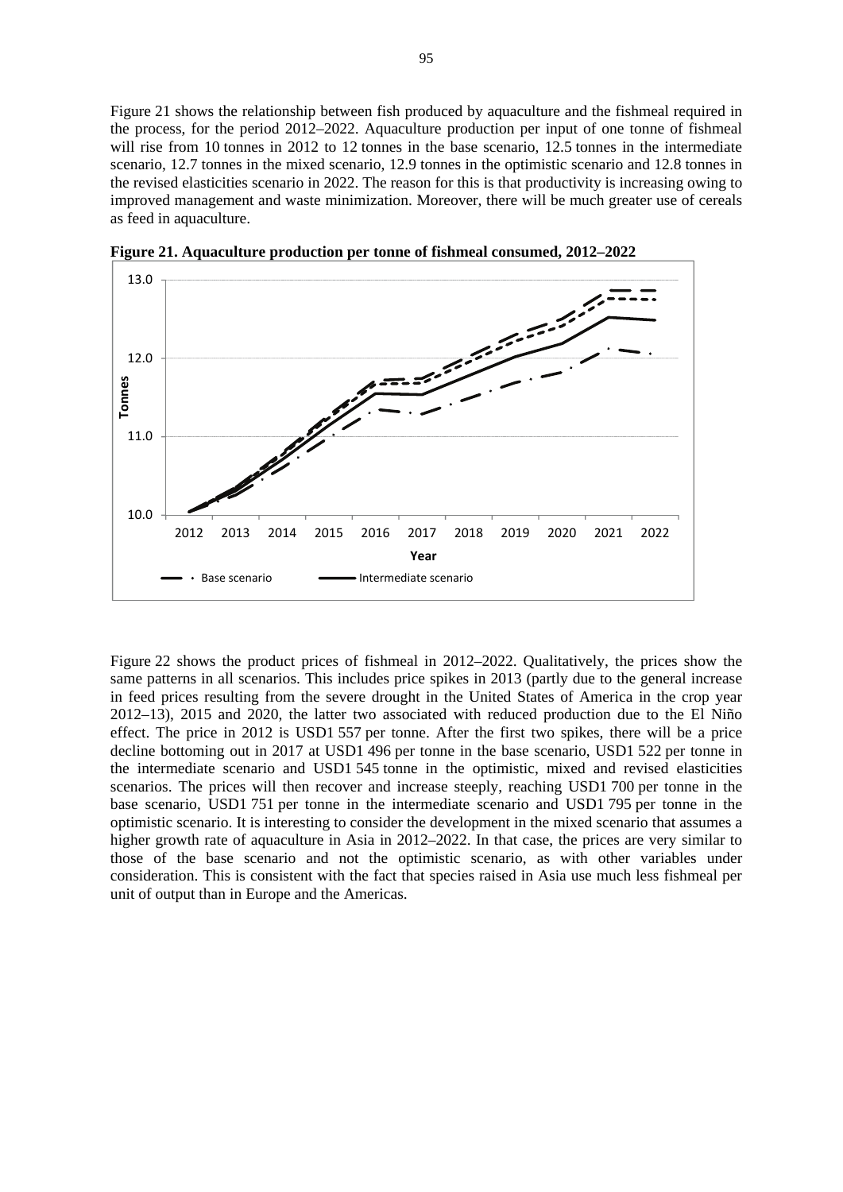Figure 21 shows the relationship between fish produced by aquaculture and the fishmeal required in the process, for the period 2012–2022. Aquaculture production per input of one tonne of fishmeal will rise from 10 tonnes in 2012 to 12 tonnes in the base scenario, 12.5 tonnes in the intermediate scenario, 12.7 tonnes in the mixed scenario, 12.9 tonnes in the optimistic scenario and 12.8 tonnes in the revised elasticities scenario in 2022. The reason for this is that productivity is increasing owing to improved management and waste minimization. Moreover, there will be much greater use of cereals as feed in aquaculture.

**Figure 21. Aquaculture production per tonne of fishmeal consumed, 2012–2022**

Figure 22 shows the product prices of fishmeal in 2012–2022. Qualitatively, the prices show the same patterns in all scenarios. This includes price spikes in 2013 (partly due to the general increase in feed prices resulting from the severe drought in the United States of America in the crop year 2012–13), 2015 and 2020, the latter two associated with reduced production due to the El Niño effect. The price in 2012 is USD1 557 per tonne. After the first two spikes, there will be a price decline bottoming out in 2017 at USD1 496 per tonne in the base scenario, USD1 522 per tonne in the intermediate scenario and USD1 545 tonne in the optimistic, mixed and revised elasticities scenarios. The prices will then recover and increase steeply, reaching USD1 700 per tonne in the base scenario, USD1 751 per tonne in the intermediate scenario and USD1 795 per tonne in the optimistic scenario. It is interesting to consider the development in the mixed scenario that assumes a higher growth rate of aquaculture in Asia in 2012–2022. In that case, the prices are very similar to those of the base scenario and not the optimistic scenario, as with other variables under consideration. This is consistent with the fact that species raised in Asia use much less fishmeal per unit of output than in Europe and the Americas.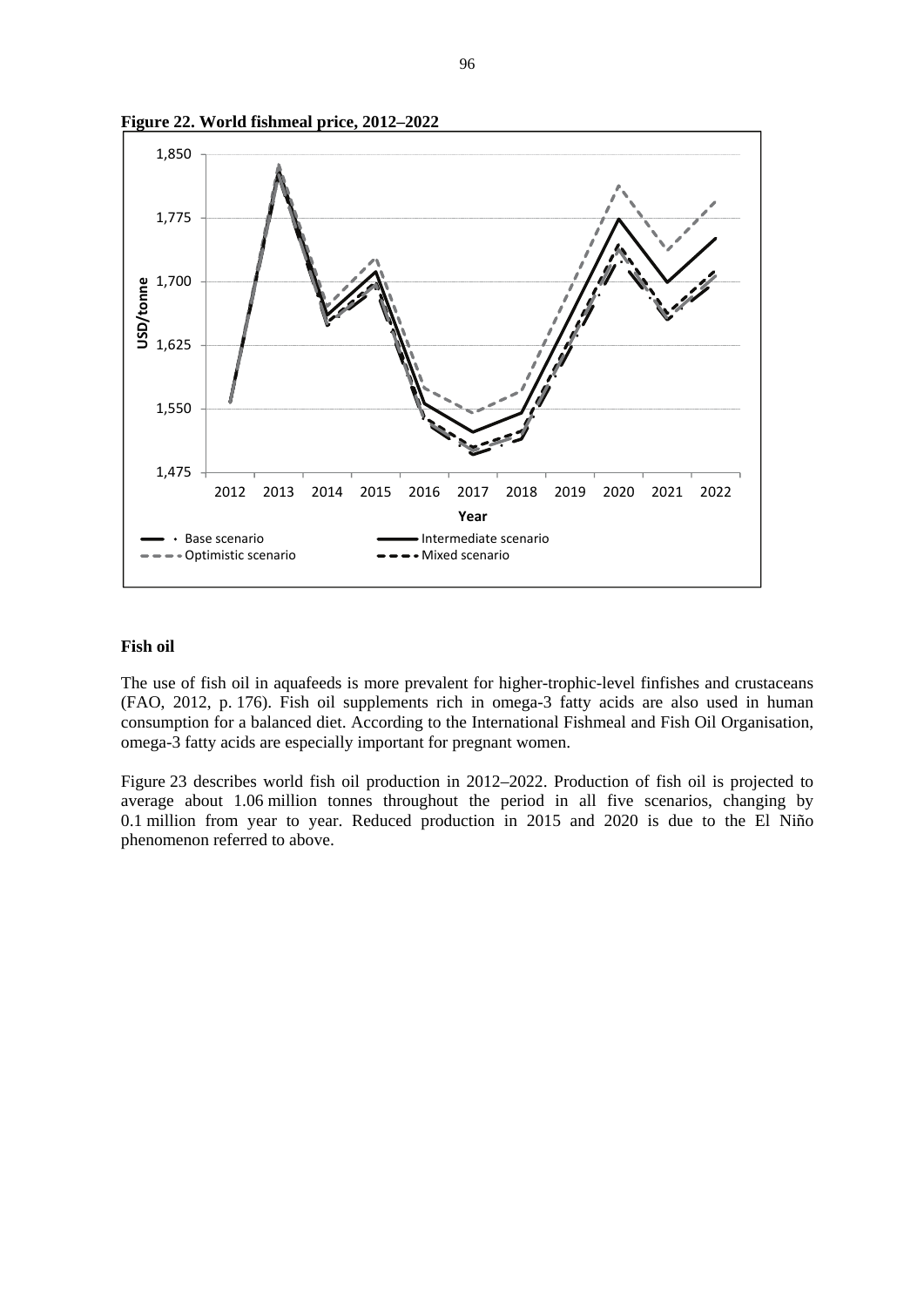**Figure 22. World fishmeal price, 2012–2022**

**Fish oil**

The use of fish oil in aquafeeds is more prevalent for higher-trophic-level finfishes and crustaceans (FAO, 2012, p. 176). Fish oil supplements rich in omega-3 fatty acids are also used in human consumption for a balanced diet. According to the International Fishmeal and Fish Oil Organisation, omega-3 fatty acids are especially important for pregnant women.

Figure 23 describes world fish oil production in 2012–2022. Production of fish oil is projected to average about 1.06 million tonnes throughout the period in all five scenarios, changing by 0.1 million from year to year. Reduced production in 2015 and 2020 is due to the El Niño phenomenon referred to above.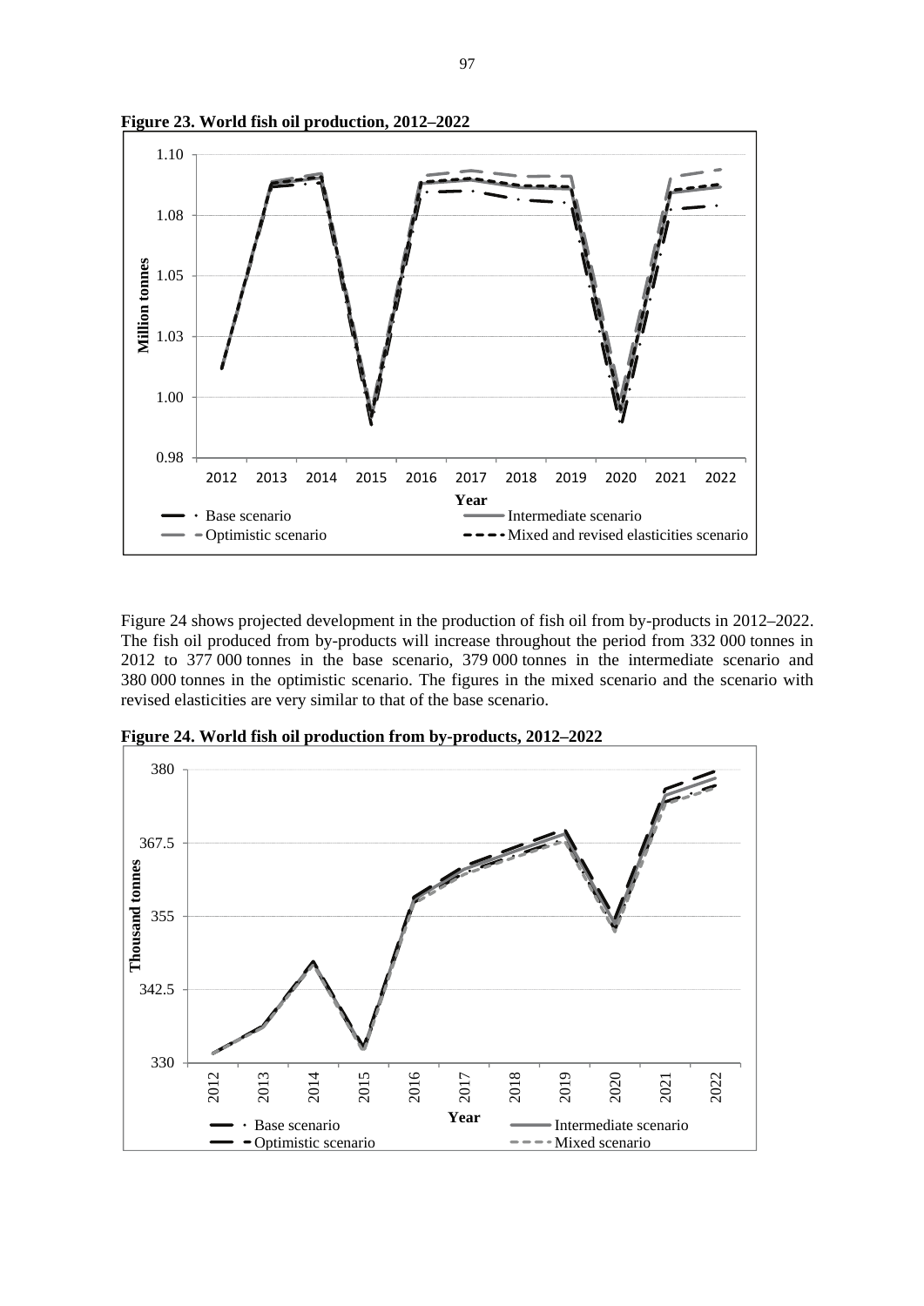**Figure 23. World fish oil production, 2012–2022**

Figure 24 shows projected development in the production of fish oil from by-products in 2012–2022. The fish oil produced from by-products will increase throughout the period from 332 000 tonnes in 2012 to 377 000 tonnes in the base scenario, 379 000 tonnes in the intermediate scenario and 380 000 tonnes in the optimistic scenario. The figures in the mixed scenario and the scenario with revised elasticities are very similar to that of the base scenario.

**Figure 24. World fish oil production from by-products, 2012–2022**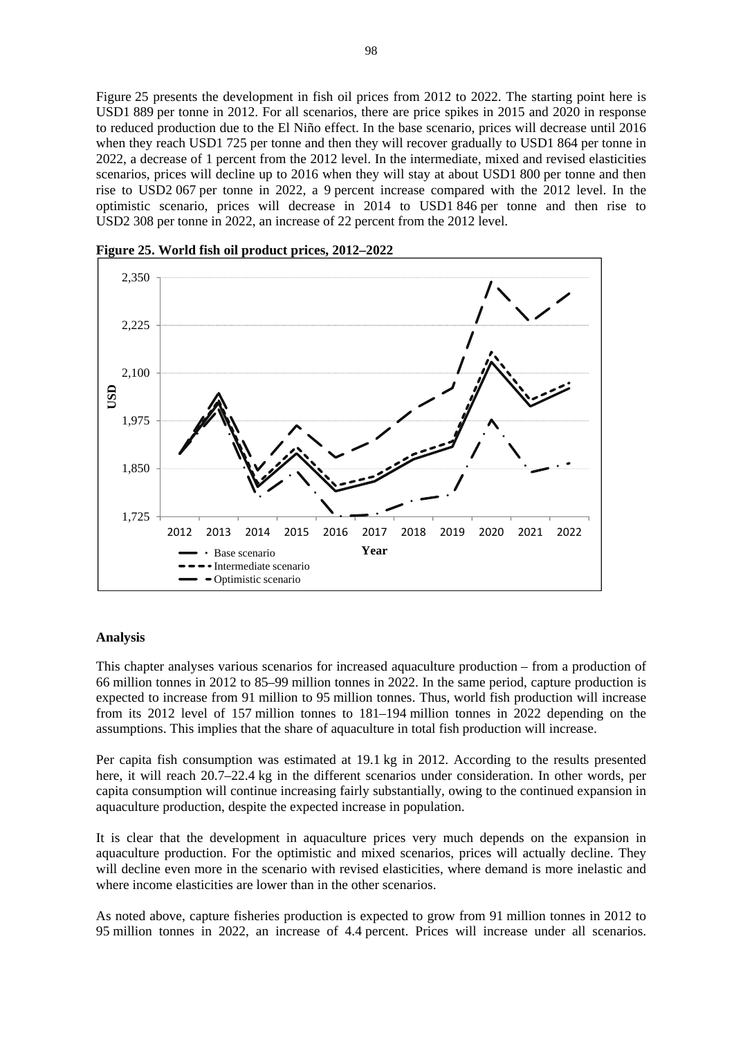Figure 25 presents the development in fish oil prices from 2012 to 2022. The starting point here is USD1 889 per tonne in 2012. For all scenarios, there are price spikes in 2015 and 2020 in response to reduced production due to the El Niño effect. In the base scenario, prices will decrease until 2016 when they reach USD1 725 per tonne and then they will recover gradually to USD1 864 per tonne in 2022, a decrease of 1 percent from the 2012 level. In the intermediate, mixed and revised elasticities scenarios, prices will decline up to 2016 when they will stay at about USD1 800 per tonne and then rise to USD2 067 per tonne in 2022, a 9 percent increase compared with the 2012 level. In the optimistic scenario, prices will decrease in 2014 to USD1 846 per tonne and then rise to USD2 308 per tonne in 2022, an increase of 22 percent from the 2012 level.

**Figure 25. World fish oil product prices, 2012–2022**

## Analysis

This chapter analyses various scenarios for increased aquaculture production – from a production of 66 million tonnes in 2012 to 85–99 million tonnes in 2022. In the same period, capture production is expected to increase from 91 million to 95 million tonnes. Thus, world fish production will increase from its 2012 level of 157 million tonnes to 181–194 million tonnes in 2022 depending on the assumptions. This implies that the share of aquaculture in total fish production will increase.

Per capita fish consumption was estimated at 19.1 kg in 2012. According to the results presented here, it will reach 20.7–22.4 kg in the different scenarios under consideration. In other words, per capita consumption will continue increasing fairly substantially, owing to the continued expansion in aquaculture production, despite the expected increase in population.

It is clear that the development in aquaculture prices very much depends on the expansion in aquaculture production. For the optimistic and mixed scenarios, prices will actually decline. They will decline even more in the scenario with revised elasticities, where demand is more inelastic and where income elasticities are lower than in the other scenarios.

As noted above, capture fisheries production is expected to grow from 91 million tonnes in 2012 to 95 million tonnes in 2022, an increase of 4.4 percent. Prices will increase under all scenarios.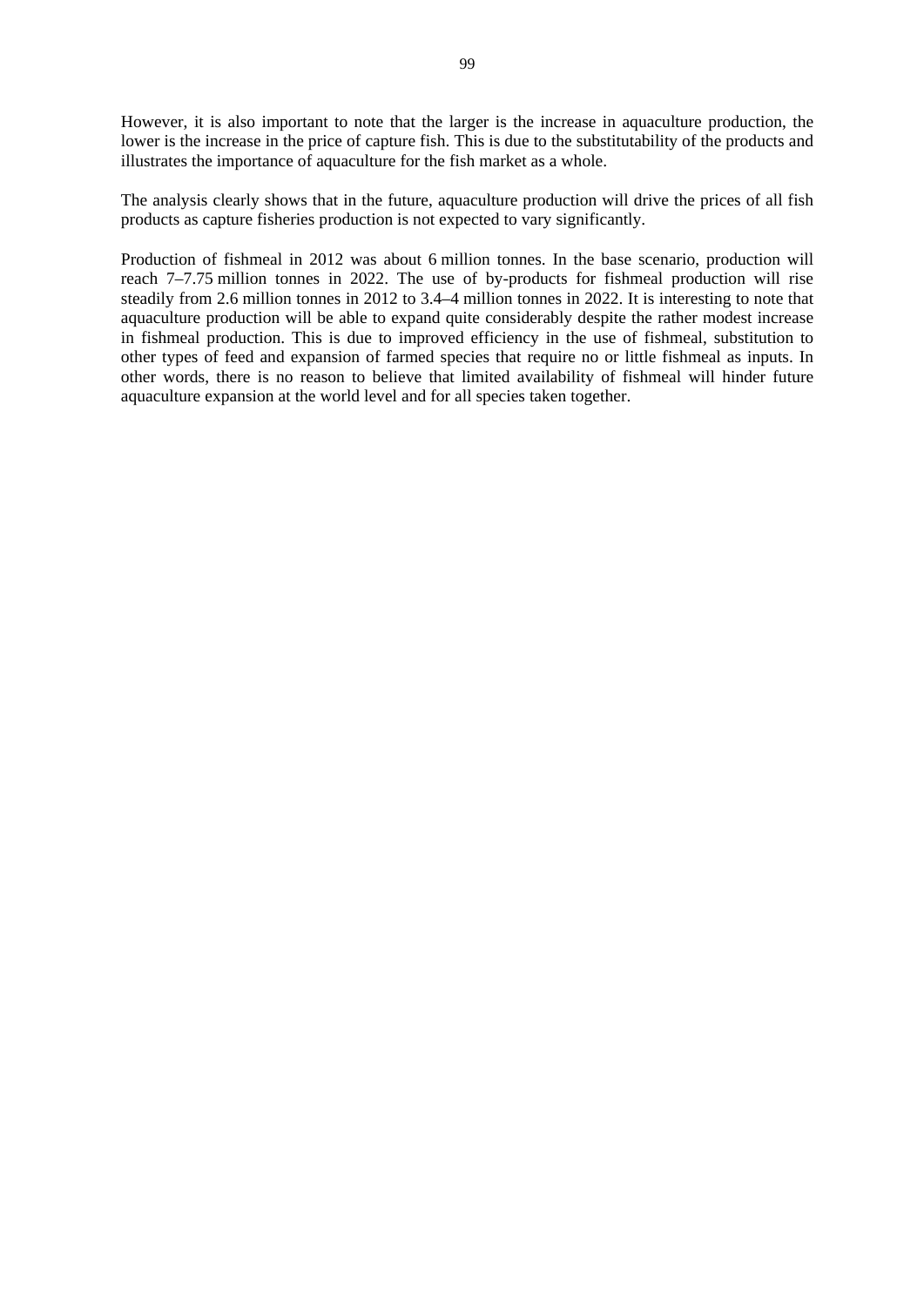However, it is also important to note that the larger is the increase in aquaculture production, the lower is the increase in the price of capture fish. This is due to the substitutability of the products and illustrates the importance of aquaculture for the fish market as a whole.

The analysis clearly shows that in the future, aquaculture production will drive the prices of all fish products as capture fisheries production is not expected to vary significantly.

Production of fishmeal in 2012 was about 6 million tonnes. In the base scenario, production will reach 7–7.75 million tonnes in 2022. The use of by-products for fishmeal production will rise steadily from 2.6 million tonnes in 2012 to 3.4–4 million tonnes in 2022. It is interesting to note that aquaculture production will be able to expand quite considerably despite the rather modest increase in fishmeal production. This is due to improved efficiency in the use of fishmeal, substitution to other types of feed and expansion of farmed species that require no or little fishmeal as inputs. In other words, there is no reason to believe that limited availability of fishmeal will hinder future aquaculture expansion at the world level and for all species taken together.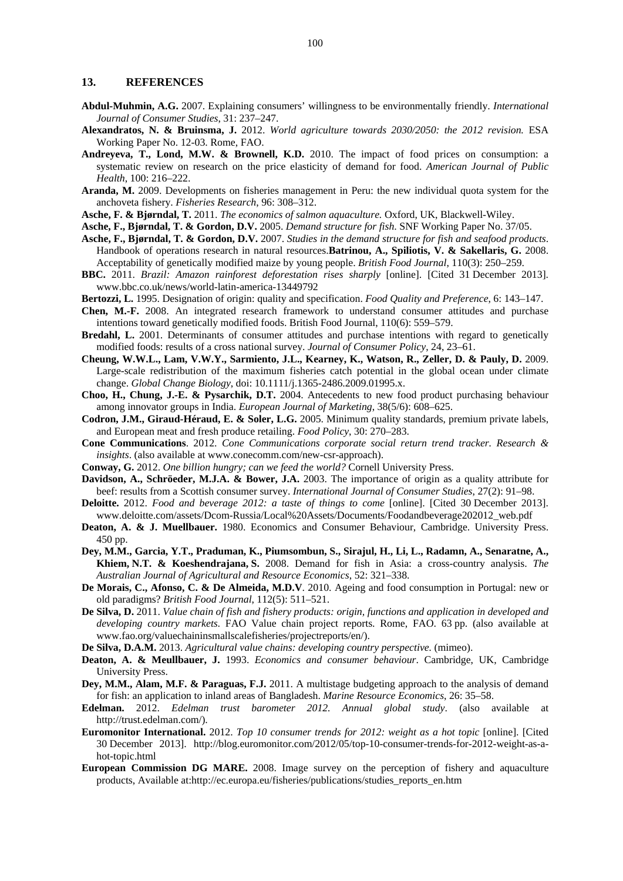## 13. REFERENCES

**Abdul-Muhmin, A.G.** 2007. Explaining consumers' willingness to be environmentally friendly. *International Journal of Consumer Studies*, 31: 237–247.

**Alexandratos, N. & Bruinsma, J.** 2012. *World agriculture towards 2030/2050: the 2012 revision.* ESA Working Paper No. 12-03. Rome, FAO.

**Andreyeva, T., Lond, M.W. & Brownell, K.D.** 2010. The impact of food prices on consumption: a systematic review on research on the price elasticity of demand for food. *American Journal of Public Health*, 100: 216–222.

**Aranda, M.** 2009. Developments on fisheries management in Peru: the new individual quota system for the anchoveta fishery. *Fisheries Research*, 96: 308–312.

**Asche, F. & Bjørndal, T.** 2011. *The economics of salmon aquaculture.* Oxford, UK, Blackwell-Wiley.

**Asche, F., Bjørndal, T. & Gordon, D.V.** 2005. *Demand structure for fish.* SNF Working Paper No. 37/05.

**Asche, F., Bjørndal, T. & Gordon, D.V.** 2007. *Studies in the demand structure for fish and seafood products*. Handbook of operations research in natural resources.**Batrinou, A., Spiliotis, V. & Sakellaris, G.** 2008. Acceptability of genetically modified maize by young people. *British Food Journal*, 110(3): 250–259.

**BBC.** 2011. *Brazil: Amazon rainforest deforestation rises sharply* [online]. [Cited 31 December 2013]. www.bbc.co.uk/news/world-latin-america-13449792

**Bertozzi, L.** 1995. Designation of origin: quality and specification. *Food Quality and Preference*, 6: 143–147.

**Chen, M.-F.** 2008. An integrated research framework to understand consumer attitudes and purchase intentions toward genetically modified foods. British Food Journal, 110(6): 559–579.

**Bredahl, L.** 2001. Determinants of consumer attitudes and purchase intentions with regard to genetically modified foods: results of a cross national survey. *Journal of Consumer Policy*, 24, 23–61.

**Cheung, W.W.L., Lam, V.W.Y., Sarmiento, J.L., Kearney, K., Watson, R., Zeller, D. & Pauly, D.** 2009. Large-scale redistribution of the maximum fisheries catch potential in the global ocean under climate change. *Global Change Biology*, doi: 10.1111/j.1365-2486.2009.01995.x.

**Choo, H., Chung, J.-E. & Pysarchik, D.T.** 2004. Antecedents to new food product purchasing behaviour among innovator groups in India. *European Journal of Marketing*, 38(5/6): 608–625.

**Codron, J.M., Giraud-Héraud, E. & Soler, L.G.** 2005. Minimum quality standards, premium private labels, and European meat and fresh produce retailing. *Food Policy*, 30: 270–283.

**Cone Communications**. 2012. *Cone Communications corporate social return trend tracker. Research & insights*. (also available at www.conecomm.com/new-csr-approach).

**Conway, G.** 2012. *One billion hungry; can we feed the world?* Cornell University Press.

**Davidson, A., Schröeder, M.J.A. & Bower, J.A.** 2003. The importance of origin as a quality attribute for beef: results from a Scottish consumer survey. *International Journal of Consumer Studies*, 27(2): 91–98.

**Deloitte.** 2012. *Food and beverage 2012: a taste of things to come* [online]. [Cited 30 December 2013]. www.deloitte.com/assets/Dcom-Russia/Local%20Assets/Documents/Foodandbeverage202012_web.pdf

**Deaton, A. & J. Muellbauer.** 1980. Economics and Consumer Behaviour, Cambridge. University Press. 450 pp.

**Dey, M.M., Garcia, Y.T., Praduman, K., Piumsombun, S., Sirajul, H., Li, L., Radamn, A., Senaratne, A., Khiem, N.T. & Koeshendrajana, S.** 2008. Demand for fish in Asia: a cross-country analysis. *The Australian Journal of Agricultural and Resource Economics*, 52: 321–338.

**De Morais, C., Afonso, C. & De Almeida, M.D.V**. 2010. Ageing and food consumption in Portugal: new or old paradigms? *British Food Journal*, 112(5): 511–521.

**De Silva, D.** 2011. *Value chain of fish and fishery products: origin, functions and application in developed and developing country markets.* FAO Value chain project reports. Rome, FAO. 63 pp. (also available at www.fao.org/valuechaininsmallscalefisheries/projectreports/en/).

**De Silva, D.A.M.** 2013. *Agricultural value chains: developing country perspective.* (mimeo).

**Deaton, A. & Meullbauer, J.** 1993. *Economics and consumer behaviour*. Cambridge, UK, Cambridge University Press.

**Dey, M.M., Alam, M.F. & Paraguas, F.J.** 2011. A multistage budgeting approach to the analysis of demand for fish: an application to inland areas of Bangladesh. *Marine Resource Economics*, 26: 35–58.

**Edelman.** 2012. *Edelman trust barometer 2012. Annual global study*. (also available at http://trust.edelman.com/).

**Euromonitor International.** 2012. *Top 10 consumer trends for 2012: weight as a hot topic* [online]. [Cited 30 December 2013]. http://blog.euromonitor.com/2012/05/top-10-consumer-trends-for-2012-weight-as-a-hot-topic.html

**European Commission DG MARE.** 2008. Image survey on the perception of fishery and aquaculture products, Available at:http://ec.europa.eu/fisheries/publications/studies_reports_en.htm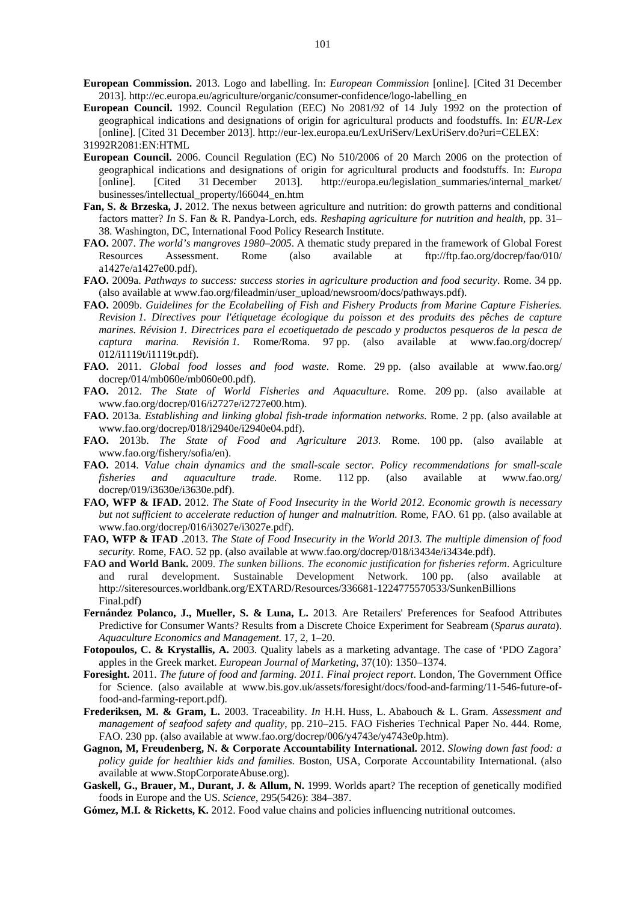**European Commission.** 2013. Logo and labelling. In: *European Commission* [online]. [Cited 31 December 2013]. http://ec.europa.eu/agriculture/organic/consumer-confidence/logo-labelling_en

**European Council.** 1992. Council Regulation (EEC) No 2081/92 of 14 July 1992 on the protection of geographical indications and designations of origin for agricultural products and foodstuffs. In: *EUR-Lex* [online]. [Cited 31 December 2013]. http://eur-lex.europa.eu/LexUriServ/LexUriServ.do?uri=CELEX:31992R2081:EN:HTML

**European Council.** 2006. Council Regulation (EC) No 510/2006 of 20 March 2006 on the protection of geographical indications and designations of origin for agricultural products and foodstuffs. In: *Europa* [online]. [Cited 31 December 2013]. http://europa.eu/legislation_summaries/internal_market/businesses/intellectual_property/l66044_en.htm

**Fan, S. & Brzeska, J.** 2012. The nexus between agriculture and nutrition: do growth patterns and conditional factors matter? *In* S. Fan & R. Pandya-Lorch, eds. *Reshaping agriculture for nutrition and health*, pp. 31–38. Washington, DC, International Food Policy Research Institute.

**FAO.** 2007. *The world's mangroves 1980–2005*. A thematic study prepared in the framework of Global Forest Resources Assessment. Rome (also available at ftp://ftp.fao.org/docrep/fao/010/a1427e/a1427e00.pdf).

**FAO.** 2009a. *Pathways to success: success stories in agriculture production and food security*. Rome. 34 pp. (also available at www.fao.org/fileadmin/user_upload/newsroom/docs/pathways.pdf).

**FAO.** 2009b. *Guidelines for the Ecolabelling of Fish and Fishery Products from Marine Capture Fisheries. Revision 1. Directives pour l'étiquetage écologique du poisson et des produits des pêches de capture marines. Révision 1. Directrices para el ecoetiquetado de pescado y productos pesqueros de la pesca de captura marina. Revisión 1.* Rome/Roma. 97 pp. (also available at www.fao.org/docrep/012/i1119t/i1119t.pdf).

**FAO.** 2011. *Global food losses and food waste*. Rome. 29 pp. (also available at www.fao.org/docrep/014/mb060e/mb060e00.pdf).

**FAO.** 2012. *The State of World Fisheries and Aquaculture*. Rome. 209 pp. (also available at www.fao.org/docrep/016/i2727e/i2727e00.htm).

**FAO.** 2013a. *Establishing and linking global fish-trade information networks.* Rome. 2 pp. (also available at www.fao.org/docrep/018/i2940e/i2940e04.pdf).

**FAO.** 2013b. *The State of Food and Agriculture 2013.* Rome. 100 pp. (also available at www.fao.org/fishery/sofia/en).

**FAO.** 2014. *Value chain dynamics and the small-scale sector. Policy recommendations for small-scale fisheries and aquaculture trade.* Rome. 112 pp. (also available at www.fao.org/docrep/019/i3630e/i3630e.pdf).

**FAO, WFP & IFAD.** 2012. *The State of Food Insecurity in the World 2012. Economic growth is necessary but not sufficient to accelerate reduction of hunger and malnutrition.* Rome, FAO. 61 pp. (also available at www.fao.org/docrep/016/i3027e/i3027e.pdf).

**FAO, WFP & IFAD** .2013. *The State of Food Insecurity in the World 2013. The multiple dimension of food security.* Rome, FAO. 52 pp. (also available at www.fao.org/docrep/018/i3434e/i3434e.pdf).

**FAO and World Bank.** 2009. *The sunken billions. The economic justification for fisheries reform*. Agriculture and rural development. Sustainable Development Network. 100 pp. (also available at http://siteresources.worldbank.org/EXTARD/Resources/336681-1224775570533/SunkenBillionsFinal.pdf)

**Fernández Polanco, J., Mueller, S. & Luna, L.** 2013. Are Retailers' Preferences for Seafood Attributes Predictive for Consumer Wants? Results from a Discrete Choice Experiment for Seabream (*Sparus aurata*). *Aquaculture Economics and Management*. 17, 2, 1–20.

**Fotopoulos, C. & Krystallis, A.** 2003. Quality labels as a marketing advantage. The case of 'PDO Zagora' apples in the Greek market. *European Journal of Marketing*, 37(10): 1350–1374.

**Foresight.** 2011. *The future of food and farming. 2011. Final project report*. London, The Government Office for Science. (also available at www.bis.gov.uk/assets/foresight/docs/food-and-farming/11-546-future-of-food-and-farming-report.pdf).

**Frederiksen, M. & Gram, L.** 2003. Traceability. *In* H.H. Huss, L. Ababouch & L. Gram. *Assessment and management of seafood safety and quality*, pp. 210–215. FAO Fisheries Technical Paper No. 444. Rome, FAO. 230 pp. (also available at www.fao.org/docrep/006/y4743e/y4743e0p.htm).

**Gagnon, M, Freudenberg, N. & Corporate Accountability International.** 2012. *Slowing down fast food: a policy guide for healthier kids and families.* Boston, USA, Corporate Accountability International. (also available at www.StopCorporateAbuse.org).

**Gaskell, G., Brauer, M., Durant, J. & Allum, N.** 1999. Worlds apart? The reception of genetically modified foods in Europe and the US. *Science*, 295(5426): 384–387.

**Gómez, M.I. & Ricketts, K.** 2012. Food value chains and policies influencing nutritional outcomes.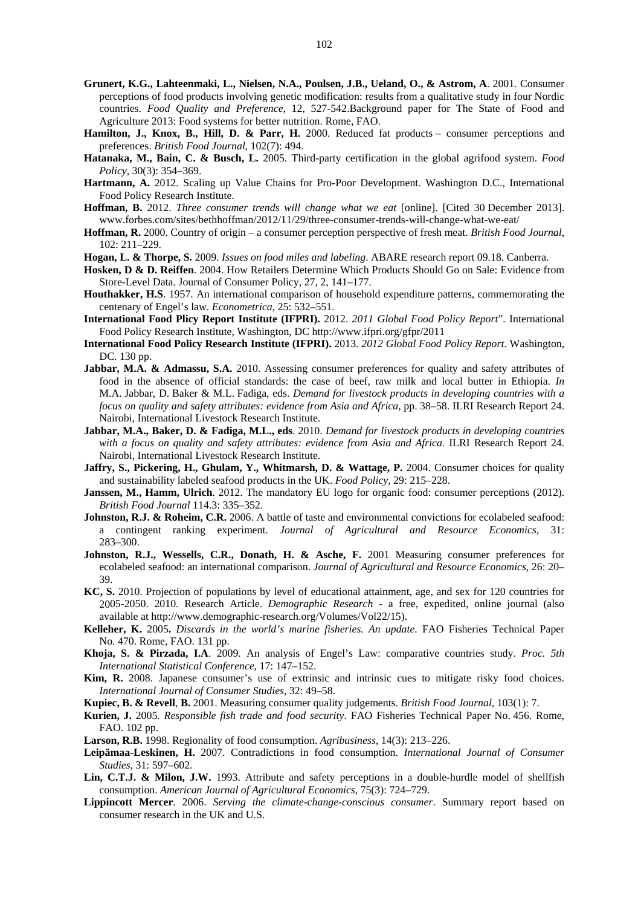**Grunert, K.G., Lahteenmaki, L., Nielsen, N.A., Poulsen, J.B., Ueland, O., & Astrom, A**. 2001. Consumer perceptions of food products involving genetic modification: results from a qualitative study in four Nordic countries. *Food Quality and Preference,* 12, 527-542.Background paper for The State of Food and Agriculture 2013: Food systems for better nutrition. Rome, FAO.

**Hamilton, J., Knox, B., Hill, D. & Parr, H.** 2000. Reduced fat products – consumer perceptions and preferences. *British Food Journal*, 102(7): 494.

**Hatanaka, M., Bain, C. & Busch, L.** 2005. Third-party certification in the global agrifood system. *Food Policy*, 30(3): 354–369.

**Hartmann, A.** 2012. Scaling up Value Chains for Pro-Poor Development. Washington D.C., International Food Policy Research Institute.

**Hoffman, B.** 2012. *Three consumer trends will change what we eat* [online]. [Cited 30 December 2013]. www.forbes.com/sites/bethhoffman/2012/11/29/three-consumer-trends-will-change-what-we-eat/

**Hoffman, R.** 2000. Country of origin – a consumer perception perspective of fresh meat. *British Food Journal*, 102: 211–229.

**Hogan, L. & Thorpe, S.** 2009. *Issues on food miles and labeling*. ABARE research report 09.18. Canberra.

**Hosken, D & D. Reiffen**. 2004. How Retailers Determine Which Products Should Go on Sale: Evidence from Store-Level Data. Journal of Consumer Policy, 27, 2, 141–177.

**Houthakker, H.S**. 1957. An international comparison of household expenditure patterns, commemorating the centenary of Engel's law. *Econometrica*, 25: 532–551.

**International Food Plicy Report Institute (IFPRI).** 2012. *2011 Global Food Policy Report*". International Food Policy Research Institute, Washington, DC http://www.ifpri.org/gfpr/2011

**International Food Policy Research Institute (IFPRI).** 2013. *2012 Global Food Policy Report*. Washington, DC. 130 pp.

**Jabbar, M.A. & Admassu, S.A.** 2010. Assessing consumer preferences for quality and safety attributes of food in the absence of official standards: the case of beef, raw milk and local butter in Ethiopia. *In* M.A. Jabbar, D. Baker & M.L. Fadiga, eds. *Demand for livestock products in developing countries with a focus on quality and safety attributes: evidence from Asia and Africa*, pp. 38–58. ILRI Research Report 24. Nairobi, International Livestock Research Institute.

**Jabbar, M.A., Baker, D. & Fadiga, M.L., eds**. 2010. *Demand for livestock products in developing countries with a focus on quality and safety attributes: evidence from Asia and Africa.* ILRI Research Report 24. Nairobi, International Livestock Research Institute.

**Jaffry, S., Pickering, H., Ghulam, Y., Whitmarsh, D. & Wattage, P.** 2004. Consumer choices for quality and sustainability labeled seafood products in the UK. *Food Policy*, 29: 215–228.

**Janssen, M., Hamm, Ulrich**. 2012. The mandatory EU logo for organic food: consumer perceptions (2012). *British Food Journal* 114.3: 335–352.

**Johnston, R.J. & Roheim, C.R.** 2006. A battle of taste and environmental convictions for ecolabeled seafood: a contingent ranking experiment. *Journal of Agricultural and Resource Economics*, 31: 283–300.

**Johnston, R.J., Wessells, C.R., Donath, H. & Asche, F.** 2001 Measuring consumer preferences for ecolabeled seafood: an international comparison. *Journal of Agricultural and Resource Economics,* 26: 20–39.

**KC, S.** 2010. Projection of populations by level of educational attainment, age, and sex for 120 countries for 2005-2050. 2010. Research Article. *Demographic Research* - a free, expedited, online journal (also available at http://www.demographic-research.org/Volumes/Vol22/15).

**Kelleher, K.** 2005**.** *Discards in the world's marine fisheries. An update*. FAO Fisheries Technical Paper No. 470. Rome, FAO. 131 pp.

**Khoja, S. & Pirzada, I.A**. 2009. An analysis of Engel's Law: comparative countries study. *Proc. 5th International Statistical Conference*, 17: 147–152.

**Kim, R.** 2008. Japanese consumer's use of extrinsic and intrinsic cues to mitigate risky food choices. *International Journal of Consumer Studies*, 32: 49–58.

**Kupiec, B. & Revell**, **B.** 2001. Measuring consumer quality judgements. *British Food Journal*, 103(1): 7.

**Kurien, J.** 2005. *Responsible fish trade and food security*. FAO Fisheries Technical Paper No. 456. Rome, FAO. 102 pp.

**Larson, R.B.** 1998. Regionality of food consumption. *Agribusiness*, 14(3): 213–226.

**Leipämaa-Leskinen, H.** 2007. Contradictions in food consumption. *International Journal of Consumer Studies*, 31: 597–602.

**Lin, C.T.J. & Milon, J.W.** 1993. Attribute and safety perceptions in a double-hurdle model of shellfish consumption. *American Journal of Agricultural Economics*, 75(3): 724–729.

**Lippincott Mercer**. 2006. *Serving the climate-change-conscious consumer*. Summary report based on consumer research in the UK and U.S.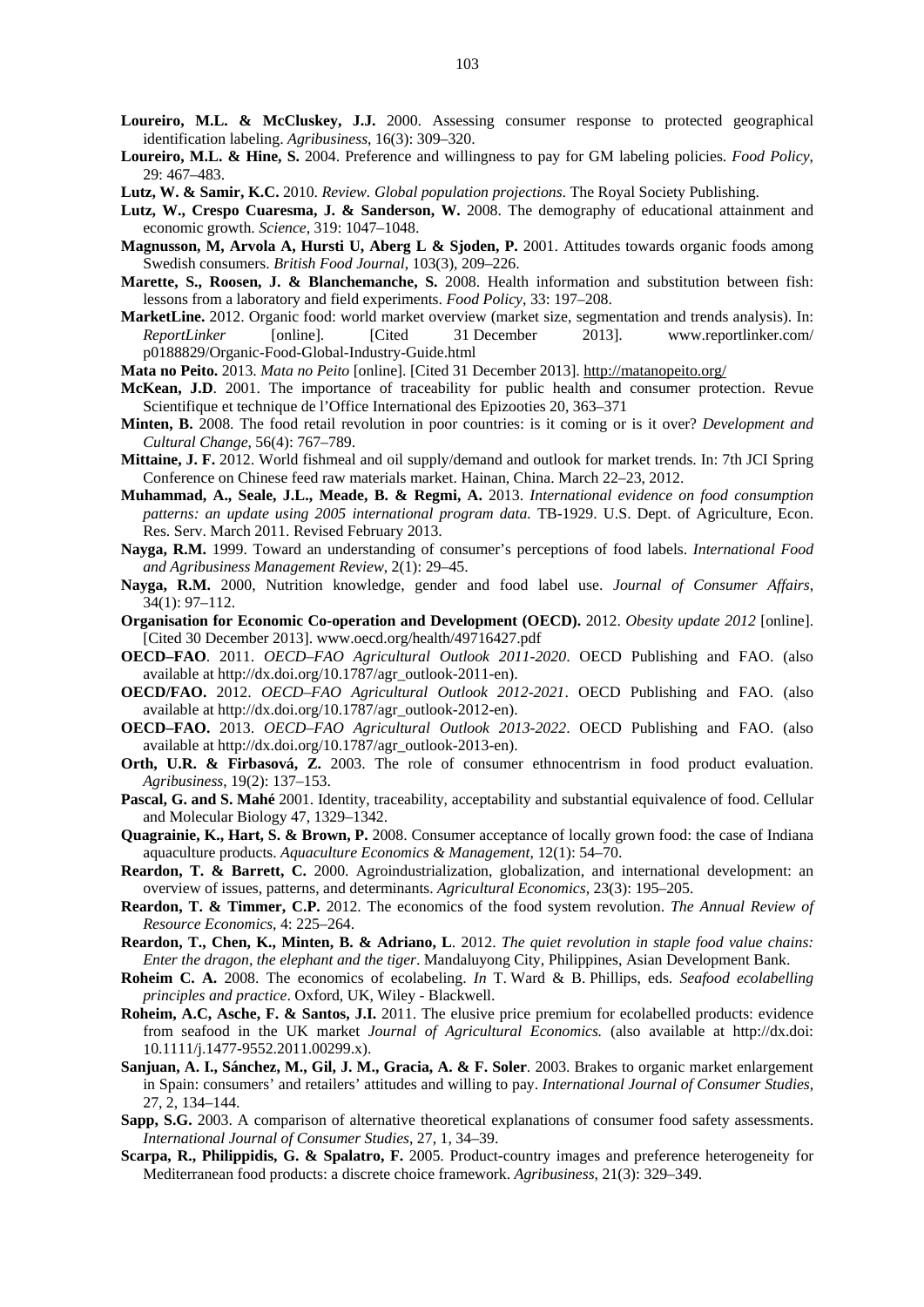**Loureiro, M.L. & McCluskey, J.J.** 2000. Assessing consumer response to protected geographical identification labeling. *Agribusiness*, 16(3): 309–320.

**Loureiro, M.L. & Hine, S.** 2004. Preference and willingness to pay for GM labeling policies. *Food Policy*, 29: 467–483.

**Lutz, W. & Samir, K.C.** 2010. *Review. Global population projections*. The Royal Society Publishing.

**Lutz, W., Crespo Cuaresma, J. & Sanderson, W.** 2008. The demography of educational attainment and economic growth. *Science*, 319: 1047–1048.

**Magnusson, M, Arvola A, Hursti U, Aberg L & Sjoden, P.** 2001. Attitudes towards organic foods among Swedish consumers. *British Food Journal*, 103(3), 209–226.

**Marette, S., Roosen, J. & Blanchemanche, S.** 2008. Health information and substitution between fish: lessons from a laboratory and field experiments. *Food Policy*, 33: 197–208.

**MarketLine.** 2012. Organic food: world market overview (market size, segmentation and trends analysis). In: *ReportLinker* [online]. [Cited 31 December 2013]. www.reportlinker.com/p0188829/Organic-Food-Global-Industry-Guide.html

**Mata no Peito.** 2013. *Mata no Peito* [online]. [Cited 31 December 2013]. http://matanopeito.org/

**McKean, J.D**. 2001. The importance of traceability for public health and consumer protection. Revue Scientifique et technique de l'Office International des Epizooties 20, 363–371

**Minten, B.** 2008. The food retail revolution in poor countries: is it coming or is it over? *Development and Cultural Change*, 56(4): 767–789.

**Mittaine, J. F.** 2012. World fishmeal and oil supply/demand and outlook for market trends. In: 7th JCI Spring Conference on Chinese feed raw materials market. Hainan, China. March 22–23, 2012.

**Muhammad, A., Seale, J.L., Meade, B. & Regmi, A.** 2013. *International evidence on food consumption patterns: an update using 2005 international program data.* TB-1929. U.S. Dept. of Agriculture, Econ. Res. Serv. March 2011. Revised February 2013.

**Nayga, R.M.** 1999. Toward an understanding of consumer's perceptions of food labels. *International Food and Agribusiness Management Review*, 2(1): 29–45.

**Nayga, R.M.** 2000, Nutrition knowledge, gender and food label use. *Journal of Consumer Affairs*, 34(1): 97–112.

**Organisation for Economic Co-operation and Development (OECD).** 2012. *Obesity update 2012* [online]. [Cited 30 December 2013]. www.oecd.org/health/49716427.pdf

**OECD–FAO**. 2011. *OECD–FAO Agricultural Outlook 2011-2020*. OECD Publishing and FAO. (also available at http://dx.doi.org/10.1787/agr_outlook-2011-en).

**OECD/FAO.** 2012. *OECD–FAO Agricultural Outlook 2012-2021*. OECD Publishing and FAO. (also available at http://dx.doi.org/10.1787/agr_outlook-2012-en).

**OECD–FAO.** 2013. *OECD–FAO Agricultural Outlook 2013-2022*. OECD Publishing and FAO. (also available at http://dx.doi.org/10.1787/agr_outlook-2013-en).

**Orth, U.R. & Firbasová, Z.** 2003. The role of consumer ethnocentrism in food product evaluation. *Agribusiness*, 19(2): 137–153.

**Pascal, G. and S. Mahé** 2001. Identity, traceability, acceptability and substantial equivalence of food. Cellular and Molecular Biology 47, 1329–1342.

**Quagrainie, K., Hart, S. & Brown, P.** 2008. Consumer acceptance of locally grown food: the case of Indiana aquaculture products. *Aquaculture Economics & Management*, 12(1): 54–70.

**Reardon, T. & Barrett, C.** 2000. Agroindustrialization, globalization, and international development: an overview of issues, patterns, and determinants. *Agricultural Economics*, 23(3): 195–205.

**Reardon, T. & Timmer, C.P.** 2012. The economics of the food system revolution. *The Annual Review of Resource Economics*, 4: 225–264.

**Reardon, T., Chen, K., Minten, B. & Adriano, L**. 2012. *The quiet revolution in staple food value chains: Enter the dragon, the elephant and the tiger*. Mandaluyong City, Philippines, Asian Development Bank.

**Roheim C. A.** 2008. The economics of ecolabeling. *In* T. Ward & B. Phillips, eds. *Seafood ecolabelling principles and practice*. Oxford, UK, Wiley - Blackwell.

**Roheim, A.C, Asche, F. & Santos, J.I.** 2011. The elusive price premium for ecolabelled products: evidence from seafood in the UK market *Journal of Agricultural Economics.* (also available at http://dx.doi: 10.1111/j.1477-9552.2011.00299.x).

**Sanjuan, A. I., Sánchez, M., Gil, J. M., Gracia, A. & F. Soler**. 2003. Brakes to organic market enlargement in Spain: consumers' and retailers' attitudes and willing to pay. *International Journal of Consumer Studies*, 27, 2, 134–144.

**Sapp, S.G.** 2003. A comparison of alternative theoretical explanations of consumer food safety assessments. *International Journal of Consumer Studies*, 27, 1, 34–39.

**Scarpa, R., Philippidis, G. & Spalatro, F.** 2005. Product-country images and preference heterogeneity for Mediterranean food products: a discrete choice framework. *Agribusiness*, 21(3): 329–349.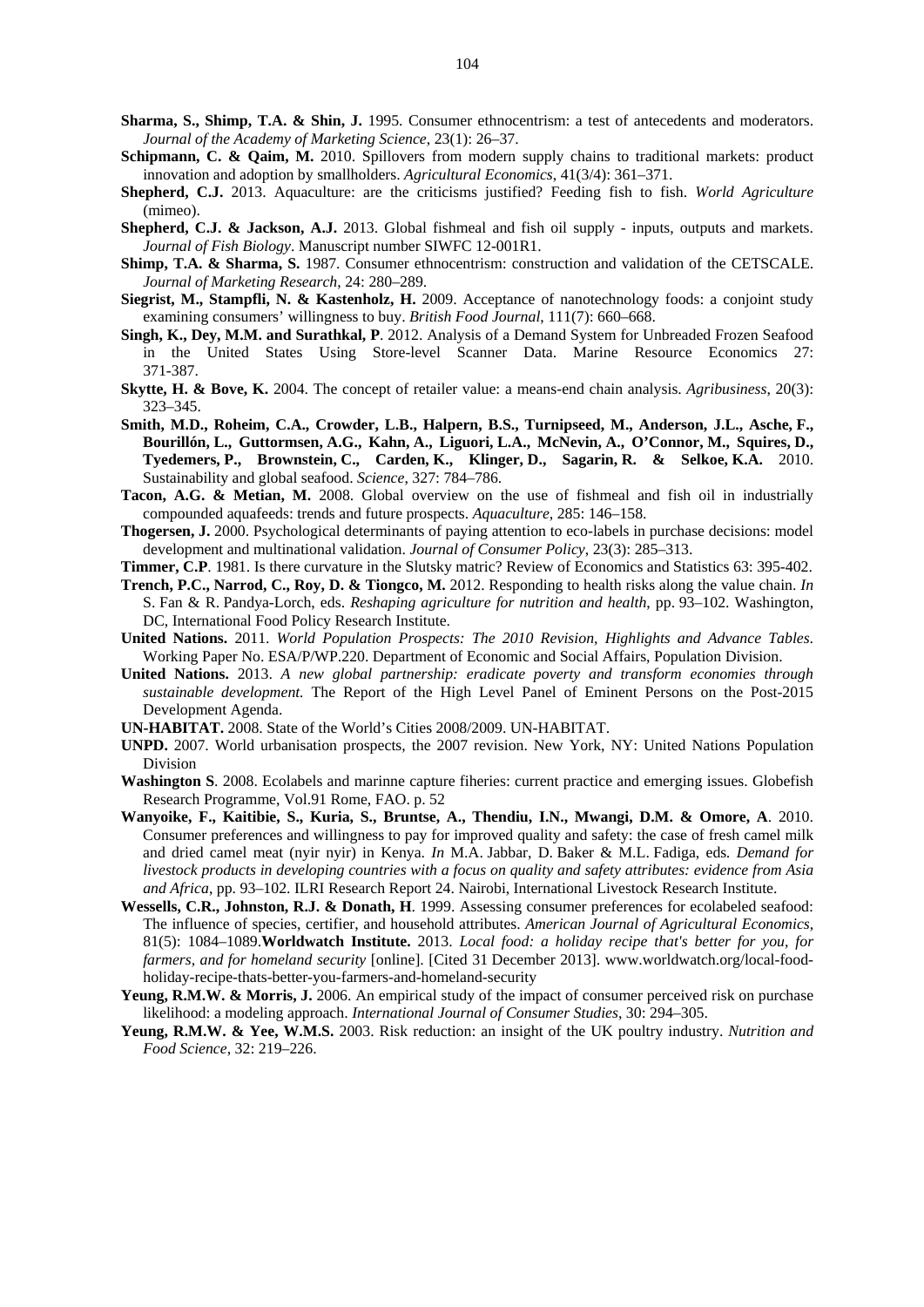**Sharma, S., Shimp, T.A. & Shin, J.** 1995. Consumer ethnocentrism: a test of antecedents and moderators. *Journal of the Academy of Marketing Science*, 23(1): 26–37.

**Schipmann, C. & Qaim, M.** 2010. Spillovers from modern supply chains to traditional markets: product innovation and adoption by smallholders. *Agricultural Economics*, 41(3/4): 361–371.

**Shepherd, C.J.** 2013. Aquaculture: are the criticisms justified? Feeding fish to fish. *World Agriculture* (mimeo).

**Shepherd, C.J. & Jackson, A.J.** 2013. Global fishmeal and fish oil supply - inputs, outputs and markets. *Journal of Fish Biology*. Manuscript number SIWFC 12-001R1.

**Shimp, T.A. & Sharma, S.** 1987. Consumer ethnocentrism: construction and validation of the CETSCALE. *Journal of Marketing Research*, 24: 280–289.

**Siegrist, M., Stampfli, N. & Kastenholz, H.** 2009. Acceptance of nanotechnology foods: a conjoint study examining consumers' willingness to buy. *British Food Journal*, 111(7): 660–668.

**Singh, K., Dey, M.M. and Surathkal, P**. 2012. Analysis of a Demand System for Unbreaded Frozen Seafood in the United States Using Store-level Scanner Data. Marine Resource Economics 27: 371-387.

**Skytte, H. & Bove, K.** 2004. The concept of retailer value: a means-end chain analysis. *Agribusiness*, 20(3): 323–345.

**Smith, M.D., Roheim, C.A., Crowder, L.B., Halpern, B.S., Turnipseed, M., Anderson, J.L., Asche, F., Bourillón, L., Guttormsen, A.G., Kahn, A., Liguori, L.A., McNevin, A., O'Connor, M., Squires, D., Tyedemers, P., Brownstein, C., Carden, K., Klinger, D., Sagarin, R. & Selkoe, K.A.** 2010. Sustainability and global seafood. *Science*, 327: 784–786.

**Tacon, A.G. & Metian, M.** 2008. Global overview on the use of fishmeal and fish oil in industrially compounded aquafeeds: trends and future prospects. *Aquaculture*, 285: 146–158.

**Thogersen, J.** 2000. Psychological determinants of paying attention to eco-labels in purchase decisions: model development and multinational validation. *Journal of Consumer Policy*, 23(3): 285–313.

**Timmer, C.P**. 1981. Is there curvature in the Slutsky matric? Review of Economics and Statistics 63: 395-402.

**Trench, P.C., Narrod, C., Roy, D. & Tiongco, M.** 2012. Responding to health risks along the value chain. *In* S. Fan & R. Pandya-Lorch, eds. *Reshaping agriculture for nutrition and health*, pp. 93–102. Washington, DC, International Food Policy Research Institute.

**United Nations.** 2011. *World Population Prospects: The 2010 Revision, Highlights and Advance Tables*. Working Paper No. ESA/P/WP.220. Department of Economic and Social Affairs, Population Division.

**United Nations.** 2013. *A new global partnership: eradicate poverty and transform economies through sustainable development.* The Report of the High Level Panel of Eminent Persons on the Post-2015 Development Agenda.

**UN-HABITAT.** 2008. State of the World's Cities 2008/2009. UN-HABITAT.

**UNPD.** 2007. World urbanisation prospects, the 2007 revision. New York, NY: United Nations Population Division

**Washington S**. 2008. Ecolabels and marinne capture fiheries: current practice and emerging issues. Globefish Research Programme, Vol.91 Rome, FAO. p. 52

**Wanyoike, F., Kaitibie, S., Kuria, S., Bruntse, A., Thendiu, I.N., Mwangi, D.M. & Omore, A**. 2010. Consumer preferences and willingness to pay for improved quality and safety: the case of fresh camel milk and dried camel meat (nyir nyir) in Kenya. *In* M.A. Jabbar, D. Baker & M.L. Fadiga, eds. *Demand for livestock products in developing countries with a focus on quality and safety attributes: evidence from Asia and Africa*, pp. 93–102. ILRI Research Report 24. Nairobi, International Livestock Research Institute.

**Wessells, C.R., Johnston, R.J. & Donath, H**. 1999. Assessing consumer preferences for ecolabeled seafood: The influence of species, certifier, and household attributes. *American Journal of Agricultural Economics*, 81(5): 1084–1089.**Worldwatch Institute.** 2013. *Local food: a holiday recipe that's better for you, for farmers, and for homeland security* [online]. [Cited 31 December 2013]. www.worldwatch.org/local-food-holiday-recipe-thats-better-you-farmers-and-homeland-security

**Yeung, R.M.W. & Morris, J.** 2006. An empirical study of the impact of consumer perceived risk on purchase likelihood: a modeling approach. *International Journal of Consumer Studies*, 30: 294–305.

**Yeung, R.M.W. & Yee, W.M.S.** 2003. Risk reduction: an insight of the UK poultry industry. *Nutrition and Food Science*, 32: 219–226.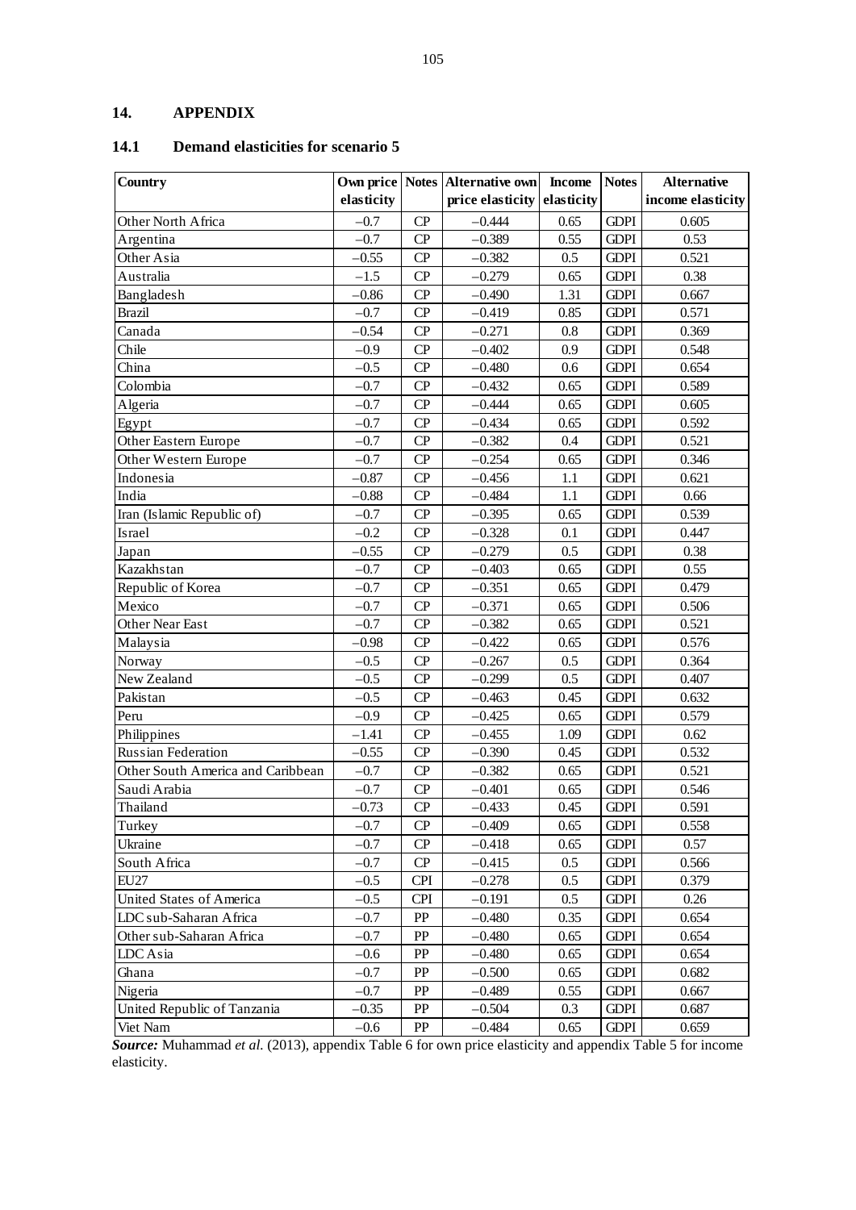## 14. APPENDIX

### 14.1 Demand elasticities for scenario 5

| Country | Own price elasticity | Notes | Alternative own price elasticity | Income elasticity | Notes | Alternative income elasticity |
|---|---|---|---|---|---|---|
| Other North Africa | –0.7 | CP | –0.444 | 0.65 | GDPI | 0.605 |
| Argentina | –0.7 | CP | –0.389 | 0.55 | GDPI | 0.53 |
| Other Asia | –0.55 | CP | –0.382 | 0.5 | GDPI | 0.521 |
| Australia | –1.5 | CP | –0.279 | 0.65 | GDPI | 0.38 |
| Bangladesh | –0.86 | CP | –0.490 | 1.31 | GDPI | 0.667 |
| Brazil | –0.7 | CP | –0.419 | 0.85 | GDPI | 0.571 |
| Canada | –0.54 | CP | –0.271 | 0.8 | GDPI | 0.369 |
| Chile | –0.9 | CP | –0.402 | 0.9 | GDPI | 0.548 |
| China | –0.5 | CP | –0.480 | 0.6 | GDPI | 0.654 |
| Colombia | –0.7 | CP | –0.432 | 0.65 | GDPI | 0.589 |
| Algeria | –0.7 | CP | –0.444 | 0.65 | GDPI | 0.605 |
| Egypt | –0.7 | CP | –0.434 | 0.65 | GDPI | 0.592 |
| Other Eastern Europe | –0.7 | CP | –0.382 | 0.4 | GDPI | 0.521 |
| Other Western Europe | –0.7 | CP | –0.254 | 0.65 | GDPI | 0.346 |
| Indonesia | –0.87 | CP | –0.456 | 1.1 | GDPI | 0.621 |
| India | –0.88 | CP | –0.484 | 1.1 | GDPI | 0.66 |
| Iran (Islamic Republic of) | –0.7 | CP | –0.395 | 0.65 | GDPI | 0.539 |
| Israel | –0.2 | CP | –0.328 | 0.1 | GDPI | 0.447 |
| Japan | –0.55 | CP | –0.279 | 0.5 | GDPI | 0.38 |
| Kazakhstan | –0.7 | CP | –0.403 | 0.65 | GDPI | 0.55 |
| Republic of Korea | –0.7 | CP | –0.351 | 0.65 | GDPI | 0.479 |
| Mexico | –0.7 | CP | –0.371 | 0.65 | GDPI | 0.506 |
| Other Near East | –0.7 | CP | –0.382 | 0.65 | GDPI | 0.521 |
| Malaysia | –0.98 | CP | –0.422 | 0.65 | GDPI | 0.576 |
| Norway | –0.5 | CP | –0.267 | 0.5 | GDPI | 0.364 |
| New Zealand | –0.5 | CP | –0.299 | 0.5 | GDPI | 0.407 |
| Pakistan | –0.5 | CP | –0.463 | 0.45 | GDPI | 0.632 |
| Peru | –0.9 | CP | –0.425 | 0.65 | GDPI | 0.579 |
| Philippines | –1.41 | CP | –0.455 | 1.09 | GDPI | 0.62 |
| Russian Federation | –0.55 | CP | –0.390 | 0.45 | GDPI | 0.532 |
| Other South America and Caribbean | –0.7 | CP | –0.382 | 0.65 | GDPI | 0.521 |
| Saudi Arabia | –0.7 | CP | –0.401 | 0.65 | GDPI | 0.546 |
| Thailand | –0.73 | CP | –0.433 | 0.45 | GDPI | 0.591 |
| Turkey | –0.7 | CP | –0.409 | 0.65 | GDPI | 0.558 |
| Ukraine | –0.7 | CP | –0.418 | 0.65 | GDPI | 0.57 |
| South Africa | –0.7 | CP | –0.415 | 0.5 | GDPI | 0.566 |
| EU27 | –0.5 | CPI | –0.278 | 0.5 | GDPI | 0.379 |
| United States of America | –0.5 | CPI | –0.191 | 0.5 | GDPI | 0.26 |
| LDC sub-Saharan Africa | –0.7 | PP | –0.480 | 0.35 | GDPI | 0.654 |
| Other sub-Saharan Africa | –0.7 | PP | –0.480 | 0.65 | GDPI | 0.654 |
| LDC Asia | –0.6 | PP | –0.480 | 0.65 | GDPI | 0.654 |
| Ghana | –0.7 | PP | –0.500 | 0.65 | GDPI | 0.682 |
| Nigeria | –0.7 | PP | –0.489 | 0.55 | GDPI | 0.667 |
| United Republic of Tanzania | –0.35 | PP | –0.504 | 0.3 | GDPI | 0.687 |
| Viet Nam | –0.6 | PP | –0.484 | 0.65 | GDPI | 0.659 |

***Source:*** Muhammad *et al.* (2013), appendix Table 6 for own price elasticity and appendix Table 5 for income elasticity.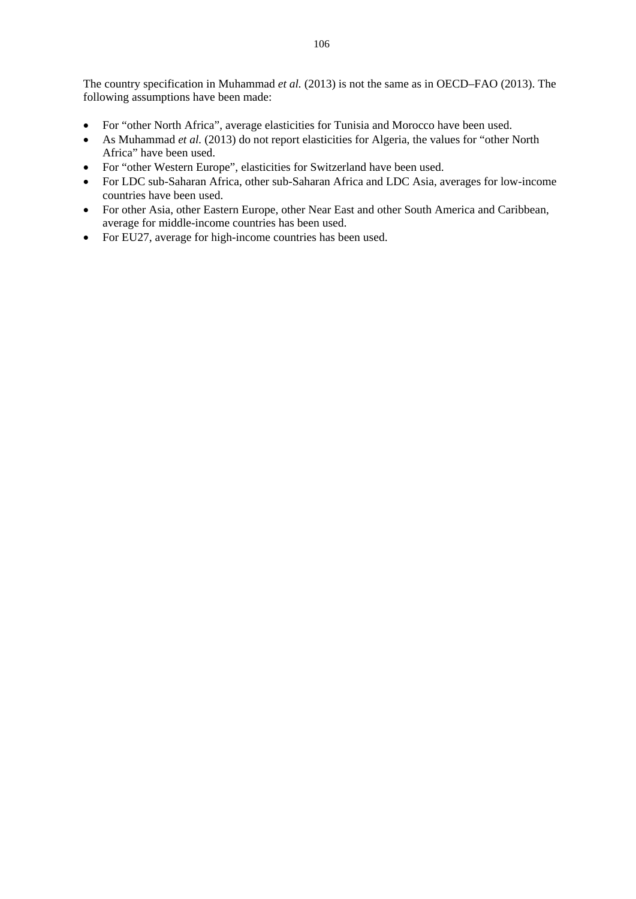The country specification in Muhammad *et al.* (2013) is not the same as in OECD–FAO (2013). The following assumptions have been made:

- For “other North Africa”, average elasticities for Tunisia and Morocco have been used.
- As Muhammad *et al.* (2013) do not report elasticities for Algeria, the values for “other North Africa” have been used.
- For “other Western Europe”, elasticities for Switzerland have been used.
- For LDC sub-Saharan Africa, other sub-Saharan Africa and LDC Asia, averages for low-income countries have been used.
- For other Asia, other Eastern Europe, other Near East and other South America and Caribbean, average for middle-income countries has been used.
- For EU27, average for high-income countries has been used.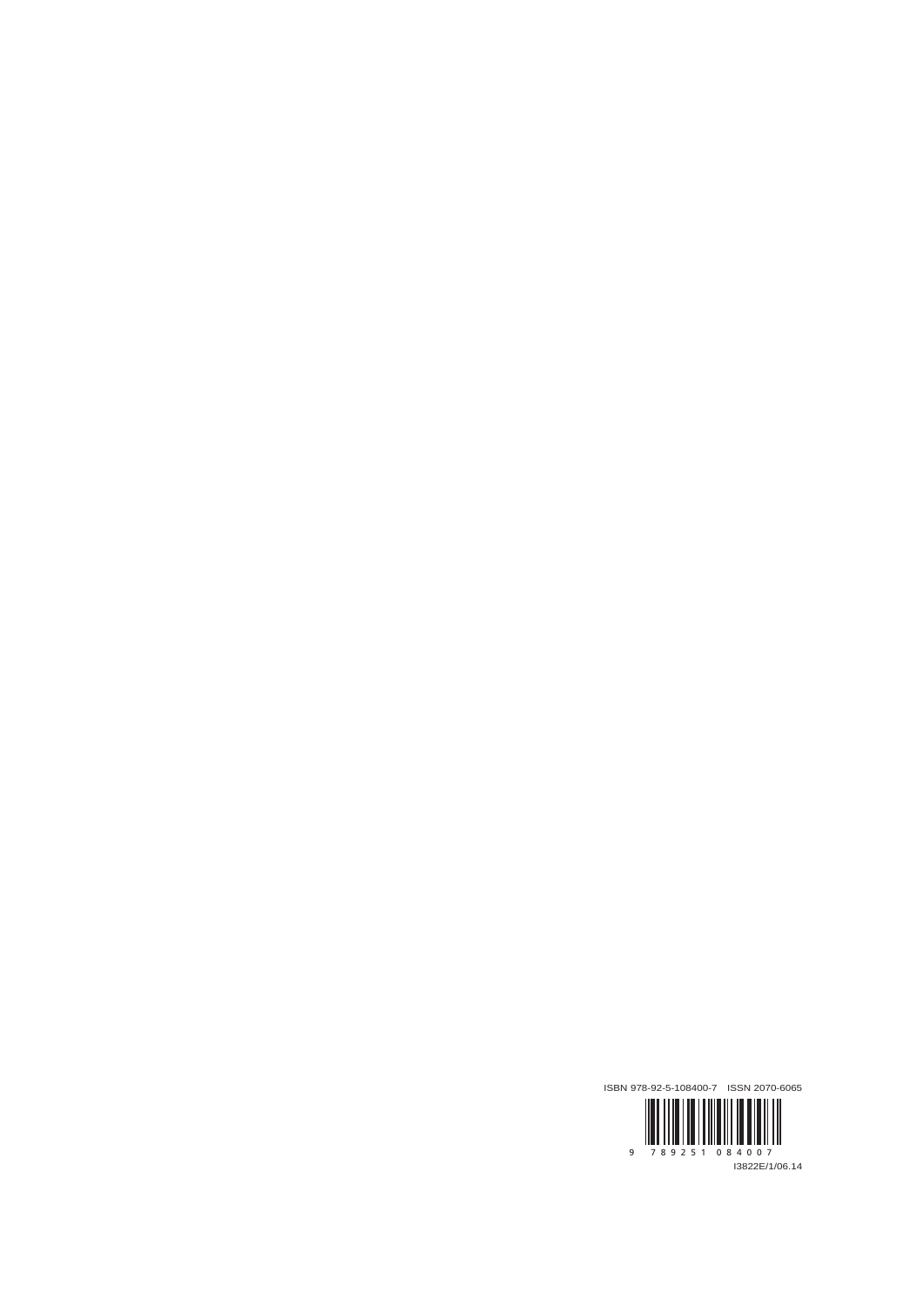ISBN 978-92-5-108400-7 ISSN 2070-6065

9 789251 084007

I3822E/1/06.14